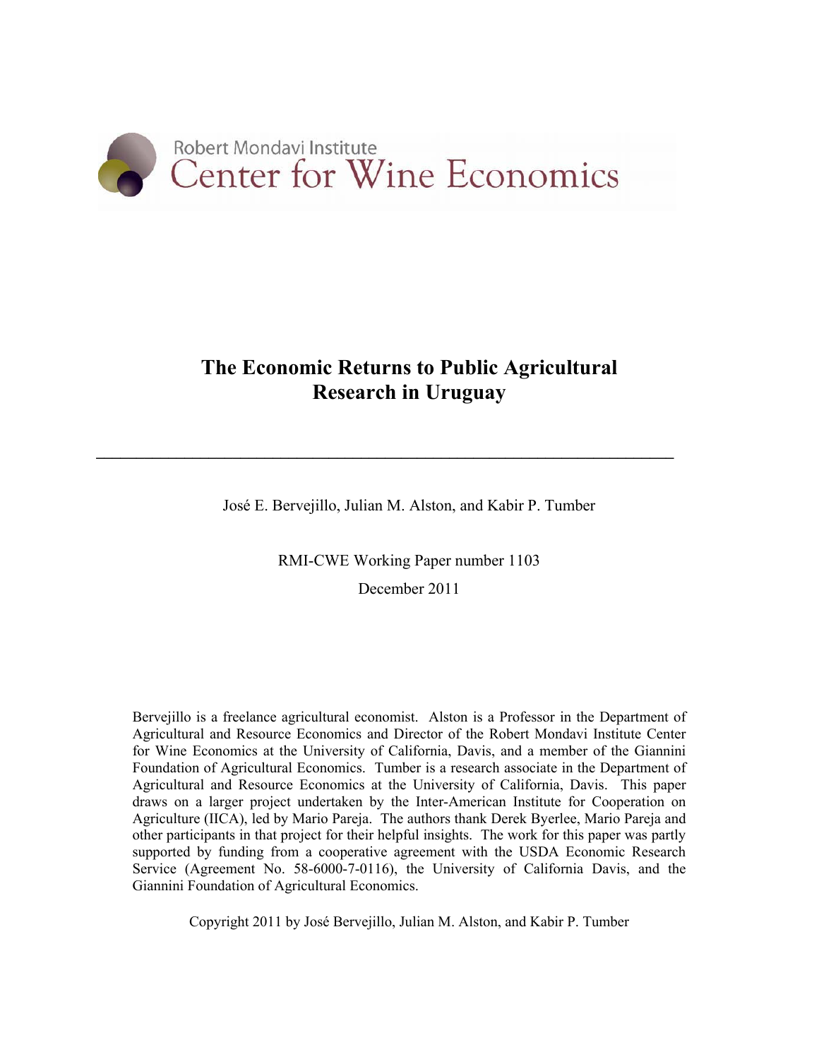Robert Mondavi Institute
Center for Wine Economics

# The Economic Returns to Public Agricultural Research in Uruguay

---

José E. Bervejillo, Julian M. Alston, and Kabir P. Tumber

RMI-CWE Working Paper number 1103

December 2011

Bervejillo is a freelance agricultural economist. Alston is a Professor in the Department of Agricultural and Resource Economics and Director of the Robert Mondavi Institute Center for Wine Economics at the University of California, Davis, and a member of the Giannini Foundation of Agricultural Economics. Tumber is a research associate in the Department of Agricultural and Resource Economics at the University of California, Davis. This paper draws on a larger project undertaken by the Inter-American Institute for Cooperation on Agriculture (IICA), led by Mario Pareja. The authors thank Derek Byerlee, Mario Pareja and other participants in that project for their helpful insights. The work for this paper was partly supported by funding from a cooperative agreement with the USDA Economic Research Service (Agreement No. 58-6000-7-0116), the University of California Davis, and the Giannini Foundation of Agricultural Economics.

Copyright 2011 by José Bervejillo, Julian M. Alston, and Kabir P. Tumber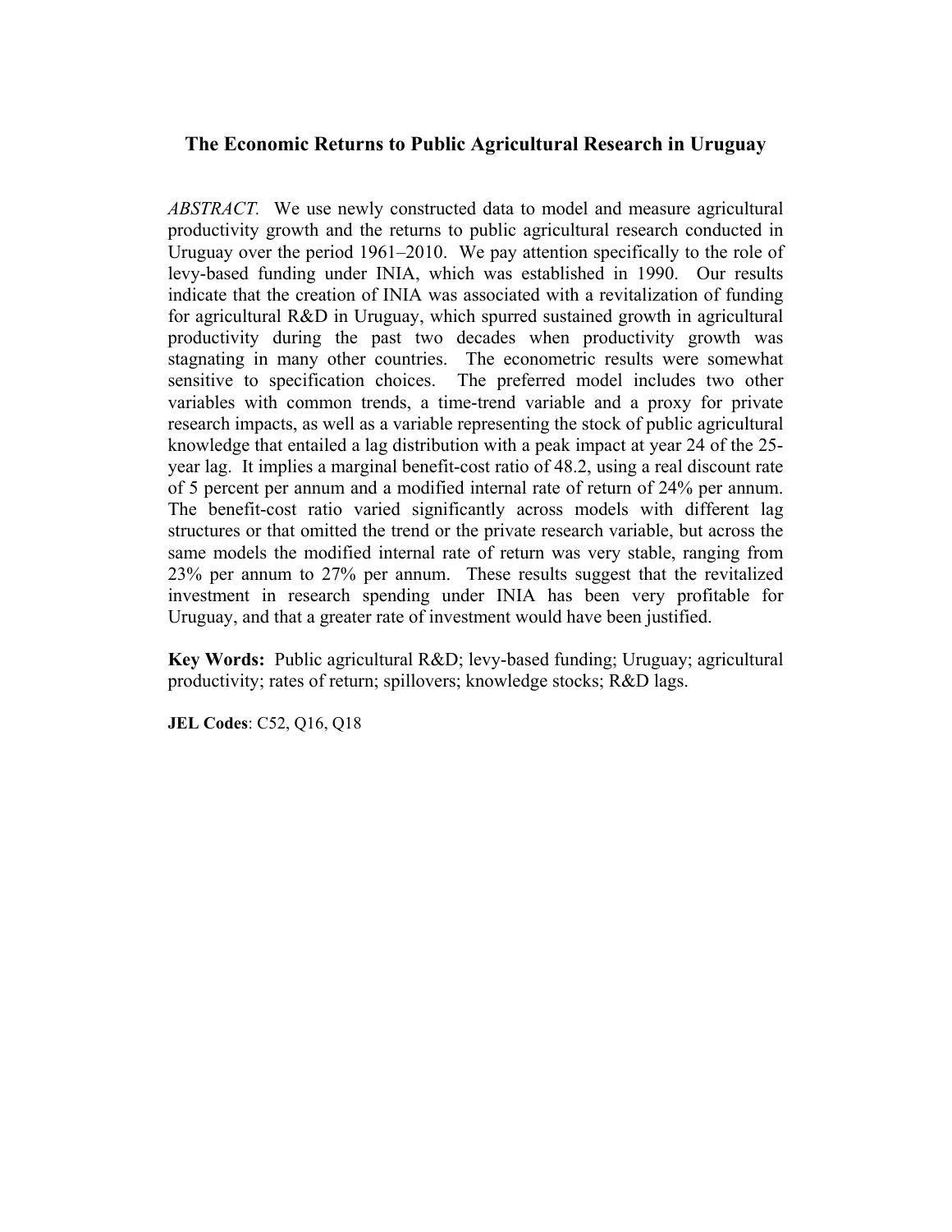# The Economic Returns to Public Agricultural Research in Uruguay

*ABSTRACT.* We use newly constructed data to model and measure agricultural productivity growth and the returns to public agricultural research conducted in Uruguay over the period 1961–2010. We pay attention specifically to the role of levy-based funding under INIA, which was established in 1990. Our results indicate that the creation of INIA was associated with a revitalization of funding for agricultural R&D in Uruguay, which spurred sustained growth in agricultural productivity during the past two decades when productivity growth was stagnating in many other countries. The econometric results were somewhat sensitive to specification choices. The preferred model includes two other variables with common trends, a time-trend variable and a proxy for private research impacts, as well as a variable representing the stock of public agricultural knowledge that entailed a lag distribution with a peak impact at year 24 of the 25-year lag. It implies a marginal benefit-cost ratio of 48.2, using a real discount rate of 5 percent per annum and a modified internal rate of return of 24% per annum. The benefit-cost ratio varied significantly across models with different lag structures or that omitted the trend or the private research variable, but across the same models the modified internal rate of return was very stable, ranging from 23% per annum to 27% per annum. These results suggest that the revitalized investment in research spending under INIA has been very profitable for Uruguay, and that a greater rate of investment would have been justified.

**Key Words:** Public agricultural R&D; levy-based funding; Uruguay; agricultural productivity; rates of return; spillovers; knowledge stocks; R&D lags.

**JEL Codes**: C52, Q16, Q18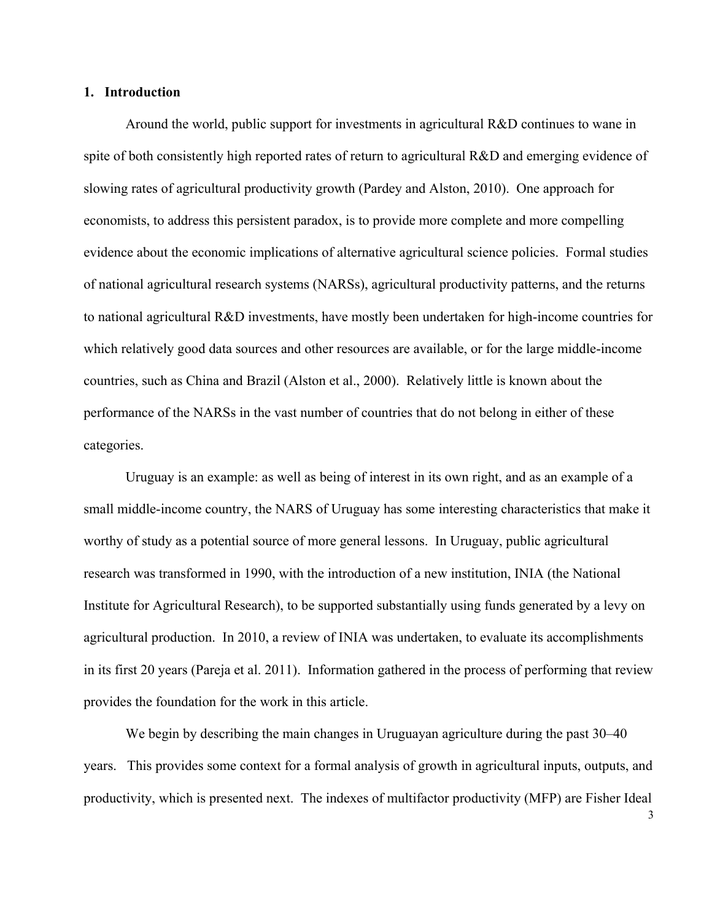## 1. Introduction

Around the world, public support for investments in agricultural R&D continues to wane in spite of both consistently high reported rates of return to agricultural R&D and emerging evidence of slowing rates of agricultural productivity growth (Pardey and Alston, 2010). One approach for economists, to address this persistent paradox, is to provide more complete and more compelling evidence about the economic implications of alternative agricultural science policies. Formal studies of national agricultural research systems (NARSs), agricultural productivity patterns, and the returns to national agricultural R&D investments, have mostly been undertaken for high-income countries for which relatively good data sources and other resources are available, or for the large middle-income countries, such as China and Brazil (Alston et al., 2000). Relatively little is known about the performance of the NARSs in the vast number of countries that do not belong in either of these categories.

Uruguay is an example: as well as being of interest in its own right, and as an example of a small middle-income country, the NARS of Uruguay has some interesting characteristics that make it worthy of study as a potential source of more general lessons. In Uruguay, public agricultural research was transformed in 1990, with the introduction of a new institution, INIA (the National Institute for Agricultural Research), to be supported substantially using funds generated by a levy on agricultural production. In 2010, a review of INIA was undertaken, to evaluate its accomplishments in its first 20 years (Pareja et al. 2011). Information gathered in the process of performing that review provides the foundation for the work in this article.

We begin by describing the main changes in Uruguayan agriculture during the past 30–40 years. This provides some context for a formal analysis of growth in agricultural inputs, outputs, and productivity, which is presented next. The indexes of multifactor productivity (MFP) are Fisher Ideal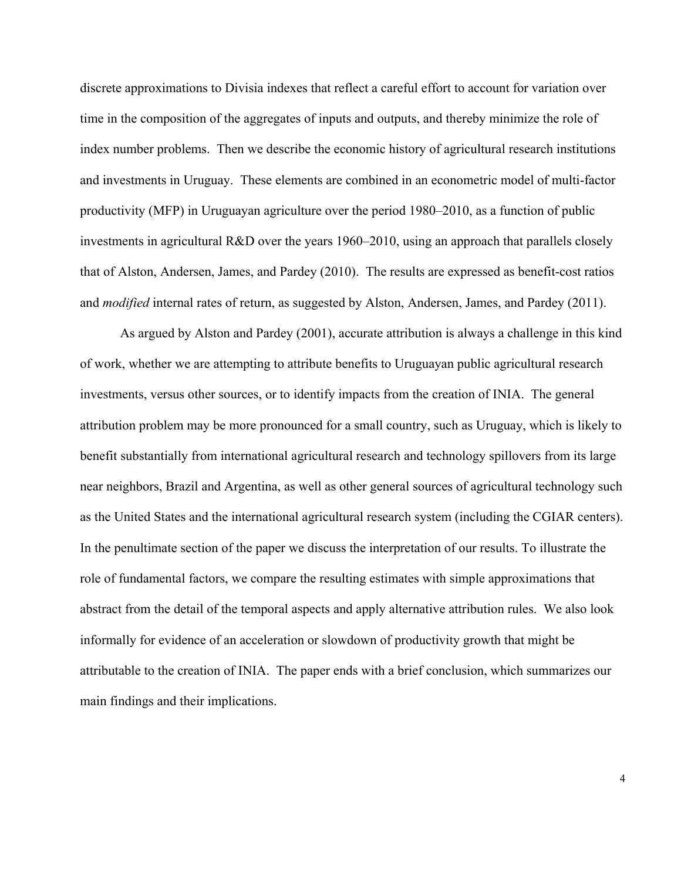discrete approximations to Divisia indexes that reflect a careful effort to account for variation over time in the composition of the aggregates of inputs and outputs, and thereby minimize the role of index number problems. Then we describe the economic history of agricultural research institutions and investments in Uruguay. These elements are combined in an econometric model of multi-factor productivity (MFP) in Uruguayan agriculture over the period 1980–2010, as a function of public investments in agricultural R&D over the years 1960–2010, using an approach that parallels closely that of Alston, Andersen, James, and Pardey (2010). The results are expressed as benefit-cost ratios and *modified* internal rates of return, as suggested by Alston, Andersen, James, and Pardey (2011).

As argued by Alston and Pardey (2001), accurate attribution is always a challenge in this kind of work, whether we are attempting to attribute benefits to Uruguayan public agricultural research investments, versus other sources, or to identify impacts from the creation of INIA. The general attribution problem may be more pronounced for a small country, such as Uruguay, which is likely to benefit substantially from international agricultural research and technology spillovers from its large near neighbors, Brazil and Argentina, as well as other general sources of agricultural technology such as the United States and the international agricultural research system (including the CGIAR centers). In the penultimate section of the paper we discuss the interpretation of our results. To illustrate the role of fundamental factors, we compare the resulting estimates with simple approximations that abstract from the detail of the temporal aspects and apply alternative attribution rules. We also look informally for evidence of an acceleration or slowdown of productivity growth that might be attributable to the creation of INIA. The paper ends with a brief conclusion, which summarizes our main findings and their implications.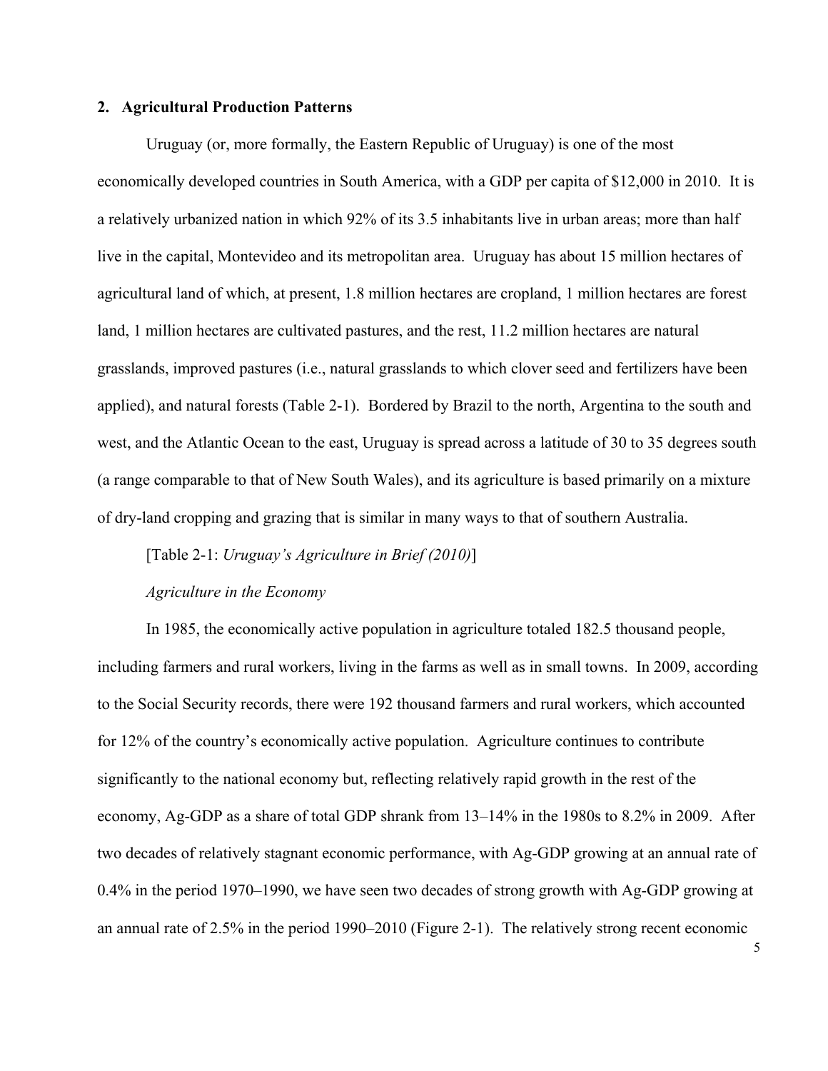## 2. Agricultural Production Patterns

Uruguay (or, more formally, the Eastern Republic of Uruguay) is one of the most economically developed countries in South America, with a GDP per capita of $12,000 in 2010. It is a relatively urbanized nation in which 92% of its 3.5 inhabitants live in urban areas; more than half live in the capital, Montevideo and its metropolitan area. Uruguay has about 15 million hectares of agricultural land of which, at present, 1.8 million hectares are cropland, 1 million hectares are forest land, 1 million hectares are cultivated pastures, and the rest, 11.2 million hectares are natural grasslands, improved pastures (i.e., natural grasslands to which clover seed and fertilizers have been applied), and natural forests (Table 2-1). Bordered by Brazil to the north, Argentina to the south and west, and the Atlantic Ocean to the east, Uruguay is spread across a latitude of 30 to 35 degrees south (a range comparable to that of New South Wales), and its agriculture is based primarily on a mixture of dry-land cropping and grazing that is similar in many ways to that of southern Australia.

[Table 2-1: *Uruguay's Agriculture in Brief (2010)*]

*Agriculture in the Economy*

In 1985, the economically active population in agriculture totaled 182.5 thousand people, including farmers and rural workers, living in the farms as well as in small towns. In 2009, according to the Social Security records, there were 192 thousand farmers and rural workers, which accounted for 12% of the country's economically active population. Agriculture continues to contribute significantly to the national economy but, reflecting relatively rapid growth in the rest of the economy, Ag-GDP as a share of total GDP shrank from 13–14% in the 1980s to 8.2% in 2009. After two decades of relatively stagnant economic performance, with Ag-GDP growing at an annual rate of 0.4% in the period 1970–1990, we have seen two decades of strong growth with Ag-GDP growing at an annual rate of 2.5% in the period 1990–2010 (Figure 2-1). The relatively strong recent economic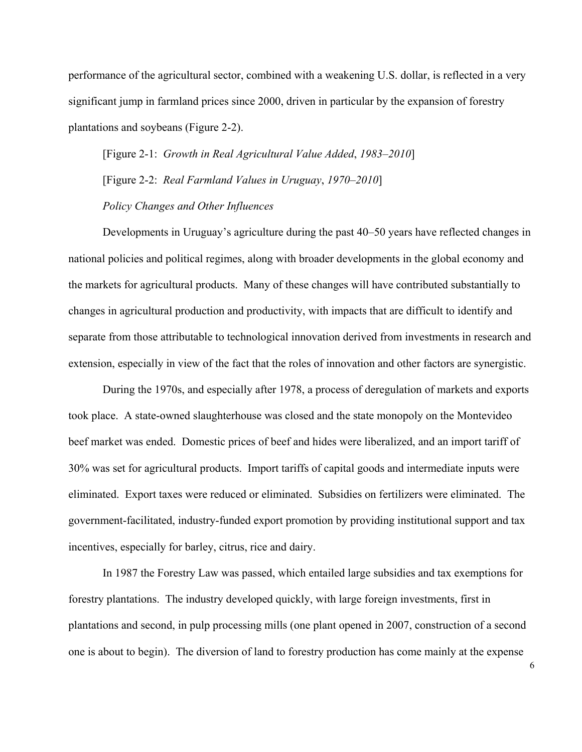performance of the agricultural sector, combined with a weakening U.S. dollar, is reflected in a very significant jump in farmland prices since 2000, driven in particular by the expansion of forestry plantations and soybeans (Figure 2-2).

[Figure 2-1: *Growth in Real Agricultural Value Added*, *1983–2010*]

[Figure 2-2: *Real Farmland Values in Uruguay*, *1970–2010*]

*Policy Changes and Other Influences*

Developments in Uruguay's agriculture during the past 40–50 years have reflected changes in national policies and political regimes, along with broader developments in the global economy and the markets for agricultural products. Many of these changes will have contributed substantially to changes in agricultural production and productivity, with impacts that are difficult to identify and separate from those attributable to technological innovation derived from investments in research and extension, especially in view of the fact that the roles of innovation and other factors are synergistic.

During the 1970s, and especially after 1978, a process of deregulation of markets and exports took place. A state-owned slaughterhouse was closed and the state monopoly on the Montevideo beef market was ended. Domestic prices of beef and hides were liberalized, and an import tariff of 30% was set for agricultural products. Import tariffs of capital goods and intermediate inputs were eliminated. Export taxes were reduced or eliminated. Subsidies on fertilizers were eliminated. The government-facilitated, industry-funded export promotion by providing institutional support and tax incentives, especially for barley, citrus, rice and dairy.

In 1987 the Forestry Law was passed, which entailed large subsidies and tax exemptions for forestry plantations. The industry developed quickly, with large foreign investments, first in plantations and second, in pulp processing mills (one plant opened in 2007, construction of a second one is about to begin). The diversion of land to forestry production has come mainly at the expense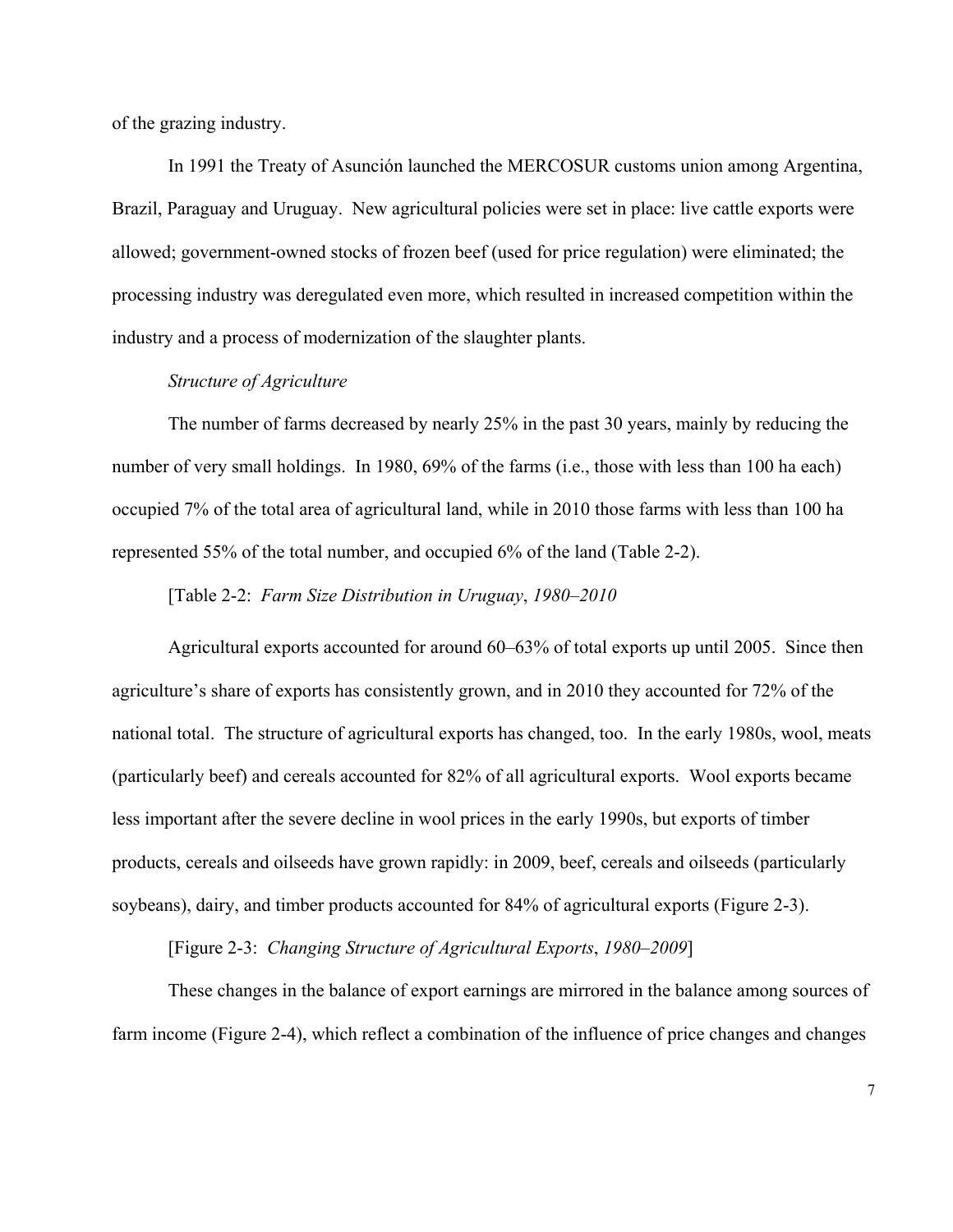of the grazing industry.

In 1991 the Treaty of Asunción launched the MERCOSUR customs union among Argentina, Brazil, Paraguay and Uruguay. New agricultural policies were set in place: live cattle exports were allowed; government-owned stocks of frozen beef (used for price regulation) were eliminated; the processing industry was deregulated even more, which resulted in increased competition within the industry and a process of modernization of the slaughter plants.

*Structure of Agriculture*

The number of farms decreased by nearly 25% in the past 30 years, mainly by reducing the number of very small holdings. In 1980, 69% of the farms (i.e., those with less than 100 ha each) occupied 7% of the total area of agricultural land, while in 2010 those farms with less than 100 ha represented 55% of the total number, and occupied 6% of the land (Table 2-2).

[Table 2-2: *Farm Size Distribution in Uruguay*, *1980–2010*

Agricultural exports accounted for around 60–63% of total exports up until 2005. Since then agriculture's share of exports has consistently grown, and in 2010 they accounted for 72% of the national total. The structure of agricultural exports has changed, too. In the early 1980s, wool, meats (particularly beef) and cereals accounted for 82% of all agricultural exports. Wool exports became less important after the severe decline in wool prices in the early 1990s, but exports of timber products, cereals and oilseeds have grown rapidly: in 2009, beef, cereals and oilseeds (particularly soybeans), dairy, and timber products accounted for 84% of agricultural exports (Figure 2-3).

[Figure 2-3: *Changing Structure of Agricultural Exports*, *1980–2009*]

These changes in the balance of export earnings are mirrored in the balance among sources of farm income (Figure 2-4), which reflect a combination of the influence of price changes and changes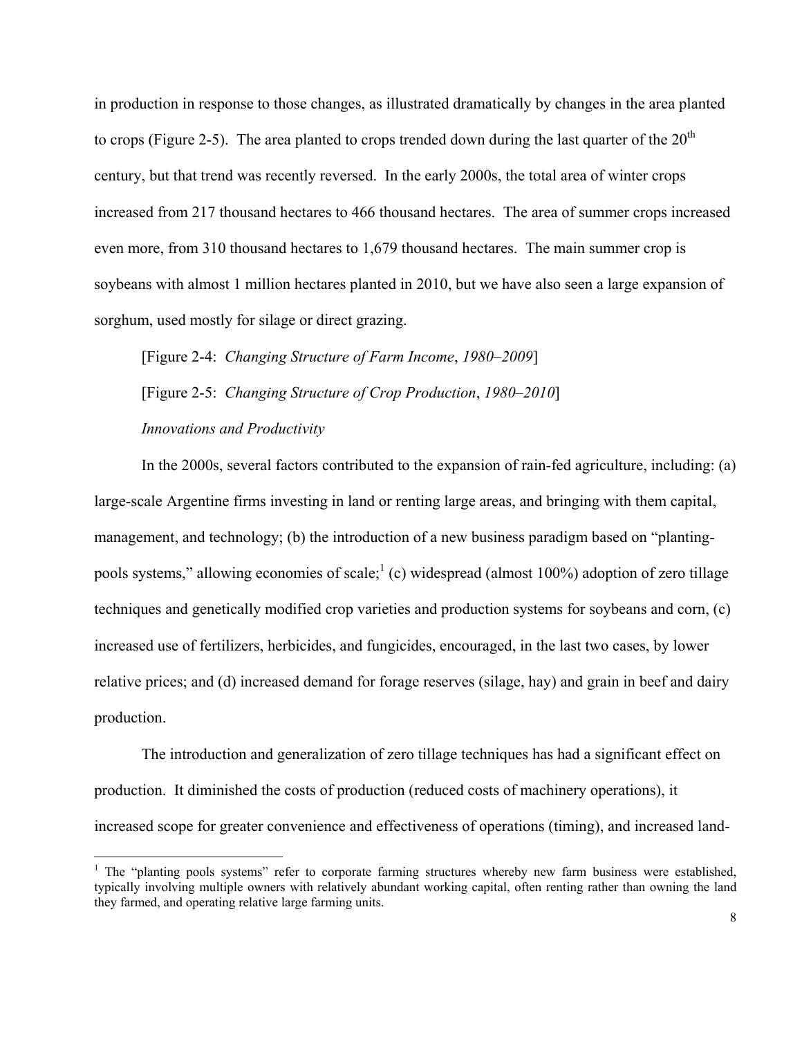in production in response to those changes, as illustrated dramatically by changes in the area planted to crops (Figure 2-5). The area planted to crops trended down during the last quarter of the 20th century, but that trend was recently reversed. In the early 2000s, the total area of winter crops increased from 217 thousand hectares to 466 thousand hectares. The area of summer crops increased even more, from 310 thousand hectares to 1,679 thousand hectares. The main summer crop is soybeans with almost 1 million hectares planted in 2010, but we have also seen a large expansion of sorghum, used mostly for silage or direct grazing.

[Figure 2-4: *Changing Structure of Farm Income*, *1980–2009*]

[Figure 2-5: *Changing Structure of Crop Production*, *1980–2010*]

### *Innovations and Productivity*

In the 2000s, several factors contributed to the expansion of rain-fed agriculture, including: (a) large-scale Argentine firms investing in land or renting large areas, and bringing with them capital, management, and technology; (b) the introduction of a new business paradigm based on "planting-pools systems," allowing economies of scale;[1] (c) widespread (almost 100%) adoption of zero tillage techniques and genetically modified crop varieties and production systems for soybeans and corn, (c) increased use of fertilizers, herbicides, and fungicides, encouraged, in the last two cases, by lower relative prices; and (d) increased demand for forage reserves (silage, hay) and grain in beef and dairy production.

The introduction and generalization of zero tillage techniques has had a significant effect on production. It diminished the costs of production (reduced costs of machinery operations), it increased scope for greater convenience and effectiveness of operations (timing), and increased land-

[1] The "planting pools systems" refer to corporate farming structures whereby new farm business were established, typically involving multiple owners with relatively abundant working capital, often renting rather than owning the land they farmed, and operating relative large farming units.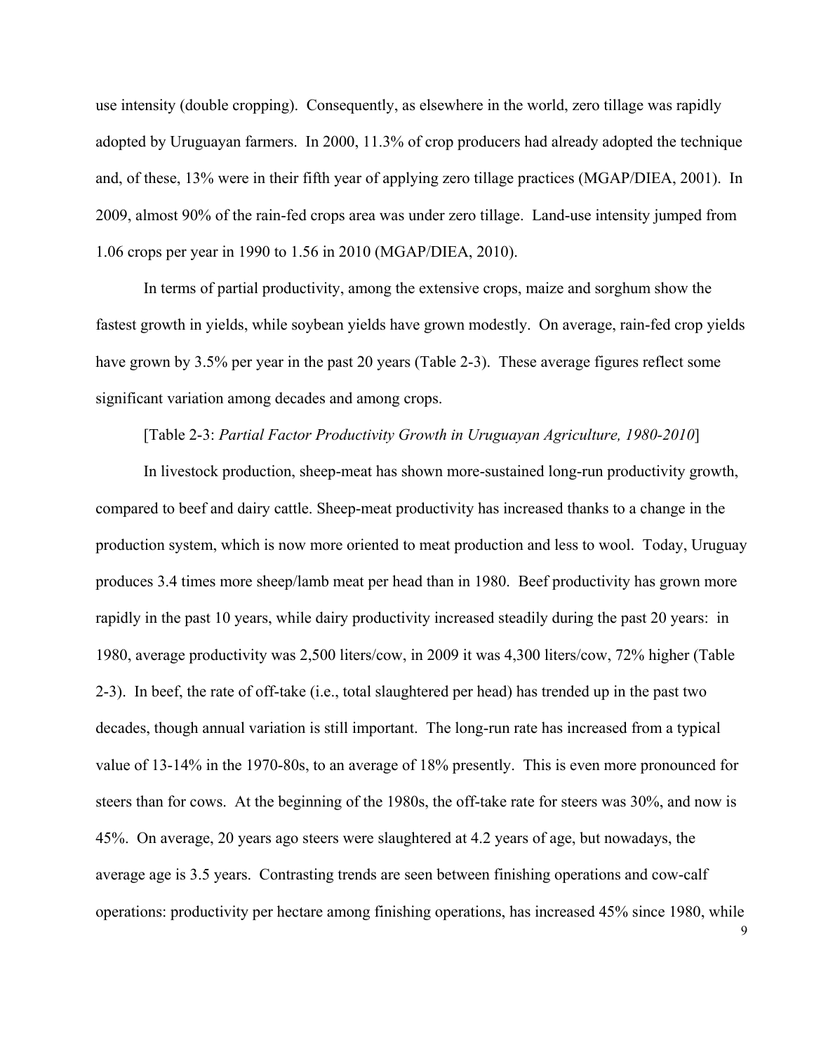use intensity (double cropping). Consequently, as elsewhere in the world, zero tillage was rapidly adopted by Uruguayan farmers. In 2000, 11.3% of crop producers had already adopted the technique and, of these, 13% were in their fifth year of applying zero tillage practices (MGAP/DIEA, 2001). In 2009, almost 90% of the rain-fed crops area was under zero tillage. Land-use intensity jumped from 1.06 crops per year in 1990 to 1.56 in 2010 (MGAP/DIEA, 2010).

In terms of partial productivity, among the extensive crops, maize and sorghum show the fastest growth in yields, while soybean yields have grown modestly. On average, rain-fed crop yields have grown by 3.5% per year in the past 20 years (Table 2-3). These average figures reflect some significant variation among decades and among crops.

[Table 2-3: *Partial Factor Productivity Growth in Uruguayan Agriculture, 1980-2010*]

In livestock production, sheep-meat has shown more-sustained long-run productivity growth, compared to beef and dairy cattle. Sheep-meat productivity has increased thanks to a change in the production system, which is now more oriented to meat production and less to wool. Today, Uruguay produces 3.4 times more sheep/lamb meat per head than in 1980. Beef productivity has grown more rapidly in the past 10 years, while dairy productivity increased steadily during the past 20 years: in 1980, average productivity was 2,500 liters/cow, in 2009 it was 4,300 liters/cow, 72% higher (Table 2-3). In beef, the rate of off-take (i.e., total slaughtered per head) has trended up in the past two decades, though annual variation is still important. The long-run rate has increased from a typical value of 13-14% in the 1970-80s, to an average of 18% presently. This is even more pronounced for steers than for cows. At the beginning of the 1980s, the off-take rate for steers was 30%, and now is 45%. On average, 20 years ago steers were slaughtered at 4.2 years of age, but nowadays, the average age is 3.5 years. Contrasting trends are seen between finishing operations and cow-calf operations: productivity per hectare among finishing operations, has increased 45% since 1980, while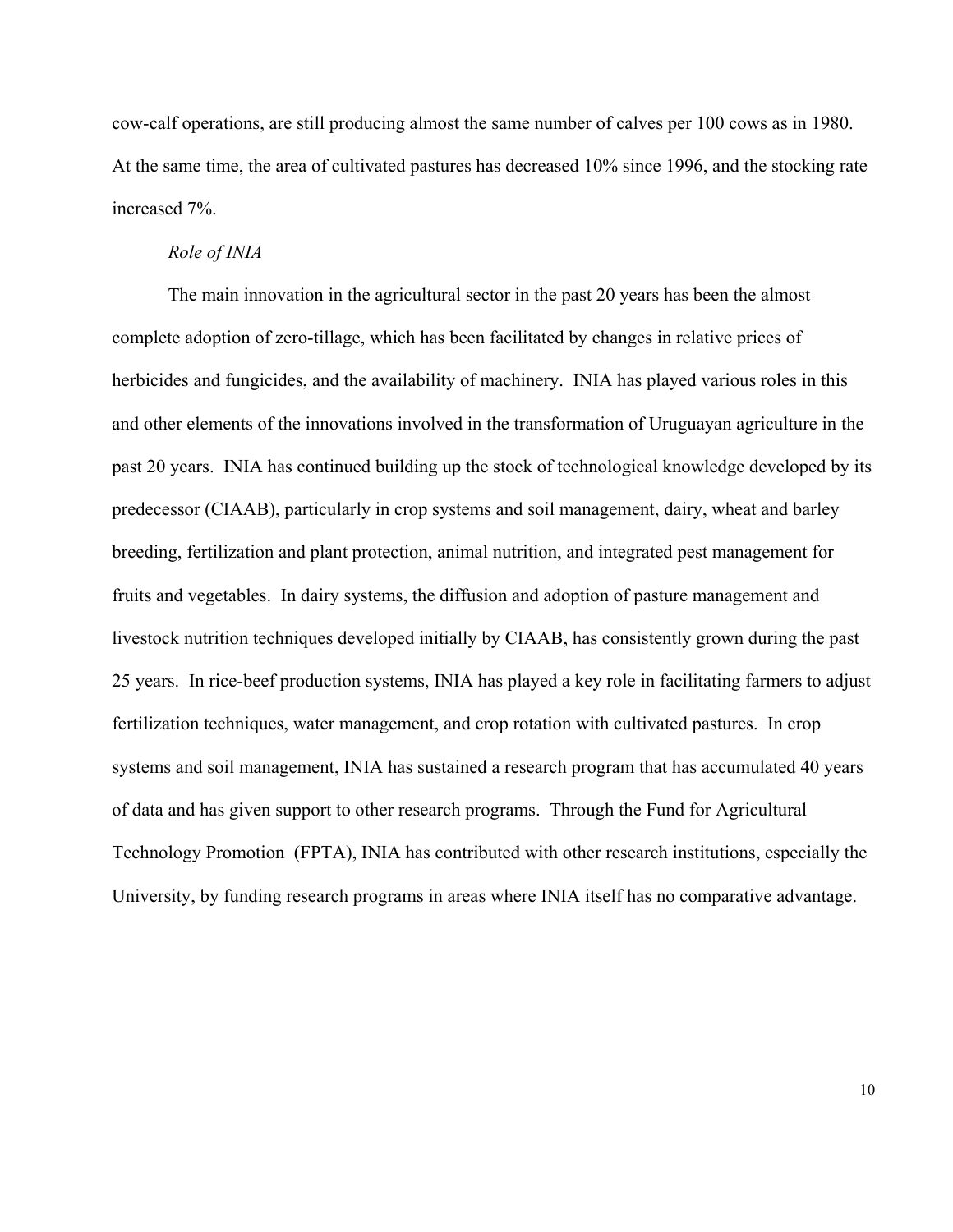cow-calf operations, are still producing almost the same number of calves per 100 cows as in 1980. At the same time, the area of cultivated pastures has decreased 10% since 1996, and the stocking rate increased 7%.

*Role of INIA*

The main innovation in the agricultural sector in the past 20 years has been the almost complete adoption of zero-tillage, which has been facilitated by changes in relative prices of herbicides and fungicides, and the availability of machinery. INIA has played various roles in this and other elements of the innovations involved in the transformation of Uruguayan agriculture in the past 20 years. INIA has continued building up the stock of technological knowledge developed by its predecessor (CIAAB), particularly in crop systems and soil management, dairy, wheat and barley breeding, fertilization and plant protection, animal nutrition, and integrated pest management for fruits and vegetables. In dairy systems, the diffusion and adoption of pasture management and livestock nutrition techniques developed initially by CIAAB, has consistently grown during the past 25 years. In rice-beef production systems, INIA has played a key role in facilitating farmers to adjust fertilization techniques, water management, and crop rotation with cultivated pastures. In crop systems and soil management, INIA has sustained a research program that has accumulated 40 years of data and has given support to other research programs. Through the Fund for Agricultural Technology Promotion (FPTA), INIA has contributed with other research institutions, especially the University, by funding research programs in areas where INIA itself has no comparative advantage.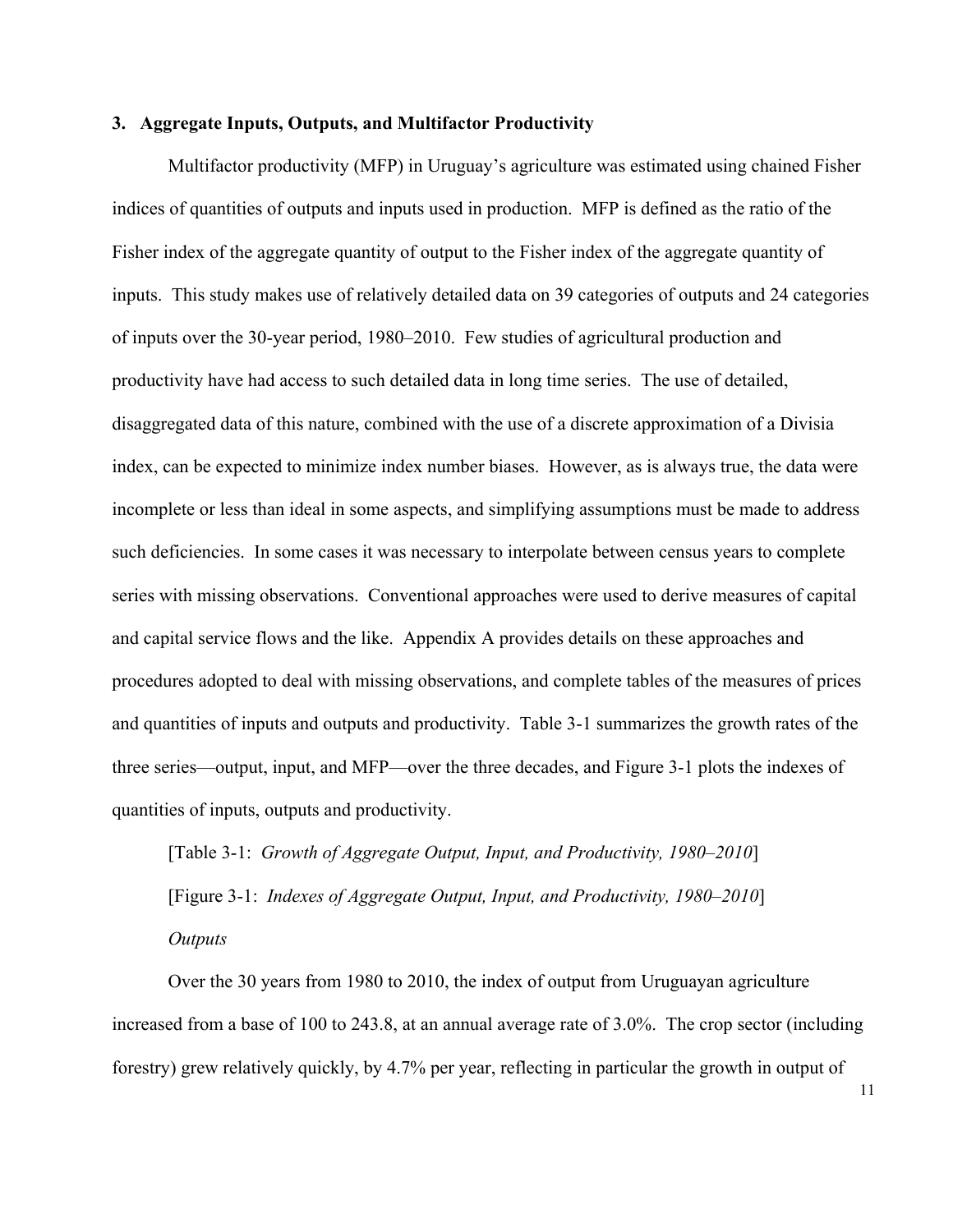## 3. Aggregate Inputs, Outputs, and Multifactor Productivity

Multifactor productivity (MFP) in Uruguay's agriculture was estimated using chained Fisher indices of quantities of outputs and inputs used in production. MFP is defined as the ratio of the Fisher index of the aggregate quantity of output to the Fisher index of the aggregate quantity of inputs. This study makes use of relatively detailed data on 39 categories of outputs and 24 categories of inputs over the 30-year period, 1980–2010. Few studies of agricultural production and productivity have had access to such detailed data in long time series. The use of detailed, disaggregated data of this nature, combined with the use of a discrete approximation of a Divisia index, can be expected to minimize index number biases. However, as is always true, the data were incomplete or less than ideal in some aspects, and simplifying assumptions must be made to address such deficiencies. In some cases it was necessary to interpolate between census years to complete series with missing observations. Conventional approaches were used to derive measures of capital and capital service flows and the like. Appendix A provides details on these approaches and procedures adopted to deal with missing observations, and complete tables of the measures of prices and quantities of inputs and outputs and productivity. Table 3-1 summarizes the growth rates of the three series—output, input, and MFP—over the three decades, and Figure 3-1 plots the indexes of quantities of inputs, outputs and productivity.

[Table 3-1: *Growth of Aggregate Output, Input, and Productivity, 1980–2010*]

[Figure 3-1: *Indexes of Aggregate Output, Input, and Productivity, 1980–2010*]

*Outputs*

Over the 30 years from 1980 to 2010, the index of output from Uruguayan agriculture increased from a base of 100 to 243.8, at an annual average rate of 3.0%. The crop sector (including forestry) grew relatively quickly, by 4.7% per year, reflecting in particular the growth in output of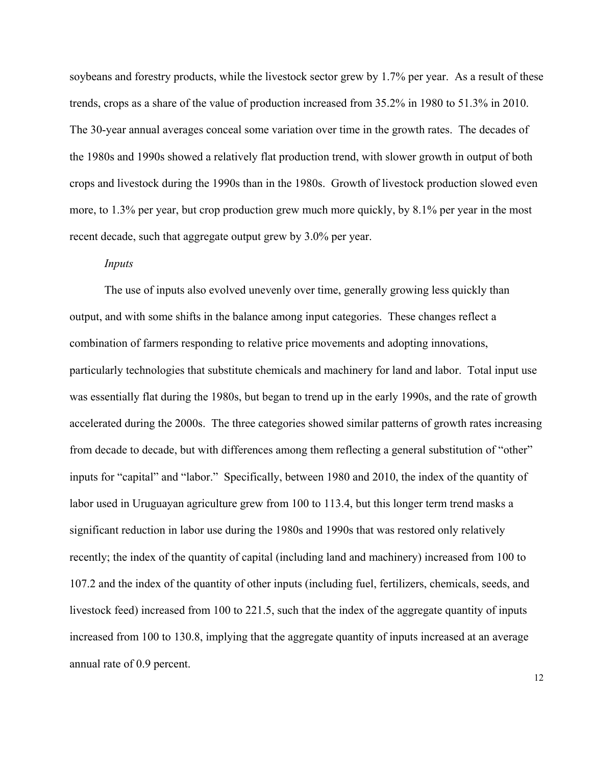soybeans and forestry products, while the livestock sector grew by 1.7% per year. As a result of these trends, crops as a share of the value of production increased from 35.2% in 1980 to 51.3% in 2010. The 30-year annual averages conceal some variation over time in the growth rates. The decades of the 1980s and 1990s showed a relatively flat production trend, with slower growth in output of both crops and livestock during the 1990s than in the 1980s. Growth of livestock production slowed even more, to 1.3% per year, but crop production grew much more quickly, by 8.1% per year in the most recent decade, such that aggregate output grew by 3.0% per year.

*Inputs*

The use of inputs also evolved unevenly over time, generally growing less quickly than output, and with some shifts in the balance among input categories. These changes reflect a combination of farmers responding to relative price movements and adopting innovations, particularly technologies that substitute chemicals and machinery for land and labor. Total input use was essentially flat during the 1980s, but began to trend up in the early 1990s, and the rate of growth accelerated during the 2000s. The three categories showed similar patterns of growth rates increasing from decade to decade, but with differences among them reflecting a general substitution of "other" inputs for "capital" and "labor." Specifically, between 1980 and 2010, the index of the quantity of labor used in Uruguayan agriculture grew from 100 to 113.4, but this longer term trend masks a significant reduction in labor use during the 1980s and 1990s that was restored only relatively recently; the index of the quantity of capital (including land and machinery) increased from 100 to 107.2 and the index of the quantity of other inputs (including fuel, fertilizers, chemicals, seeds, and livestock feed) increased from 100 to 221.5, such that the index of the aggregate quantity of inputs increased from 100 to 130.8, implying that the aggregate quantity of inputs increased at an average annual rate of 0.9 percent.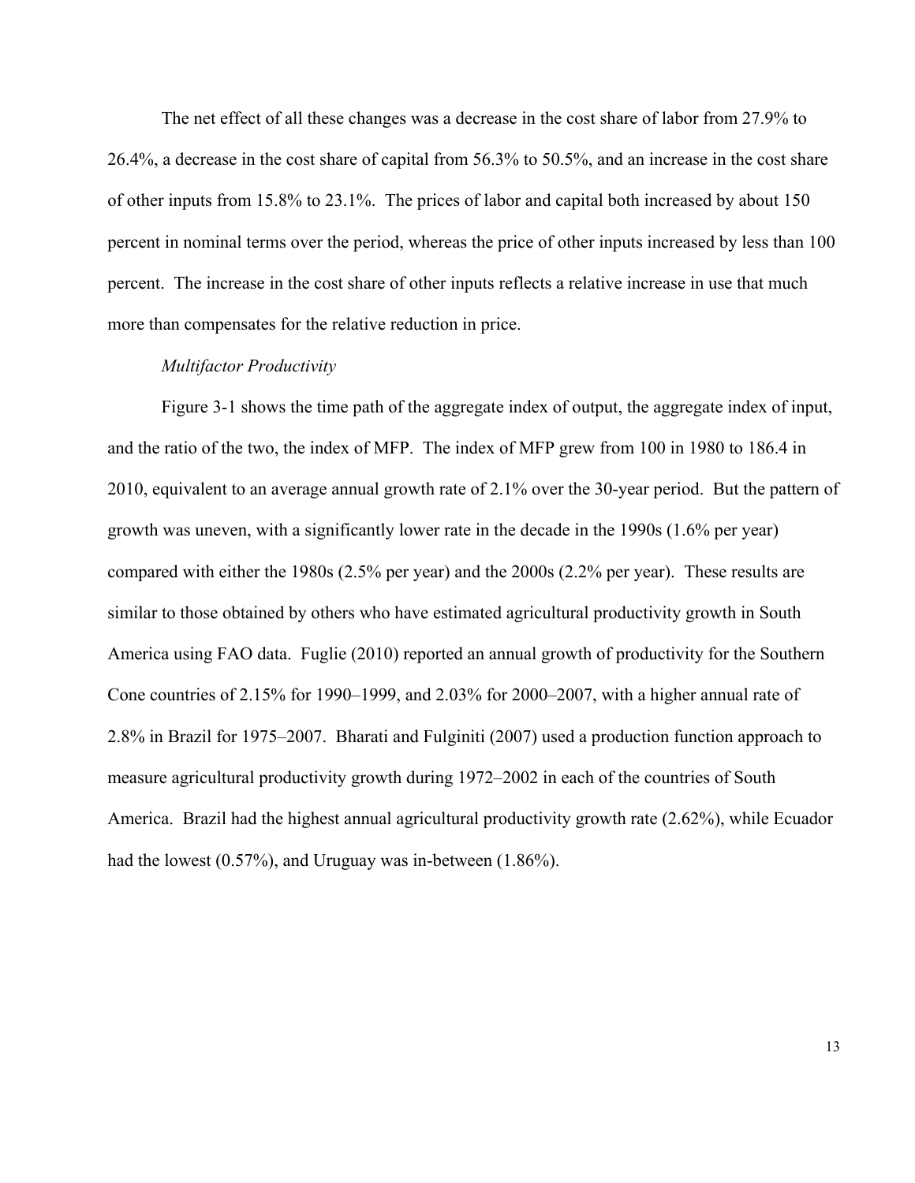The net effect of all these changes was a decrease in the cost share of labor from 27.9% to 26.4%, a decrease in the cost share of capital from 56.3% to 50.5%, and an increase in the cost share of other inputs from 15.8% to 23.1%. The prices of labor and capital both increased by about 150 percent in nominal terms over the period, whereas the price of other inputs increased by less than 100 percent. The increase in the cost share of other inputs reflects a relative increase in use that much more than compensates for the relative reduction in price.

*Multifactor Productivity*

Figure 3-1 shows the time path of the aggregate index of output, the aggregate index of input, and the ratio of the two, the index of MFP. The index of MFP grew from 100 in 1980 to 186.4 in 2010, equivalent to an average annual growth rate of 2.1% over the 30-year period. But the pattern of growth was uneven, with a significantly lower rate in the decade in the 1990s (1.6% per year) compared with either the 1980s (2.5% per year) and the 2000s (2.2% per year). These results are similar to those obtained by others who have estimated agricultural productivity growth in South America using FAO data. Fuglie (2010) reported an annual growth of productivity for the Southern Cone countries of 2.15% for 1990–1999, and 2.03% for 2000–2007, with a higher annual rate of 2.8% in Brazil for 1975–2007. Bharati and Fulginiti (2007) used a production function approach to measure agricultural productivity growth during 1972–2002 in each of the countries of South America. Brazil had the highest annual agricultural productivity growth rate (2.62%), while Ecuador had the lowest (0.57%), and Uruguay was in-between (1.86%).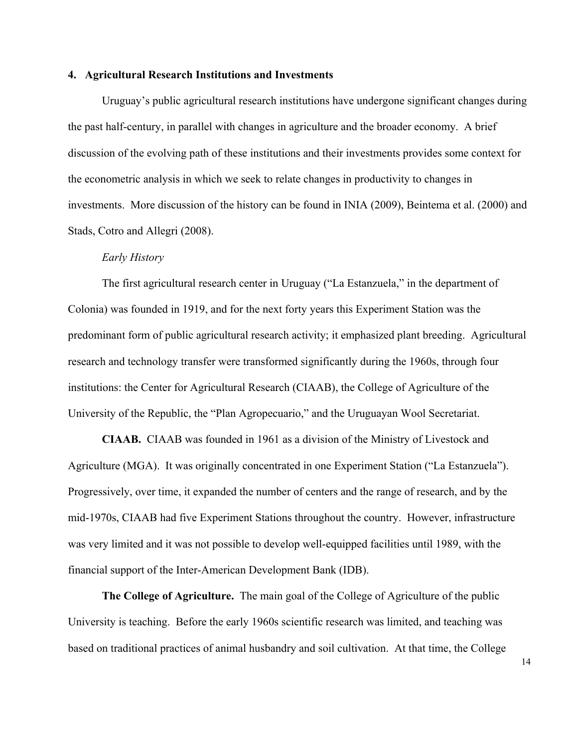## 4. Agricultural Research Institutions and Investments

Uruguay's public agricultural research institutions have undergone significant changes during the past half-century, in parallel with changes in agriculture and the broader economy. A brief discussion of the evolving path of these institutions and their investments provides some context for the econometric analysis in which we seek to relate changes in productivity to changes in investments. More discussion of the history can be found in INIA (2009), Beintema et al. (2000) and Stads, Cotro and Allegri (2008).

### *Early History*

The first agricultural research center in Uruguay ("La Estanzuela," in the department of Colonia) was founded in 1919, and for the next forty years this Experiment Station was the predominant form of public agricultural research activity; it emphasized plant breeding. Agricultural research and technology transfer were transformed significantly during the 1960s, through four institutions: the Center for Agricultural Research (CIAAB), the College of Agriculture of the University of the Republic, the "Plan Agropecuario," and the Uruguayan Wool Secretariat.

**CIAAB.** CIAAB was founded in 1961 as a division of the Ministry of Livestock and Agriculture (MGA). It was originally concentrated in one Experiment Station ("La Estanzuela"). Progressively, over time, it expanded the number of centers and the range of research, and by the mid-1970s, CIAAB had five Experiment Stations throughout the country. However, infrastructure was very limited and it was not possible to develop well-equipped facilities until 1989, with the financial support of the Inter-American Development Bank (IDB).

**The College of Agriculture.** The main goal of the College of Agriculture of the public University is teaching. Before the early 1960s scientific research was limited, and teaching was based on traditional practices of animal husbandry and soil cultivation. At that time, the College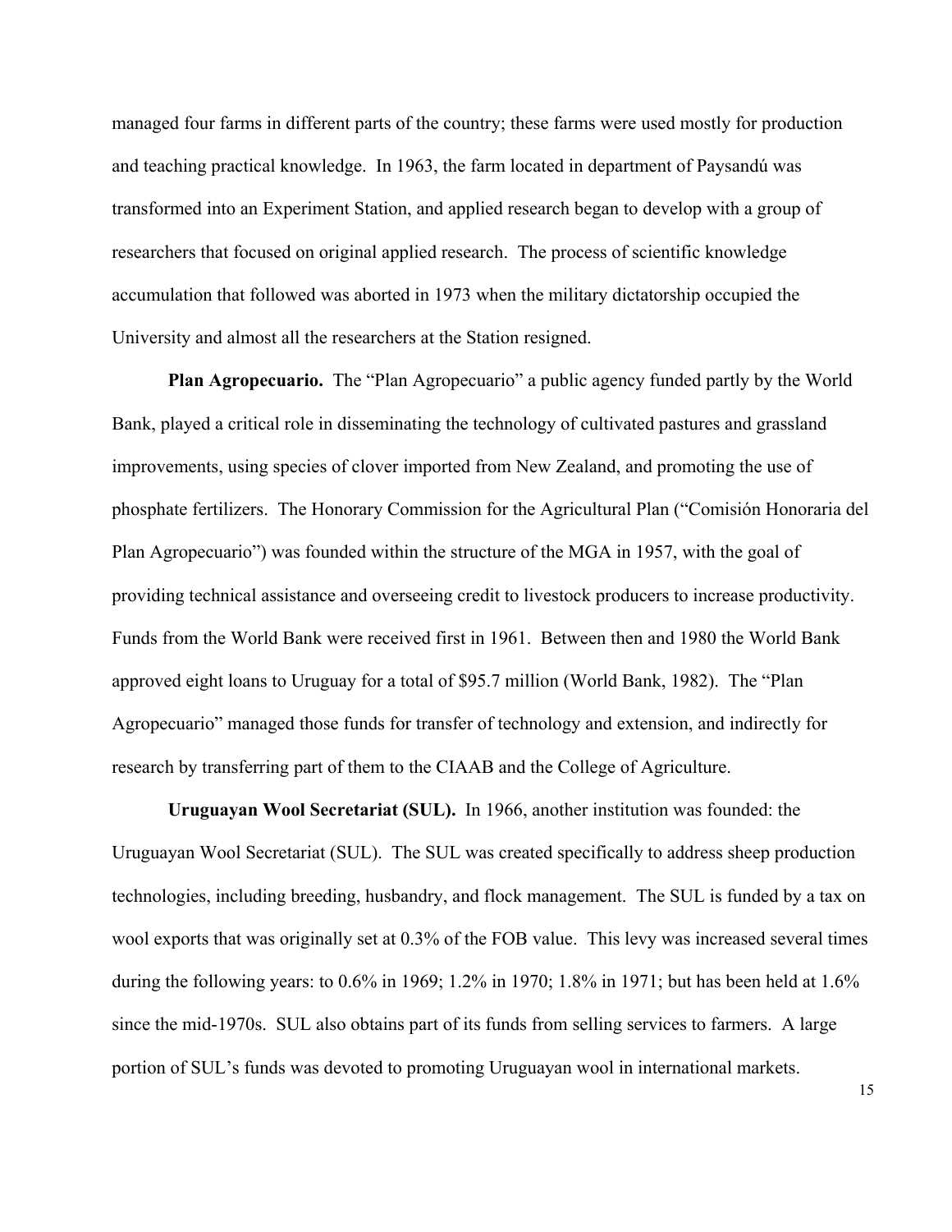managed four farms in different parts of the country; these farms were used mostly for production and teaching practical knowledge. In 1963, the farm located in department of Paysandú was transformed into an Experiment Station, and applied research began to develop with a group of researchers that focused on original applied research. The process of scientific knowledge accumulation that followed was aborted in 1973 when the military dictatorship occupied the University and almost all the researchers at the Station resigned.

**Plan Agropecuario.** The "Plan Agropecuario" a public agency funded partly by the World Bank, played a critical role in disseminating the technology of cultivated pastures and grassland improvements, using species of clover imported from New Zealand, and promoting the use of phosphate fertilizers. The Honorary Commission for the Agricultural Plan ("Comisión Honoraria del Plan Agropecuario") was founded within the structure of the MGA in 1957, with the goal of providing technical assistance and overseeing credit to livestock producers to increase productivity. Funds from the World Bank were received first in 1961. Between then and 1980 the World Bank approved eight loans to Uruguay for a total of $95.7 million (World Bank, 1982). The "Plan Agropecuario" managed those funds for transfer of technology and extension, and indirectly for research by transferring part of them to the CIAAB and the College of Agriculture.

**Uruguayan Wool Secretariat (SUL).** In 1966, another institution was founded: the Uruguayan Wool Secretariat (SUL). The SUL was created specifically to address sheep production technologies, including breeding, husbandry, and flock management. The SUL is funded by a tax on wool exports that was originally set at 0.3% of the FOB value. This levy was increased several times during the following years: to 0.6% in 1969; 1.2% in 1970; 1.8% in 1971; but has been held at 1.6% since the mid-1970s. SUL also obtains part of its funds from selling services to farmers. A large portion of SUL's funds was devoted to promoting Uruguayan wool in international markets.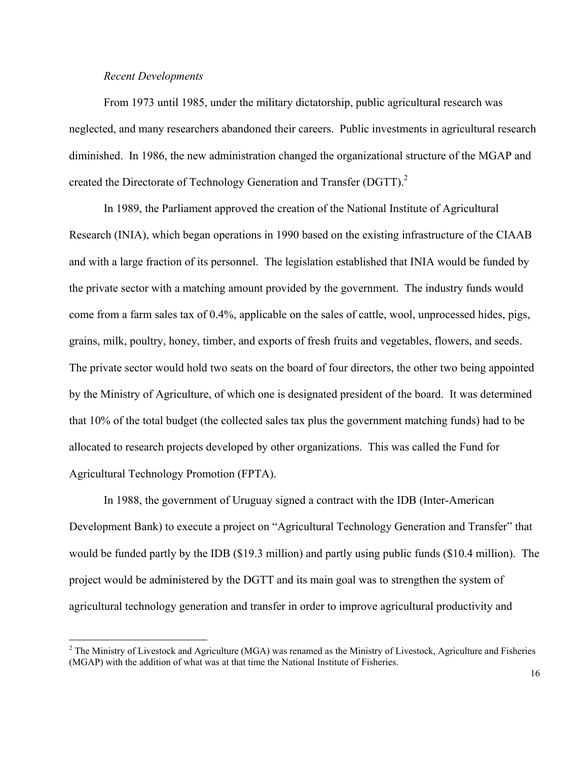*Recent Developments*

From 1973 until 1985, under the military dictatorship, public agricultural research was neglected, and many researchers abandoned their careers. Public investments in agricultural research diminished. In 1986, the new administration changed the organizational structure of the MGAP and created the Directorate of Technology Generation and Transfer (DGTT).[2]

In 1989, the Parliament approved the creation of the National Institute of Agricultural Research (INIA), which began operations in 1990 based on the existing infrastructure of the CIAAB and with a large fraction of its personnel. The legislation established that INIA would be funded by the private sector with a matching amount provided by the government. The industry funds would come from a farm sales tax of 0.4%, applicable on the sales of cattle, wool, unprocessed hides, pigs, grains, milk, poultry, honey, timber, and exports of fresh fruits and vegetables, flowers, and seeds. The private sector would hold two seats on the board of four directors, the other two being appointed by the Ministry of Agriculture, of which one is designated president of the board. It was determined that 10% of the total budget (the collected sales tax plus the government matching funds) had to be allocated to research projects developed by other organizations. This was called the Fund for Agricultural Technology Promotion (FPTA).

In 1988, the government of Uruguay signed a contract with the IDB (Inter-American Development Bank) to execute a project on "Agricultural Technology Generation and Transfer" that would be funded partly by the IDB ($19.3 million) and partly using public funds ($10.4 million). The project would be administered by the DGTT and its main goal was to strengthen the system of agricultural technology generation and transfer in order to improve agricultural productivity and

---

[2] The Ministry of Livestock and Agriculture (MGA) was renamed as the Ministry of Livestock, Agriculture and Fisheries (MGAP) with the addition of what was at that time the National Institute of Fisheries.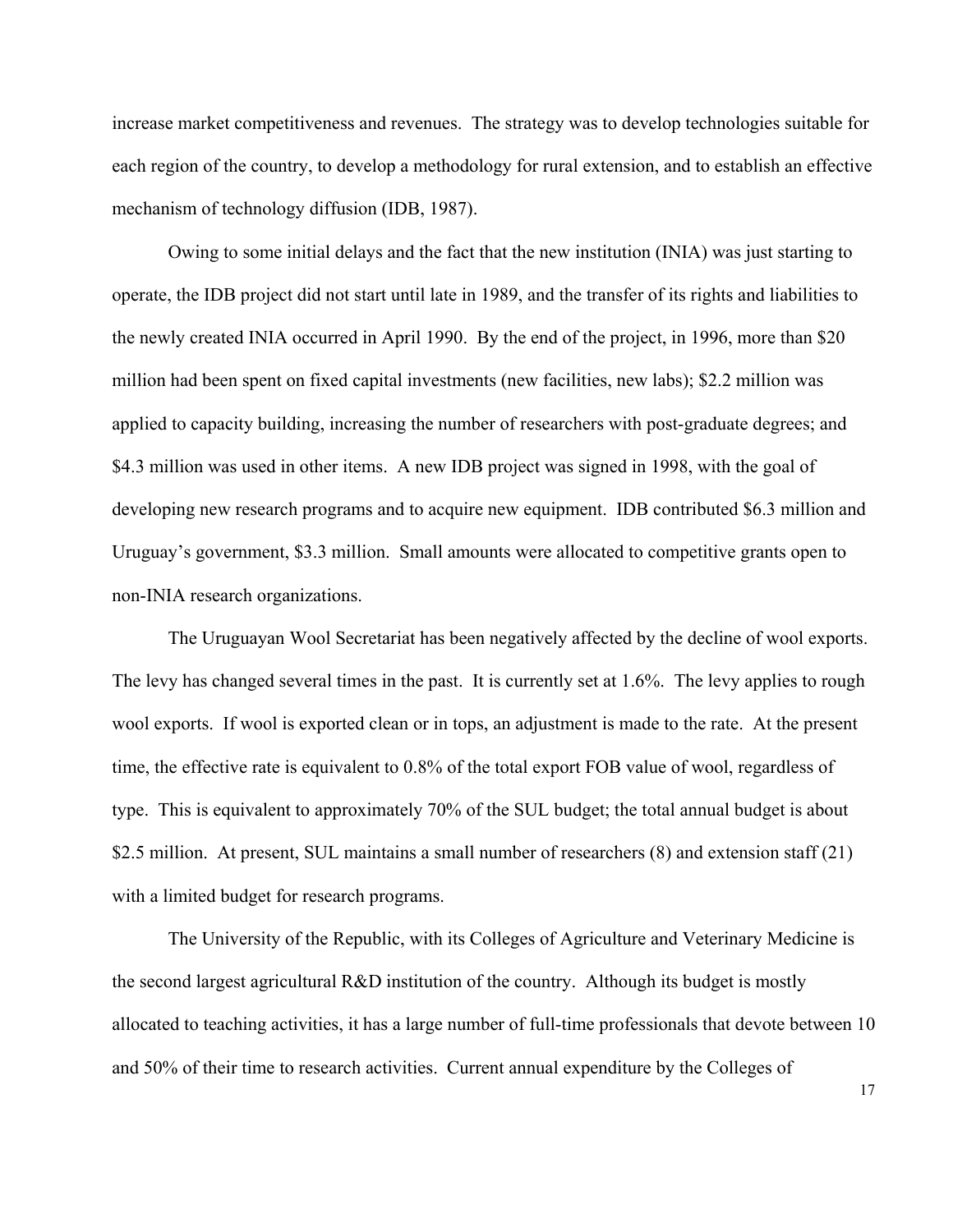increase market competitiveness and revenues. The strategy was to develop technologies suitable for each region of the country, to develop a methodology for rural extension, and to establish an effective mechanism of technology diffusion (IDB, 1987).

Owing to some initial delays and the fact that the new institution (INIA) was just starting to operate, the IDB project did not start until late in 1989, and the transfer of its rights and liabilities to the newly created INIA occurred in April 1990. By the end of the project, in 1996, more than $20 million had been spent on fixed capital investments (new facilities, new labs); $2.2 million was applied to capacity building, increasing the number of researchers with post-graduate degrees; and $4.3 million was used in other items. A new IDB project was signed in 1998, with the goal of developing new research programs and to acquire new equipment. IDB contributed $6.3 million and Uruguay's government, $3.3 million. Small amounts were allocated to competitive grants open to non-INIA research organizations.

The Uruguayan Wool Secretariat has been negatively affected by the decline of wool exports. The levy has changed several times in the past. It is currently set at 1.6%. The levy applies to rough wool exports. If wool is exported clean or in tops, an adjustment is made to the rate. At the present time, the effective rate is equivalent to 0.8% of the total export FOB value of wool, regardless of type. This is equivalent to approximately 70% of the SUL budget; the total annual budget is about $2.5 million. At present, SUL maintains a small number of researchers (8) and extension staff (21) with a limited budget for research programs.

The University of the Republic, with its Colleges of Agriculture and Veterinary Medicine is the second largest agricultural R&D institution of the country. Although its budget is mostly allocated to teaching activities, it has a large number of full-time professionals that devote between 10 and 50% of their time to research activities. Current annual expenditure by the Colleges of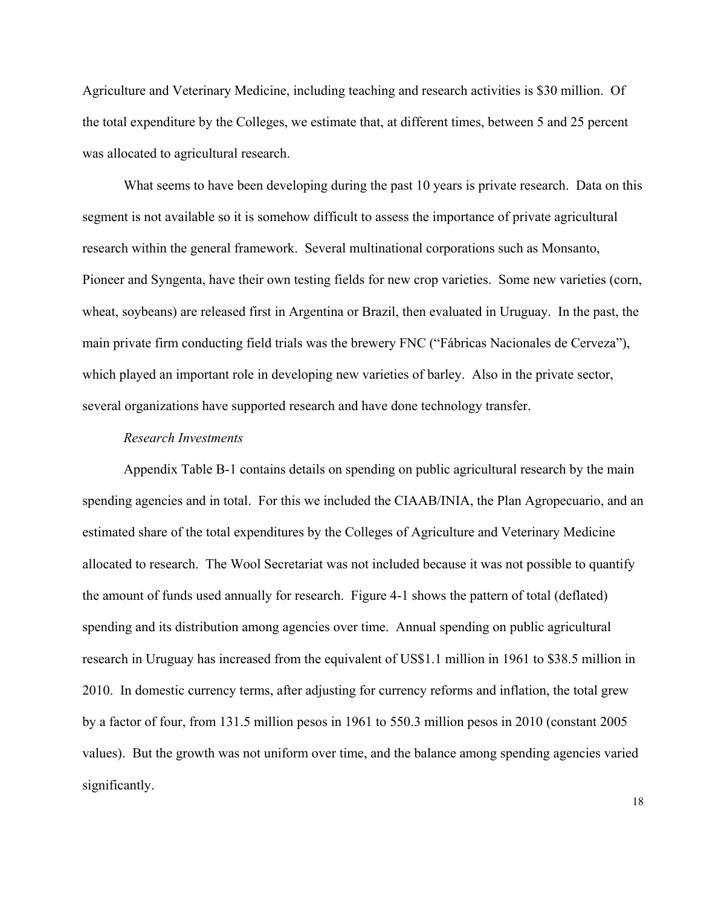Agriculture and Veterinary Medicine, including teaching and research activities is $30 million. Of the total expenditure by the Colleges, we estimate that, at different times, between 5 and 25 percent was allocated to agricultural research.

What seems to have been developing during the past 10 years is private research. Data on this segment is not available so it is somehow difficult to assess the importance of private agricultural research within the general framework. Several multinational corporations such as Monsanto, Pioneer and Syngenta, have their own testing fields for new crop varieties. Some new varieties (corn, wheat, soybeans) are released first in Argentina or Brazil, then evaluated in Uruguay. In the past, the main private firm conducting field trials was the brewery FNC ("Fábricas Nacionales de Cerveza"), which played an important role in developing new varieties of barley. Also in the private sector, several organizations have supported research and have done technology transfer.

*Research Investments*

Appendix Table B-1 contains details on spending on public agricultural research by the main spending agencies and in total. For this we included the CIAAB/INIA, the Plan Agropecuario, and an estimated share of the total expenditures by the Colleges of Agriculture and Veterinary Medicine allocated to research. The Wool Secretariat was not included because it was not possible to quantify the amount of funds used annually for research. Figure 4-1 shows the pattern of total (deflated) spending and its distribution among agencies over time. Annual spending on public agricultural research in Uruguay has increased from the equivalent of US$1.1 million in 1961 to $38.5 million in 2010. In domestic currency terms, after adjusting for currency reforms and inflation, the total grew by a factor of four, from 131.5 million pesos in 1961 to 550.3 million pesos in 2010 (constant 2005 values). But the growth was not uniform over time, and the balance among spending agencies varied significantly.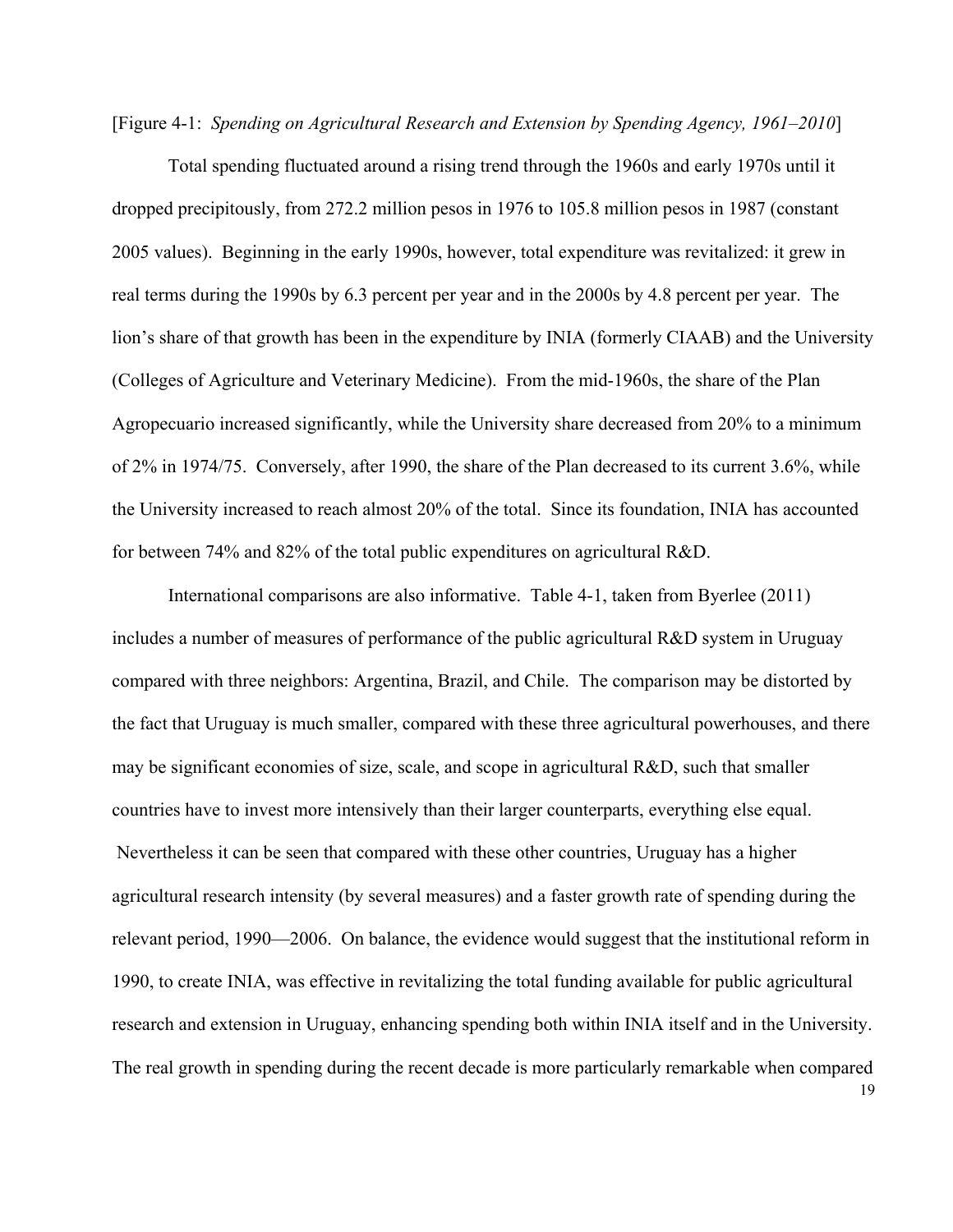[Figure 4-1: *Spending on Agricultural Research and Extension by Spending Agency, 1961–2010*]

Total spending fluctuated around a rising trend through the 1960s and early 1970s until it dropped precipitously, from 272.2 million pesos in 1976 to 105.8 million pesos in 1987 (constant 2005 values). Beginning in the early 1990s, however, total expenditure was revitalized: it grew in real terms during the 1990s by 6.3 percent per year and in the 2000s by 4.8 percent per year. The lion's share of that growth has been in the expenditure by INIA (formerly CIAAB) and the University (Colleges of Agriculture and Veterinary Medicine). From the mid-1960s, the share of the Plan Agropecuario increased significantly, while the University share decreased from 20% to a minimum of 2% in 1974/75. Conversely, after 1990, the share of the Plan decreased to its current 3.6%, while the University increased to reach almost 20% of the total. Since its foundation, INIA has accounted for between 74% and 82% of the total public expenditures on agricultural R&D.

International comparisons are also informative. Table 4-1, taken from Byerlee (2011) includes a number of measures of performance of the public agricultural R&D system in Uruguay compared with three neighbors: Argentina, Brazil, and Chile. The comparison may be distorted by the fact that Uruguay is much smaller, compared with these three agricultural powerhouses, and there may be significant economies of size, scale, and scope in agricultural R&D, such that smaller countries have to invest more intensively than their larger counterparts, everything else equal. Nevertheless it can be seen that compared with these other countries, Uruguay has a higher agricultural research intensity (by several measures) and a faster growth rate of spending during the relevant period, 1990—2006. On balance, the evidence would suggest that the institutional reform in 1990, to create INIA, was effective in revitalizing the total funding available for public agricultural research and extension in Uruguay, enhancing spending both within INIA itself and in the University. The real growth in spending during the recent decade is more particularly remarkable when compared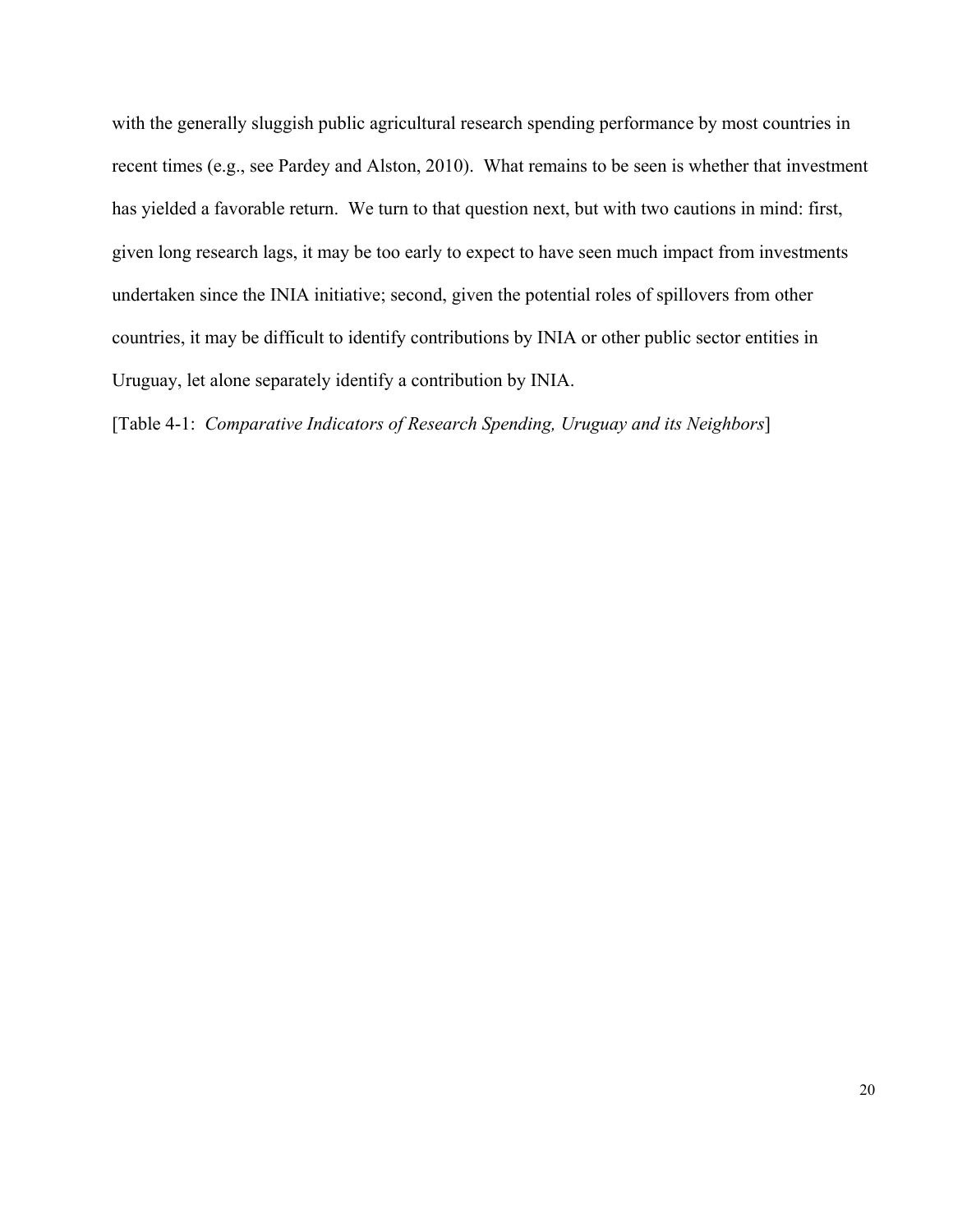with the generally sluggish public agricultural research spending performance by most countries in recent times (e.g., see Pardey and Alston, 2010). What remains to be seen is whether that investment has yielded a favorable return. We turn to that question next, but with two cautions in mind: first, given long research lags, it may be too early to expect to have seen much impact from investments undertaken since the INIA initiative; second, given the potential roles of spillovers from other countries, it may be difficult to identify contributions by INIA or other public sector entities in Uruguay, let alone separately identify a contribution by INIA.

[Table 4-1: *Comparative Indicators of Research Spending, Uruguay and its Neighbors*]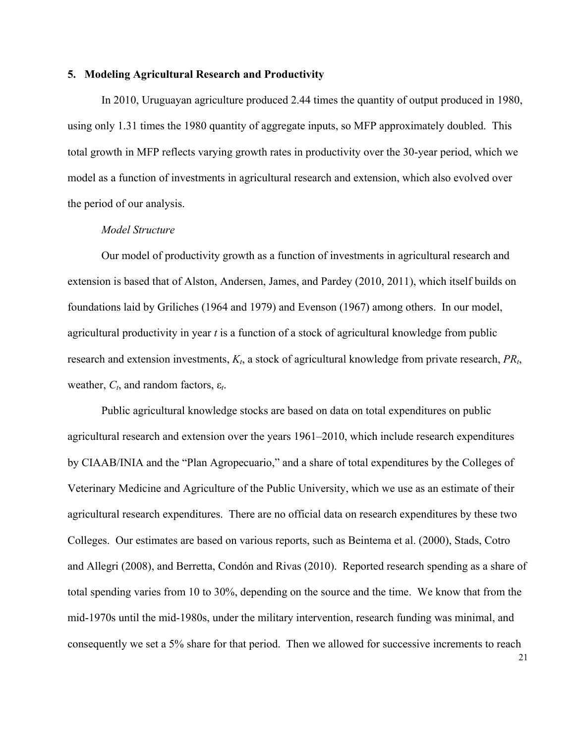## 5. Modeling Agricultural Research and Productivity

In 2010, Uruguayan agriculture produced 2.44 times the quantity of output produced in 1980, using only 1.31 times the 1980 quantity of aggregate inputs, so MFP approximately doubled. This total growth in MFP reflects varying growth rates in productivity over the 30-year period, which we model as a function of investments in agricultural research and extension, which also evolved over the period of our analysis.

*Model Structure*

Our model of productivity growth as a function of investments in agricultural research and extension is based that of Alston, Andersen, James, and Pardey (2010, 2011), which itself builds on foundations laid by Griliches (1964 and 1979) and Evenson (1967) among others. In our model, agricultural productivity in year *t* is a function of a stock of agricultural knowledge from public research and extension investments, $K_t$, a stock of agricultural knowledge from private research, $PR_t$, weather, $C_t$, and random factors, $\varepsilon_t$.

Public agricultural knowledge stocks are based on data on total expenditures on public agricultural research and extension over the years 1961–2010, which include research expenditures by CIAAB/INIA and the "Plan Agropecuario," and a share of total expenditures by the Colleges of Veterinary Medicine and Agriculture of the Public University, which we use as an estimate of their agricultural research expenditures. There are no official data on research expenditures by these two Colleges. Our estimates are based on various reports, such as Beintema et al. (2000), Stads, Cotro and Allegri (2008), and Berretta, Condón and Rivas (2010). Reported research spending as a share of total spending varies from 10 to 30%, depending on the source and the time. We know that from the mid-1970s until the mid-1980s, under the military intervention, research funding was minimal, and consequently we set a 5% share for that period. Then we allowed for successive increments to reach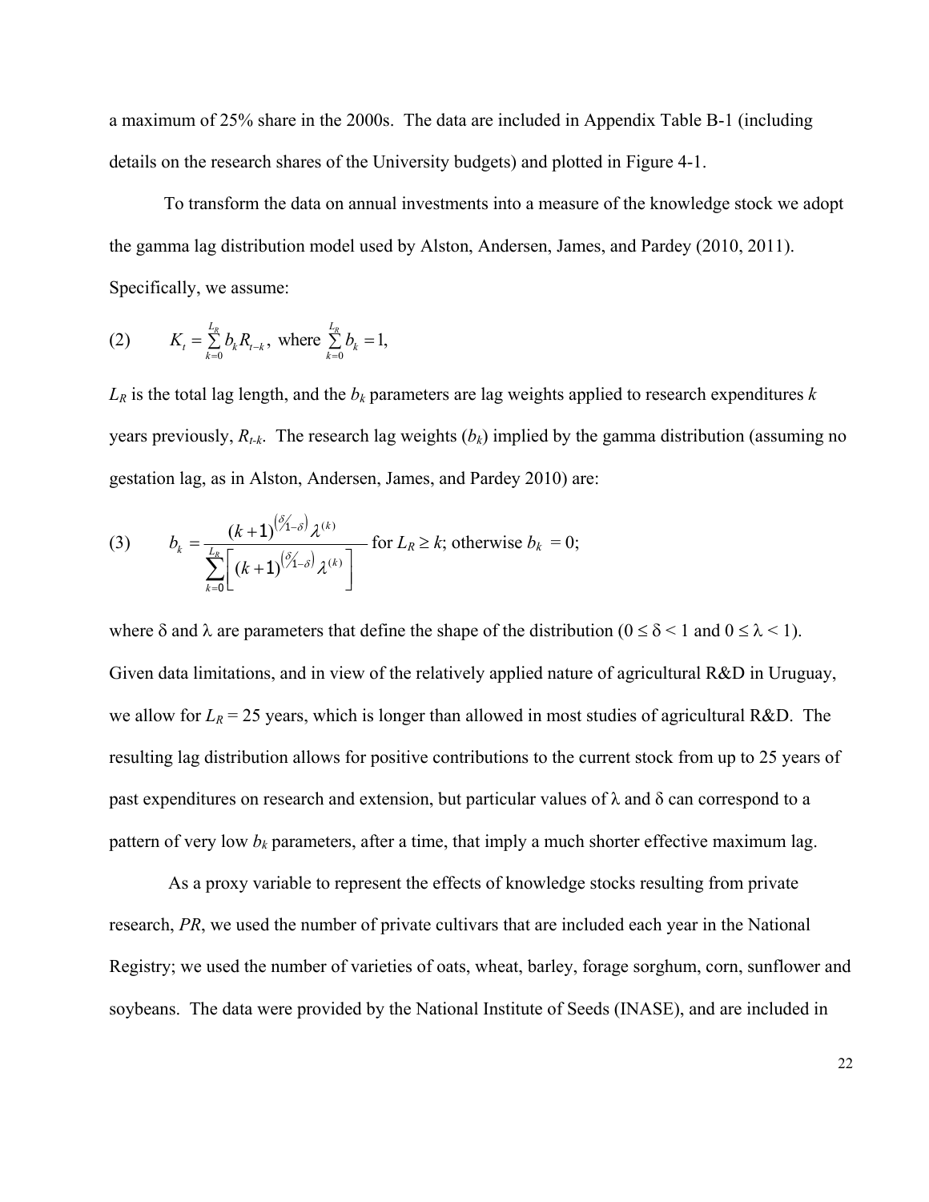a maximum of 25% share in the 2000s. The data are included in Appendix Table B-1 (including details on the research shares of the University budgets) and plotted in Figure 4-1.

To transform the data on annual investments into a measure of the knowledge stock we adopt the gamma lag distribution model used by Alston, Andersen, James, and Pardey (2010, 2011). Specifically, we assume:

$$(2) \qquad K_t = \sum_{k=0}^{L_R} b_k R_{t-k}, \text{ where } \sum_{k=0}^{L_R} b_k = 1,$$

$L_R$ is the total lag length, and the $b_k$ parameters are lag weights applied to research expenditures $k$ years previously, $R_{t-k}$. The research lag weights ($b_k$) implied by the gamma distribution (assuming no gestation lag, as in Alston, Andersen, James, and Pardey 2010) are:

$$(3) \qquad b_k = \frac{(k+1)^{\left(\delta/_{1-\delta}\right)} \lambda^{(k)}}{\sum_{k=0}^{L_R} \left[ (k+1)^{\left(\delta/_{1-\delta}\right)} \lambda^{(k)} \right]} \text{ for } L_R \geq k; \text{ otherwise } b_k = 0;$$

where $\delta$ and $\lambda$ are parameters that define the shape of the distribution ($0 \leq \delta < 1$ and $0 \leq \lambda < 1$). Given data limitations, and in view of the relatively applied nature of agricultural R&D in Uruguay, we allow for $L_R$ = 25 years, which is longer than allowed in most studies of agricultural R&D. The resulting lag distribution allows for positive contributions to the current stock from up to 25 years of past expenditures on research and extension, but particular values of $\lambda$ and $\delta$ can correspond to a pattern of very low $b_k$ parameters, after a time, that imply a much shorter effective maximum lag.

As a proxy variable to represent the effects of knowledge stocks resulting from private research, *PR*, we used the number of private cultivars that are included each year in the National Registry; we used the number of varieties of oats, wheat, barley, forage sorghum, corn, sunflower and soybeans. The data were provided by the National Institute of Seeds (INASE), and are included in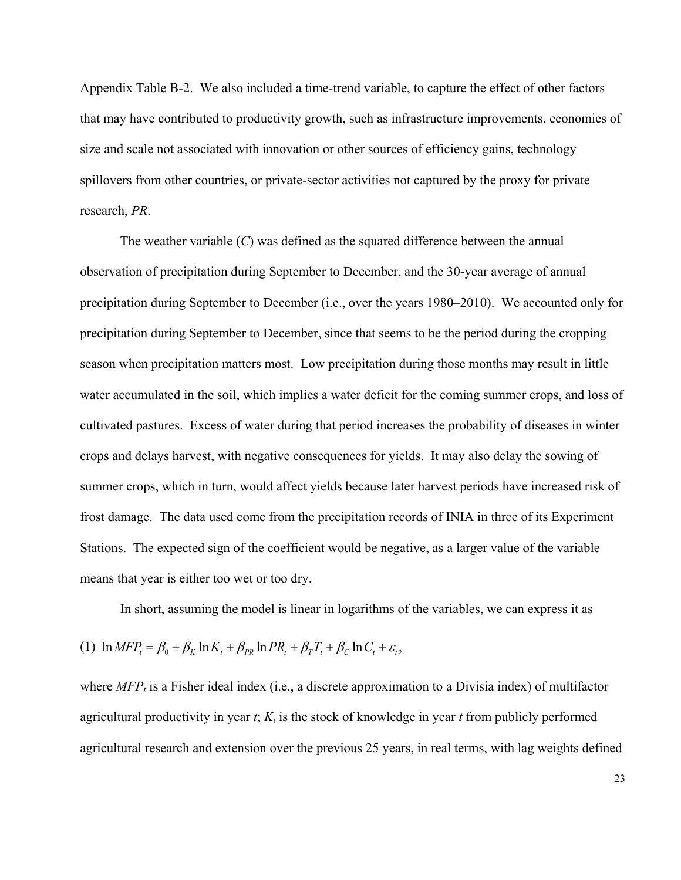Appendix Table B-2. We also included a time-trend variable, to capture the effect of other factors that may have contributed to productivity growth, such as infrastructure improvements, economies of size and scale not associated with innovation or other sources of efficiency gains, technology spillovers from other countries, or private-sector activities not captured by the proxy for private research, *PR*.

The weather variable (*C*) was defined as the squared difference between the annual observation of precipitation during September to December, and the 30-year average of annual precipitation during September to December (i.e., over the years 1980–2010). We accounted only for precipitation during September to December, since that seems to be the period during the cropping season when precipitation matters most. Low precipitation during those months may result in little water accumulated in the soil, which implies a water deficit for the coming summer crops, and loss of cultivated pastures. Excess of water during that period increases the probability of diseases in winter crops and delays harvest, with negative consequences for yields. It may also delay the sowing of summer crops, which in turn, would affect yields because later harvest periods have increased risk of frost damage. The data used come from the precipitation records of INIA in three of its Experiment Stations. The expected sign of the coefficient would be negative, as a larger value of the variable means that year is either too wet or too dry.

In short, assuming the model is linear in logarithms of the variables, we can express it as

$$\text{(1)} \quad \ln MFP_t = \beta_0 + \beta_K \ln K_t + \beta_{PR} \ln PR_t + \beta_T T_t + \beta_C \ln C_t + \varepsilon_t,$$

where $MFP_t$ is a Fisher ideal index (i.e., a discrete approximation to a Divisia index) of multifactor agricultural productivity in year *t*; $K_t$ is the stock of knowledge in year *t* from publicly performed agricultural research and extension over the previous 25 years, in real terms, with lag weights defined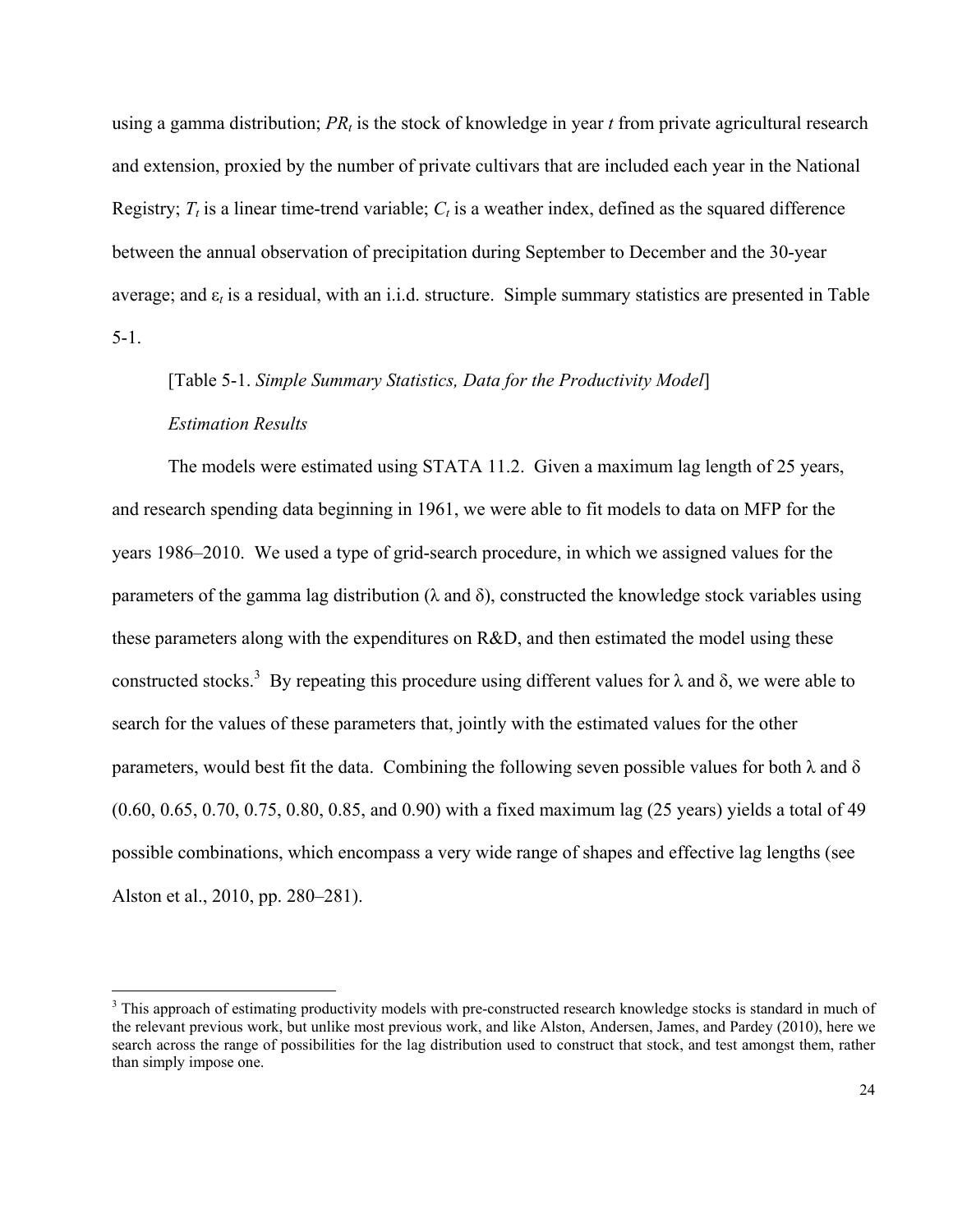using a gamma distribution; $PR_t$ is the stock of knowledge in year $t$ from private agricultural research and extension, proxied by the number of private cultivars that are included each year in the National Registry; $T_t$ is a linear time-trend variable; $C_t$ is a weather index, defined as the squared difference between the annual observation of precipitation during September to December and the 30-year average; and $\varepsilon_t$ is a residual, with an i.i.d. structure. Simple summary statistics are presented in Table 5-1.

[Table 5-1. *Simple Summary Statistics, Data for the Productivity Model*]

*Estimation Results*

The models were estimated using STATA 11.2. Given a maximum lag length of 25 years, and research spending data beginning in 1961, we were able to fit models to data on MFP for the years 1986–2010. We used a type of grid-search procedure, in which we assigned values for the parameters of the gamma lag distribution (λ and δ), constructed the knowledge stock variables using these parameters along with the expenditures on R&D, and then estimated the model using these constructed stocks.[3] By repeating this procedure using different values for λ and δ, we were able to search for the values of these parameters that, jointly with the estimated values for the other parameters, would best fit the data. Combining the following seven possible values for both λ and δ (0.60, 0.65, 0.70, 0.75, 0.80, 0.85, and 0.90) with a fixed maximum lag (25 years) yields a total of 49 possible combinations, which encompass a very wide range of shapes and effective lag lengths (see Alston et al., 2010, pp. 280–281).

[3] This approach of estimating productivity models with pre-constructed research knowledge stocks is standard in much of the relevant previous work, but unlike most previous work, and like Alston, Andersen, James, and Pardey (2010), here we search across the range of possibilities for the lag distribution used to construct that stock, and test amongst them, rather than simply impose one.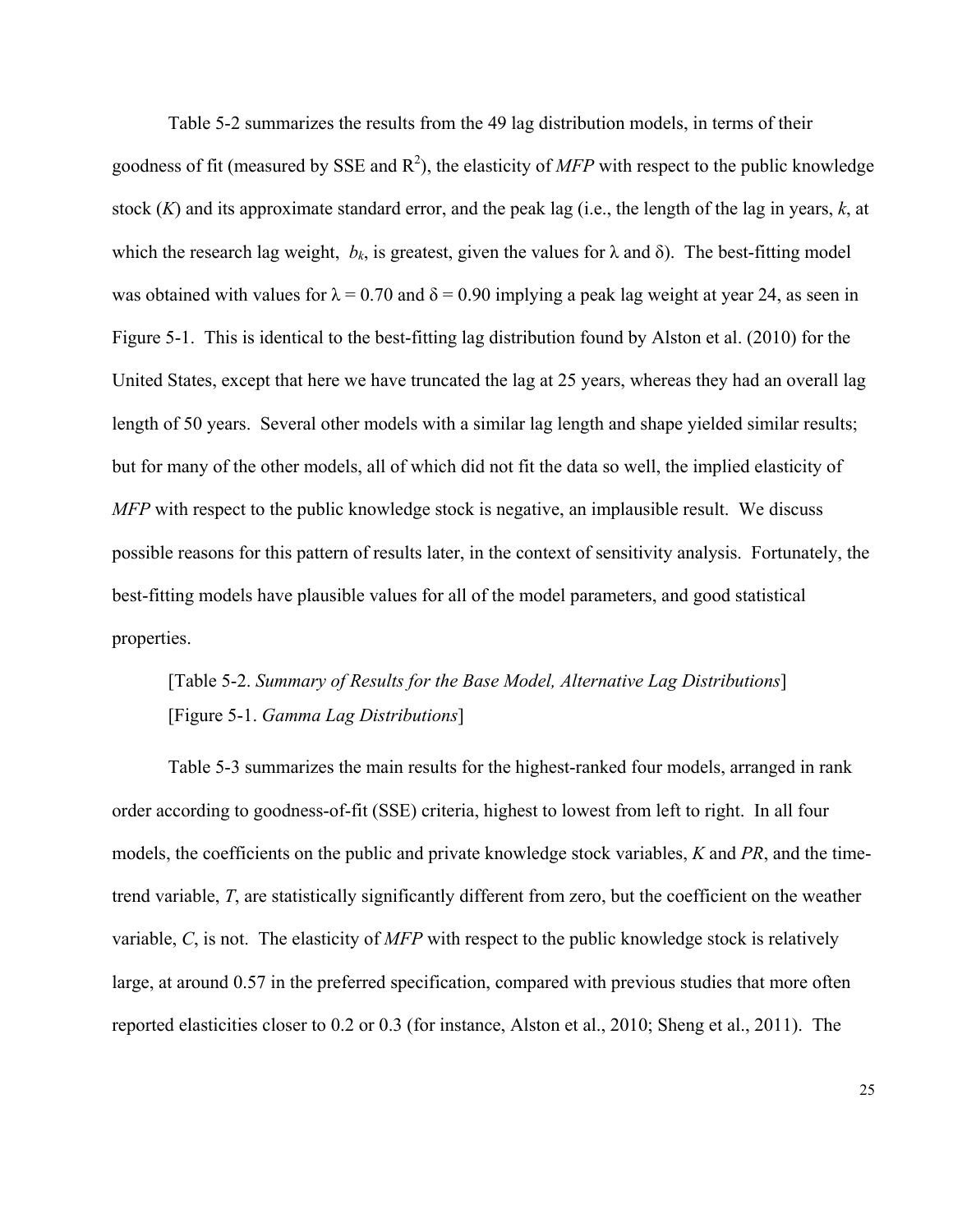Table 5-2 summarizes the results from the 49 lag distribution models, in terms of their goodness of fit (measured by SSE and $R^2$), the elasticity of *MFP* with respect to the public knowledge stock ($K$) and its approximate standard error, and the peak lag (i.e., the length of the lag in years, $k$, at which the research lag weight, $b_k$, is greatest, given the values for $\lambda$ and $\delta$). The best-fitting model was obtained with values for $\lambda = 0.70$ and $\delta = 0.90$ implying a peak lag weight at year 24, as seen in Figure 5-1. This is identical to the best-fitting lag distribution found by Alston et al. (2010) for the United States, except that here we have truncated the lag at 25 years, whereas they had an overall lag length of 50 years. Several other models with a similar lag length and shape yielded similar results; but for many of the other models, all of which did not fit the data so well, the implied elasticity of *MFP* with respect to the public knowledge stock is negative, an implausible result. We discuss possible reasons for this pattern of results later, in the context of sensitivity analysis. Fortunately, the best-fitting models have plausible values for all of the model parameters, and good statistical properties.

[Table 5-2. *Summary of Results for the Base Model, Alternative Lag Distributions*]
[Figure 5-1. *Gamma Lag Distributions*]

Table 5-3 summarizes the main results for the highest-ranked four models, arranged in rank order according to goodness-of-fit (SSE) criteria, highest to lowest from left to right. In all four models, the coefficients on the public and private knowledge stock variables, $K$ and $PR$, and the time-trend variable, $T$, are statistically significantly different from zero, but the coefficient on the weather variable, $C$, is not. The elasticity of *MFP* with respect to the public knowledge stock is relatively large, at around 0.57 in the preferred specification, compared with previous studies that more often reported elasticities closer to 0.2 or 0.3 (for instance, Alston et al., 2010; Sheng et al., 2011). The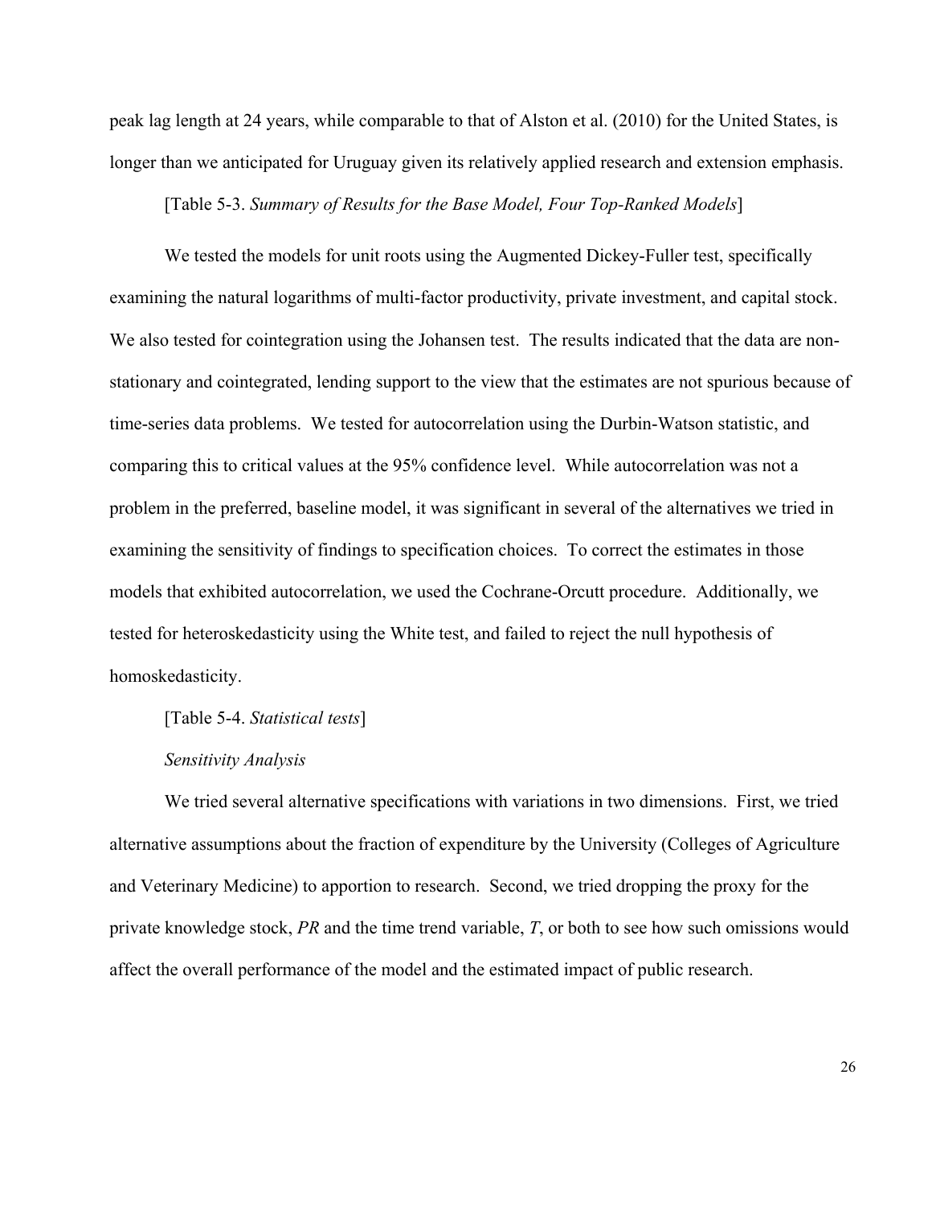peak lag length at 24 years, while comparable to that of Alston et al. (2010) for the United States, is longer than we anticipated for Uruguay given its relatively applied research and extension emphasis.

[Table 5-3. *Summary of Results for the Base Model, Four Top-Ranked Models*]

We tested the models for unit roots using the Augmented Dickey-Fuller test, specifically examining the natural logarithms of multi-factor productivity, private investment, and capital stock. We also tested for cointegration using the Johansen test. The results indicated that the data are non-stationary and cointegrated, lending support to the view that the estimates are not spurious because of time-series data problems. We tested for autocorrelation using the Durbin-Watson statistic, and comparing this to critical values at the 95% confidence level. While autocorrelation was not a problem in the preferred, baseline model, it was significant in several of the alternatives we tried in examining the sensitivity of findings to specification choices. To correct the estimates in those models that exhibited autocorrelation, we used the Cochrane-Orcutt procedure. Additionally, we tested for heteroskedasticity using the White test, and failed to reject the null hypothesis of homoskedasticity.

[Table 5-4. *Statistical tests*]

*Sensitivity Analysis*

We tried several alternative specifications with variations in two dimensions. First, we tried alternative assumptions about the fraction of expenditure by the University (Colleges of Agriculture and Veterinary Medicine) to apportion to research. Second, we tried dropping the proxy for the private knowledge stock, *PR* and the time trend variable, *T*, or both to see how such omissions would affect the overall performance of the model and the estimated impact of public research.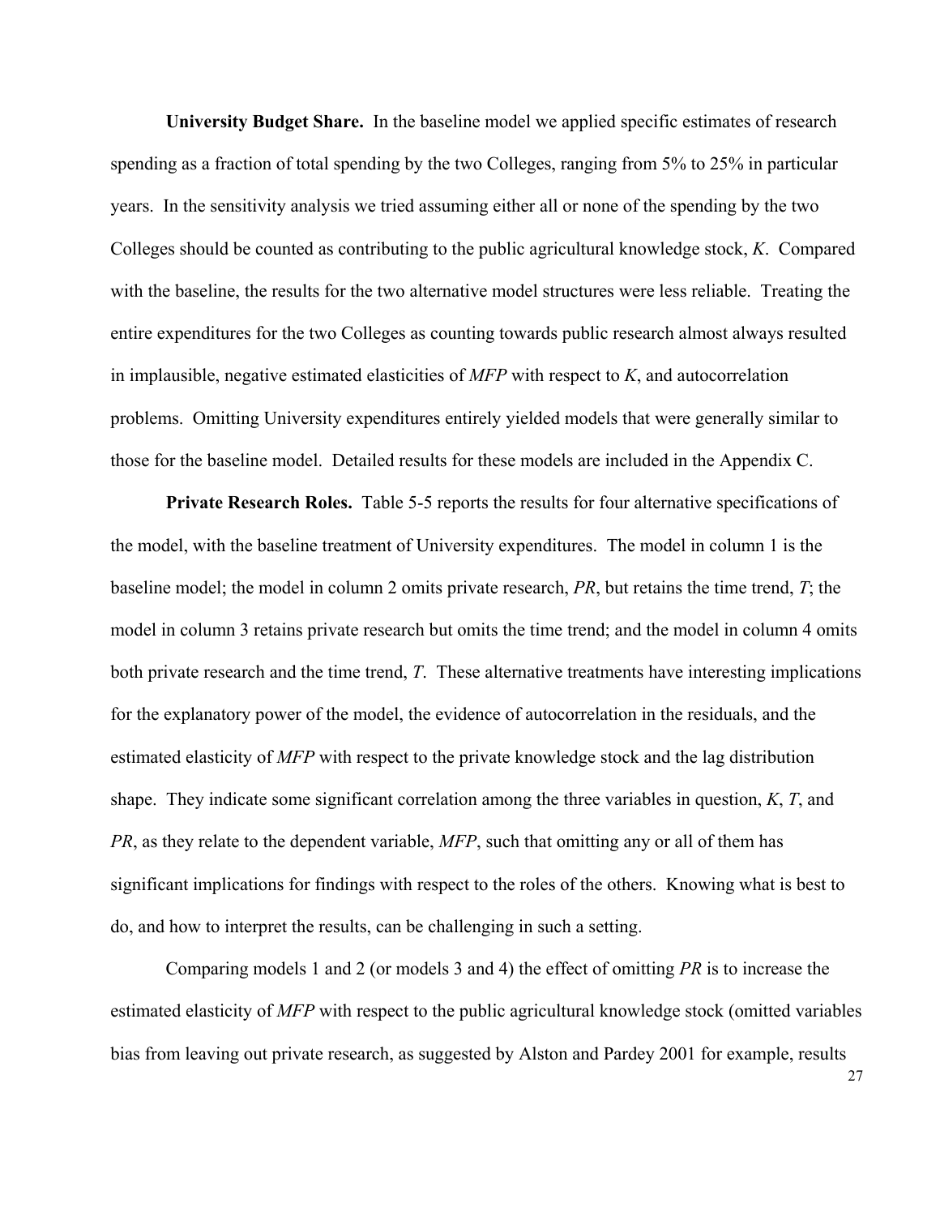**University Budget Share.** In the baseline model we applied specific estimates of research spending as a fraction of total spending by the two Colleges, ranging from 5% to 25% in particular years. In the sensitivity analysis we tried assuming either all or none of the spending by the two Colleges should be counted as contributing to the public agricultural knowledge stock, *K*. Compared with the baseline, the results for the two alternative model structures were less reliable. Treating the entire expenditures for the two Colleges as counting towards public research almost always resulted in implausible, negative estimated elasticities of *MFP* with respect to *K*, and autocorrelation problems. Omitting University expenditures entirely yielded models that were generally similar to those for the baseline model. Detailed results for these models are included in the Appendix C.

**Private Research Roles.** Table 5-5 reports the results for four alternative specifications of the model, with the baseline treatment of University expenditures. The model in column 1 is the baseline model; the model in column 2 omits private research, *PR*, but retains the time trend, *T*; the model in column 3 retains private research but omits the time trend; and the model in column 4 omits both private research and the time trend, *T*. These alternative treatments have interesting implications for the explanatory power of the model, the evidence of autocorrelation in the residuals, and the estimated elasticity of *MFP* with respect to the private knowledge stock and the lag distribution shape. They indicate some significant correlation among the three variables in question, *K*, *T*, and *PR*, as they relate to the dependent variable, *MFP*, such that omitting any or all of them has significant implications for findings with respect to the roles of the others. Knowing what is best to do, and how to interpret the results, can be challenging in such a setting.

Comparing models 1 and 2 (or models 3 and 4) the effect of omitting *PR* is to increase the estimated elasticity of *MFP* with respect to the public agricultural knowledge stock (omitted variables bias from leaving out private research, as suggested by Alston and Pardey 2001 for example, results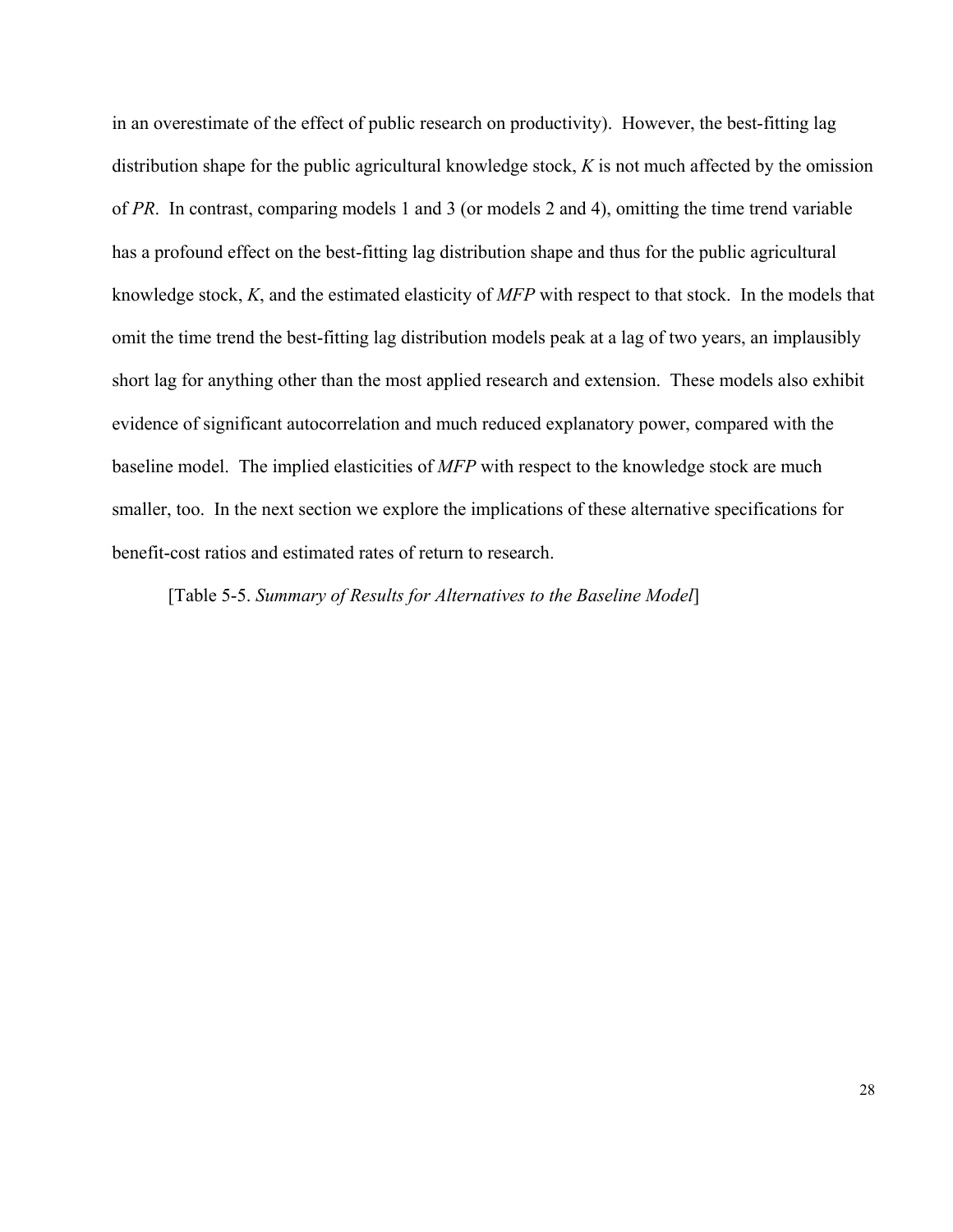in an overestimate of the effect of public research on productivity). However, the best-fitting lag distribution shape for the public agricultural knowledge stock, *K* is not much affected by the omission of *PR*. In contrast, comparing models 1 and 3 (or models 2 and 4), omitting the time trend variable has a profound effect on the best-fitting lag distribution shape and thus for the public agricultural knowledge stock, *K*, and the estimated elasticity of *MFP* with respect to that stock. In the models that omit the time trend the best-fitting lag distribution models peak at a lag of two years, an implausibly short lag for anything other than the most applied research and extension. These models also exhibit evidence of significant autocorrelation and much reduced explanatory power, compared with the baseline model. The implied elasticities of *MFP* with respect to the knowledge stock are much smaller, too. In the next section we explore the implications of these alternative specifications for benefit-cost ratios and estimated rates of return to research.

[Table 5-5. *Summary of Results for Alternatives to the Baseline Model*]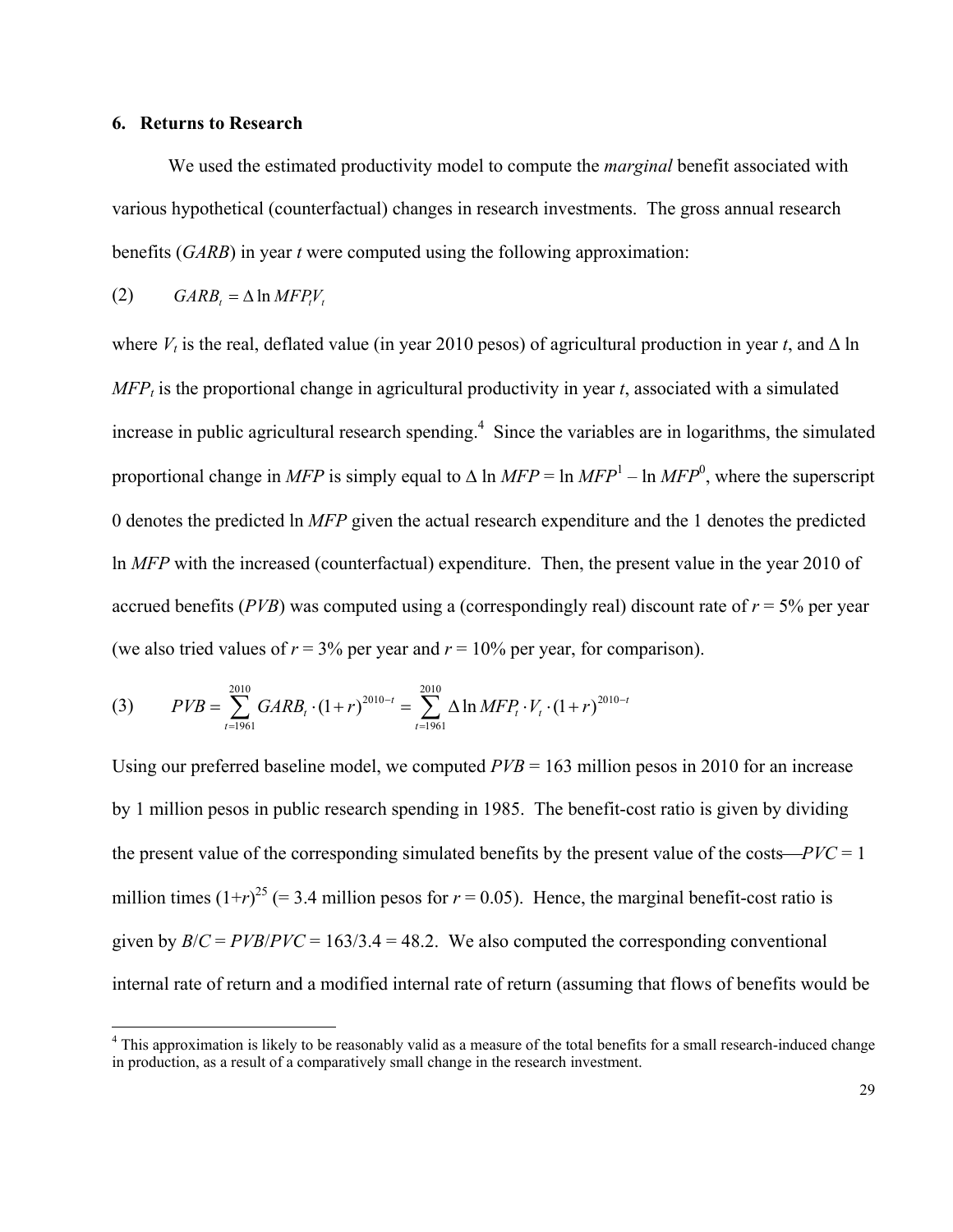## 6. Returns to Research

We used the estimated productivity model to compute the *marginal* benefit associated with various hypothetical (counterfactual) changes in research investments. The gross annual research benefits (*GARB*) in year *t* were computed using the following approximation:

$$(2) \qquad GARB_t = \Delta \ln MFP_t V_t$$

where $V_t$ is the real, deflated value (in year 2010 pesos) of agricultural production in year *t*, and $\Delta \ln MFP_t$ is the proportional change in agricultural productivity in year *t*, associated with a simulated increase in public agricultural research spending.[4] Since the variables are in logarithms, the simulated proportional change in *MFP* is simply equal to $\Delta \ln MFP = \ln MFP^1 - \ln MFP^0$, where the superscript 0 denotes the predicted ln *MFP* given the actual research expenditure and the 1 denotes the predicted ln *MFP* with the increased (counterfactual) expenditure. Then, the present value in the year 2010 of accrued benefits (*PVB*) was computed using a (correspondingly real) discount rate of $r = 5\%$ per year (we also tried values of $r = 3\%$ per year and $r = 10\%$ per year, for comparison).

$$(3) \qquad PVB = \sum_{t=1961}^{2010} GARB_t \cdot (1+r)^{2010-t} = \sum_{t=1961}^{2010} \Delta \ln MFP_t \cdot V_t \cdot (1+r)^{2010-t}$$

Using our preferred baseline model, we computed *PVB* = 163 million pesos in 2010 for an increase by 1 million pesos in public research spending in 1985. The benefit-cost ratio is given by dividing the present value of the corresponding simulated benefits by the present value of the costs—*PVC* = 1 million times $(1+r)^{25}$ (= 3.4 million pesos for $r = 0.05$). Hence, the marginal benefit-cost ratio is given by $B/C = PVB/PVC = 163/3.4 = 48.2$. We also computed the corresponding conventional internal rate of return and a modified internal rate of return (assuming that flows of benefits would be

[4] This approximation is likely to be reasonably valid as a measure of the total benefits for a small research-induced change in production, as a result of a comparatively small change in the research investment.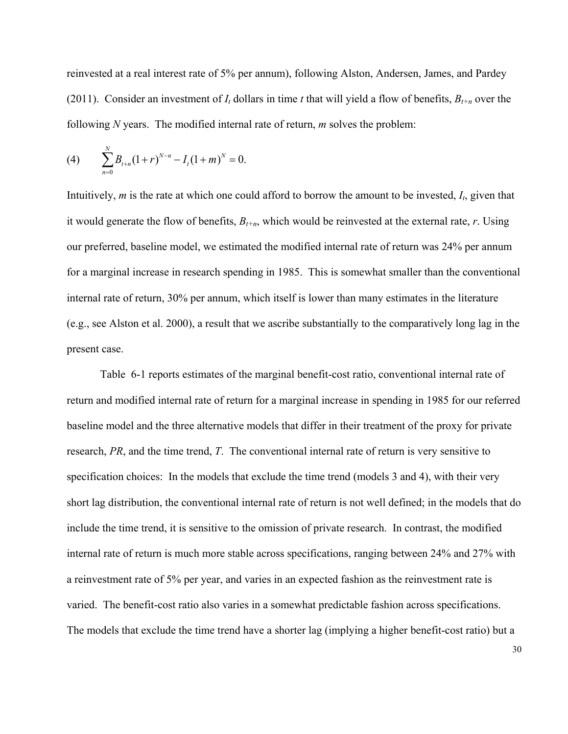reinvested at a real interest rate of 5% per annum), following Alston, Andersen, James, and Pardey (2011). Consider an investment of $I_t$ dollars in time $t$ that will yield a flow of benefits, $B_{t+n}$ over the following $N$ years. The modified internal rate of return, $m$ solves the problem:

$$(4) \qquad \sum_{n=0}^{N} B_{t+n}(1+r)^{N-n} - I_t(1+m)^N = 0.$$

Intuitively, $m$ is the rate at which one could afford to borrow the amount to be invested, $I_t$, given that it would generate the flow of benefits, $B_{t+n}$, which would be reinvested at the external rate, $r$. Using our preferred, baseline model, we estimated the modified internal rate of return was 24% per annum for a marginal increase in research spending in 1985. This is somewhat smaller than the conventional internal rate of return, 30% per annum, which itself is lower than many estimates in the literature (e.g., see Alston et al. 2000), a result that we ascribe substantially to the comparatively long lag in the present case.

Table 6-1 reports estimates of the marginal benefit-cost ratio, conventional internal rate of return and modified internal rate of return for a marginal increase in spending in 1985 for our referred baseline model and the three alternative models that differ in their treatment of the proxy for private research, $PR$, and the time trend, $T$. The conventional internal rate of return is very sensitive to specification choices: In the models that exclude the time trend (models 3 and 4), with their very short lag distribution, the conventional internal rate of return is not well defined; in the models that do include the time trend, it is sensitive to the omission of private research. In contrast, the modified internal rate of return is much more stable across specifications, ranging between 24% and 27% with a reinvestment rate of 5% per year, and varies in an expected fashion as the reinvestment rate is varied. The benefit-cost ratio also varies in a somewhat predictable fashion across specifications. The models that exclude the time trend have a shorter lag (implying a higher benefit-cost ratio) but a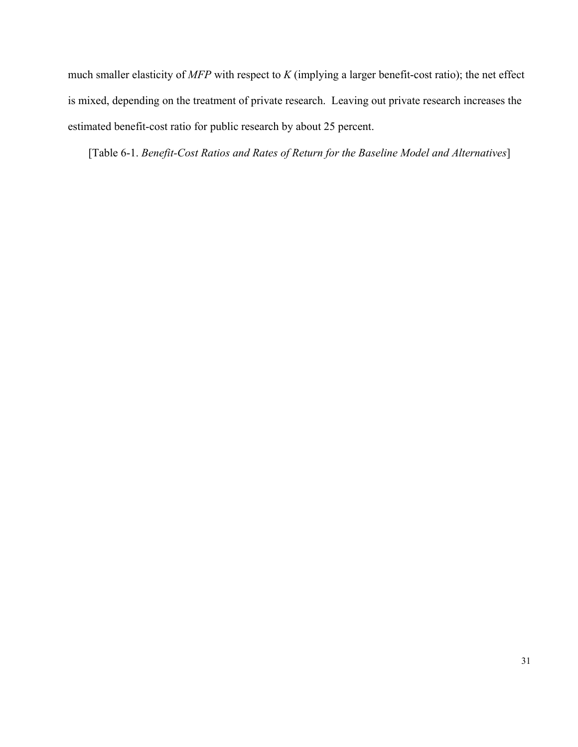much smaller elasticity of *MFP* with respect to *K* (implying a larger benefit-cost ratio); the net effect is mixed, depending on the treatment of private research. Leaving out private research increases the estimated benefit-cost ratio for public research by about 25 percent.

[Table 6-1. *Benefit-Cost Ratios and Rates of Return for the Baseline Model and Alternatives*]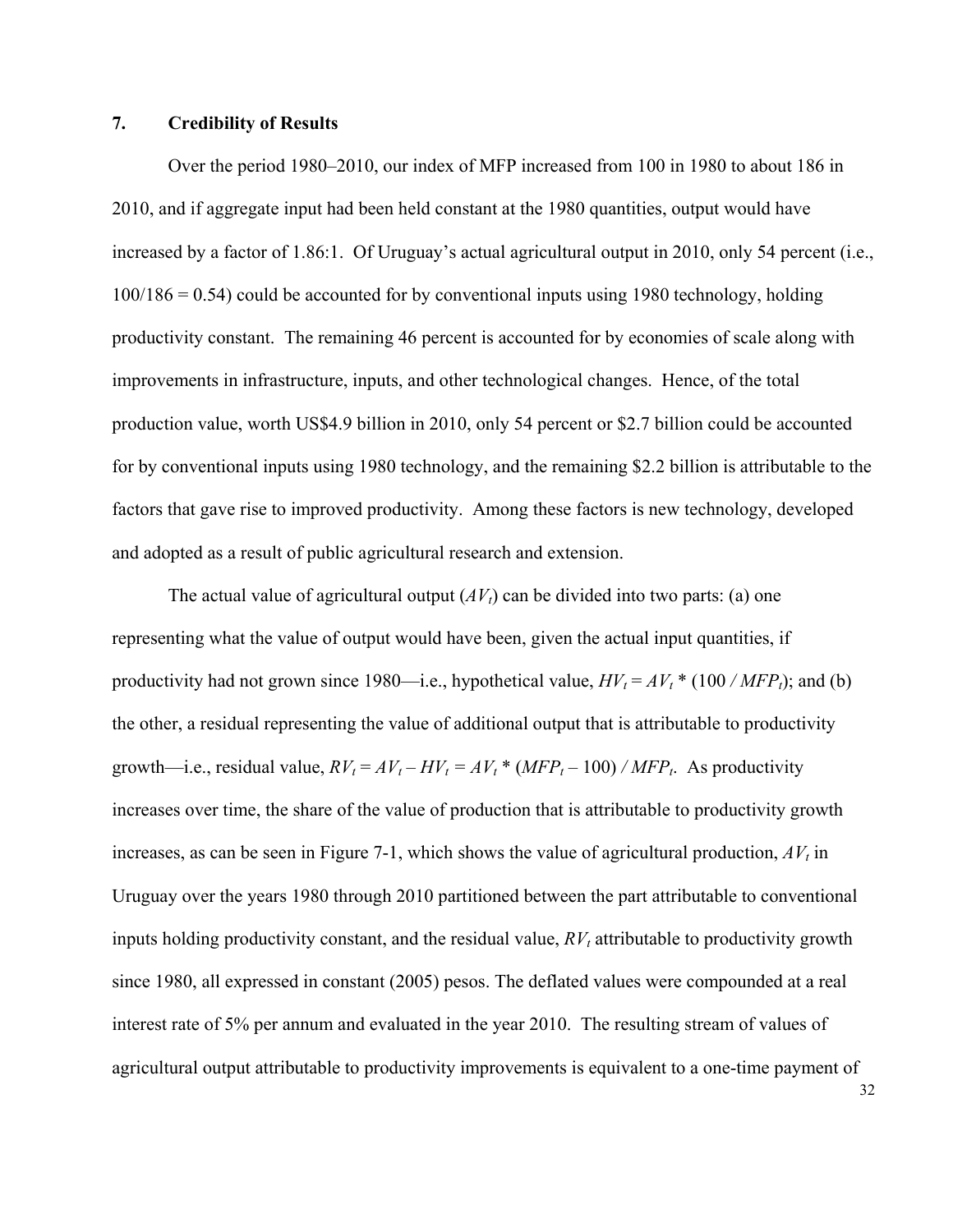## 7. Credibility of Results

Over the period 1980–2010, our index of MFP increased from 100 in 1980 to about 186 in 2010, and if aggregate input had been held constant at the 1980 quantities, output would have increased by a factor of 1.86:1. Of Uruguay's actual agricultural output in 2010, only 54 percent (i.e., 100/186 = 0.54) could be accounted for by conventional inputs using 1980 technology, holding productivity constant. The remaining 46 percent is accounted for by economies of scale along with improvements in infrastructure, inputs, and other technological changes. Hence, of the total production value, worth US$4.9 billion in 2010, only 54 percent or $2.7 billion could be accounted for by conventional inputs using 1980 technology, and the remaining $2.2 billion is attributable to the factors that gave rise to improved productivity. Among these factors is new technology, developed and adopted as a result of public agricultural research and extension.

The actual value of agricultural output ($AV_t$) can be divided into two parts: (a) one representing what the value of output would have been, given the actual input quantities, if productivity had not grown since 1980—i.e., hypothetical value, $HV_t = AV_t * (100 / MFP_t)$; and (b) the other, a residual representing the value of additional output that is attributable to productivity growth—i.e., residual value, $RV_t = AV_t - HV_t = AV_t * (MFP_t - 100) / MFP_t$. As productivity increases over time, the share of the value of production that is attributable to productivity growth increases, as can be seen in Figure 7-1, which shows the value of agricultural production, $AV_t$ in Uruguay over the years 1980 through 2010 partitioned between the part attributable to conventional inputs holding productivity constant, and the residual value, $RV_t$ attributable to productivity growth since 1980, all expressed in constant (2005) pesos. The deflated values were compounded at a real interest rate of 5% per annum and evaluated in the year 2010. The resulting stream of values of agricultural output attributable to productivity improvements is equivalent to a one-time payment of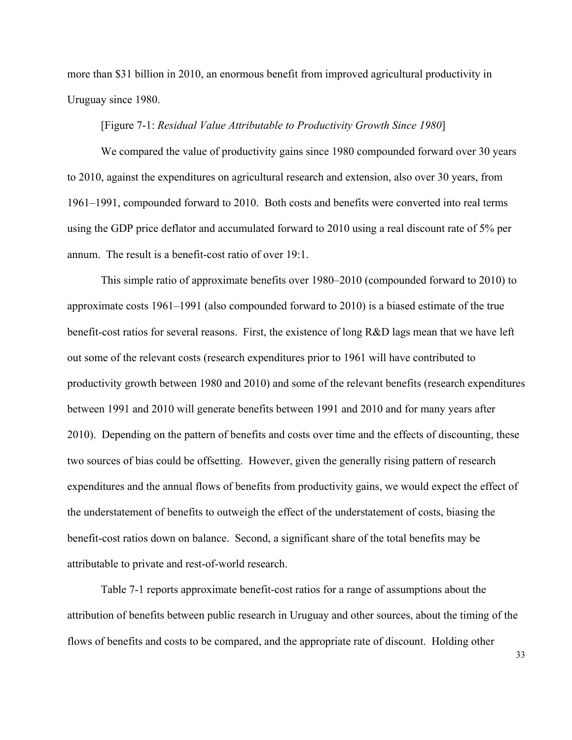more than $31 billion in 2010, an enormous benefit from improved agricultural productivity in Uruguay since 1980.

[Figure 7-1: *Residual Value Attributable to Productivity Growth Since 1980*]

We compared the value of productivity gains since 1980 compounded forward over 30 years to 2010, against the expenditures on agricultural research and extension, also over 30 years, from 1961–1991, compounded forward to 2010. Both costs and benefits were converted into real terms using the GDP price deflator and accumulated forward to 2010 using a real discount rate of 5% per annum. The result is a benefit-cost ratio of over 19:1.

This simple ratio of approximate benefits over 1980–2010 (compounded forward to 2010) to approximate costs 1961–1991 (also compounded forward to 2010) is a biased estimate of the true benefit-cost ratios for several reasons. First, the existence of long R&D lags mean that we have left out some of the relevant costs (research expenditures prior to 1961 will have contributed to productivity growth between 1980 and 2010) and some of the relevant benefits (research expenditures between 1991 and 2010 will generate benefits between 1991 and 2010 and for many years after 2010). Depending on the pattern of benefits and costs over time and the effects of discounting, these two sources of bias could be offsetting. However, given the generally rising pattern of research expenditures and the annual flows of benefits from productivity gains, we would expect the effect of the understatement of benefits to outweigh the effect of the understatement of costs, biasing the benefit-cost ratios down on balance. Second, a significant share of the total benefits may be attributable to private and rest-of-world research.

Table 7-1 reports approximate benefit-cost ratios for a range of assumptions about the attribution of benefits between public research in Uruguay and other sources, about the timing of the flows of benefits and costs to be compared, and the appropriate rate of discount. Holding other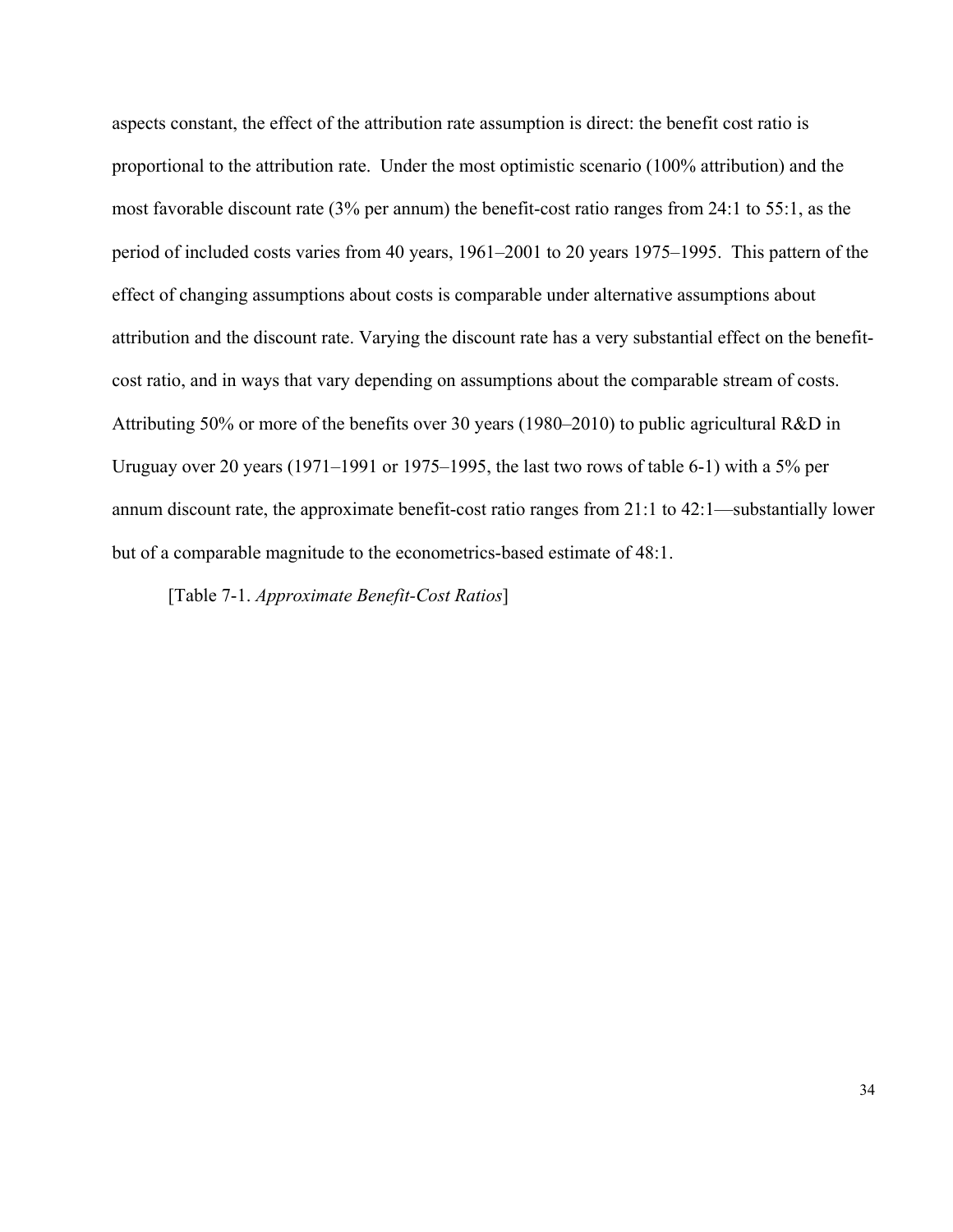aspects constant, the effect of the attribution rate assumption is direct: the benefit cost ratio is proportional to the attribution rate. Under the most optimistic scenario (100% attribution) and the most favorable discount rate (3% per annum) the benefit-cost ratio ranges from 24:1 to 55:1, as the period of included costs varies from 40 years, 1961–2001 to 20 years 1975–1995. This pattern of the effect of changing assumptions about costs is comparable under alternative assumptions about attribution and the discount rate. Varying the discount rate has a very substantial effect on the benefit-cost ratio, and in ways that vary depending on assumptions about the comparable stream of costs. Attributing 50% or more of the benefits over 30 years (1980–2010) to public agricultural R&D in Uruguay over 20 years (1971–1991 or 1975–1995, the last two rows of table 6-1) with a 5% per annum discount rate, the approximate benefit-cost ratio ranges from 21:1 to 42:1—substantially lower but of a comparable magnitude to the econometrics-based estimate of 48:1.

[Table 7-1. *Approximate Benefit-Cost Ratios*]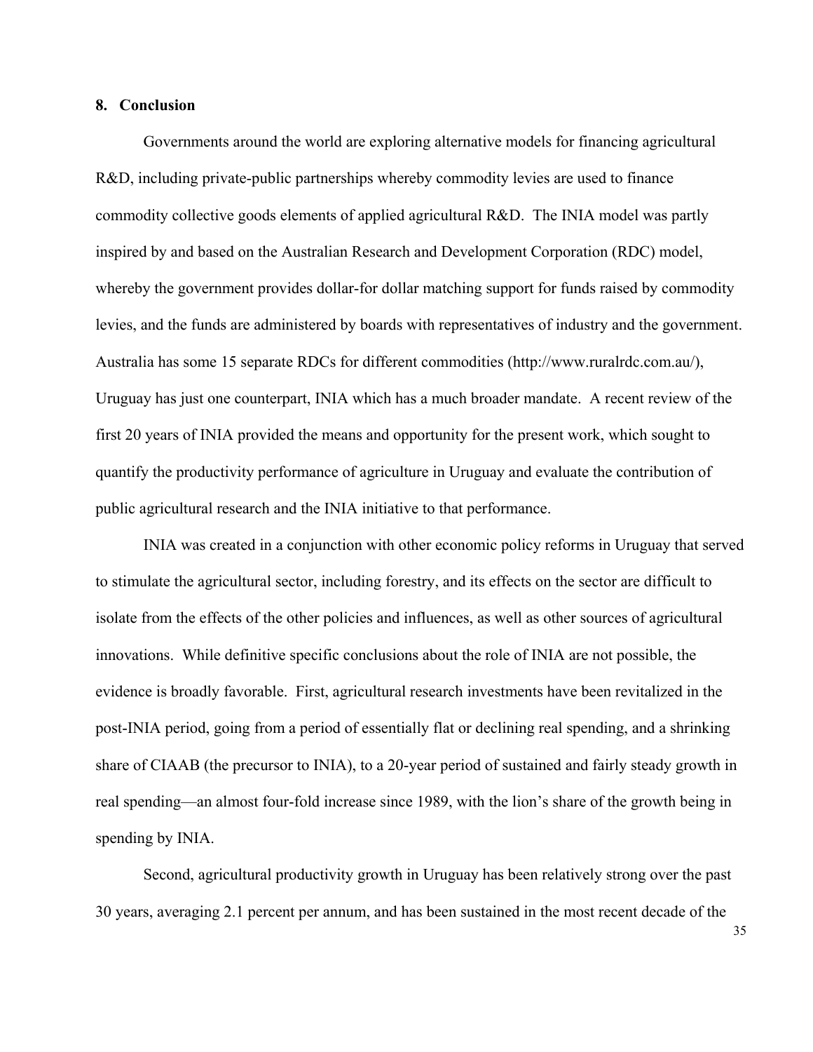## 8. Conclusion

Governments around the world are exploring alternative models for financing agricultural R&D, including private-public partnerships whereby commodity levies are used to finance commodity collective goods elements of applied agricultural R&D. The INIA model was partly inspired by and based on the Australian Research and Development Corporation (RDC) model, whereby the government provides dollar-for dollar matching support for funds raised by commodity levies, and the funds are administered by boards with representatives of industry and the government. Australia has some 15 separate RDCs for different commodities (http://www.ruralrdc.com.au/), Uruguay has just one counterpart, INIA which has a much broader mandate. A recent review of the first 20 years of INIA provided the means and opportunity for the present work, which sought to quantify the productivity performance of agriculture in Uruguay and evaluate the contribution of public agricultural research and the INIA initiative to that performance.

INIA was created in a conjunction with other economic policy reforms in Uruguay that served to stimulate the agricultural sector, including forestry, and its effects on the sector are difficult to isolate from the effects of the other policies and influences, as well as other sources of agricultural innovations. While definitive specific conclusions about the role of INIA are not possible, the evidence is broadly favorable. First, agricultural research investments have been revitalized in the post-INIA period, going from a period of essentially flat or declining real spending, and a shrinking share of CIAAB (the precursor to INIA), to a 20-year period of sustained and fairly steady growth in real spending—an almost four-fold increase since 1989, with the lion's share of the growth being in spending by INIA.

Second, agricultural productivity growth in Uruguay has been relatively strong over the past 30 years, averaging 2.1 percent per annum, and has been sustained in the most recent decade of the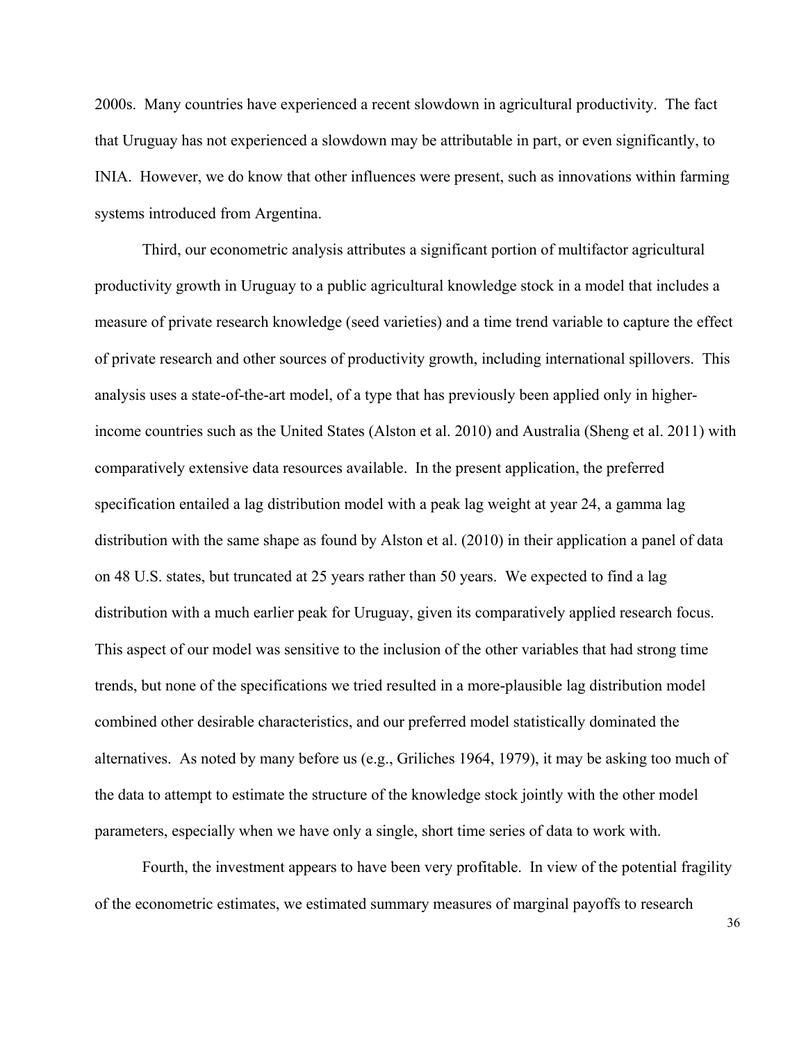2000s. Many countries have experienced a recent slowdown in agricultural productivity. The fact that Uruguay has not experienced a slowdown may be attributable in part, or even significantly, to INIA. However, we do know that other influences were present, such as innovations within farming systems introduced from Argentina.

Third, our econometric analysis attributes a significant portion of multifactor agricultural productivity growth in Uruguay to a public agricultural knowledge stock in a model that includes a measure of private research knowledge (seed varieties) and a time trend variable to capture the effect of private research and other sources of productivity growth, including international spillovers. This analysis uses a state-of-the-art model, of a type that has previously been applied only in higher-income countries such as the United States (Alston et al. 2010) and Australia (Sheng et al. 2011) with comparatively extensive data resources available. In the present application, the preferred specification entailed a lag distribution model with a peak lag weight at year 24, a gamma lag distribution with the same shape as found by Alston et al. (2010) in their application a panel of data on 48 U.S. states, but truncated at 25 years rather than 50 years. We expected to find a lag distribution with a much earlier peak for Uruguay, given its comparatively applied research focus. This aspect of our model was sensitive to the inclusion of the other variables that had strong time trends, but none of the specifications we tried resulted in a more-plausible lag distribution model combined other desirable characteristics, and our preferred model statistically dominated the alternatives. As noted by many before us (e.g., Griliches 1964, 1979), it may be asking too much of the data to attempt to estimate the structure of the knowledge stock jointly with the other model parameters, especially when we have only a single, short time series of data to work with.

Fourth, the investment appears to have been very profitable. In view of the potential fragility of the econometric estimates, we estimated summary measures of marginal payoffs to research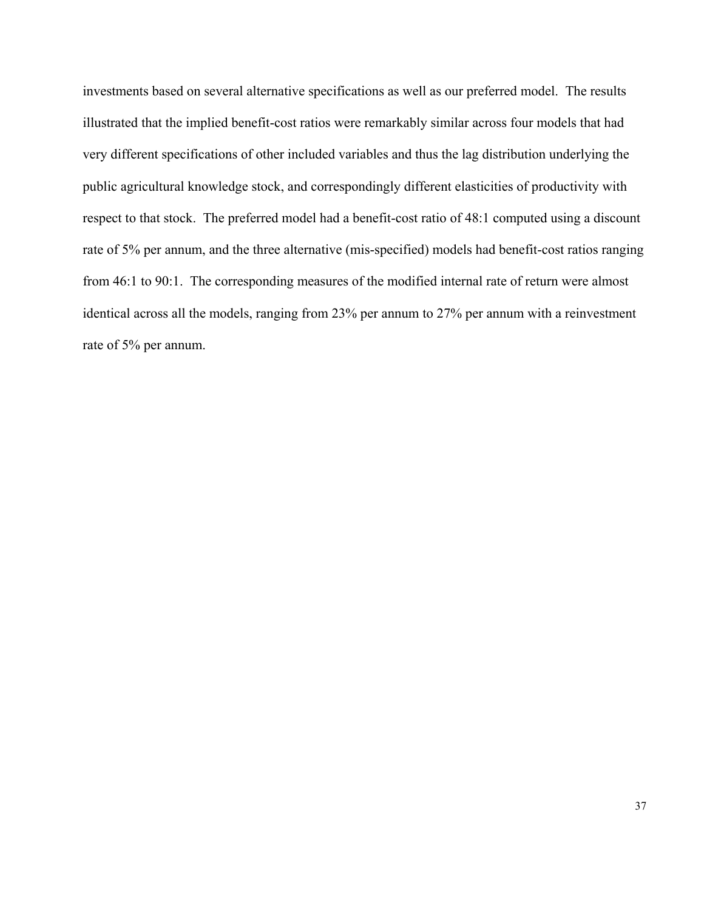investments based on several alternative specifications as well as our preferred model. The results illustrated that the implied benefit-cost ratios were remarkably similar across four models that had very different specifications of other included variables and thus the lag distribution underlying the public agricultural knowledge stock, and correspondingly different elasticities of productivity with respect to that stock. The preferred model had a benefit-cost ratio of 48:1 computed using a discount rate of 5% per annum, and the three alternative (mis-specified) models had benefit-cost ratios ranging from 46:1 to 90:1. The corresponding measures of the modified internal rate of return were almost identical across all the models, ranging from 23% per annum to 27% per annum with a reinvestment rate of 5% per annum.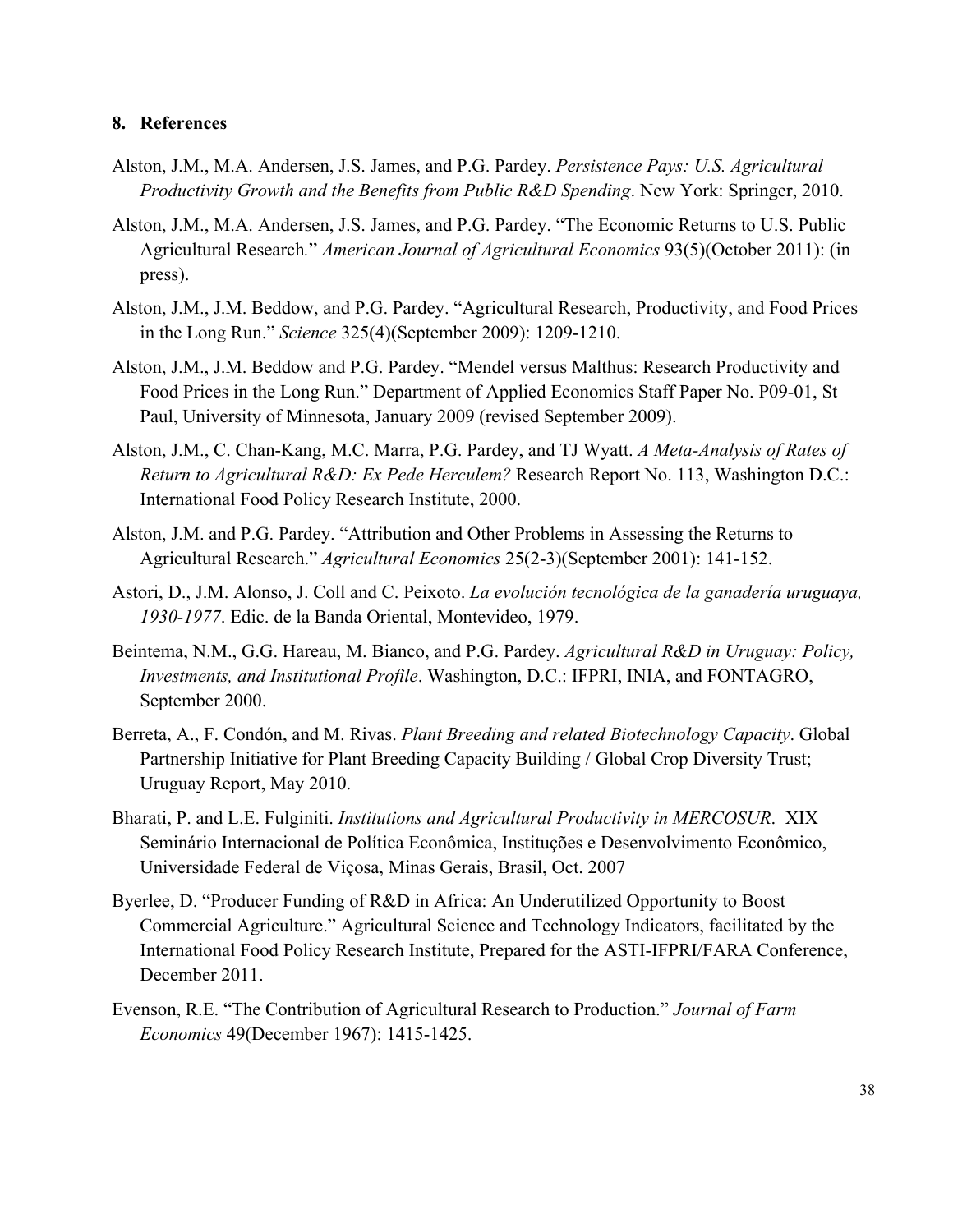## 8. References

Alston, J.M., M.A. Andersen, J.S. James, and P.G. Pardey. *Persistence Pays: U.S. Agricultural Productivity Growth and the Benefits from Public R&D Spending*. New York: Springer, 2010.

Alston, J.M., M.A. Andersen, J.S. James, and P.G. Pardey. "The Economic Returns to U.S. Public Agricultural Research." *American Journal of Agricultural Economics* 93(5)(October 2011): (in press).

Alston, J.M., J.M. Beddow, and P.G. Pardey. "Agricultural Research, Productivity, and Food Prices in the Long Run." *Science* 325(4)(September 2009): 1209-1210.

Alston, J.M., J.M. Beddow and P.G. Pardey. "Mendel versus Malthus: Research Productivity and Food Prices in the Long Run." Department of Applied Economics Staff Paper No. P09-01, St Paul, University of Minnesota, January 2009 (revised September 2009).

Alston, J.M., C. Chan-Kang, M.C. Marra, P.G. Pardey, and TJ Wyatt. *A Meta-Analysis of Rates of Return to Agricultural R&D: Ex Pede Herculem?* Research Report No. 113, Washington D.C.: International Food Policy Research Institute, 2000.

Alston, J.M. and P.G. Pardey. "Attribution and Other Problems in Assessing the Returns to Agricultural Research." *Agricultural Economics* 25(2-3)(September 2001): 141-152.

Astori, D., J.M. Alonso, J. Coll and C. Peixoto. *La evolución tecnológica de la ganadería uruguaya, 1930-1977*. Edic. de la Banda Oriental, Montevideo, 1979.

Beintema, N.M., G.G. Hareau, M. Bianco, and P.G. Pardey. *Agricultural R&D in Uruguay: Policy, Investments, and Institutional Profile*. Washington, D.C.: IFPRI, INIA, and FONTAGRO, September 2000.

Berreta, A., F. Condón, and M. Rivas. *Plant Breeding and related Biotechnology Capacity*. Global Partnership Initiative for Plant Breeding Capacity Building / Global Crop Diversity Trust; Uruguay Report, May 2010.

Bharati, P. and L.E. Fulginiti. *Institutions and Agricultural Productivity in MERCOSUR*. XIX Seminário Internacional de Política Econômica, Instituções e Desenvolvimento Econômico, Universidade Federal de Viçosa, Minas Gerais, Brasil, Oct. 2007

Byerlee, D. "Producer Funding of R&D in Africa: An Underutilized Opportunity to Boost Commercial Agriculture." Agricultural Science and Technology Indicators, facilitated by the International Food Policy Research Institute, Prepared for the ASTI-IFPRI/FARA Conference, December 2011.

Evenson, R.E. "The Contribution of Agricultural Research to Production." *Journal of Farm Economics* 49(December 1967): 1415-1425.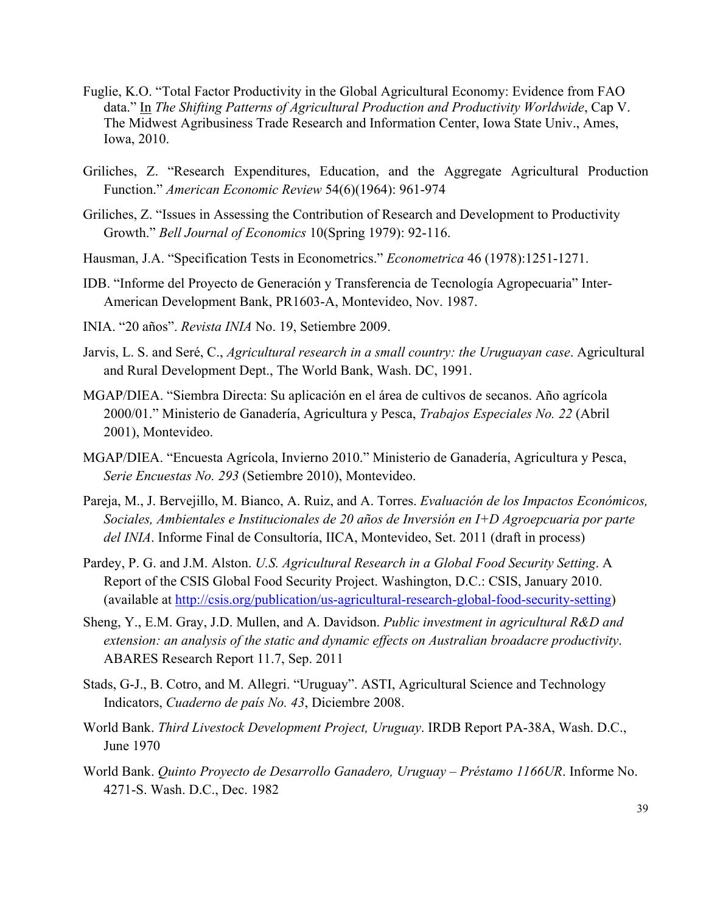Fuglie, K.O. "Total Factor Productivity in the Global Agricultural Economy: Evidence from FAO data." In *The Shifting Patterns of Agricultural Production and Productivity Worldwide*, Cap V. The Midwest Agribusiness Trade Research and Information Center, Iowa State Univ., Ames, Iowa, 2010.

Griliches, Z. "Research Expenditures, Education, and the Aggregate Agricultural Production Function." *American Economic Review* 54(6)(1964): 961-974

Griliches, Z. "Issues in Assessing the Contribution of Research and Development to Productivity Growth." *Bell Journal of Economics* 10(Spring 1979): 92-116.

Hausman, J.A. "Specification Tests in Econometrics." *Econometrica* 46 (1978):1251-1271.

IDB. "Informe del Proyecto de Generación y Transferencia de Tecnología Agropecuaria" Inter-American Development Bank, PR1603-A, Montevideo, Nov. 1987.

INIA. "20 años". *Revista INIA* No. 19, Setiembre 2009.

Jarvis, L. S. and Seré, C., *Agricultural research in a small country: the Uruguayan case*. Agricultural and Rural Development Dept., The World Bank, Wash. DC, 1991.

MGAP/DIEA. "Siembra Directa: Su aplicación en el área de cultivos de secanos. Año agrícola 2000/01." Ministerio de Ganadería, Agricultura y Pesca, *Trabajos Especiales No. 22* (Abril 2001), Montevideo.

MGAP/DIEA. "Encuesta Agrícola, Invierno 2010." Ministerio de Ganadería, Agricultura y Pesca, *Serie Encuestas No. 293* (Setiembre 2010), Montevideo.

Pareja, M., J. Bervejillo, M. Bianco, A. Ruiz, and A. Torres. *Evaluación de los Impactos Económicos, Sociales, Ambientales e Institucionales de 20 años de Inversión en I+D Agroepcuaria por parte del INIA*. Informe Final de Consultoría, IICA, Montevideo, Set. 2011 (draft in process)

Pardey, P. G. and J.M. Alston. *U.S. Agricultural Research in a Global Food Security Setting*. A Report of the CSIS Global Food Security Project. Washington, D.C.: CSIS, January 2010. (available at http://csis.org/publication/us-agricultural-research-global-food-security-setting)

Sheng, Y., E.M. Gray, J.D. Mullen, and A. Davidson. *Public investment in agricultural R&D and extension: an analysis of the static and dynamic effects on Australian broadacre productivity*. ABARES Research Report 11.7, Sep. 2011

Stads, G-J., B. Cotro, and M. Allegri. "Uruguay". ASTI, Agricultural Science and Technology Indicators, *Cuaderno de país No. 43*, Diciembre 2008.

World Bank. *Third Livestock Development Project, Uruguay*. IRDB Report PA-38A, Wash. D.C., June 1970

World Bank. *Quinto Proyecto de Desarrollo Ganadero, Uruguay – Préstamo 1166UR*. Informe No. 4271-S. Wash. D.C., Dec. 1982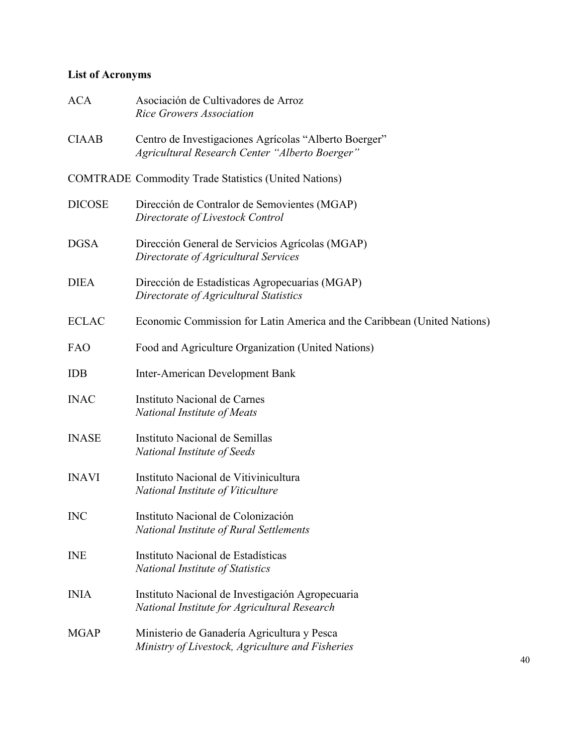**List of Acronyms**

| | |
|---|---|
| ACA | Asociación de Cultivadores de Arroz<br>*Rice Growers Association* |
| CIAAB | Centro de Investigaciones Agrícolas "Alberto Boerger"<br>*Agricultural Research Center "Alberto Boerger"* |
| COMTRADE | Commodity Trade Statistics (United Nations) |
| DICOSE | Dirección de Contralor de Semovientes (MGAP)<br>*Directorate of Livestock Control* |
| DGSA | Dirección General de Servicios Agrícolas (MGAP)<br>*Directorate of Agricultural Services* |
| DIEA | Dirección de Estadísticas Agropecuarias (MGAP)<br>*Directorate of Agricultural Statistics* |
| ECLAC | Economic Commission for Latin America and the Caribbean (United Nations) |
| FAO | Food and Agriculture Organization (United Nations) |
| IDB | Inter-American Development Bank |
| INAC | Instituto Nacional de Carnes<br>*National Institute of Meats* |
| INASE | Instituto Nacional de Semillas<br>*National Institute of Seeds* |
| INAVI | Instituto Nacional de Vitivinicultura<br>*National Institute of Viticulture* |
| INC | Instituto Nacional de Colonización<br>*National Institute of Rural Settlements* |
| INE | Instituto Nacional de Estadísticas<br>*National Institute of Statistics* |
| INIA | Instituto Nacional de Investigación Agropecuaria<br>*National Institute for Agricultural Research* |
| MGAP | Ministerio de Ganadería Agricultura y Pesca<br>*Ministry of Livestock, Agriculture and Fisheries* |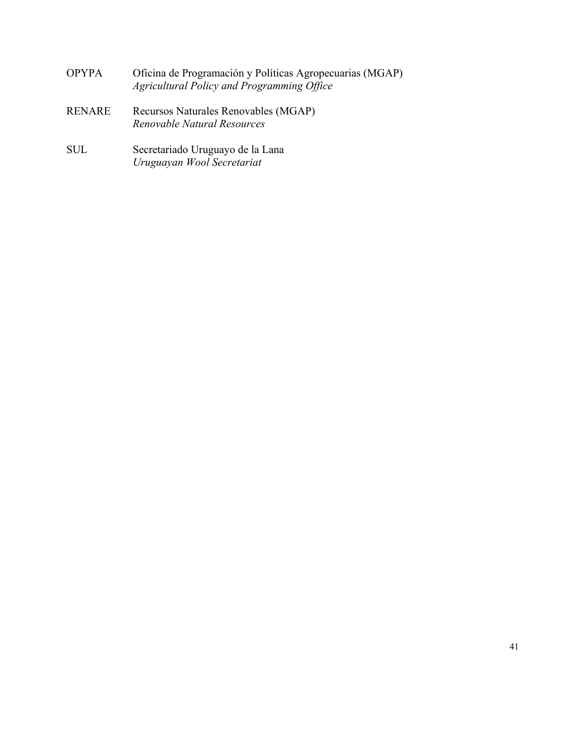OPYPA Oficina de Programación y Políticas Agropecuarias (MGAP)
*Agricultural Policy and Programming Office*

RENARE Recursos Naturales Renovables (MGAP)
*Renewable Natural Resources*

SUL Secretariado Uruguayo de la Lana
*Uruguayan Wool Secretariat*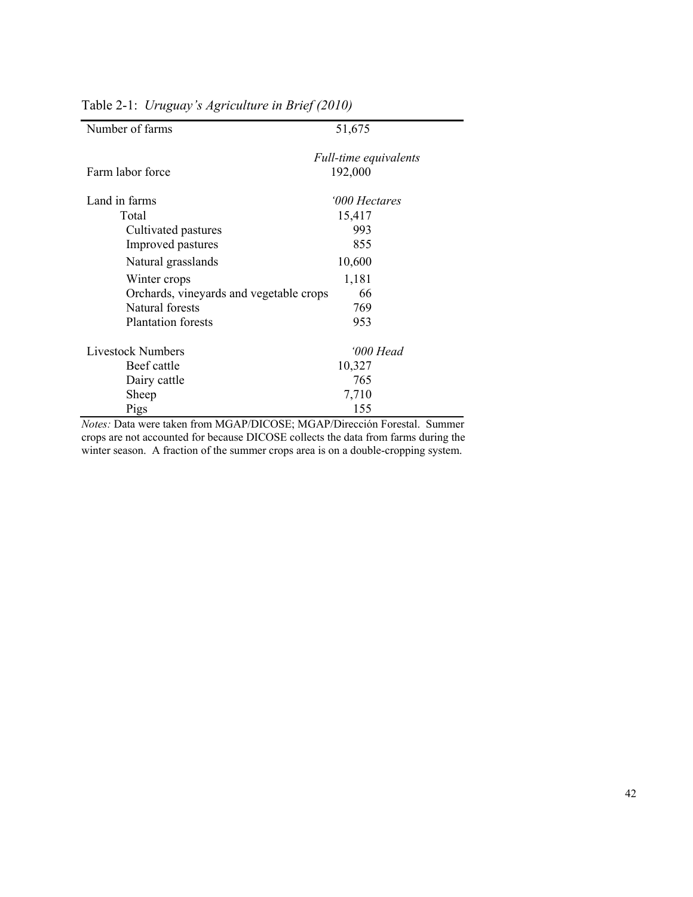Table 2-1: *Uruguay's Agriculture in Brief (2010)*

| | |
|---|---|
| Number of farms | 51,675 |
| | *Full-time equivalents* |
| Farm labor force | 192,000 |
| Land in farms | *'000 Hectares* |
| Total | 15,417 |
| Cultivated pastures | 993 |
| Improved pastures | 855 |
| Natural grasslands | 10,600 |
| Winter crops | 1,181 |
| Orchards, vineyards and vegetable crops | 66 |
| Natural forests | 769 |
| Plantation forests | 953 |
| Livestock Numbers | *'000 Head* |
| Beef cattle | 10,327 |
| Dairy cattle | 765 |
| Sheep | 7,710 |
| Pigs | 155 |

*Notes:* Data were taken from MGAP/DICOSE; MGAP/Dirección Forestal. Summer crops are not accounted for because DICOSE collects the data from farms during the winter season. A fraction of the summer crops area is on a double-cropping system.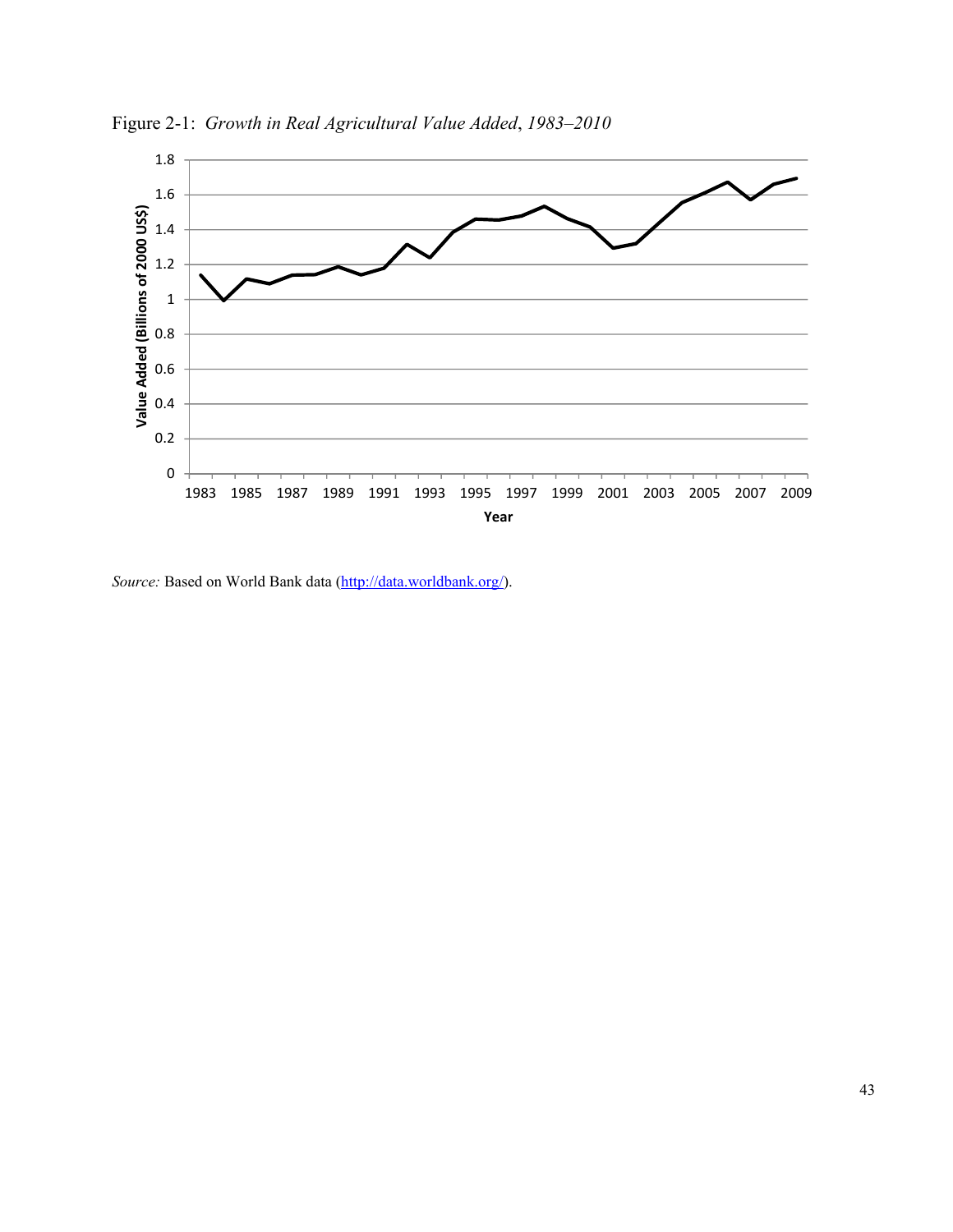Figure 2-1: *Growth in Real Agricultural Value Added, 1983–2010*

*Source:* Based on World Bank data (http://data.worldbank.org/).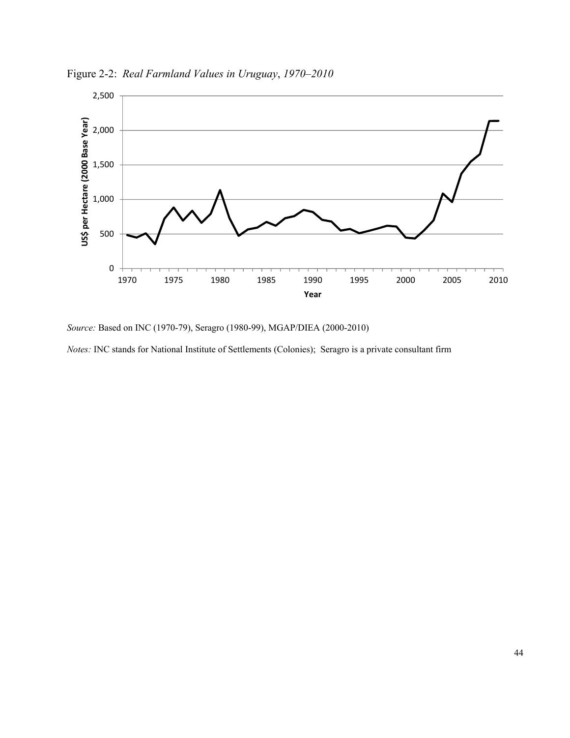Figure 2-2: *Real Farmland Values in Uruguay, 1970–2010*

*Source:* Based on INC (1970-79), Seragro (1980-99), MGAP/DIEA (2000-2010)

*Notes:* INC stands for National Institute of Settlements (Colonies); Seragro is a private consultant firm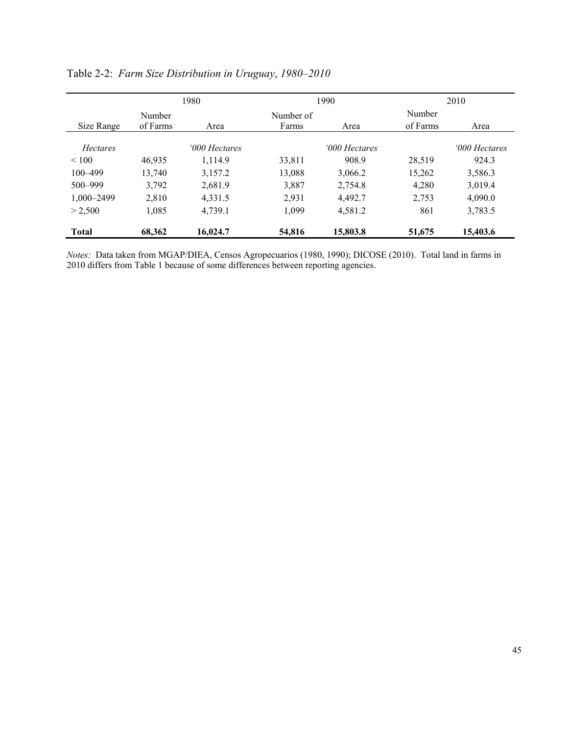Table 2-2: *Farm Size Distribution in Uruguay*, *1980–2010*

| | 1980 | | 1990 | | 2010 | |
|---|---|---|---|---|---|---|
| Size Range | Number of Farms | Area | Number of Farms | Area | Number of Farms | Area |
| *Hectares* | | *'000 Hectares* | | *'000 Hectares* | | *'000 Hectares* |
| < 100 | 46,935 | 1,114.9 | 33,811 | 908.9 | 28,519 | 924.3 |
| 100–499 | 13,740 | 3,157.2 | 13,088 | 3,066.2 | 15,262 | 3,586.3 |
| 500–999 | 3,792 | 2,681.9 | 3,887 | 2,754.8 | 4,280 | 3,019.4 |
| 1,000–2499 | 2,810 | 4,331.5 | 2,931 | 4,492.7 | 2,753 | 4,090.0 |
| > 2,500 | 1,085 | 4,739.1 | 1,099 | 4,581.2 | 861 | 3,783.5 |
| **Total** | **68,362** | **16,024.7** | **54,816** | **15,803.8** | **51,675** | **15,403.6** |

*Notes:* Data taken from MGAP/DIEA, Censos Agropecuarios (1980, 1990); DICOSE (2010). Total land in farms in 2010 differs from Table 1 because of some differences between reporting agencies.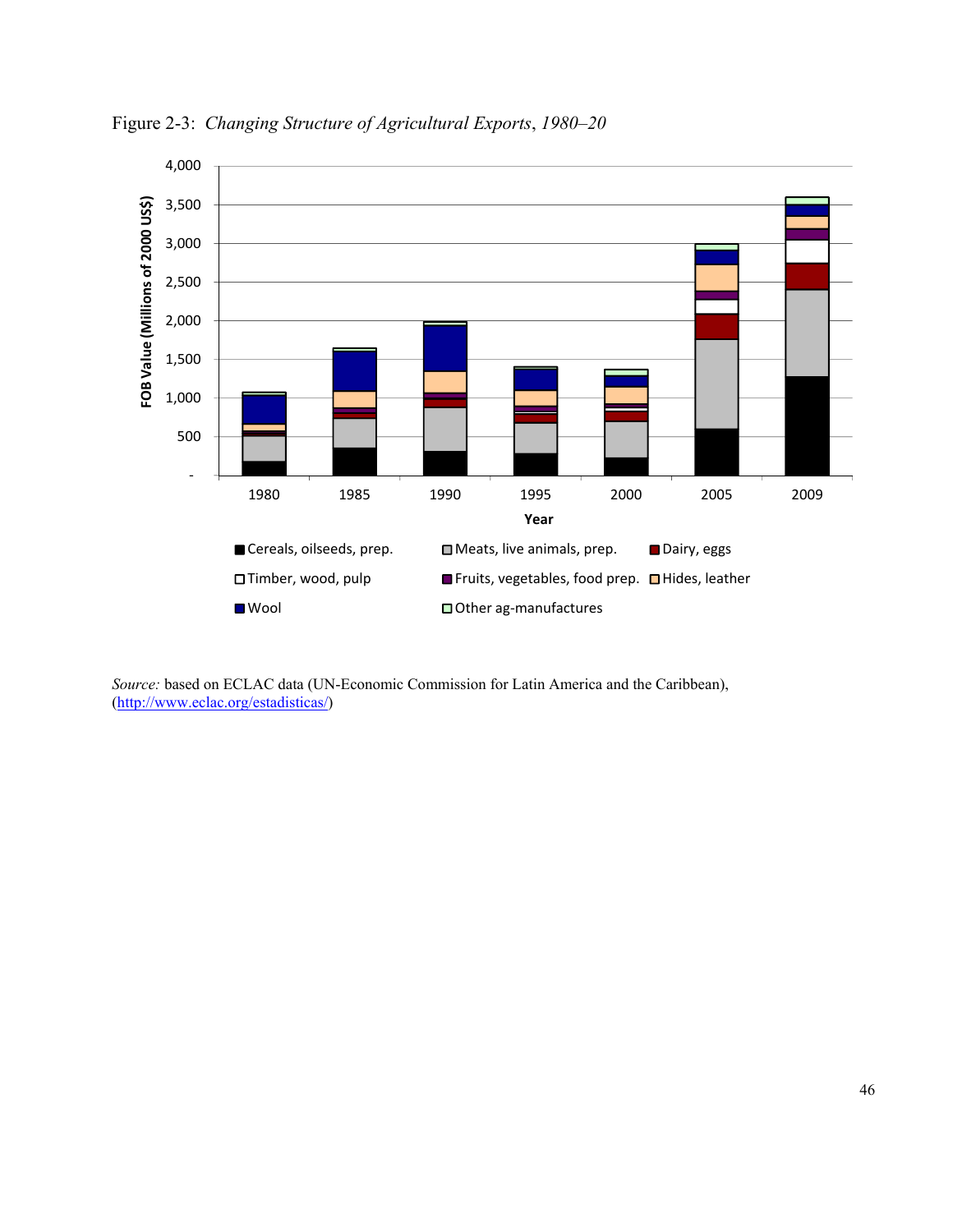Figure 2-3: *Changing Structure of Agricultural Exports*, *1980–20*

*Source:* based on ECLAC data (UN-Economic Commission for Latin America and the Caribbean), (http://www.eclac.org/estadisticas/)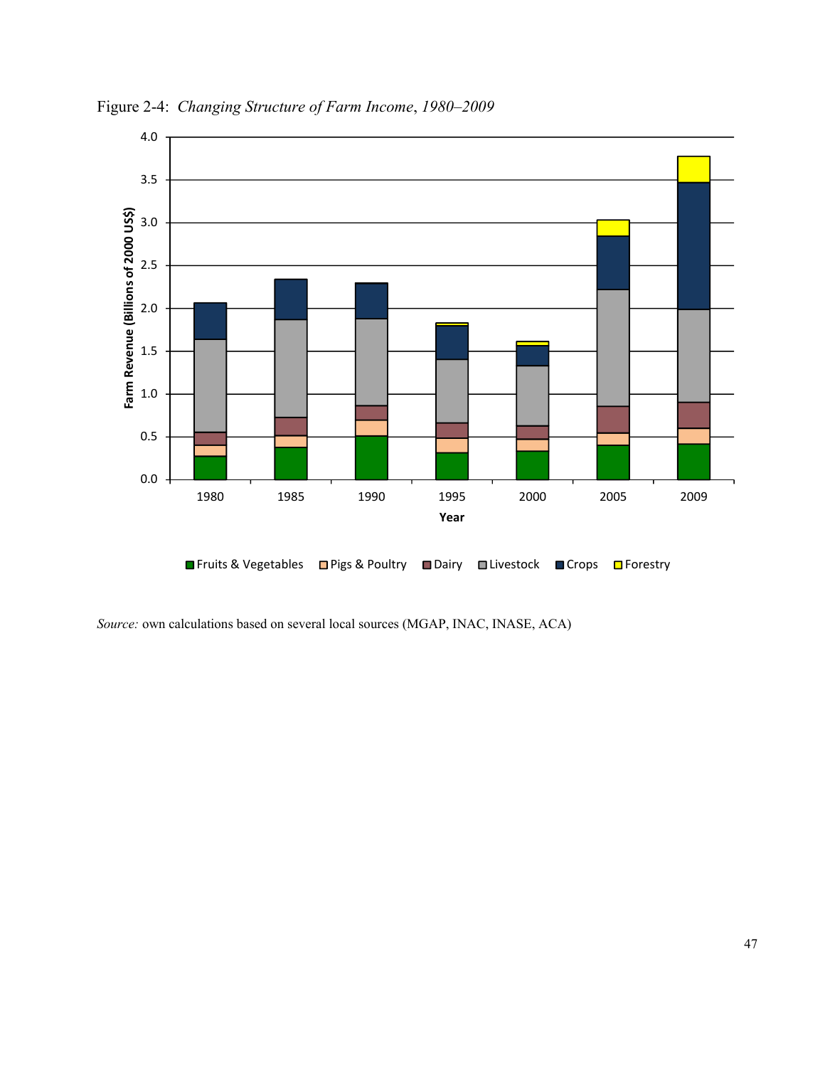Figure 2-4: *Changing Structure of Farm Income, 1980–2009*

*Source:* own calculations based on several local sources (MGAP, INAC, INASE, ACA)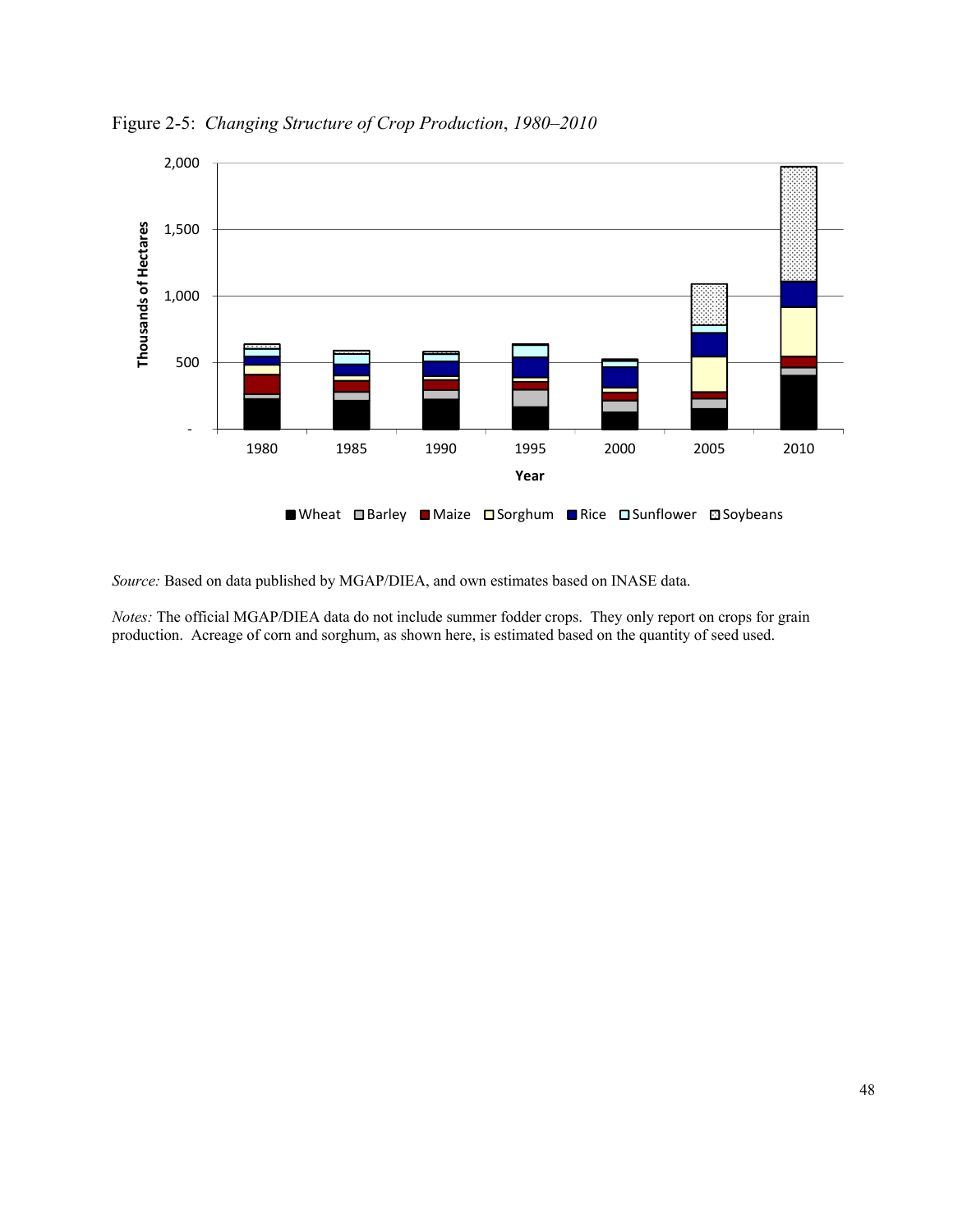Figure 2-5: *Changing Structure of Crop Production, 1980–2010*

*Source:* Based on data published by MGAP/DIEA, and own estimates based on INASE data.

*Notes:* The official MGAP/DIEA data do not include summer fodder crops. They only report on crops for grain production. Acreage of corn and sorghum, as shown here, is estimated based on the quantity of seed used.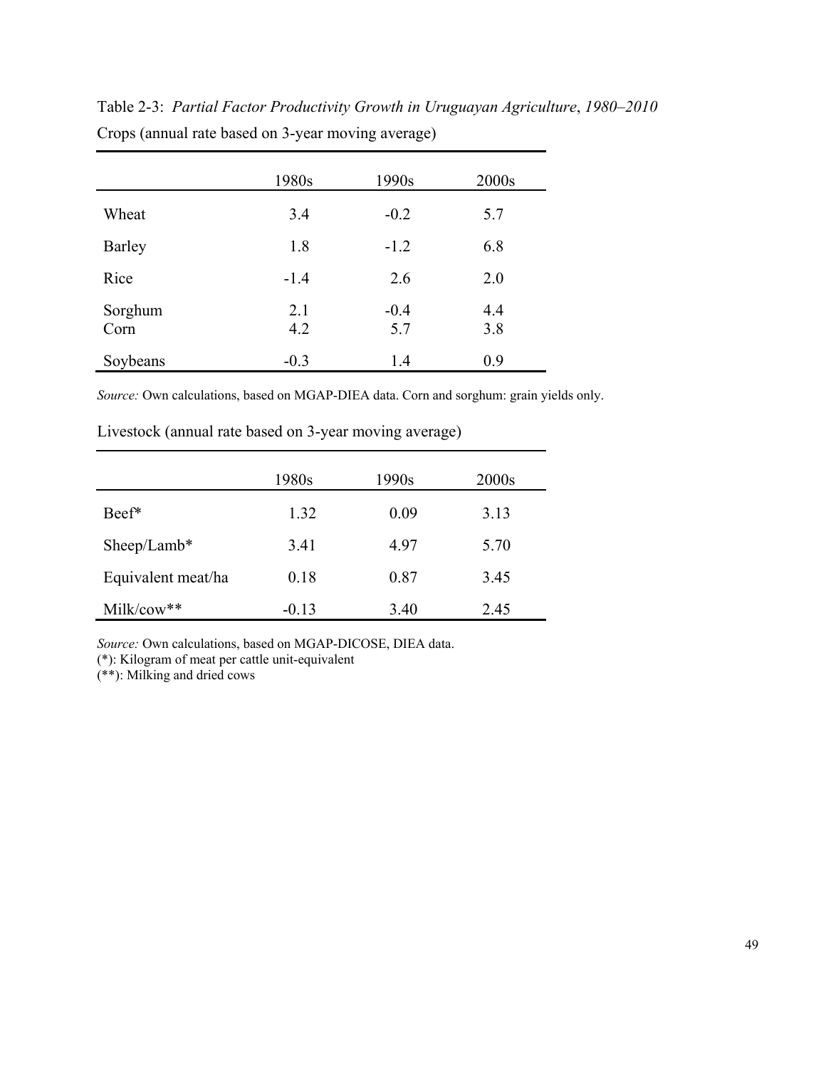Table 2-3: *Partial Factor Productivity Growth in Uruguayan Agriculture*, *1980–2010*

Crops (annual rate based on 3-year moving average)

| | 1980s | 1990s | 2000s |
|---|---|---|---|
| Wheat | 3.4 | -0.2 | 5.7 |
| Barley | 1.8 | -1.2 | 6.8 |
| Rice | -1.4 | 2.6 | 2.0 |
| Sorghum | 2.1 | -0.4 | 4.4 |
| Corn | 4.2 | 5.7 | 3.8 |
| Soybeans | -0.3 | 1.4 | 0.9 |

*Source:* Own calculations, based on MGAP-DIEA data. Corn and sorghum: grain yields only.

Livestock (annual rate based on 3-year moving average)

| | 1980s | 1990s | 2000s |
|---|---|---|---|
| Beef* | 1.32 | 0.09 | 3.13 |
| Sheep/Lamb* | 3.41 | 4.97 | 5.70 |
| Equivalent meat/ha | 0.18 | 0.87 | 3.45 |
| Milk/cow** | -0.13 | 3.40 | 2.45 |

*Source:* Own calculations, based on MGAP-DICOSE, DIEA data.
(*): Kilogram of meat per cattle unit-equivalent
(**): Milking and dried cows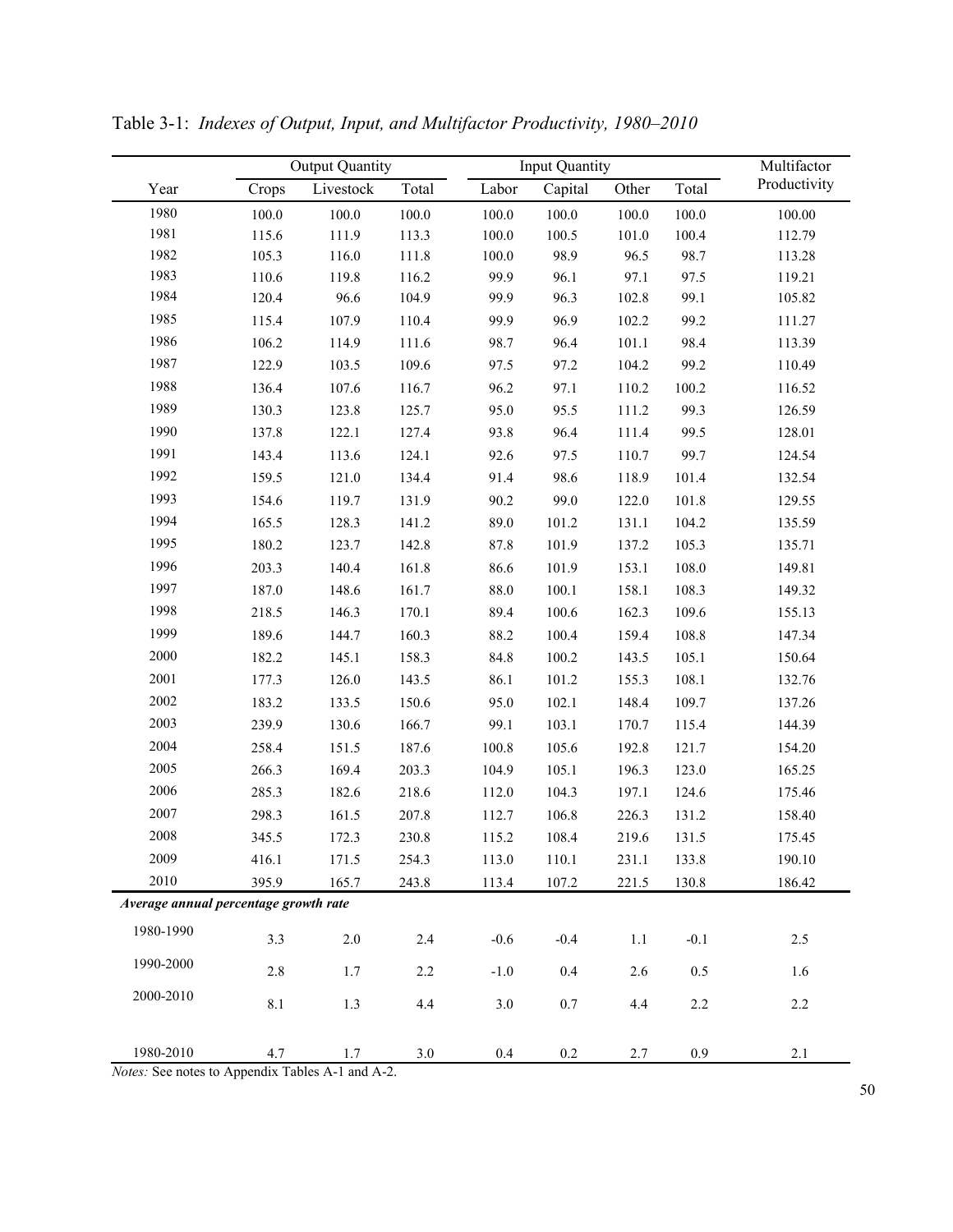Table 3-1: *Indexes of Output, Input, and Multifactor Productivity, 1980–2010*

| | Output Quantity | | | Input Quantity | | | | Multifactor |
|---|---|---|---|---|---|---|---|---|
| Year | Crops | Livestock | Total | Labor | Capital | Other | Total | Productivity |
| 1980 | 100.0 | 100.0 | 100.0 | 100.0 | 100.0 | 100.0 | 100.0 | 100.00 |
| 1981 | 115.6 | 111.9 | 113.3 | 100.0 | 100.5 | 101.0 | 100.4 | 112.79 |
| 1982 | 105.3 | 116.0 | 111.8 | 100.0 | 98.9 | 96.5 | 98.7 | 113.28 |
| 1983 | 110.6 | 119.8 | 116.2 | 99.9 | 96.1 | 97.1 | 97.5 | 119.21 |
| 1984 | 120.4 | 96.6 | 104.9 | 99.9 | 96.3 | 102.8 | 99.1 | 105.82 |
| 1985 | 115.4 | 107.9 | 110.4 | 99.9 | 96.9 | 102.2 | 99.2 | 111.27 |
| 1986 | 106.2 | 114.9 | 111.6 | 98.7 | 96.4 | 101.1 | 98.4 | 113.39 |
| 1987 | 122.9 | 103.5 | 109.6 | 97.5 | 97.2 | 104.2 | 99.2 | 110.49 |
| 1988 | 136.4 | 107.6 | 116.7 | 96.2 | 97.1 | 110.2 | 100.2 | 116.52 |
| 1989 | 130.3 | 123.8 | 125.7 | 95.0 | 95.5 | 111.2 | 99.3 | 126.59 |
| 1990 | 137.8 | 122.1 | 127.4 | 93.8 | 96.4 | 111.4 | 99.5 | 128.01 |
| 1991 | 143.4 | 113.6 | 124.1 | 92.6 | 97.5 | 110.7 | 99.7 | 124.54 |
| 1992 | 159.5 | 121.0 | 134.4 | 91.4 | 98.6 | 118.9 | 101.4 | 132.54 |
| 1993 | 154.6 | 119.7 | 131.9 | 90.2 | 99.0 | 122.0 | 101.8 | 129.55 |
| 1994 | 165.5 | 128.3 | 141.2 | 89.0 | 101.2 | 131.1 | 104.2 | 135.59 |
| 1995 | 180.2 | 123.7 | 142.8 | 87.8 | 101.9 | 137.2 | 105.3 | 135.71 |
| 1996 | 203.3 | 140.4 | 161.8 | 86.6 | 101.9 | 153.1 | 108.0 | 149.81 |
| 1997 | 187.0 | 148.6 | 161.7 | 88.0 | 100.1 | 158.1 | 108.3 | 149.32 |
| 1998 | 218.5 | 146.3 | 170.1 | 89.4 | 100.6 | 162.3 | 109.6 | 155.13 |
| 1999 | 189.6 | 144.7 | 160.3 | 88.2 | 100.4 | 159.4 | 108.8 | 147.34 |
| 2000 | 182.2 | 145.1 | 158.3 | 84.8 | 100.2 | 143.5 | 105.1 | 150.64 |
| 2001 | 177.3 | 126.0 | 143.5 | 86.1 | 101.2 | 155.3 | 108.1 | 132.76 |
| 2002 | 183.2 | 133.5 | 150.6 | 95.0 | 102.1 | 148.4 | 109.7 | 137.26 |
| 2003 | 239.9 | 130.6 | 166.7 | 99.1 | 103.1 | 170.7 | 115.4 | 144.39 |
| 2004 | 258.4 | 151.5 | 187.6 | 100.8 | 105.6 | 192.8 | 121.7 | 154.20 |
| 2005 | 266.3 | 169.4 | 203.3 | 104.9 | 105.1 | 196.3 | 123.0 | 165.25 |
| 2006 | 285.3 | 182.6 | 218.6 | 112.0 | 104.3 | 197.1 | 124.6 | 175.46 |
| 2007 | 298.3 | 161.5 | 207.8 | 112.7 | 106.8 | 226.3 | 131.2 | 158.40 |
| 2008 | 345.5 | 172.3 | 230.8 | 115.2 | 108.4 | 219.6 | 131.5 | 175.45 |
| 2009 | 416.1 | 171.5 | 254.3 | 113.0 | 110.1 | 231.1 | 133.8 | 190.10 |
| 2010 | 395.9 | 165.7 | 243.8 | 113.4 | 107.2 | 221.5 | 130.8 | 186.42 |
| ***Average annual percentage growth rate*** | | | | | | | | |
| 1980-1990 | 3.3 | 2.0 | 2.4 | -0.6 | -0.4 | 1.1 | -0.1 | 2.5 |
| 1990-2000 | 2.8 | 1.7 | 2.2 | -1.0 | 0.4 | 2.6 | 0.5 | 1.6 |
| 2000-2010 | 8.1 | 1.3 | 4.4 | 3.0 | 0.7 | 4.4 | 2.2 | 2.2 |
| 1980-2010 | 4.7 | 1.7 | 3.0 | 0.4 | 0.2 | 2.7 | 0.9 | 2.1 |

*Notes:* See notes to Appendix Tables A-1 and A-2.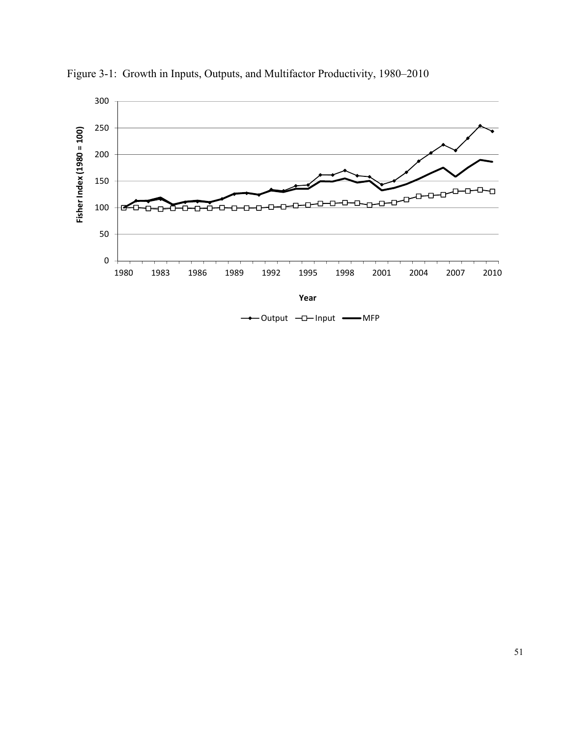Figure 3-1: Growth in Inputs, Outputs, and Multifactor Productivity, 1980–2010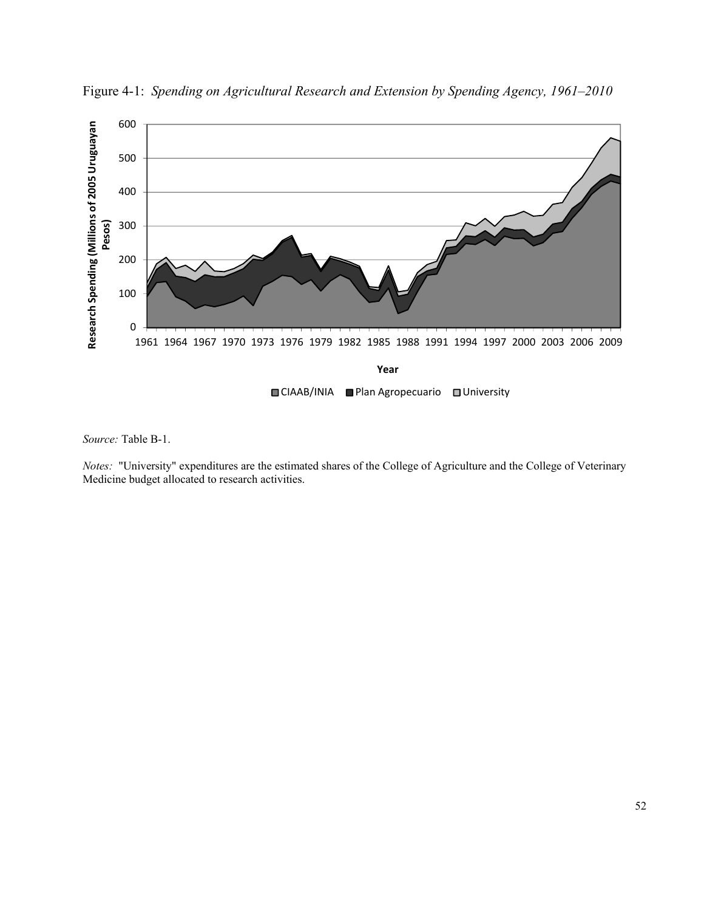Figure 4-1: *Spending on Agricultural Research and Extension by Spending Agency, 1961–2010*

*Source:* Table B-1.

*Notes:* "University" expenditures are the estimated shares of the College of Agriculture and the College of Veterinary Medicine budget allocated to research activities.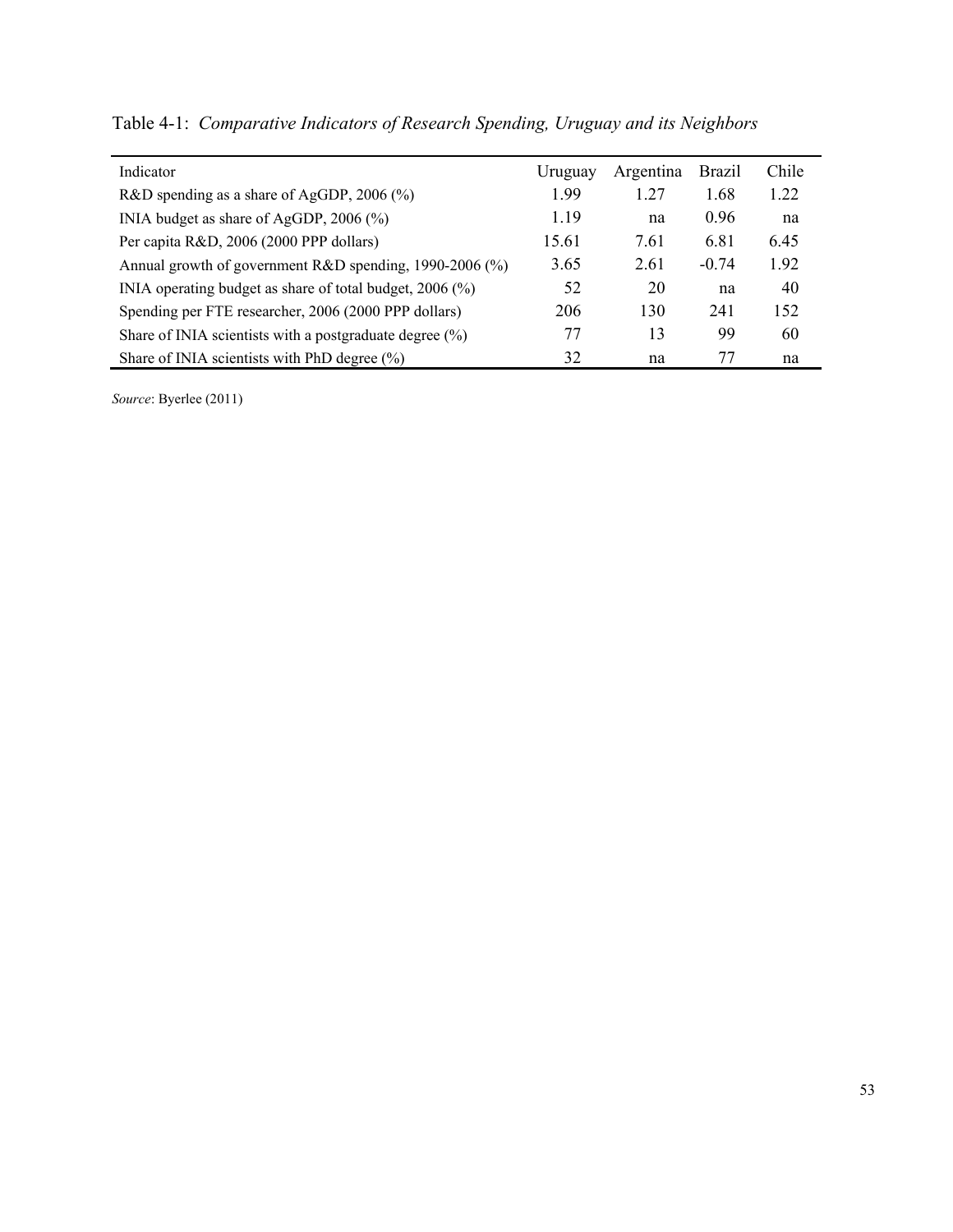Table 4-1: *Comparative Indicators of Research Spending, Uruguay and its Neighbors*

| Indicator | Uruguay | Argentina | Brazil | Chile |
|---|---|---|---|---|
| R&D spending as a share of AgGDP, 2006 (%) | 1.99 | 1.27 | 1.68 | 1.22 |
| INIA budget as share of AgGDP, 2006 (%) | 1.19 | na | 0.96 | na |
| Per capita R&D, 2006 (2000 PPP dollars) | 15.61 | 7.61 | 6.81 | 6.45 |
| Annual growth of government R&D spending, 1990-2006 (%) | 3.65 | 2.61 | -0.74 | 1.92 |
| INIA operating budget as share of total budget, 2006 (%) | 52 | 20 | na | 40 |
| Spending per FTE researcher, 2006 (2000 PPP dollars) | 206 | 130 | 241 | 152 |
| Share of INIA scientists with a postgraduate degree (%) | 77 | 13 | 99 | 60 |
| Share of INIA scientists with PhD degree (%) | 32 | na | 77 | na |

*Source*: Byerlee (2011)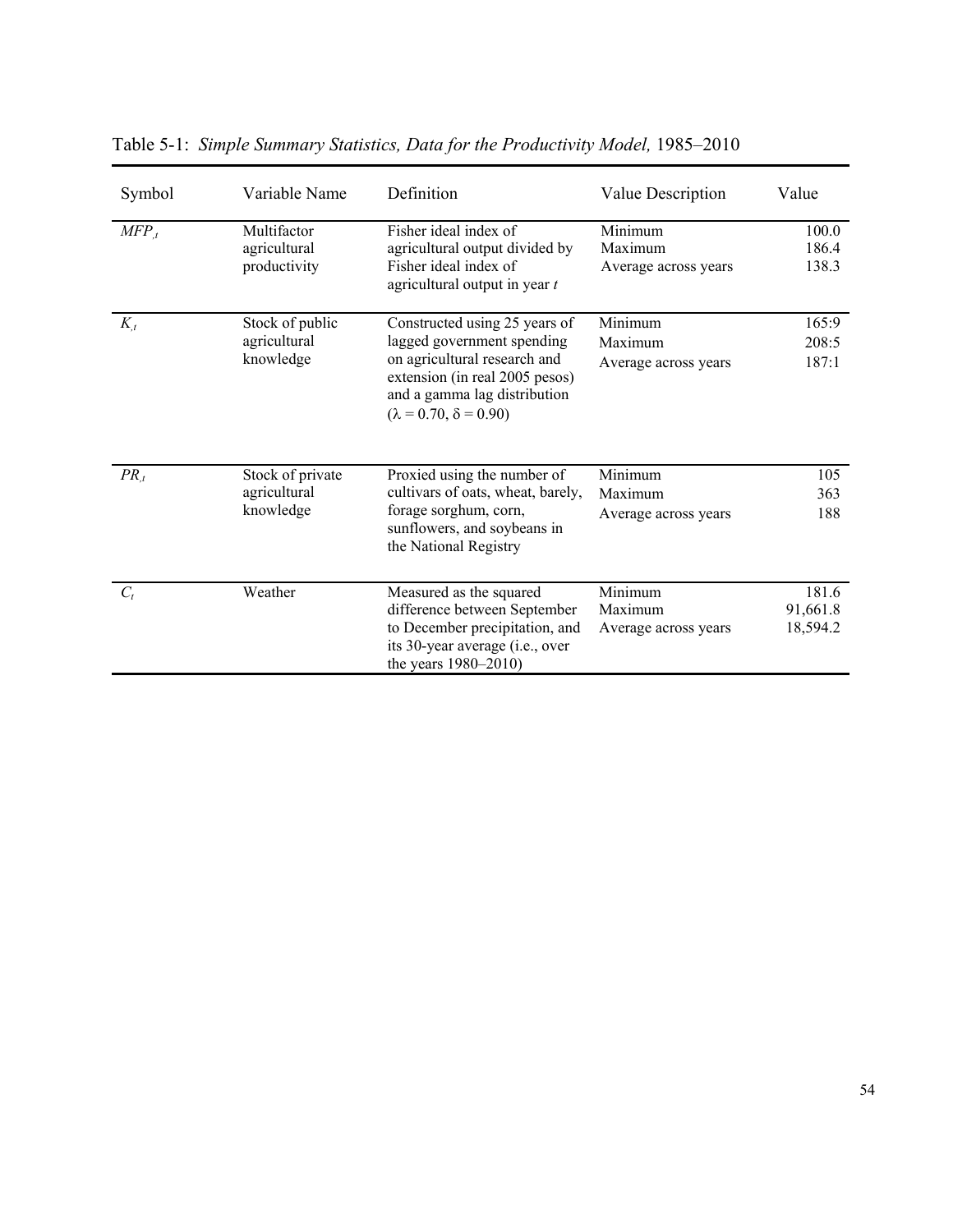Table 5-1: *Simple Summary Statistics, Data for the Productivity Model,* 1985–2010

| Symbol | Variable Name | Definition | Value Description | Value |
|---|---|---|---|---|
| $MFP_{,t}$ | Multifactor agricultural productivity | Fisher ideal index of agricultural output divided by Fisher ideal index of agricultural output in year *t* | Minimum<br>Maximum<br>Average across years | 100.0<br>186.4<br>138.3 |
| $K_{,t}$ | Stock of public agricultural knowledge | Constructed using 25 years of lagged government spending on agricultural research and extension (in real 2005 pesos) and a gamma lag distribution ($\lambda$ = 0.70, $\delta$ = 0.90) | Minimum<br>Maximum<br>Average across years | 165:9<br>208:5<br>187:1 |
| $PR_{,t}$ | Stock of private agricultural knowledge | Proxied using the number of cultivars of oats, wheat, barely, forage sorghum, corn, sunflowers, and soybeans in the National Registry | Minimum<br>Maximum<br>Average across years | 105<br>363<br>188 |
| $C_t$ | Weather | Measured as the squared difference between September to December precipitation, and its 30-year average (i.e., over the years 1980–2010) | Minimum<br>Maximum<br>Average across years | 181.6<br>91,661.8<br>18,594.2 |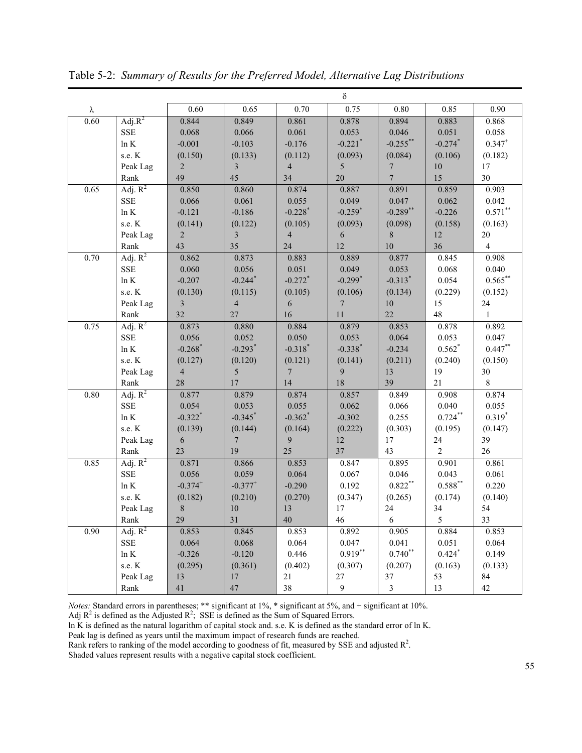Table 5-2: *Summary of Results for the Preferred Model, Alternative Lag Distributions*

| | | δ | | | | | | |
|---|---|---|---|---|---|---|---|---|
| λ | | 0.60 | 0.65 | 0.70 | 0.75 | 0.80 | 0.85 | 0.90 |
| 0.60 | Adj. $R^2$ | 0.844 | 0.849 | 0.861 | 0.878 | 0.894 | 0.883 | 0.868 |
| | SSE | 0.068 | 0.066 | 0.061 | 0.053 | 0.046 | 0.051 | 0.058 |
| | ln K | -0.001 | -0.103 | -0.176 | $-0.221^{*}$ | $-0.255^{**}$ | $-0.274^{*}$ | $0.347^{+}$ |
| | s.e. K | (0.150) | (0.133) | (0.112) | (0.093) | (0.084) | (0.106) | (0.182) |
| | Peak Lag | 2 | 3 | 4 | 5 | 7 | 10 | 17 |
| | Rank | 49 | 45 | 34 | 20 | 7 | 15 | 30 |
| 0.65 | Adj. $R^2$ | 0.850 | 0.860 | 0.874 | 0.887 | 0.891 | 0.859 | 0.903 |
| | SSE | 0.066 | 0.061 | 0.055 | 0.049 | 0.047 | 0.062 | 0.042 |
| | ln K | -0.121 | -0.186 | $-0.228^{*}$ | $-0.259^{*}$ | $-0.289^{**}$ | -0.226 | $0.571^{**}$ |
| | s.e. K | (0.141) | (0.122) | (0.105) | (0.093) | (0.098) | (0.158) | (0.163) |
| | Peak Lag | 2 | 3 | 4 | 6 | 8 | 12 | 20 |
| | Rank | 43 | 35 | 24 | 12 | 10 | 36 | 4 |
| 0.70 | Adj. $R^2$ | 0.862 | 0.873 | 0.883 | 0.889 | 0.877 | 0.845 | 0.908 |
| | SSE | 0.060 | 0.056 | 0.051 | 0.049 | 0.053 | 0.068 | 0.040 |
| | ln K | -0.207 | $-0.244^{*}$ | $-0.272^{*}$ | $-0.299^{*}$ | $-0.313^{*}$ | 0.054 | $0.565^{**}$ |
| | s.e. K | (0.130) | (0.115) | (0.105) | (0.106) | (0.134) | (0.229) | (0.152) |
| | Peak Lag | 3 | 4 | 6 | 7 | 10 | 15 | 24 |
| | Rank | 32 | 27 | 16 | 11 | 22 | 48 | 1 |
| 0.75 | Adj. $R^2$ | 0.873 | 0.880 | 0.884 | 0.879 | 0.853 | 0.878 | 0.892 |
| | SSE | 0.056 | 0.052 | 0.050 | 0.053 | 0.064 | 0.053 | 0.047 |
| | ln K | $-0.268^{*}$ | $-0.293^{*}$ | $-0.318^{*}$ | $-0.338^{*}$ | -0.234 | $0.562^{*}$ | $0.447^{**}$ |
| | s.e. K | (0.127) | (0.120) | (0.121) | (0.141) | (0.211) | (0.240) | (0.150) |
| | Peak Lag | 4 | 5 | 7 | 9 | 13 | 19 | 30 |
| | Rank | 28 | 17 | 14 | 18 | 39 | 21 | 8 |
| 0.80 | Adj. $R^2$ | 0.877 | 0.879 | 0.874 | 0.857 | 0.849 | 0.908 | 0.874 |
| | SSE | 0.054 | 0.053 | 0.055 | 0.062 | 0.066 | 0.040 | 0.055 |
| | ln K | $-0.322^{*}$ | $-0.345^{*}$ | $-0.362^{*}$ | -0.302 | 0.255 | $0.724^{**}$ | $0.319^{*}$ |
| | s.e. K | (0.139) | (0.144) | (0.164) | (0.222) | (0.303) | (0.195) | (0.147) |
| | Peak Lag | 6 | 7 | 9 | 12 | 17 | 24 | 39 |
| | Rank | 23 | 19 | 25 | 37 | 43 | 2 | 26 |
| 0.85 | Adj. $R^2$ | 0.871 | 0.866 | 0.853 | 0.847 | 0.895 | 0.901 | 0.861 |
| | SSE | 0.056 | 0.059 | 0.064 | 0.067 | 0.046 | 0.043 | 0.061 |
| | ln K | $-0.374^{+}$ | $-0.377^{+}$ | -0.290 | 0.192 | $0.822^{**}$ | $0.588^{**}$ | 0.220 |
| | s.e. K | (0.182) | (0.210) | (0.270) | (0.347) | (0.265) | (0.174) | (0.140) |
| | Peak Lag | 8 | 10 | 13 | 17 | 24 | 34 | 54 |
| | Rank | 29 | 31 | 40 | 46 | 6 | 5 | 33 |
| 0.90 | Adj. $R^2$ | 0.853 | 0.845 | 0.853 | 0.892 | 0.905 | 0.884 | 0.853 |
| | SSE | 0.064 | 0.068 | 0.064 | 0.047 | 0.041 | 0.051 | 0.064 |
| | ln K | -0.326 | -0.120 | 0.446 | $0.919^{**}$ | $0.740^{**}$ | $0.424^{*}$ | 0.149 |
| | s.e. K | (0.295) | (0.361) | (0.402) | (0.307) | (0.207) | (0.163) | (0.133) |
| | Peak Lag | 13 | 17 | 21 | 27 | 37 | 53 | 84 |
| | Rank | 41 | 47 | 38 | 9 | 3 | 13 | 42 |

*Notes:* Standard errors in parentheses; ** significant at 1%, * significant at 5%, and + significant at 10%.
Adj $R^2$ is defined as the Adjusted $R^2$; SSE is defined as the Sum of Squared Errors.
ln K is defined as the natural logarithm of capital stock and. s.e. K is defined as the standard error of ln K.
Peak lag is defined as years until the maximum impact of research funds are reached.
Rank refers to ranking of the model according to goodness of fit, measured by SSE and adjusted $R^2$.
Shaded values represent results with a negative capital stock coefficient.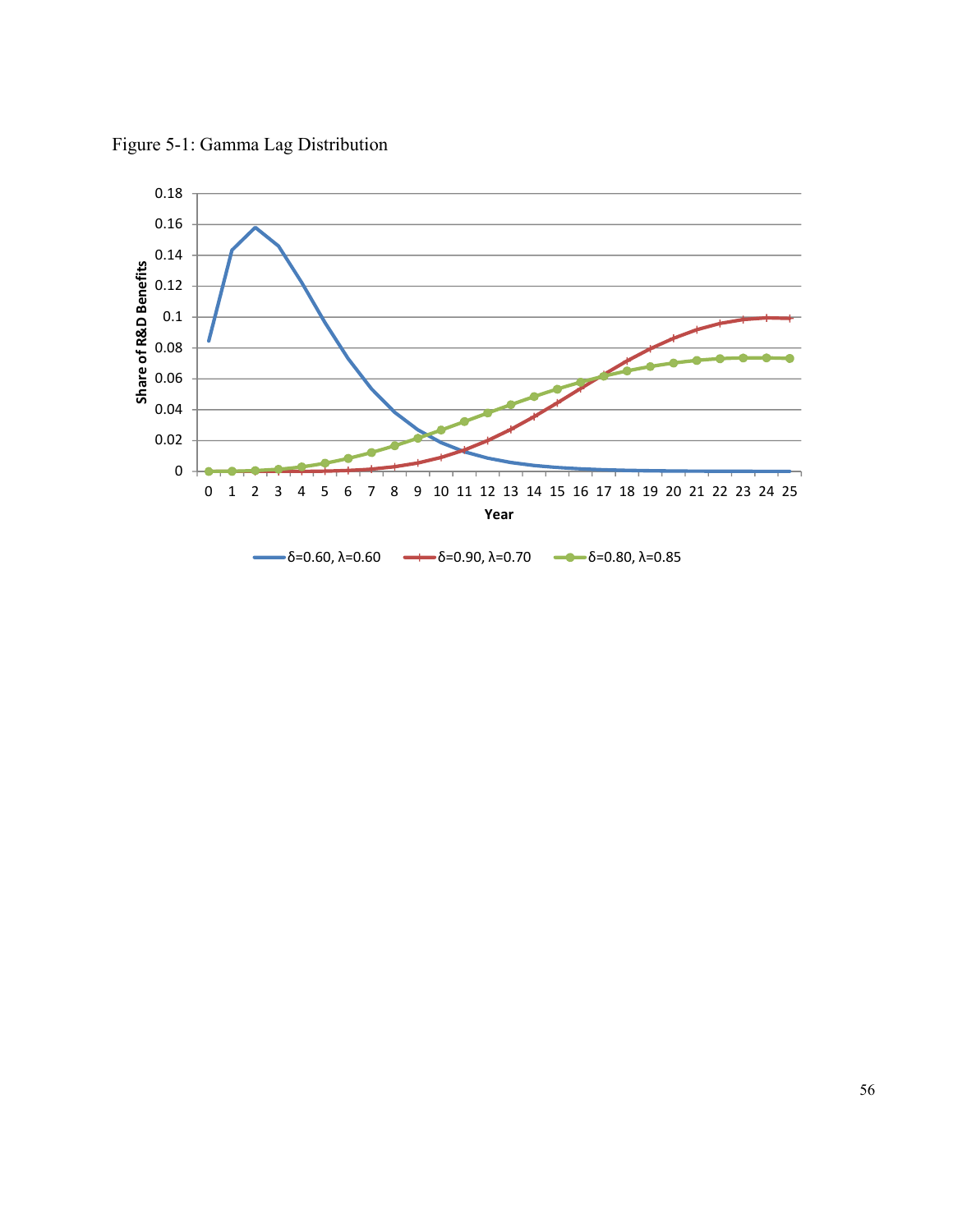Figure 5-1: Gamma Lag Distribution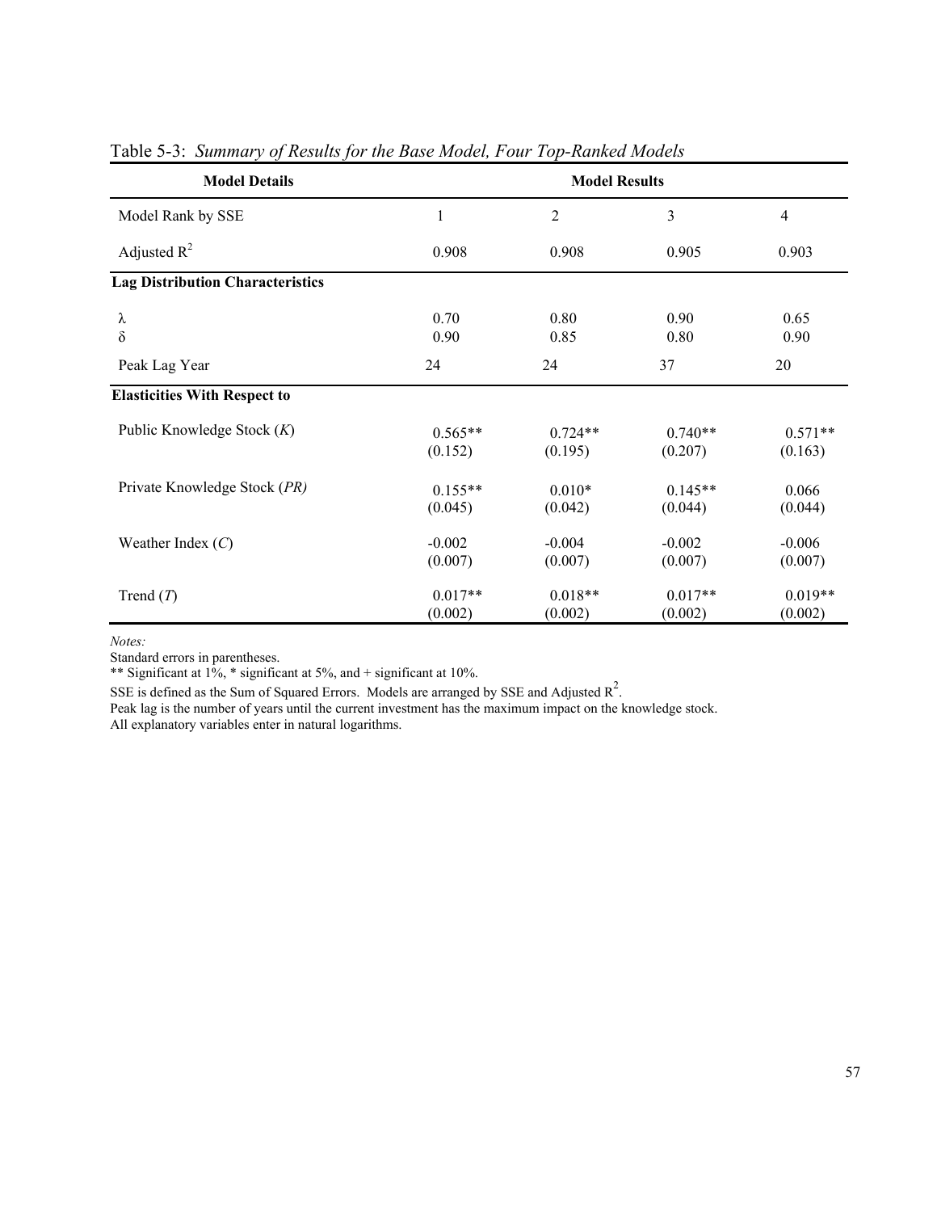Table 5-3: *Summary of Results for the Base Model, Four Top-Ranked Models*

| **Model Details** | **Model Results** | | | |
|---|---|---|---|---|
| Model Rank by SSE | 1 | 2 | 3 | 4 |
| Adjusted $R^2$ | 0.908 | 0.908 | 0.905 | 0.903 |
| **Lag Distribution Characteristics** | | | | |
| $\lambda$ | 0.70 | 0.80 | 0.90 | 0.65 |
| $\delta$ | 0.90 | 0.85 | 0.80 | 0.90 |
| Peak Lag Year | 24 | 24 | 37 | 20 |
| **Elasticities With Respect to** | | | | |
| Public Knowledge Stock (*K*) | 0.565** | 0.724** | 0.740** | 0.571** |
| | (0.152) | (0.195) | (0.207) | (0.163) |
| Private Knowledge Stock (*PR)* | 0.155** | 0.010* | 0.145** | 0.066 |
| | (0.045) | (0.042) | (0.044) | (0.044) |
| Weather Index (*C*) | -0.002 | -0.004 | -0.002 | -0.006 |
| | (0.007) | (0.007) | (0.007) | (0.007) |
| Trend (*T*) | 0.017** | 0.018** | 0.017** | 0.019** |
| | (0.002) | (0.002) | (0.002) | (0.002) |

*Notes:*
Standard errors in parentheses.
** Significant at 1%, * significant at 5%, and + significant at 10%.
SSE is defined as the Sum of Squared Errors. Models are arranged by SSE and Adjusted $R^2$.
Peak lag is the number of years until the current investment has the maximum impact on the knowledge stock.
All explanatory variables enter in natural logarithms.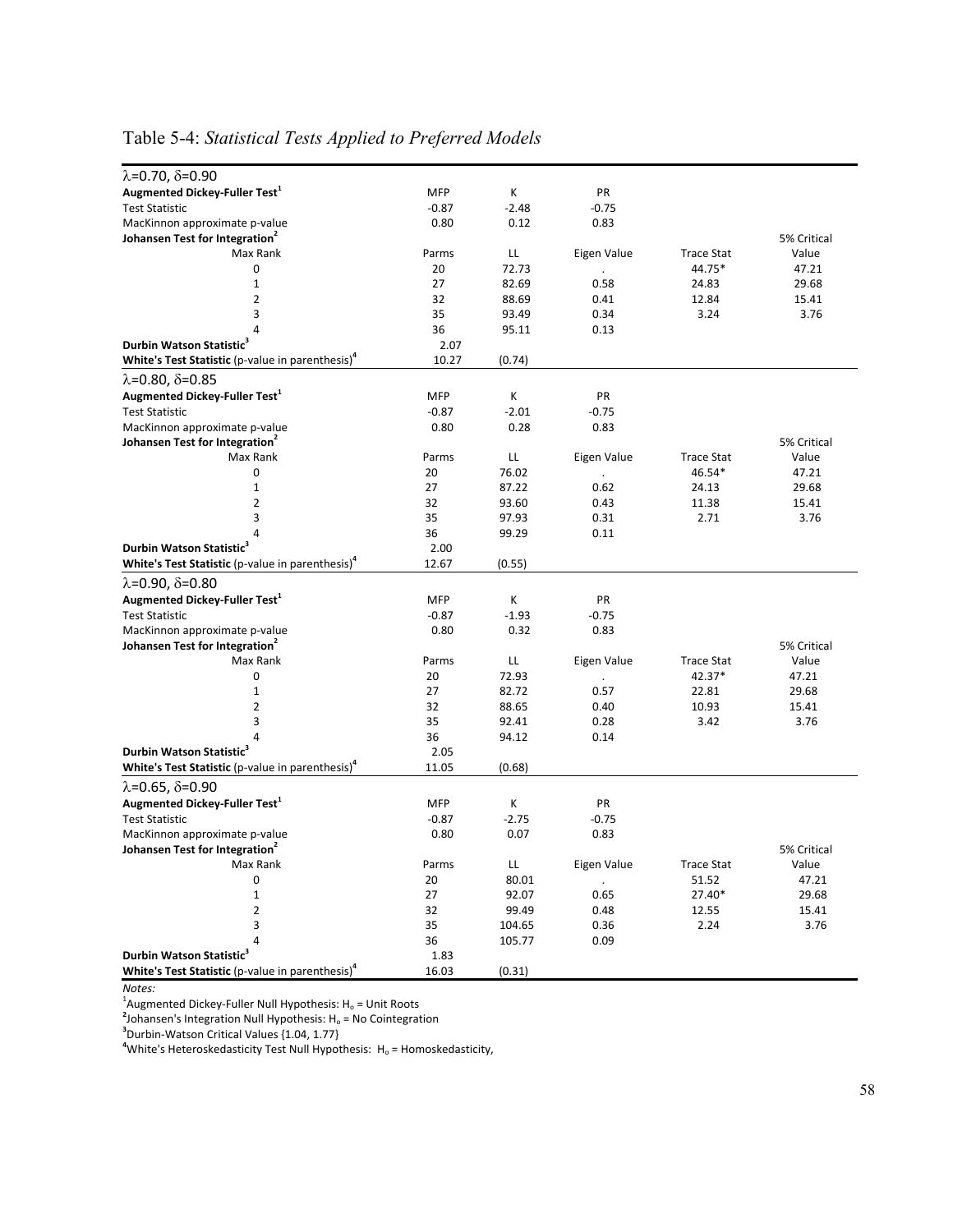Table 5-4: *Statistical Tests Applied to Preferred Models*

| | | | | | |
|---|---|---|---|---|---|
| $\lambda$=0.70, $\delta$=0.90 | | | | | |
| **Augmented Dickey-Fuller Test**[1] | MFP | K | PR | | |
| Test Statistic | -0.87 | -2.48 | -0.75 | | |
| MacKinnon approximate p-value | 0.80 | 0.12 | 0.83 | | |
| **Johansen Test for Integration**[2] | | | | | 5% Critical |
| Max Rank | Parms | LL | Eigen Value | Trace Stat | Value |
| 0 | 20 | 72.73 | . | 44.75* | 47.21 |
| 1 | 27 | 82.69 | 0.58 | 24.83 | 29.68 |
| 2 | 32 | 88.69 | 0.41 | 12.84 | 15.41 |
| 3 | 35 | 93.49 | 0.34 | 3.24 | 3.76 |
| 4 | 36 | 95.11 | 0.13 | | |
| **Durbin Watson Statistic**[3] | 2.07 | | | | |
| **White's Test Statistic** (p-value in parenthesis)[4] | 10.27 | (0.74) | | | |
| $\lambda$=0.80, $\delta$=0.85 | | | | | |
| **Augmented Dickey-Fuller Test**[1] | MFP | K | PR | | |
| Test Statistic | -0.87 | -2.01 | -0.75 | | |
| MacKinnon approximate p-value | 0.80 | 0.28 | 0.83 | | |
| **Johansen Test for Integration**[2] | | | | | 5% Critical |
| Max Rank | Parms | LL | Eigen Value | Trace Stat | Value |
| 0 | 20 | 76.02 | . | 46.54* | 47.21 |
| 1 | 27 | 87.22 | 0.62 | 24.13 | 29.68 |
| 2 | 32 | 93.60 | 0.43 | 11.38 | 15.41 |
| 3 | 35 | 97.93 | 0.31 | 2.71 | 3.76 |
| 4 | 36 | 99.29 | 0.11 | | |
| **Durbin Watson Statistic**[3] | 2.00 | | | | |
| **White's Test Statistic** (p-value in parenthesis)[4] | 12.67 | (0.55) | | | |
| $\lambda$=0.90, $\delta$=0.80 | | | | | |
| **Augmented Dickey-Fuller Test**[1] | MFP | K | PR | | |
| Test Statistic | -0.87 | -1.93 | -0.75 | | |
| MacKinnon approximate p-value | 0.80 | 0.32 | 0.83 | | |
| **Johansen Test for Integration**[2] | | | | | 5% Critical |
| Max Rank | Parms | LL | Eigen Value | Trace Stat | Value |
| 0 | 20 | 72.93 | . | 42.37* | 47.21 |
| 1 | 27 | 82.72 | 0.57 | 22.81 | 29.68 |
| 2 | 32 | 88.65 | 0.40 | 10.93 | 15.41 |
| 3 | 35 | 92.41 | 0.28 | 3.42 | 3.76 |
| 4 | 36 | 94.12 | 0.14 | | |
| **Durbin Watson Statistic**[3] | 2.05 | | | | |
| **White's Test Statistic** (p-value in parenthesis)[4] | 11.05 | (0.68) | | | |
| $\lambda$=0.65, $\delta$=0.90 | | | | | |
| **Augmented Dickey-Fuller Test**[1] | MFP | K | PR | | |
| Test Statistic | -0.87 | -2.75 | -0.75 | | |
| MacKinnon approximate p-value | 0.80 | 0.07 | 0.83 | | |
| **Johansen Test for Integration**[2] | | | | | 5% Critical |
| Max Rank | Parms | LL | Eigen Value | Trace Stat | Value |
| 0 | 20 | 80.01 | . | 51.52 | 47.21 |
| 1 | 27 | 92.07 | 0.65 | 27.40* | 29.68 |
| 2 | 32 | 99.49 | 0.48 | 12.55 | 15.41 |
| 3 | 35 | 104.65 | 0.36 | 2.24 | 3.76 |
| 4 | 36 | 105.77 | 0.09 | | |
| **Durbin Watson Statistic**[3] | 1.83 | | | | |
| **White's Test Statistic** (p-value in parenthesis)[4] | 16.03 | (0.31) | | | |

*Notes:*

[1]Augmented Dickey-Fuller Null Hypothesis: $H_o$ = Unit Roots

[2]Johansen's Integration Null Hypothesis: $H_o$ = No Cointegration

[3]Durbin-Watson Critical Values {1.04, 1.77}

[4]White's Heteroskedasticity Test Null Hypothesis: $H_o$ = Homoskedasticity,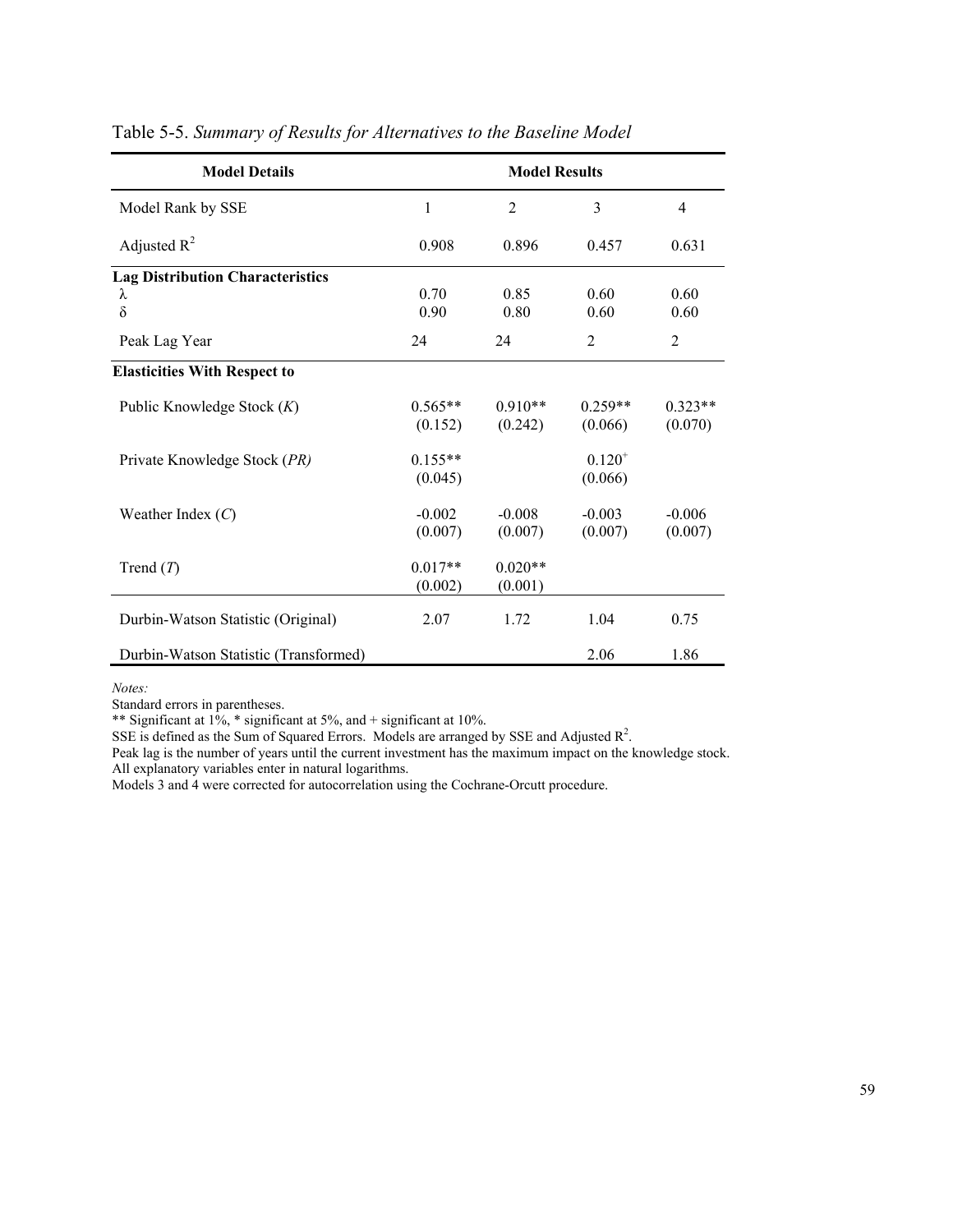Table 5-5. *Summary of Results for Alternatives to the Baseline Model*

| Model Details | Model Results | | | |
|---|---|---|---|---|
| Model Rank by SSE | 1 | 2 | 3 | 4 |
| Adjusted $R^2$ | 0.908 | 0.896 | 0.457 | 0.631 |
| **Lag Distribution Characteristics** | | | | |
| $\lambda$ | 0.70 | 0.85 | 0.60 | 0.60 |
| $\delta$ | 0.90 | 0.80 | 0.60 | 0.60 |
| Peak Lag Year | 24 | 24 | 2 | 2 |
| **Elasticities With Respect to** | | | | |
| Public Knowledge Stock (*K*) | 0.565** | 0.910** | 0.259** | 0.323** |
| | (0.152) | (0.242) | (0.066) | (0.070) |
| Private Knowledge Stock (*PR)* | 0.155** | | $0.120^{+}$ | |
| | (0.045) | | (0.066) | |
| Weather Index (*C*) | -0.002 | -0.008 | -0.003 | -0.006 |
| | (0.007) | (0.007) | (0.007) | (0.007) |
| Trend (*T*) | 0.017** | 0.020** | | |
| | (0.002) | (0.001) | | |
| Durbin-Watson Statistic (Original) | 2.07 | 1.72 | 1.04 | 0.75 |
| Durbin-Watson Statistic (Transformed) | | | 2.06 | 1.86 |

*Notes:*
Standard errors in parentheses.
** Significant at 1%, * significant at 5%, and + significant at 10%.
SSE is defined as the Sum of Squared Errors. Models are arranged by SSE and Adjusted $R^2$.
Peak lag is the number of years until the current investment has the maximum impact on the knowledge stock.
All explanatory variables enter in natural logarithms.
Models 3 and 4 were corrected for autocorrelation using the Cochrane-Orcutt procedure.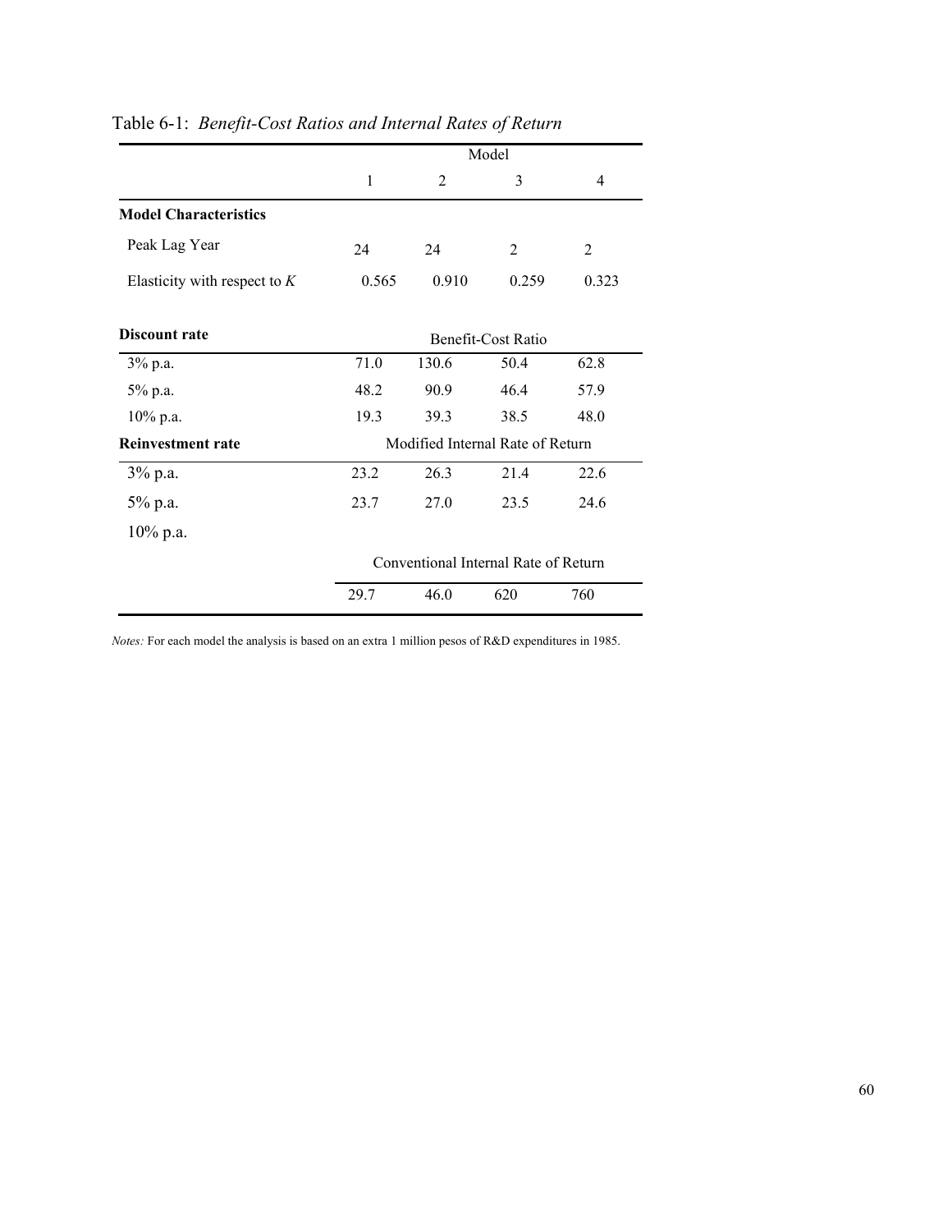Table 6-1: *Benefit-Cost Ratios and Internal Rates of Return*

| | Model | | | |
|---|---|---|---|---|
| | 1 | 2 | 3 | 4 |
| **Model Characteristics** | | | | |
| Peak Lag Year | 24 | 24 | 2 | 2 |
| Elasticity with respect to $K$ | 0.565 | 0.910 | 0.259 | 0.323 |
| **Discount rate** | Benefit-Cost Ratio | | | |
| 3% p.a. | 71.0 | 130.6 | 50.4 | 62.8 |
| 5% p.a. | 48.2 | 90.9 | 46.4 | 57.9 |
| 10% p.a. | 19.3 | 39.3 | 38.5 | 48.0 |
| **Reinvestment rate** | Modified Internal Rate of Return | | | |
| 3% p.a. | 23.2 | 26.3 | 21.4 | 22.6 |
| 5% p.a. | 23.7 | 27.0 | 23.5 | 24.6 |
| 10% p.a. | | | | |
| | Conventional Internal Rate of Return | | | |
| | 29.7 | 46.0 | 620 | 760 |

*Notes:* For each model the analysis is based on an extra 1 million pesos of R&D expenditures in 1985.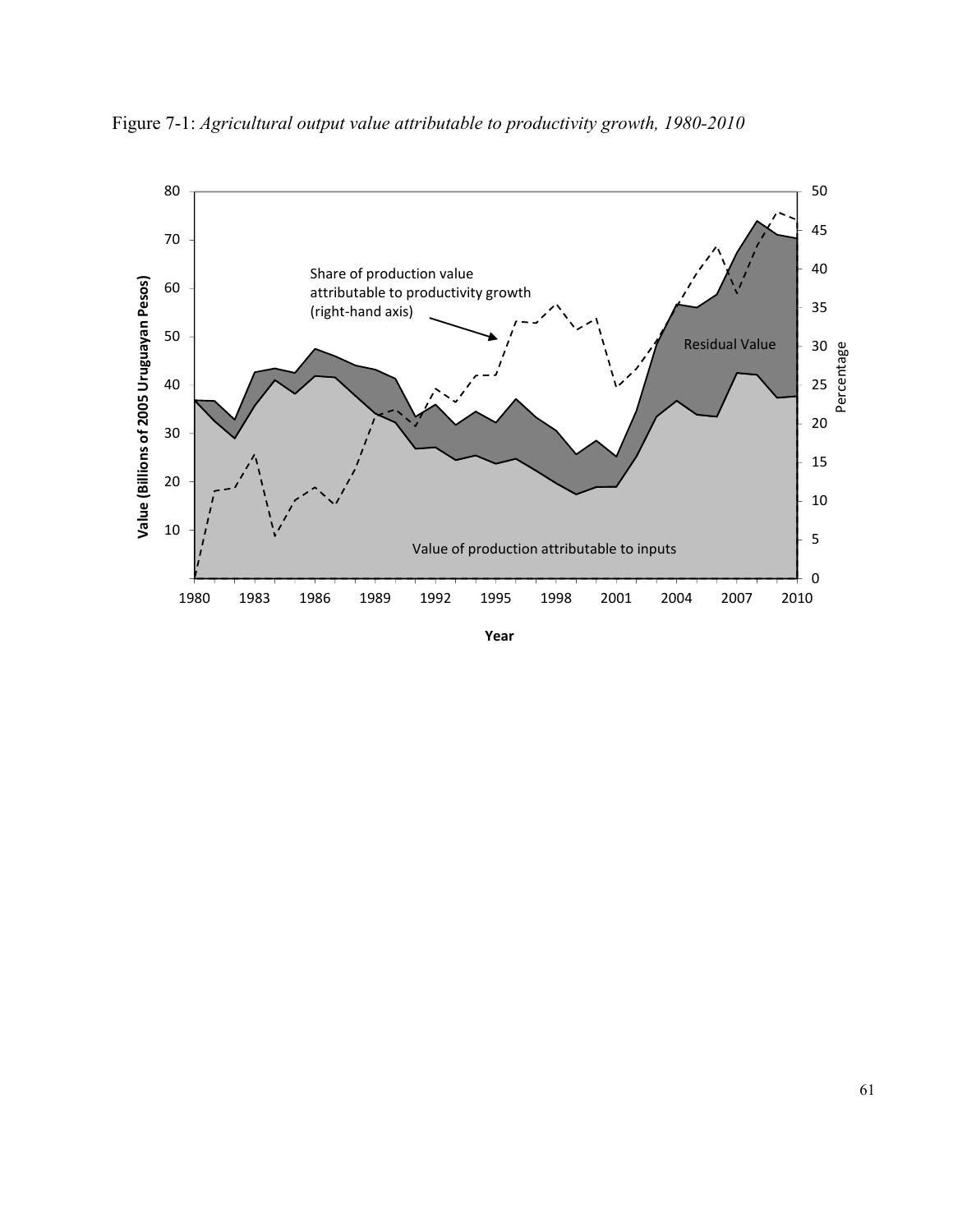Figure 7-1: *Agricultural output value attributable to productivity growth, 1980-2010*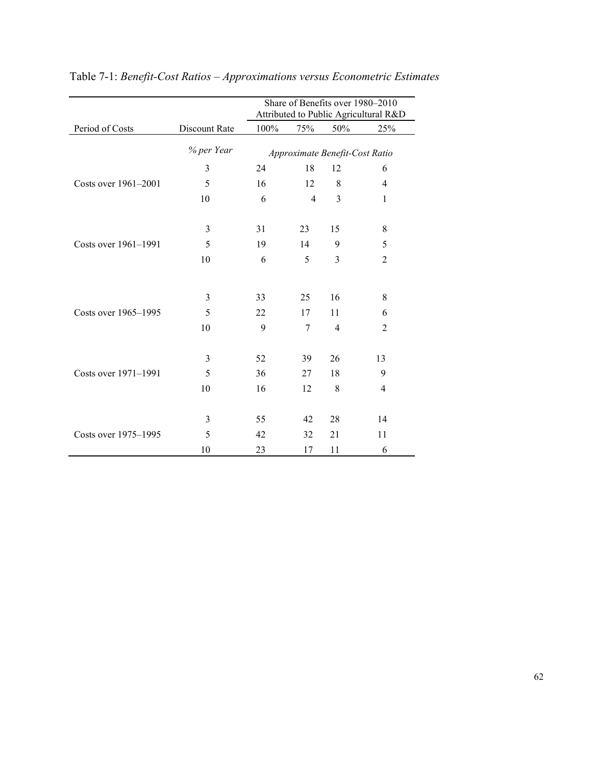Table 7-1: *Benefit-Cost Ratios – Approximations versus Econometric Estimates*

| | | Share of Benefits over 1980–2010 Attributed to Public Agricultural R&D | | | |
|---|---|---|---|---|---|
| Period of Costs | Discount Rate | 100% | 75% | 50% | 25% |
| | *% per Year* | *Approximate Benefit-Cost Ratio* | | | |
| | 3 | 24 | 18 | 12 | 6 |
| Costs over 1961–2001 | 5 | 16 | 12 | 8 | 4 |
| | 10 | 6 | 4 | 3 | 1 |
| | 3 | 31 | 23 | 15 | 8 |
| Costs over 1961–1991 | 5 | 19 | 14 | 9 | 5 |
| | 10 | 6 | 5 | 3 | 2 |
| | 3 | 33 | 25 | 16 | 8 |
| Costs over 1965–1995 | 5 | 22 | 17 | 11 | 6 |
| | 10 | 9 | 7 | 4 | 2 |
| | 3 | 52 | 39 | 26 | 13 |
| Costs over 1971–1991 | 5 | 36 | 27 | 18 | 9 |
| | 10 | 16 | 12 | 8 | 4 |
| | 3 | 55 | 42 | 28 | 14 |
| Costs over 1975–1995 | 5 | 42 | 32 | 21 | 11 |
| | 10 | 23 | 17 | 11 | 6 |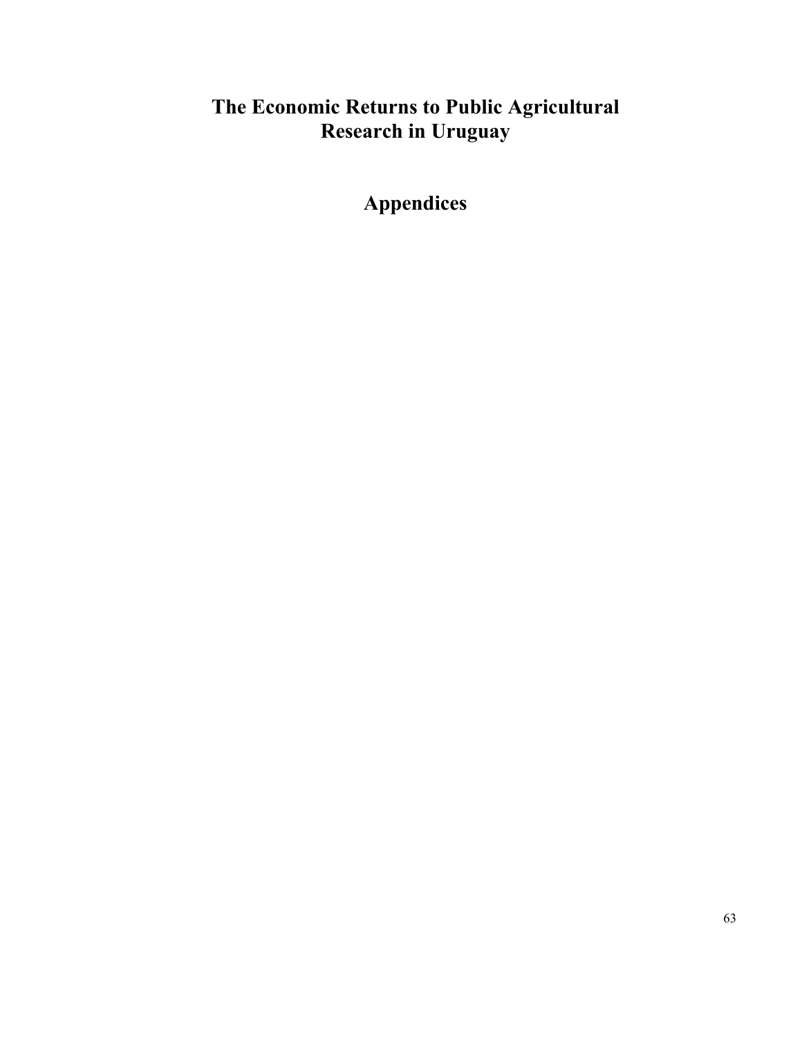# The Economic Returns to Public Agricultural Research in Uruguay

## Appendices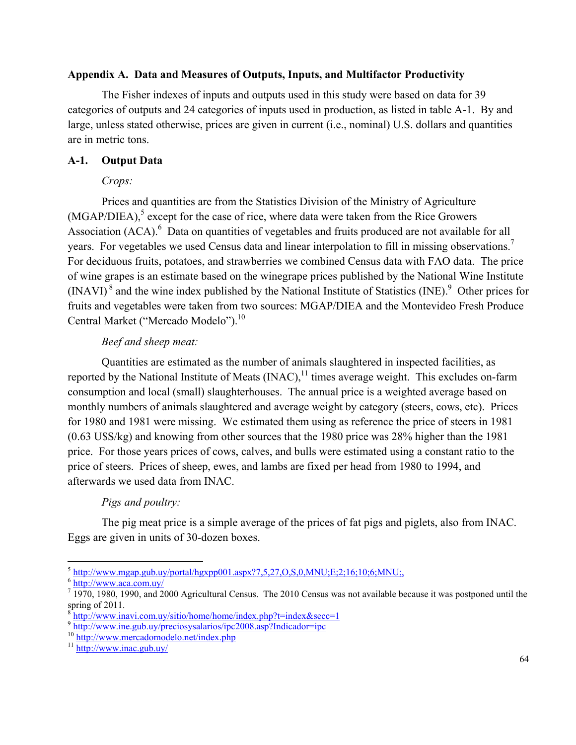### Appendix A. Data and Measures of Outputs, Inputs, and Multifactor Productivity

The Fisher indexes of inputs and outputs used in this study were based on data for 39 categories of outputs and 24 categories of inputs used in production, as listed in table A-1. By and large, unless stated otherwise, prices are given in current (i.e., nominal) U.S. dollars and quantities are in metric tons.

### A-1. Output Data

*Crops:*

Prices and quantities are from the Statistics Division of the Ministry of Agriculture (MGAP/DIEA),[5] except for the case of rice, where data were taken from the Rice Growers Association (ACA).[6] Data on quantities of vegetables and fruits produced are not available for all years. For vegetables we used Census data and linear interpolation to fill in missing observations.[7] For deciduous fruits, potatoes, and strawberries we combined Census data with FAO data. The price of wine grapes is an estimate based on the winegrape prices published by the National Wine Institute (INAVI)[8] and the wine index published by the National Institute of Statistics (INE).[9] Other prices for fruits and vegetables were taken from two sources: MGAP/DIEA and the Montevideo Fresh Produce Central Market ("Mercado Modelo").[10]

*Beef and sheep meat:*

Quantities are estimated as the number of animals slaughtered in inspected facilities, as reported by the National Institute of Meats (INAC),[11] times average weight. This excludes on-farm consumption and local (small) slaughterhouses. The annual price is a weighted average based on monthly numbers of animals slaughtered and average weight by category (steers, cows, etc). Prices for 1980 and 1981 were missing. We estimated them using as reference the price of steers in 1981 (0.63 U$S/kg) and knowing from other sources that the 1980 price was 28% higher than the 1981 price. For those years prices of cows, calves, and bulls were estimated using a constant ratio to the price of steers. Prices of sheep, ewes, and lambs are fixed per head from 1980 to 1994, and afterwards we used data from INAC.

*Pigs and poultry:*

The pig meat price is a simple average of the prices of fat pigs and piglets, also from INAC. Eggs are given in units of 30-dozen boxes.

---

[5] http://www.mgap.gub.uy/portal/hgxpp001.aspx?7,5,27,O,S,0,MNU;E;2;16;10;6;MNU;,

[6] http://www.aca.com.uy/

[7] 1970, 1980, 1990, and 2000 Agricultural Census. The 2010 Census was not available because it was postponed until the spring of 2011.

[8] http://www.inavi.com.uy/sitio/home/home/index.php?t=index&secc=1

[9] http://www.ine.gub.uy/preciosysalarios/ipc2008.asp?Indicador=ipc

[10] http://www.mercadomodelo.net/index.php

[11] http://www.inac.gub.uy/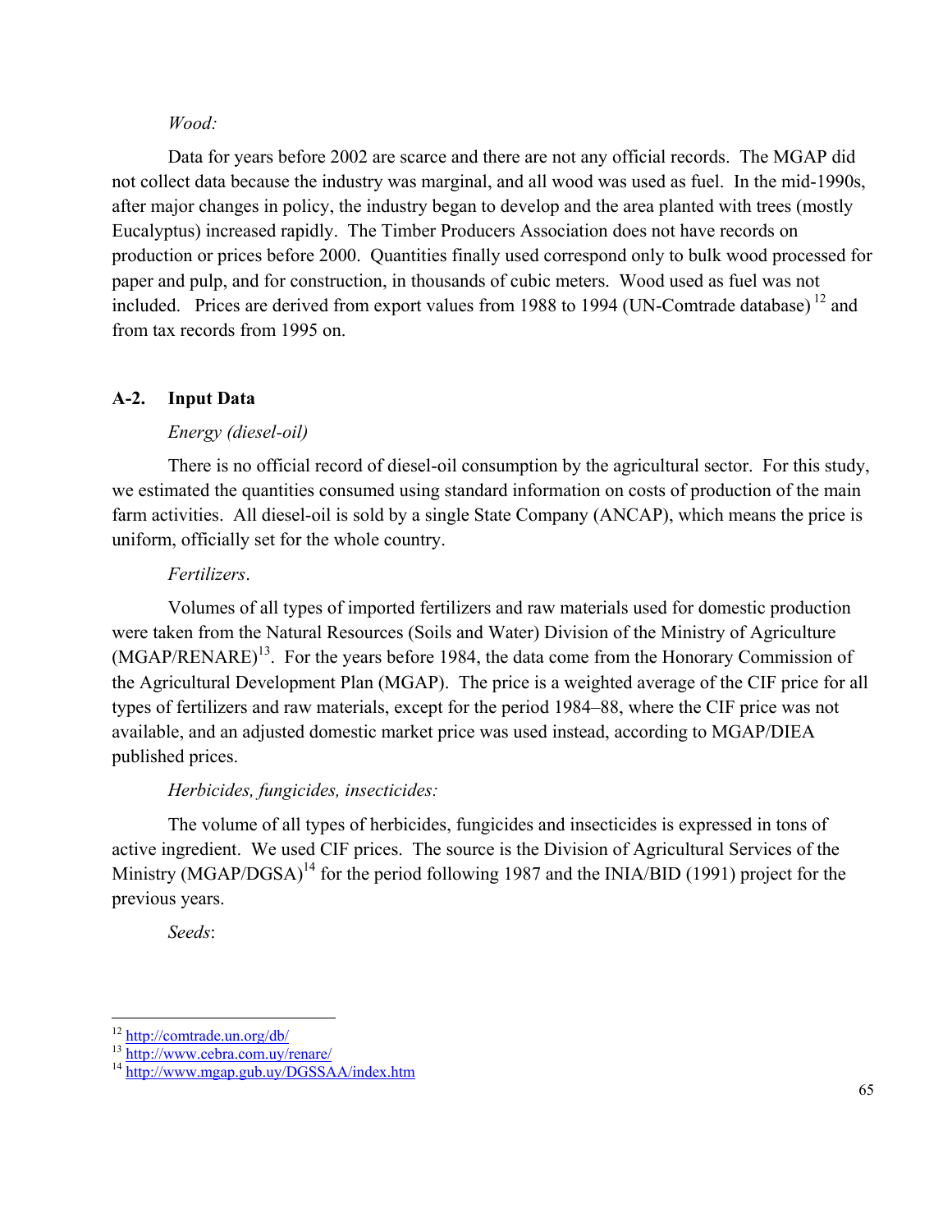*Wood:*

Data for years before 2002 are scarce and there are not any official records. The MGAP did not collect data because the industry was marginal, and all wood was used as fuel. In the mid-1990s, after major changes in policy, the industry began to develop and the area planted with trees (mostly Eucalyptus) increased rapidly. The Timber Producers Association does not have records on production or prices before 2000. Quantities finally used correspond only to bulk wood processed for paper and pulp, and for construction, in thousands of cubic meters. Wood used as fuel was not included. Prices are derived from export values from 1988 to 1994 (UN-Comtrade database) [12] and from tax records from 1995 on.

## A-2. Input Data

*Energy (diesel-oil)*

There is no official record of diesel-oil consumption by the agricultural sector. For this study, we estimated the quantities consumed using standard information on costs of production of the main farm activities. All diesel-oil is sold by a single State Company (ANCAP), which means the price is uniform, officially set for the whole country.

*Fertilizers*.

Volumes of all types of imported fertilizers and raw materials used for domestic production were taken from the Natural Resources (Soils and Water) Division of the Ministry of Agriculture (MGAP/RENARE)[13]. For the years before 1984, the data come from the Honorary Commission of the Agricultural Development Plan (MGAP). The price is a weighted average of the CIF price for all types of fertilizers and raw materials, except for the period 1984–88, where the CIF price was not available, and an adjusted domestic market price was used instead, according to MGAP/DIEA published prices.

*Herbicides, fungicides, insecticides:*

The volume of all types of herbicides, fungicides and insecticides is expressed in tons of active ingredient. We used CIF prices. The source is the Division of Agricultural Services of the Ministry (MGAP/DGSA)[14] for the period following 1987 and the INIA/BID (1991) project for the previous years.

*Seeds*:

---

[12] http://comtrade.un.org/db/
[13] http://www.cebra.com.uy/renare/
[14] http://www.mgap.gub.uy/DGSSAA/index.htm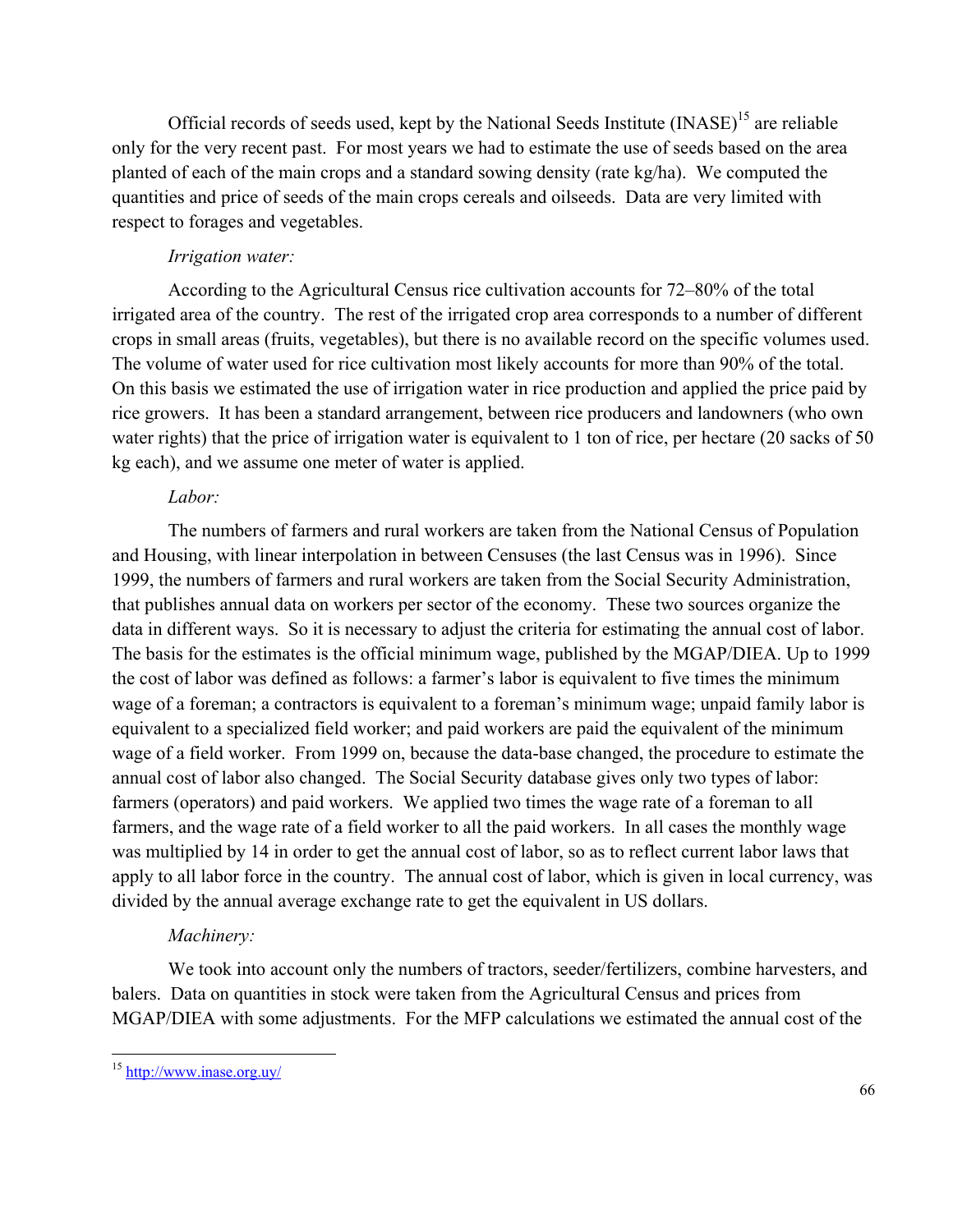Official records of seeds used, kept by the National Seeds Institute (INASE)[15] are reliable only for the very recent past. For most years we had to estimate the use of seeds based on the area planted of each of the main crops and a standard sowing density (rate kg/ha). We computed the quantities and price of seeds of the main crops cereals and oilseeds. Data are very limited with respect to forages and vegetables.

*Irrigation water:*

According to the Agricultural Census rice cultivation accounts for 72–80% of the total irrigated area of the country. The rest of the irrigated crop area corresponds to a number of different crops in small areas (fruits, vegetables), but there is no available record on the specific volumes used. The volume of water used for rice cultivation most likely accounts for more than 90% of the total. On this basis we estimated the use of irrigation water in rice production and applied the price paid by rice growers. It has been a standard arrangement, between rice producers and landowners (who own water rights) that the price of irrigation water is equivalent to 1 ton of rice, per hectare (20 sacks of 50 kg each), and we assume one meter of water is applied.

*Labor:*

The numbers of farmers and rural workers are taken from the National Census of Population and Housing, with linear interpolation in between Censuses (the last Census was in 1996). Since 1999, the numbers of farmers and rural workers are taken from the Social Security Administration, that publishes annual data on workers per sector of the economy. These two sources organize the data in different ways. So it is necessary to adjust the criteria for estimating the annual cost of labor. The basis for the estimates is the official minimum wage, published by the MGAP/DIEA. Up to 1999 the cost of labor was defined as follows: a farmer's labor is equivalent to five times the minimum wage of a foreman; a contractors is equivalent to a foreman's minimum wage; unpaid family labor is equivalent to a specialized field worker; and paid workers are paid the equivalent of the minimum wage of a field worker. From 1999 on, because the data-base changed, the procedure to estimate the annual cost of labor also changed. The Social Security database gives only two types of labor: farmers (operators) and paid workers. We applied two times the wage rate of a foreman to all farmers, and the wage rate of a field worker to all the paid workers. In all cases the monthly wage was multiplied by 14 in order to get the annual cost of labor, so as to reflect current labor laws that apply to all labor force in the country. The annual cost of labor, which is given in local currency, was divided by the annual average exchange rate to get the equivalent in US dollars.

*Machinery:*

We took into account only the numbers of tractors, seeder/fertilizers, combine harvesters, and balers. Data on quantities in stock were taken from the Agricultural Census and prices from MGAP/DIEA with some adjustments. For the MFP calculations we estimated the annual cost of the

---

[15] http://www.inase.org.uy/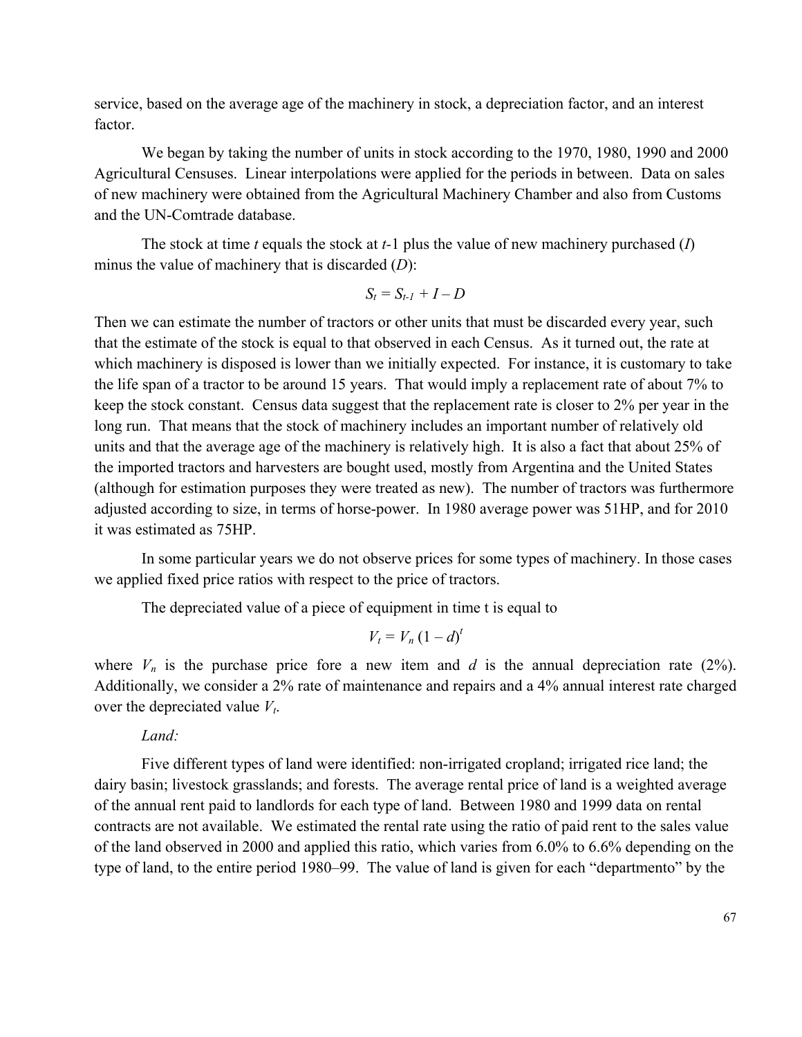service, based on the average age of the machinery in stock, a depreciation factor, and an interest factor.

We began by taking the number of units in stock according to the 1970, 1980, 1990 and 2000 Agricultural Censuses. Linear interpolations were applied for the periods in between. Data on sales of new machinery were obtained from the Agricultural Machinery Chamber and also from Customs and the UN-Comtrade database.

The stock at time $t$ equals the stock at $t$-1 plus the value of new machinery purchased ($I$) minus the value of machinery that is discarded ($D$):

$$S_t = S_{t-1} + I - D$$

Then we can estimate the number of tractors or other units that must be discarded every year, such that the estimate of the stock is equal to that observed in each Census. As it turned out, the rate at which machinery is disposed is lower than we initially expected. For instance, it is customary to take the life span of a tractor to be around 15 years. That would imply a replacement rate of about 7% to keep the stock constant. Census data suggest that the replacement rate is closer to 2% per year in the long run. That means that the stock of machinery includes an important number of relatively old units and that the average age of the machinery is relatively high. It is also a fact that about 25% of the imported tractors and harvesters are bought used, mostly from Argentina and the United States (although for estimation purposes they were treated as new). The number of tractors was furthermore adjusted according to size, in terms of horse-power. In 1980 average power was 51HP, and for 2010 it was estimated as 75HP.

In some particular years we do not observe prices for some types of machinery. In those cases we applied fixed price ratios with respect to the price of tractors.

The depreciated value of a piece of equipment in time t is equal to

$$V_t = V_n (1 - d)^t$$

where $V_n$ is the purchase price fore a new item and $d$ is the annual depreciation rate (2%). Additionally, we consider a 2% rate of maintenance and repairs and a 4% annual interest rate charged over the depreciated value $V_t$.

*Land:*

Five different types of land were identified: non-irrigated cropland; irrigated rice land; the dairy basin; livestock grasslands; and forests. The average rental price of land is a weighted average of the annual rent paid to landlords for each type of land. Between 1980 and 1999 data on rental contracts are not available. We estimated the rental rate using the ratio of paid rent to the sales value of the land observed in 2000 and applied this ratio, which varies from 6.0% to 6.6% depending on the type of land, to the entire period 1980–99. The value of land is given for each "departmento" by the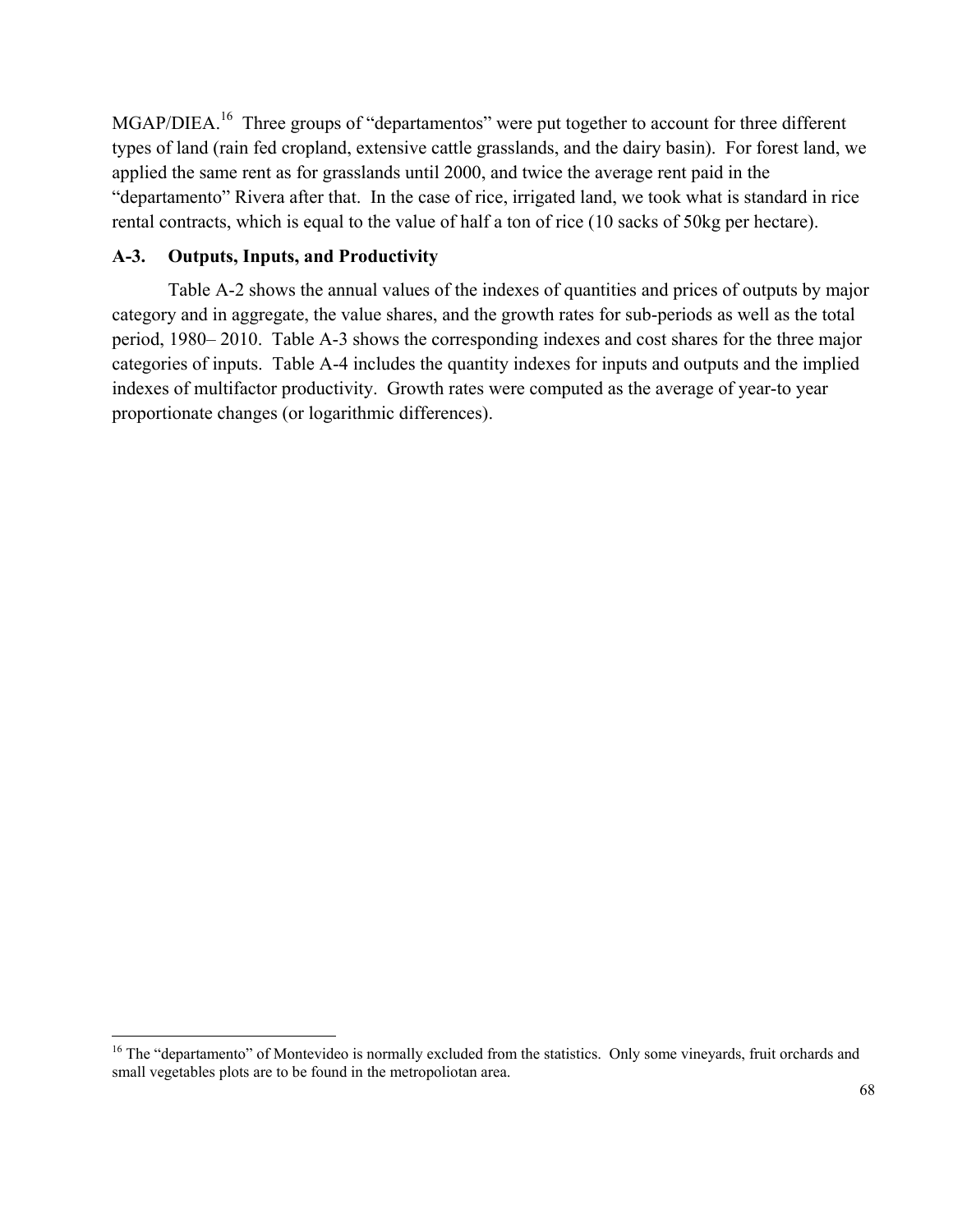MGAP/DIEA.[16] Three groups of "departamentos" were put together to account for three different types of land (rain fed cropland, extensive cattle grasslands, and the dairy basin). For forest land, we applied the same rent as for grasslands until 2000, and twice the average rent paid in the "departamento" Rivera after that. In the case of rice, irrigated land, we took what is standard in rice rental contracts, which is equal to the value of half a ton of rice (10 sacks of 50kg per hectare).

## A-3. Outputs, Inputs, and Productivity

Table A-2 shows the annual values of the indexes of quantities and prices of outputs by major category and in aggregate, the value shares, and the growth rates for sub-periods as well as the total period, 1980– 2010. Table A-3 shows the corresponding indexes and cost shares for the three major categories of inputs. Table A-4 includes the quantity indexes for inputs and outputs and the implied indexes of multifactor productivity. Growth rates were computed as the average of year-to year proportionate changes (or logarithmic differences).

---

[16] The "departamento" of Montevideo is normally excluded from the statistics. Only some vineyards, fruit orchards and small vegetables plots are to be found in the metropoliotan area.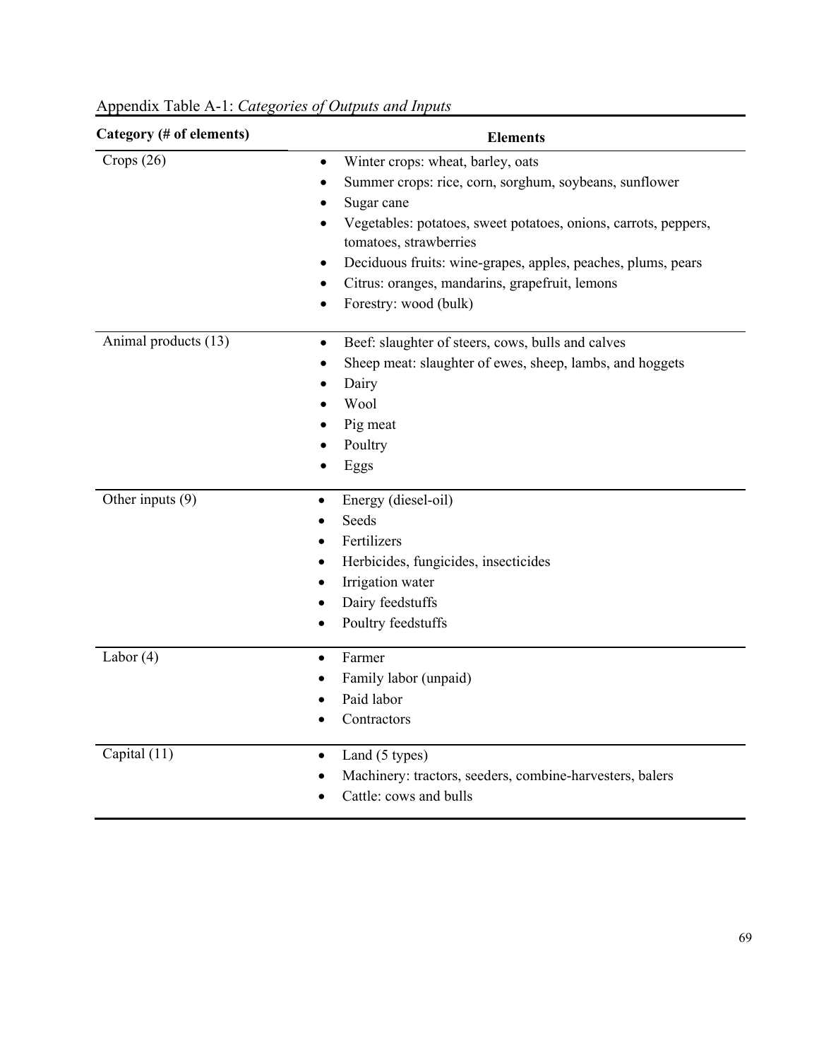Appendix Table A-1: *Categories of Outputs and Inputs*

| Category (# of elements) | Elements |
|---|---|
| Crops (26) | • Winter crops: wheat, barley, oats<br>• Summer crops: rice, corn, sorghum, soybeans, sunflower<br>• Sugar cane<br>• Vegetables: potatoes, sweet potatoes, onions, carrots, peppers, tomatoes, strawberries<br>• Deciduous fruits: wine-grapes, apples, peaches, plums, pears<br>• Citrus: oranges, mandarins, grapefruit, lemons<br>• Forestry: wood (bulk) |
| Animal products (13) | • Beef: slaughter of steers, cows, bulls and calves<br>• Sheep meat: slaughter of ewes, sheep, lambs, and hoggets<br>• Dairy<br>• Wool<br>• Pig meat<br>• Poultry<br>• Eggs |
| Other inputs (9) | • Energy (diesel-oil)<br>• Seeds<br>• Fertilizers<br>• Herbicides, fungicides, insecticides<br>• Irrigation water<br>• Dairy feedstuffs<br>• Poultry feedstuffs |
| Labor (4) | • Farmer<br>• Family labor (unpaid)<br>• Paid labor<br>• Contractors |
| Capital (11) | • Land (5 types)<br>• Machinery: tractors, seeders, combine-harvesters, balers<br>• Cattle: cows and bulls |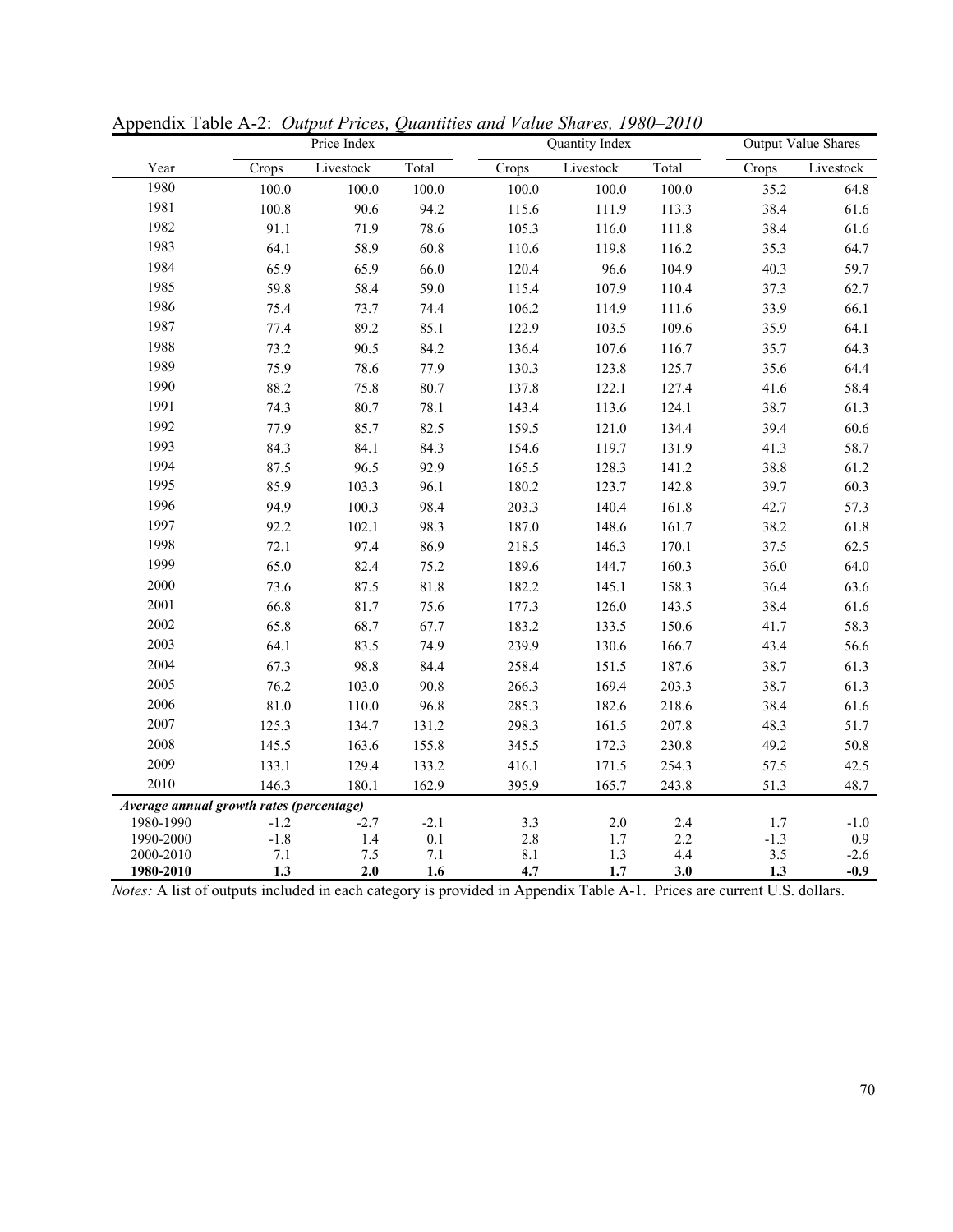Appendix Table A-2: *Output Prices, Quantities and Value Shares, 1980–2010*

| | Price Index | | | Quantity Index | | | Output Value Shares | |
|---|---|---|---|---|---|---|---|---|
| Year | Crops | Livestock | Total | Crops | Livestock | Total | Crops | Livestock |
| 1980 | 100.0 | 100.0 | 100.0 | 100.0 | 100.0 | 100.0 | 35.2 | 64.8 |
| 1981 | 100.8 | 90.6 | 94.2 | 115.6 | 111.9 | 113.3 | 38.4 | 61.6 |
| 1982 | 91.1 | 71.9 | 78.6 | 105.3 | 116.0 | 111.8 | 38.4 | 61.6 |
| 1983 | 64.1 | 58.9 | 60.8 | 110.6 | 119.8 | 116.2 | 35.3 | 64.7 |
| 1984 | 65.9 | 65.9 | 66.0 | 120.4 | 96.6 | 104.9 | 40.3 | 59.7 |
| 1985 | 59.8 | 58.4 | 59.0 | 115.4 | 107.9 | 110.4 | 37.3 | 62.7 |
| 1986 | 75.4 | 73.7 | 74.4 | 106.2 | 114.9 | 111.6 | 33.9 | 66.1 |
| 1987 | 77.4 | 89.2 | 85.1 | 122.9 | 103.5 | 109.6 | 35.9 | 64.1 |
| 1988 | 73.2 | 90.5 | 84.2 | 136.4 | 107.6 | 116.7 | 35.7 | 64.3 |
| 1989 | 75.9 | 78.6 | 77.9 | 130.3 | 123.8 | 125.7 | 35.6 | 64.4 |
| 1990 | 88.2 | 75.8 | 80.7 | 137.8 | 122.1 | 127.4 | 41.6 | 58.4 |
| 1991 | 74.3 | 80.7 | 78.1 | 143.4 | 113.6 | 124.1 | 38.7 | 61.3 |
| 1992 | 77.9 | 85.7 | 82.5 | 159.5 | 121.0 | 134.4 | 39.4 | 60.6 |
| 1993 | 84.3 | 84.1 | 84.3 | 154.6 | 119.7 | 131.9 | 41.3 | 58.7 |
| 1994 | 87.5 | 96.5 | 92.9 | 165.5 | 128.3 | 141.2 | 38.8 | 61.2 |
| 1995 | 85.9 | 103.3 | 96.1 | 180.2 | 123.7 | 142.8 | 39.7 | 60.3 |
| 1996 | 94.9 | 100.3 | 98.4 | 203.3 | 140.4 | 161.8 | 42.7 | 57.3 |
| 1997 | 92.2 | 102.1 | 98.3 | 187.0 | 148.6 | 161.7 | 38.2 | 61.8 |
| 1998 | 72.1 | 97.4 | 86.9 | 218.5 | 146.3 | 170.1 | 37.5 | 62.5 |
| 1999 | 65.0 | 82.4 | 75.2 | 189.6 | 144.7 | 160.3 | 36.0 | 64.0 |
| 2000 | 73.6 | 87.5 | 81.8 | 182.2 | 145.1 | 158.3 | 36.4 | 63.6 |
| 2001 | 66.8 | 81.7 | 75.6 | 177.3 | 126.0 | 143.5 | 38.4 | 61.6 |
| 2002 | 65.8 | 68.7 | 67.7 | 183.2 | 133.5 | 150.6 | 41.7 | 58.3 |
| 2003 | 64.1 | 83.5 | 74.9 | 239.9 | 130.6 | 166.7 | 43.4 | 56.6 |
| 2004 | 67.3 | 98.8 | 84.4 | 258.4 | 151.5 | 187.6 | 38.7 | 61.3 |
| 2005 | 76.2 | 103.0 | 90.8 | 266.3 | 169.4 | 203.3 | 38.7 | 61.3 |
| 2006 | 81.0 | 110.0 | 96.8 | 285.3 | 182.6 | 218.6 | 38.4 | 61.6 |
| 2007 | 125.3 | 134.7 | 131.2 | 298.3 | 161.5 | 207.8 | 48.3 | 51.7 |
| 2008 | 145.5 | 163.6 | 155.8 | 345.5 | 172.3 | 230.8 | 49.2 | 50.8 |
| 2009 | 133.1 | 129.4 | 133.2 | 416.1 | 171.5 | 254.3 | 57.5 | 42.5 |
| 2010 | 146.3 | 180.1 | 162.9 | 395.9 | 165.7 | 243.8 | 51.3 | 48.7 |
| ***Average annual growth rates (percentage)*** | | | | | | | | |
| 1980-1990 | -1.2 | -2.7 | -2.1 | 3.3 | 2.0 | 2.4 | 1.7 | -1.0 |
| 1990-2000 | -1.8 | 1.4 | 0.1 | 2.8 | 1.7 | 2.2 | -1.3 | 0.9 |
| 2000-2010 | 7.1 | 7.5 | 7.1 | 8.1 | 1.3 | 4.4 | 3.5 | -2.6 |
| **1980-2010** | **1.3** | **2.0** | **1.6** | **4.7** | **1.7** | **3.0** | **1.3** | **-0.9** |

*Notes:* A list of outputs included in each category is provided in Appendix Table A-1. Prices are current U.S. dollars.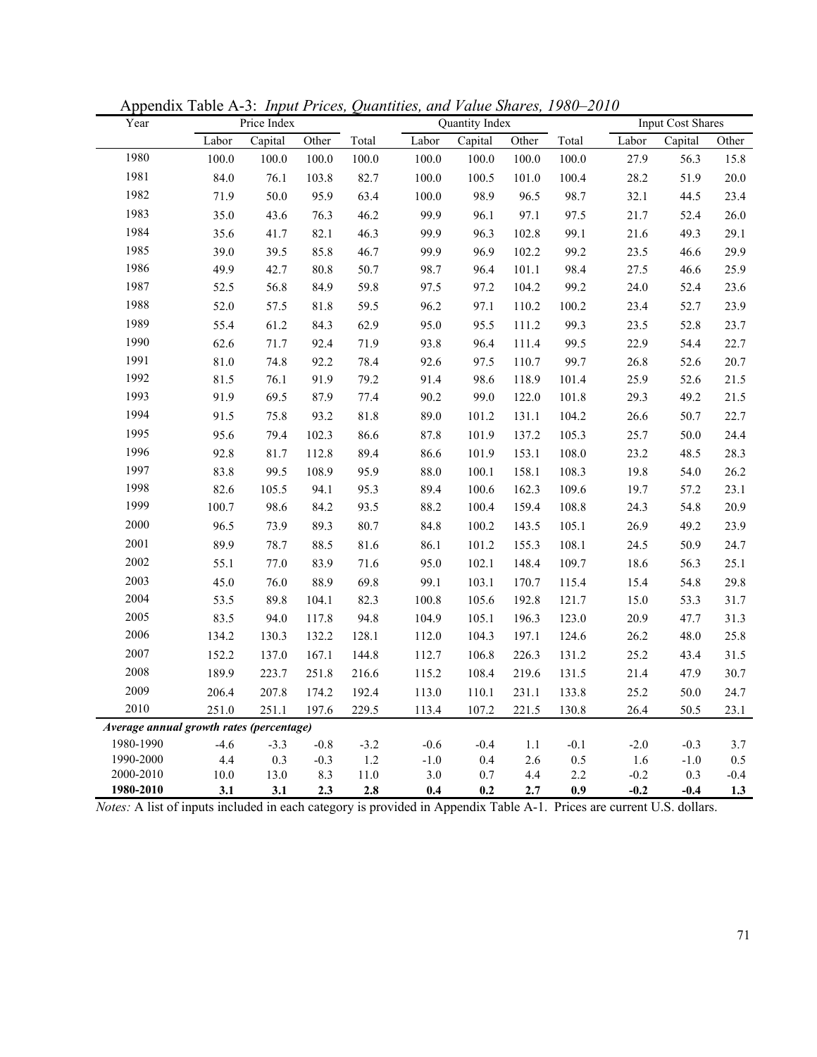Appendix Table A-3: *Input Prices, Quantities, and Value Shares, 1980–2010*

| Year | Price Index | | | | Quantity Index | | | | Input Cost Shares | | |
|---|---|---|---|---|---|---|---|---|---|---|---|
| | Labor | Capital | Other | Total | Labor | Capital | Other | Total | Labor | Capital | Other |
| 1980 | 100.0 | 100.0 | 100.0 | 100.0 | 100.0 | 100.0 | 100.0 | 100.0 | 27.9 | 56.3 | 15.8 |
| 1981 | 84.0 | 76.1 | 103.8 | 82.7 | 100.0 | 100.5 | 101.0 | 100.4 | 28.2 | 51.9 | 20.0 |
| 1982 | 71.9 | 50.0 | 95.9 | 63.4 | 100.0 | 98.9 | 96.5 | 98.7 | 32.1 | 44.5 | 23.4 |
| 1983 | 35.0 | 43.6 | 76.3 | 46.2 | 99.9 | 96.1 | 97.1 | 97.5 | 21.7 | 52.4 | 26.0 |
| 1984 | 35.6 | 41.7 | 82.1 | 46.3 | 99.9 | 96.3 | 102.8 | 99.1 | 21.6 | 49.3 | 29.1 |
| 1985 | 39.0 | 39.5 | 85.8 | 46.7 | 99.9 | 96.9 | 102.2 | 99.2 | 23.5 | 46.6 | 29.9 |
| 1986 | 49.9 | 42.7 | 80.8 | 50.7 | 98.7 | 96.4 | 101.1 | 98.4 | 27.5 | 46.6 | 25.9 |
| 1987 | 52.5 | 56.8 | 84.9 | 59.8 | 97.5 | 97.2 | 104.2 | 99.2 | 24.0 | 52.4 | 23.6 |
| 1988 | 52.0 | 57.5 | 81.8 | 59.5 | 96.2 | 97.1 | 110.2 | 100.2 | 23.4 | 52.7 | 23.9 |
| 1989 | 55.4 | 61.2 | 84.3 | 62.9 | 95.0 | 95.5 | 111.2 | 99.3 | 23.5 | 52.8 | 23.7 |
| 1990 | 62.6 | 71.7 | 92.4 | 71.9 | 93.8 | 96.4 | 111.4 | 99.5 | 22.9 | 54.4 | 22.7 |
| 1991 | 81.0 | 74.8 | 92.2 | 78.4 | 92.6 | 97.5 | 110.7 | 99.7 | 26.8 | 52.6 | 20.7 |
| 1992 | 81.5 | 76.1 | 91.9 | 79.2 | 91.4 | 98.6 | 118.9 | 101.4 | 25.9 | 52.6 | 21.5 |
| 1993 | 91.9 | 69.5 | 87.9 | 77.4 | 90.2 | 99.0 | 122.0 | 101.8 | 29.3 | 49.2 | 21.5 |
| 1994 | 91.5 | 75.8 | 93.2 | 81.8 | 89.0 | 101.2 | 131.1 | 104.2 | 26.6 | 50.7 | 22.7 |
| 1995 | 95.6 | 79.4 | 102.3 | 86.6 | 87.8 | 101.9 | 137.2 | 105.3 | 25.7 | 50.0 | 24.4 |
| 1996 | 92.8 | 81.7 | 112.8 | 89.4 | 86.6 | 101.9 | 153.1 | 108.0 | 23.2 | 48.5 | 28.3 |
| 1997 | 83.8 | 99.5 | 108.9 | 95.9 | 88.0 | 100.1 | 158.1 | 108.3 | 19.8 | 54.0 | 26.2 |
| 1998 | 82.6 | 105.5 | 94.1 | 95.3 | 89.4 | 100.6 | 162.3 | 109.6 | 19.7 | 57.2 | 23.1 |
| 1999 | 100.7 | 98.6 | 84.2 | 93.5 | 88.2 | 100.4 | 159.4 | 108.8 | 24.3 | 54.8 | 20.9 |
| 2000 | 96.5 | 73.9 | 89.3 | 80.7 | 84.8 | 100.2 | 143.5 | 105.1 | 26.9 | 49.2 | 23.9 |
| 2001 | 89.9 | 78.7 | 88.5 | 81.6 | 86.1 | 101.2 | 155.3 | 108.1 | 24.5 | 50.9 | 24.7 |
| 2002 | 55.1 | 77.0 | 83.9 | 71.6 | 95.0 | 102.1 | 148.4 | 109.7 | 18.6 | 56.3 | 25.1 |
| 2003 | 45.0 | 76.0 | 88.9 | 69.8 | 99.1 | 103.1 | 170.7 | 115.4 | 15.4 | 54.8 | 29.8 |
| 2004 | 53.5 | 89.8 | 104.1 | 82.3 | 100.8 | 105.6 | 192.8 | 121.7 | 15.0 | 53.3 | 31.7 |
| 2005 | 83.5 | 94.0 | 117.8 | 94.8 | 104.9 | 105.1 | 196.3 | 123.0 | 20.9 | 47.7 | 31.3 |
| 2006 | 134.2 | 130.3 | 132.2 | 128.1 | 112.0 | 104.3 | 197.1 | 124.6 | 26.2 | 48.0 | 25.8 |
| 2007 | 152.2 | 137.0 | 167.1 | 144.8 | 112.7 | 106.8 | 226.3 | 131.2 | 25.2 | 43.4 | 31.5 |
| 2008 | 189.9 | 223.7 | 251.8 | 216.6 | 115.2 | 108.4 | 219.6 | 131.5 | 21.4 | 47.9 | 30.7 |
| 2009 | 206.4 | 207.8 | 174.2 | 192.4 | 113.0 | 110.1 | 231.1 | 133.8 | 25.2 | 50.0 | 24.7 |
| 2010 | 251.0 | 251.1 | 197.6 | 229.5 | 113.4 | 107.2 | 221.5 | 130.8 | 26.4 | 50.5 | 23.1 |
| ***Average annual growth rates (percentage)*** | | | | | | | | | | | |
| 1980-1990 | -4.6 | -3.3 | -0.8 | -3.2 | -0.6 | -0.4 | 1.1 | -0.1 | -2.0 | -0.3 | 3.7 |
| 1990-2000 | 4.4 | 0.3 | -0.3 | 1.2 | -1.0 | 0.4 | 2.6 | 0.5 | 1.6 | -1.0 | 0.5 |
| 2000-2010 | 10.0 | 13.0 | 8.3 | 11.0 | 3.0 | 0.7 | 4.4 | 2.2 | -0.2 | 0.3 | -0.4 |
| **1980-2010** | **3.1** | **3.1** | **2.3** | **2.8** | **0.4** | **0.2** | **2.7** | **0.9** | **-0.2** | **-0.4** | **1.3** |

*Notes:* A list of inputs included in each category is provided in Appendix Table A-1. Prices are current U.S. dollars.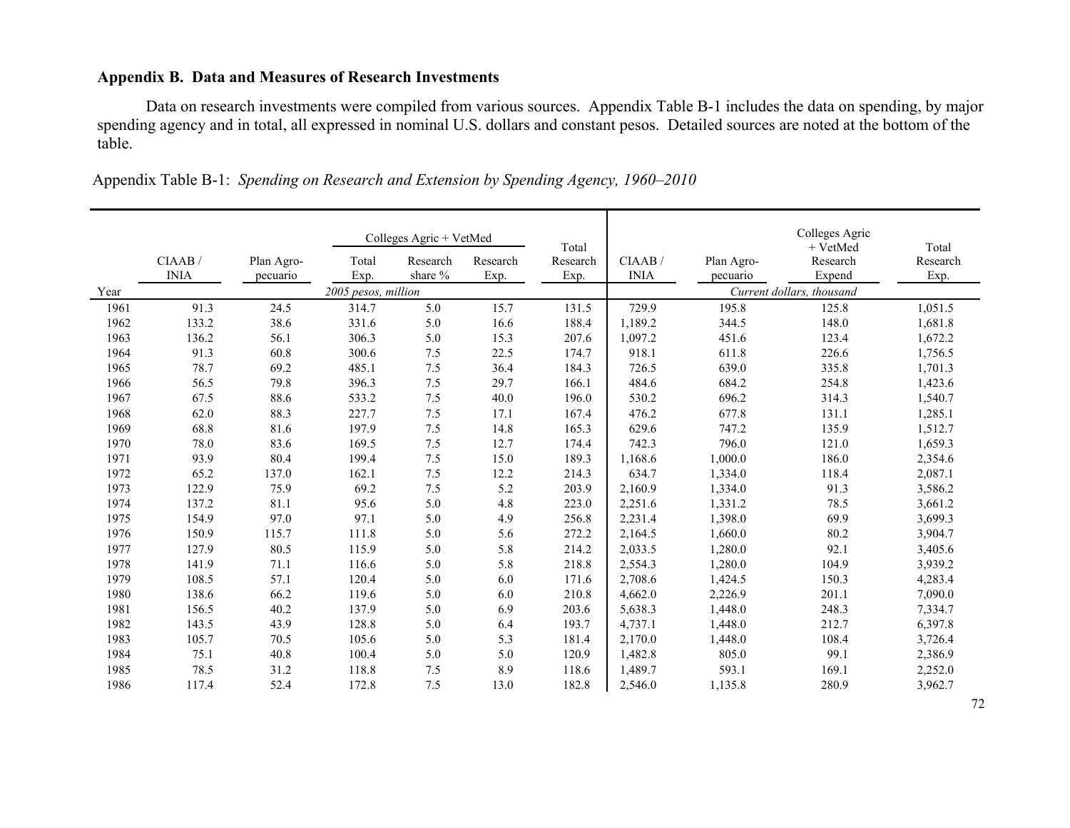### Appendix B. Data and Measures of Research Investments

Data on research investments were compiled from various sources. Appendix Table B-1 includes the data on spending, by major spending agency and in total, all expressed in nominal U.S. dollars and constant pesos. Detailed sources are noted at the bottom of the table.

Appendix Table B-1: *Spending on Research and Extension by Spending Agency, 1960–2010*

| | | | Colleges Agric + VetMed | | | | | | | |
|---|---|---|---|---|---|---|---|---|---|---|
| | CIAAB / INIA | Plan Agro-pecuario | Total Exp. | Research share % | Research Exp. | Total Research Exp. | CIAAB / INIA | Plan Agro-pecuario | Colleges Agric + VetMed Research Expend | Total Research Exp. |
| Year | *2005 pesos, million* | | | | | | *Current dollars, thousand* | | | |
| 1961 | 91.3 | 24.5 | 314.7 | 5.0 | 15.7 | 131.5 | 729.9 | 195.8 | 125.8 | 1,051.5 |
| 1962 | 133.2 | 38.6 | 331.6 | 5.0 | 16.6 | 188.4 | 1,189.2 | 344.5 | 148.0 | 1,681.8 |
| 1963 | 136.2 | 56.1 | 306.3 | 5.0 | 15.3 | 207.6 | 1,097.2 | 451.6 | 123.4 | 1,672.2 |
| 1964 | 91.3 | 60.8 | 300.6 | 7.5 | 22.5 | 174.7 | 918.1 | 611.8 | 226.6 | 1,756.5 |
| 1965 | 78.7 | 69.2 | 485.1 | 7.5 | 36.4 | 184.3 | 726.5 | 639.0 | 335.8 | 1,701.3 |
| 1966 | 56.5 | 79.8 | 396.3 | 7.5 | 29.7 | 166.1 | 484.6 | 684.2 | 254.8 | 1,423.6 |
| 1967 | 67.5 | 88.6 | 533.2 | 7.5 | 40.0 | 196.0 | 530.2 | 696.2 | 314.3 | 1,540.7 |
| 1968 | 62.0 | 88.3 | 227.7 | 7.5 | 17.1 | 167.4 | 476.2 | 677.8 | 131.1 | 1,285.1 |
| 1969 | 68.8 | 81.6 | 197.9 | 7.5 | 14.8 | 165.3 | 629.6 | 747.2 | 135.9 | 1,512.7 |
| 1970 | 78.0 | 83.6 | 169.5 | 7.5 | 12.7 | 174.4 | 742.3 | 796.0 | 121.0 | 1,659.3 |
| 1971 | 93.9 | 80.4 | 199.4 | 7.5 | 15.0 | 189.3 | 1,168.6 | 1,000.0 | 186.0 | 2,354.6 |
| 1972 | 65.2 | 137.0 | 162.1 | 7.5 | 12.2 | 214.3 | 634.7 | 1,334.0 | 118.4 | 2,087.1 |
| 1973 | 122.9 | 75.9 | 69.2 | 7.5 | 5.2 | 203.9 | 2,160.9 | 1,334.0 | 91.3 | 3,586.2 |
| 1974 | 137.2 | 81.1 | 95.6 | 5.0 | 4.8 | 223.0 | 2,251.6 | 1,331.2 | 78.5 | 3,661.2 |
| 1975 | 154.9 | 97.0 | 97.1 | 5.0 | 4.9 | 256.8 | 2,231.4 | 1,398.0 | 69.9 | 3,699.3 |
| 1976 | 150.9 | 115.7 | 111.8 | 5.0 | 5.6 | 272.2 | 2,164.5 | 1,660.0 | 80.2 | 3,904.7 |
| 1977 | 127.9 | 80.5 | 115.9 | 5.0 | 5.8 | 214.2 | 2,033.5 | 1,280.0 | 92.1 | 3,405.6 |
| 1978 | 141.9 | 71.1 | 116.6 | 5.0 | 5.8 | 218.8 | 2,554.3 | 1,280.0 | 104.9 | 3,939.2 |
| 1979 | 108.5 | 57.1 | 120.4 | 5.0 | 6.0 | 171.6 | 2,708.6 | 1,424.5 | 150.3 | 4,283.4 |
| 1980 | 138.6 | 66.2 | 119.6 | 5.0 | 6.0 | 210.8 | 4,662.0 | 2,226.9 | 201.1 | 7,090.0 |
| 1981 | 156.5 | 40.2 | 137.9 | 5.0 | 6.9 | 203.6 | 5,638.3 | 1,448.0 | 248.3 | 7,334.7 |
| 1982 | 143.5 | 43.9 | 128.8 | 5.0 | 6.4 | 193.7 | 4,737.1 | 1,448.0 | 212.7 | 6,397.8 |
| 1983 | 105.7 | 70.5 | 105.6 | 5.0 | 5.3 | 181.4 | 2,170.0 | 1,448.0 | 108.4 | 3,726.4 |
| 1984 | 75.1 | 40.8 | 100.4 | 5.0 | 5.0 | 120.9 | 1,482.8 | 805.0 | 99.1 | 2,386.9 |
| 1985 | 78.5 | 31.2 | 118.8 | 7.5 | 8.9 | 118.6 | 1,489.7 | 593.1 | 169.1 | 2,252.0 |
| 1986 | 117.4 | 52.4 | 172.8 | 7.5 | 13.0 | 182.8 | 2,546.0 | 1,135.8 | 280.9 | 3,962.7 |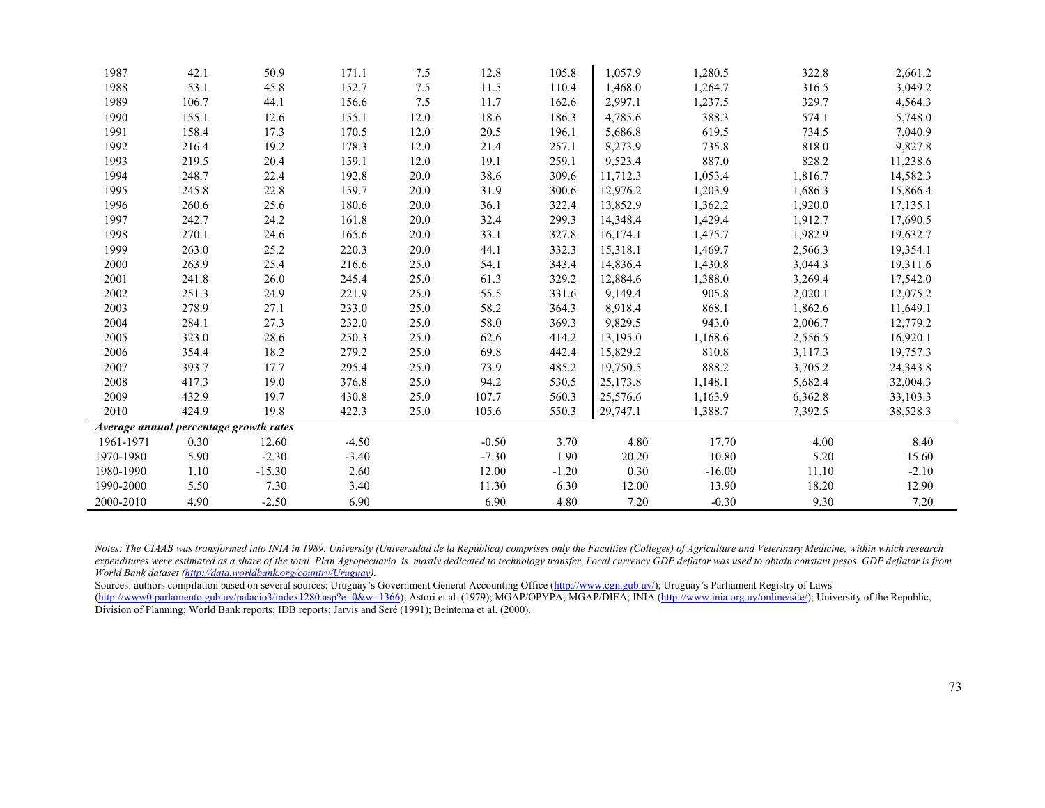| | | | | | | | | | | |
|---|---|---|---|---|---|---|---|---|---|---|
| 1987 | 42.1 | 50.9 | 171.1 | 7.5 | 12.8 | 105.8 | 1,057.9 | 1,280.5 | 322.8 | 2,661.2 |
| 1988 | 53.1 | 45.8 | 152.7 | 7.5 | 11.5 | 110.4 | 1,468.0 | 1,264.7 | 316.5 | 3,049.2 |
| 1989 | 106.7 | 44.1 | 156.6 | 7.5 | 11.7 | 162.6 | 2,997.1 | 1,237.5 | 329.7 | 4,564.3 |
| 1990 | 155.1 | 12.6 | 155.1 | 12.0 | 18.6 | 186.3 | 4,785.6 | 388.3 | 574.1 | 5,748.0 |
| 1991 | 158.4 | 17.3 | 170.5 | 12.0 | 20.5 | 196.1 | 5,686.8 | 619.5 | 734.5 | 7,040.9 |
| 1992 | 216.4 | 19.2 | 178.3 | 12.0 | 21.4 | 257.1 | 8,273.9 | 735.8 | 818.0 | 9,827.8 |
| 1993 | 219.5 | 20.4 | 159.1 | 12.0 | 19.1 | 259.1 | 9,523.4 | 887.0 | 828.2 | 11,238.6 |
| 1994 | 248.7 | 22.4 | 192.8 | 20.0 | 38.6 | 309.6 | 11,712.3 | 1,053.4 | 1,816.7 | 14,582.3 |
| 1995 | 245.8 | 22.8 | 159.7 | 20.0 | 31.9 | 300.6 | 12,976.2 | 1,203.9 | 1,686.3 | 15,866.4 |
| 1996 | 260.6 | 25.6 | 180.6 | 20.0 | 36.1 | 322.4 | 13,852.9 | 1,362.2 | 1,920.0 | 17,135.1 |
| 1997 | 242.7 | 24.2 | 161.8 | 20.0 | 32.4 | 299.3 | 14,348.4 | 1,429.4 | 1,912.7 | 17,690.5 |
| 1998 | 270.1 | 24.6 | 165.6 | 20.0 | 33.1 | 327.8 | 16,174.1 | 1,475.7 | 1,982.9 | 19,632.7 |
| 1999 | 263.0 | 25.2 | 220.3 | 20.0 | 44.1 | 332.3 | 15,318.1 | 1,469.7 | 2,566.3 | 19,354.1 |
| 2000 | 263.9 | 25.4 | 216.6 | 25.0 | 54.1 | 343.4 | 14,836.4 | 1,430.8 | 3,044.3 | 19,311.6 |
| 2001 | 241.8 | 26.0 | 245.4 | 25.0 | 61.3 | 329.2 | 12,884.6 | 1,388.0 | 3,269.4 | 17,542.0 |
| 2002 | 251.3 | 24.9 | 221.9 | 25.0 | 55.5 | 331.6 | 9,149.4 | 905.8 | 2,020.1 | 12,075.2 |
| 2003 | 278.9 | 27.1 | 233.0 | 25.0 | 58.2 | 364.3 | 8,918.4 | 868.1 | 1,862.6 | 11,649.1 |
| 2004 | 284.1 | 27.3 | 232.0 | 25.0 | 58.0 | 369.3 | 9,829.5 | 943.0 | 2,006.7 | 12,779.2 |
| 2005 | 323.0 | 28.6 | 250.3 | 25.0 | 62.6 | 414.2 | 13,195.0 | 1,168.6 | 2,556.5 | 16,920.1 |
| 2006 | 354.4 | 18.2 | 279.2 | 25.0 | 69.8 | 442.4 | 15,829.2 | 810.8 | 3,117.3 | 19,757.3 |
| 2007 | 393.7 | 17.7 | 295.4 | 25.0 | 73.9 | 485.2 | 19,750.5 | 888.2 | 3,705.2 | 24,343.8 |
| 2008 | 417.3 | 19.0 | 376.8 | 25.0 | 94.2 | 530.5 | 25,173.8 | 1,148.1 | 5,682.4 | 32,004.3 |
| 2009 | 432.9 | 19.7 | 430.8 | 25.0 | 107.7 | 560.3 | 25,576.6 | 1,163.9 | 6,362.8 | 33,103.3 |
| 2010 | 424.9 | 19.8 | 422.3 | 25.0 | 105.6 | 550.3 | 29,747.1 | 1,388.7 | 7,392.5 | 38,528.3 |
| ***Average annual percentage growth rates*** | | | | | | | | | | |
| 1961-1971 | 0.30 | 12.60 | -4.50 | | -0.50 | 3.70 | 4.80 | 17.70 | 4.00 | 8.40 |
| 1970-1980 | 5.90 | -2.30 | -3.40 | | -7.30 | 1.90 | 20.20 | 10.80 | 5.20 | 15.60 |
| 1980-1990 | 1.10 | -15.30 | 2.60 | | 12.00 | -1.20 | 0.30 | -16.00 | 11.10 | -2.10 |
| 1990-2000 | 5.50 | 7.30 | 3.40 | | 11.30 | 6.30 | 12.00 | 13.90 | 18.20 | 12.90 |
| 2000-2010 | 4.90 | -2.50 | 6.90 | | 6.90 | 4.80 | 7.20 | -0.30 | 9.30 | 7.20 |

*Notes: The CIAAB was transformed into INIA in 1989. University (Universidad de la República) comprises only the Faculties (Colleges) of Agriculture and Veterinary Medicine, within which research expenditures were estimated as a share of the total. Plan Agropecuario is mostly dedicated to technology transfer. Local currency GDP deflator was used to obtain constant pesos. GDP deflator is from World Bank dataset (http://data.worldbank.org/country/Uruguay).*

Sources: authors compilation based on several sources: Uruguay's Government General Accounting Office (http://www.cgn.gub.uy/); Uruguay's Parliament Registry of Laws (http://www0.parlamento.gub.uy/palacio3/index1280.asp?e=0&w=1366); Astori et al. (1979); MGAP/OPYPA; MGAP/DIEA; INIA (http://www.inia.org.uy/online/site/); University of the Republic, Division of Planning; World Bank reports; IDB reports; Jarvis and Seré (1991); Beintema et al. (2000).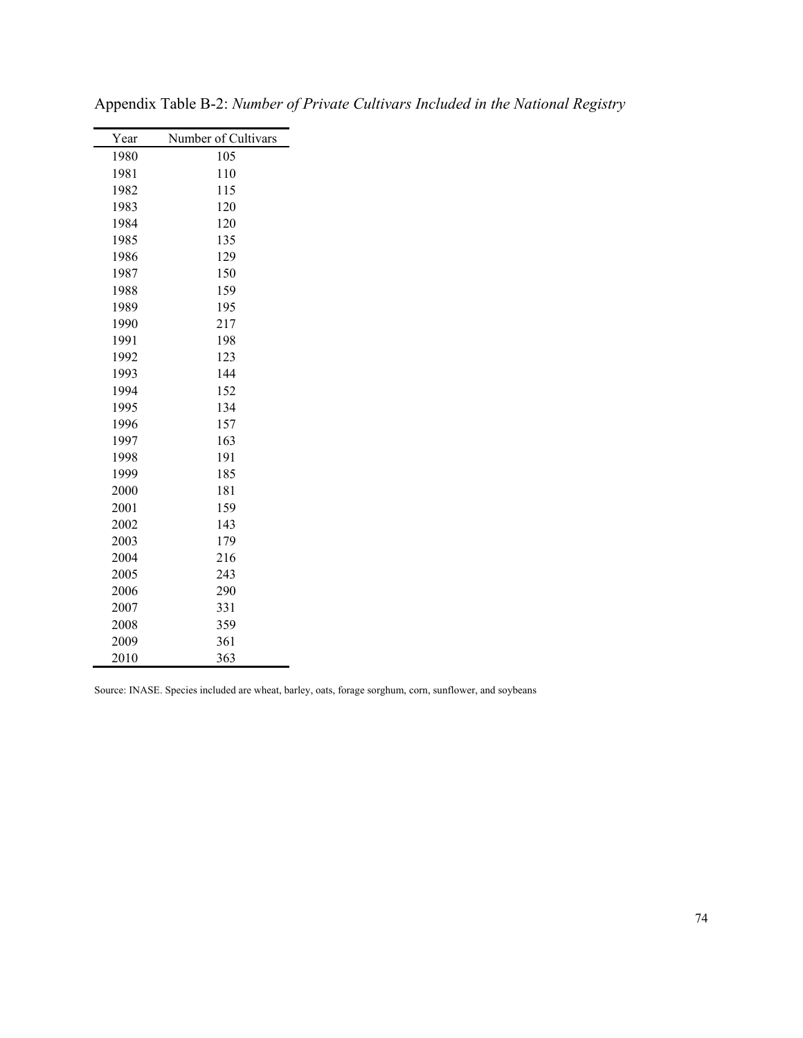Appendix Table B-2: *Number of Private Cultivars Included in the National Registry*

| Year | Number of Cultivars |
|---|---|
| 1980 | 105 |
| 1981 | 110 |
| 1982 | 115 |
| 1983 | 120 |
| 1984 | 120 |
| 1985 | 135 |
| 1986 | 129 |
| 1987 | 150 |
| 1988 | 159 |
| 1989 | 195 |
| 1990 | 217 |
| 1991 | 198 |
| 1992 | 123 |
| 1993 | 144 |
| 1994 | 152 |
| 1995 | 134 |
| 1996 | 157 |
| 1997 | 163 |
| 1998 | 191 |
| 1999 | 185 |
| 2000 | 181 |
| 2001 | 159 |
| 2002 | 143 |
| 2003 | 179 |
| 2004 | 216 |
| 2005 | 243 |
| 2006 | 290 |
| 2007 | 331 |
| 2008 | 359 |
| 2009 | 361 |
| 2010 | 363 |

Source: INASE. Species included are wheat, barley, oats, forage sorghum, corn, sunflower, and soybeans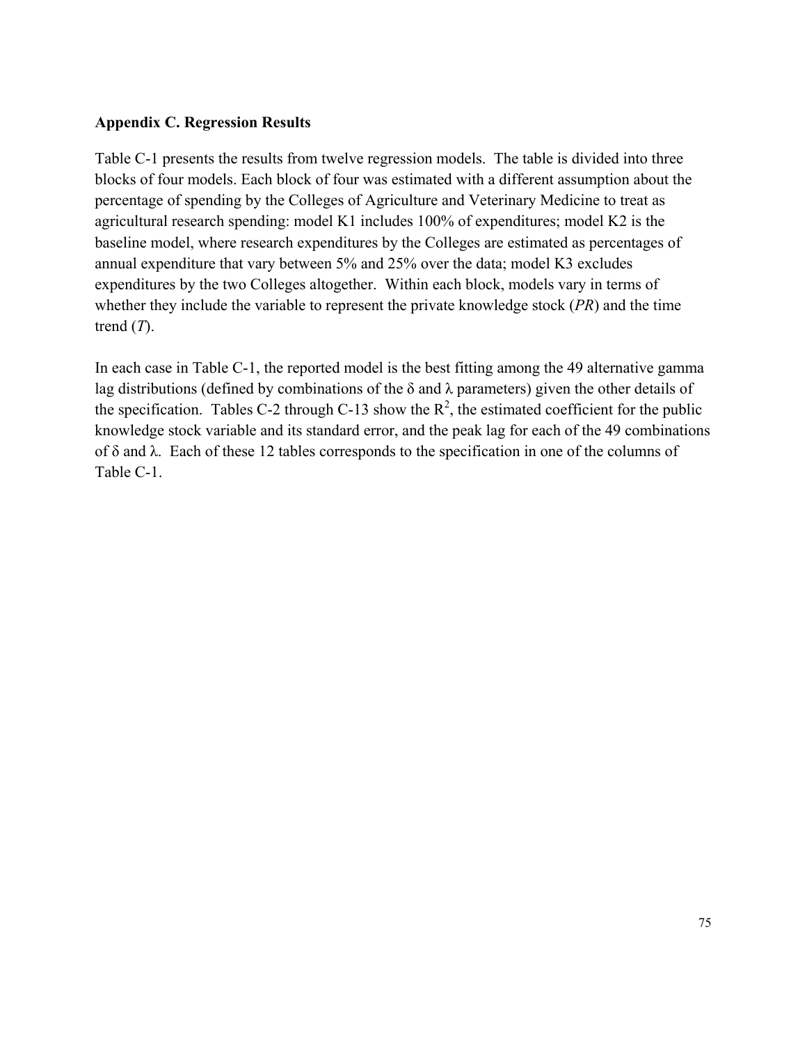**Appendix C. Regression Results**

Table C-1 presents the results from twelve regression models. The table is divided into three blocks of four models. Each block of four was estimated with a different assumption about the percentage of spending by the Colleges of Agriculture and Veterinary Medicine to treat as agricultural research spending: model K1 includes 100% of expenditures; model K2 is the baseline model, where research expenditures by the Colleges are estimated as percentages of annual expenditure that vary between 5% and 25% over the data; model K3 excludes expenditures by the two Colleges altogether. Within each block, models vary in terms of whether they include the variable to represent the private knowledge stock (*PR*) and the time trend (*T*).

In each case in Table C-1, the reported model is the best fitting among the 49 alternative gamma lag distributions (defined by combinations of the δ and λ parameters) given the other details of the specification. Tables C-2 through C-13 show the $R^2$, the estimated coefficient for the public knowledge stock variable and its standard error, and the peak lag for each of the 49 combinations of δ and λ. Each of these 12 tables corresponds to the specification in one of the columns of Table C-1.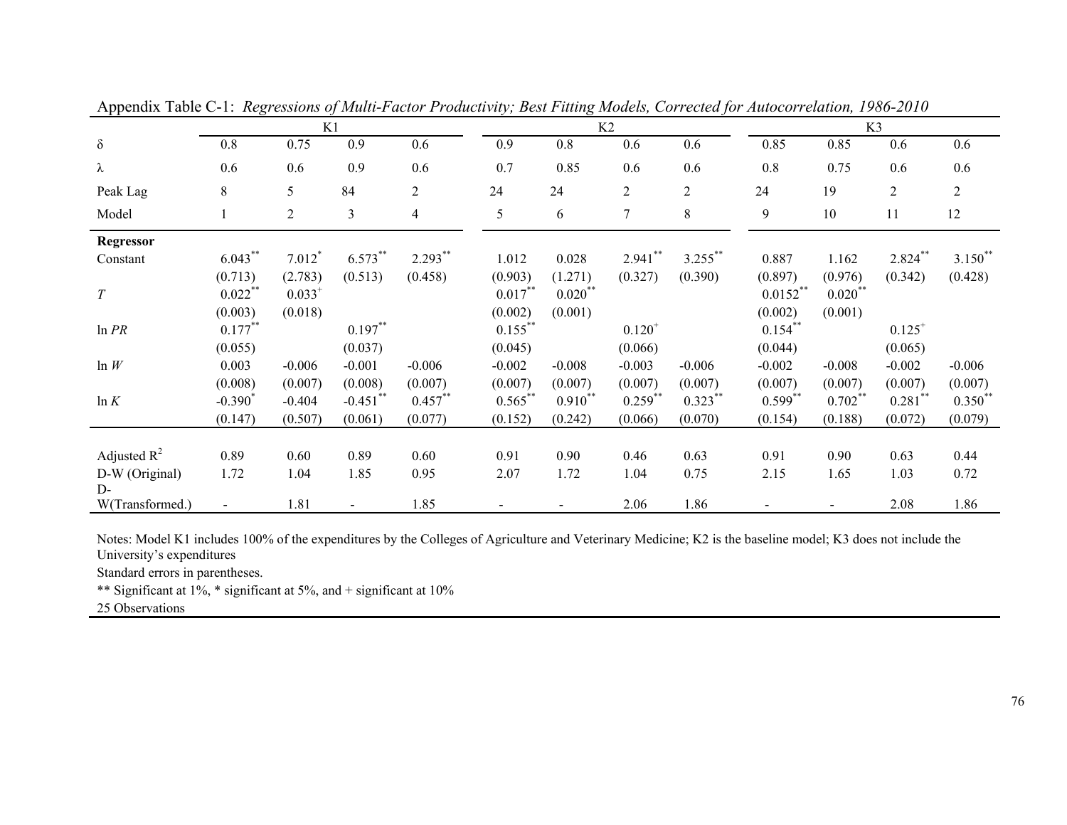Appendix Table C-1: *Regressions of Multi-Factor Productivity; Best Fitting Models, Corrected for Autocorrelation, 1986-2010*

| | K1 | | | | K2 | | | | K3 | | | |
|---|---|---|---|---|---|---|---|---|---|---|---|---|
| $\delta$ | 0.8 | 0.75 | 0.9 | 0.6 | 0.9 | 0.8 | 0.6 | 0.6 | 0.85 | 0.85 | 0.6 | 0.6 |
| $\lambda$ | 0.6 | 0.6 | 0.9 | 0.6 | 0.7 | 0.85 | 0.6 | 0.6 | 0.8 | 0.75 | 0.6 | 0.6 |
| Peak Lag | 8 | 5 | 84 | 2 | 24 | 24 | 2 | 2 | 24 | 19 | 2 | 2 |
| Model | 1 | 2 | 3 | 4 | 5 | 6 | 7 | 8 | 9 | 10 | 11 | 12 |
| **Regressor** | | | | | | | | | | | | |
| Constant | 6.043** | 7.012* | 6.573** | 2.293** | 1.012 | 0.028 | 2.941** | 3.255** | 0.887 | 1.162 | 2.824** | 3.150** |
| | (0.713) | (2.783) | (0.513) | (0.458) | (0.903) | (1.271) | (0.327) | (0.390) | (0.897) | (0.976) | (0.342) | (0.428) |
| $T$ | 0.022** | 0.033+ | | | 0.017** | 0.020** | | | 0.0152** | 0.020** | | |
| | (0.003) | (0.018) | | | (0.002) | (0.001) | | | (0.002) | (0.001) | | |
| $\ln PR$ | 0.177** | | 0.197** | | 0.155** | | 0.120+ | | 0.154** | | 0.125+ | |
| | (0.055) | | (0.037) | | (0.045) | | (0.066) | | (0.044) | | (0.065) | |
| $\ln W$ | 0.003 | -0.006 | -0.001 | -0.006 | -0.002 | -0.008 | -0.003 | -0.006 | -0.002 | -0.008 | -0.002 | -0.006 |
| | (0.008) | (0.007) | (0.008) | (0.007) | (0.007) | (0.007) | (0.007) | (0.007) | (0.007) | (0.007) | (0.007) | (0.007) |
| $\ln K$ | -0.390* | -0.404 | -0.451** | 0.457** | 0.565** | 0.910** | 0.259** | 0.323** | 0.599** | 0.702** | 0.281** | 0.350** |
| | (0.147) | (0.507) | (0.061) | (0.077) | (0.152) | (0.242) | (0.066) | (0.070) | (0.154) | (0.188) | (0.072) | (0.079) |
| Adjusted $R^2$ | 0.89 | 0.60 | 0.89 | 0.60 | 0.91 | 0.90 | 0.46 | 0.63 | 0.91 | 0.90 | 0.63 | 0.44 |
| D-W (Original) | 1.72 | 1.04 | 1.85 | 0.95 | 2.07 | 1.72 | 1.04 | 0.75 | 2.15 | 1.65 | 1.03 | 0.72 |
| D-W(Transformed.) | - | 1.81 | - | 1.85 | - | - | 2.06 | 1.86 | - | - | 2.08 | 1.86 |

Notes: Model K1 includes 100% of the expenditures by the Colleges of Agriculture and Veterinary Medicine; K2 is the baseline model; K3 does not include the University's expenditures

Standard errors in parentheses.

** Significant at 1%, * significant at 5%, and + significant at 10%

25 Observations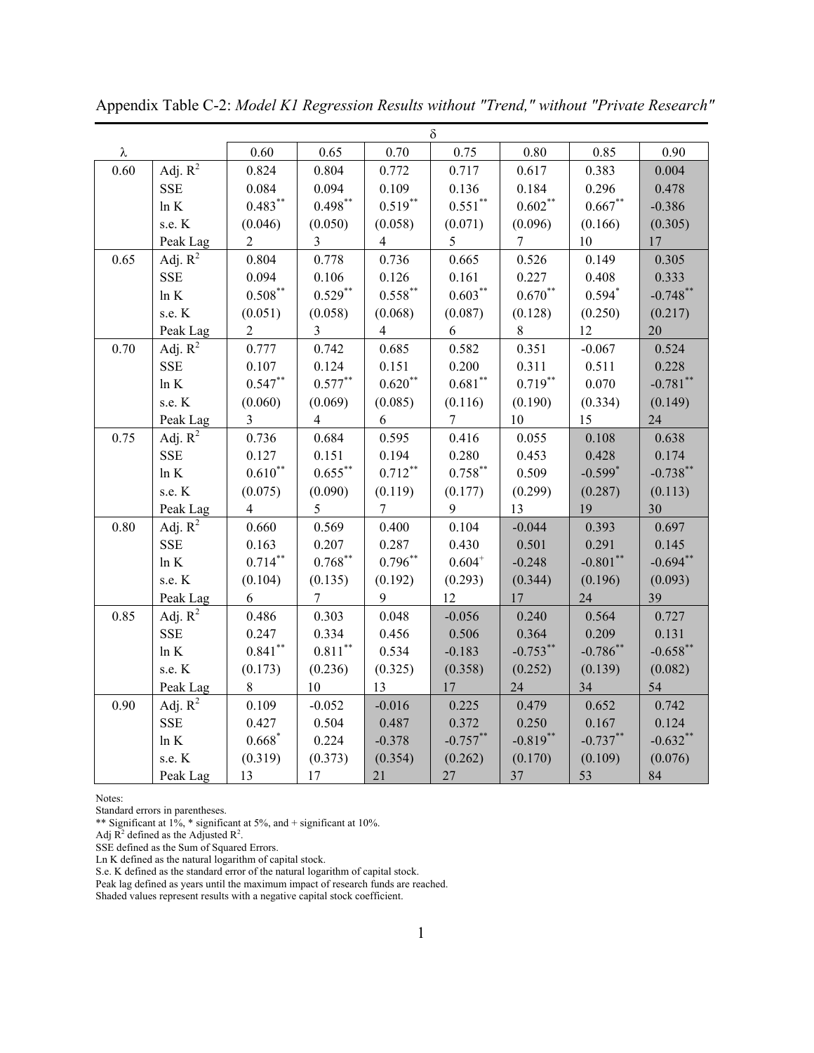Appendix Table C-2: *Model K1 Regression Results without "Trend," without "Private Research"*

| λ | | δ = 0.60 | 0.65 | 0.70 | 0.75 | 0.80 | 0.85 | 0.90 |
|---|---|---|---|---|---|---|---|---|
| 0.60 | Adj. $R^2$ | 0.824 | 0.804 | 0.772 | 0.717 | 0.617 | 0.383 | 0.004 |
| | SSE | 0.084 | 0.094 | 0.109 | 0.136 | 0.184 | 0.296 | 0.478 |
| | ln K | 0.483** | 0.498** | 0.519** | 0.551** | 0.602** | 0.667** | -0.386 |
| | s.e. K | (0.046) | (0.050) | (0.058) | (0.071) | (0.096) | (0.166) | (0.305) |
| | Peak Lag | 2 | 3 | 4 | 5 | 7 | 10 | 17 |
| 0.65 | Adj. $R^2$ | 0.804 | 0.778 | 0.736 | 0.665 | 0.526 | 0.149 | 0.305 |
| | SSE | 0.094 | 0.106 | 0.126 | 0.161 | 0.227 | 0.408 | 0.333 |
| | ln K | 0.508** | 0.529** | 0.558** | 0.603** | 0.670** | 0.594* | -0.748** |
| | s.e. K | (0.051) | (0.058) | (0.068) | (0.087) | (0.128) | (0.250) | (0.217) |
| | Peak Lag | 2 | 3 | 4 | 6 | 8 | 12 | 20 |
| 0.70 | Adj. $R^2$ | 0.777 | 0.742 | 0.685 | 0.582 | 0.351 | -0.067 | 0.524 |
| | SSE | 0.107 | 0.124 | 0.151 | 0.200 | 0.311 | 0.511 | 0.228 |
| | ln K | 0.547** | 0.577** | 0.620** | 0.681** | 0.719** | 0.070 | -0.781** |
| | s.e. K | (0.060) | (0.069) | (0.085) | (0.116) | (0.190) | (0.334) | (0.149) |
| | Peak Lag | 3 | 4 | 6 | 7 | 10 | 15 | 24 |
| 0.75 | Adj. $R^2$ | 0.736 | 0.684 | 0.595 | 0.416 | 0.055 | 0.108 | 0.638 |
| | SSE | 0.127 | 0.151 | 0.194 | 0.280 | 0.453 | 0.428 | 0.174 |
| | ln K | 0.610** | 0.655** | 0.712** | 0.758** | 0.509 | -0.599* | -0.738** |
| | s.e. K | (0.075) | (0.090) | (0.119) | (0.177) | (0.299) | (0.287) | (0.113) |
| | Peak Lag | 4 | 5 | 7 | 9 | 13 | 19 | 30 |
| 0.80 | Adj. $R^2$ | 0.660 | 0.569 | 0.400 | 0.104 | -0.044 | 0.393 | 0.697 |
| | SSE | 0.163 | 0.207 | 0.287 | 0.430 | 0.501 | 0.291 | 0.145 |
| | ln K | 0.714** | 0.768** | 0.796** | 0.604+ | -0.248 | -0.801** | -0.694** |
| | s.e. K | (0.104) | (0.135) | (0.192) | (0.293) | (0.344) | (0.196) | (0.093) |
| | Peak Lag | 6 | 7 | 9 | 12 | 17 | 24 | 39 |
| 0.85 | Adj. $R^2$ | 0.486 | 0.303 | 0.048 | -0.056 | 0.240 | 0.564 | 0.727 |
| | SSE | 0.247 | 0.334 | 0.456 | 0.506 | 0.364 | 0.209 | 0.131 |
| | ln K | 0.841** | 0.811** | 0.534 | -0.183 | -0.753** | -0.786** | -0.658** |
| | s.e. K | (0.173) | (0.236) | (0.325) | (0.358) | (0.252) | (0.139) | (0.082) |
| | Peak Lag | 8 | 10 | 13 | 17 | 24 | 34 | 54 |
| 0.90 | Adj. $R^2$ | 0.109 | -0.052 | -0.016 | 0.225 | 0.479 | 0.652 | 0.742 |
| | SSE | 0.427 | 0.504 | 0.487 | 0.372 | 0.250 | 0.167 | 0.124 |
| | ln K | 0.668* | 0.224 | -0.378 | -0.757** | -0.819** | -0.737** | -0.632** |
| | s.e. K | (0.319) | (0.373) | (0.354) | (0.262) | (0.170) | (0.109) | (0.076) |
| | Peak Lag | 13 | 17 | 21 | 27 | 37 | 53 | 84 |

Notes:
Standard errors in parentheses.
** Significant at 1%, * significant at 5%, and + significant at 10%.
Adj $R^2$ defined as the Adjusted $R^2$.
SSE defined as the Sum of Squared Errors.
Ln K defined as the natural logarithm of capital stock.
S.e. K defined as the standard error of the natural logarithm of capital stock.
Peak lag defined as years until the maximum impact of research funds are reached.
Shaded values represent results with a negative capital stock coefficient.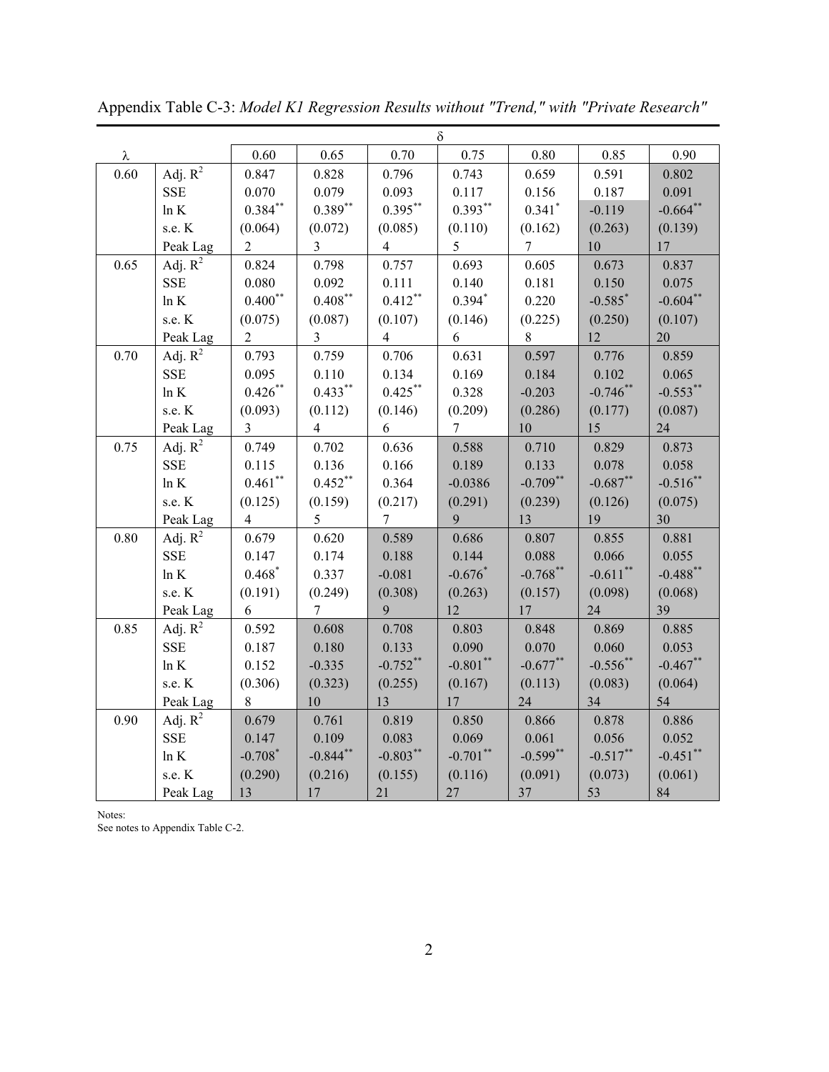Appendix Table C-3: *Model K1 Regression Results without "Trend," with "Private Research"*

| | | δ | | | | | | |
|---|---|---|---|---|---|---|---|---|
| λ | | 0.60 | 0.65 | 0.70 | 0.75 | 0.80 | 0.85 | 0.90 |
| 0.60 | Adj. $R^2$ | 0.847 | 0.828 | 0.796 | 0.743 | 0.659 | 0.591 | 0.802 |
| | SSE | 0.070 | 0.079 | 0.093 | 0.117 | 0.156 | 0.187 | 0.091 |
| | ln K | $0.384^{**}$ | $0.389^{**}$ | $0.395^{**}$ | $0.393^{**}$ | $0.341^{*}$ | -0.119 | $-0.664^{**}$ |
| | s.e. K | (0.064) | (0.072) | (0.085) | (0.110) | (0.162) | (0.263) | (0.139) |
| | Peak Lag | 2 | 3 | 4 | 5 | 7 | 10 | 17 |
| 0.65 | Adj. $R^2$ | 0.824 | 0.798 | 0.757 | 0.693 | 0.605 | 0.673 | 0.837 |
| | SSE | 0.080 | 0.092 | 0.111 | 0.140 | 0.181 | 0.150 | 0.075 |
| | ln K | $0.400^{**}$ | $0.408^{**}$ | $0.412^{**}$ | $0.394^{*}$ | 0.220 | $-0.585^{*}$ | $-0.604^{**}$ |
| | s.e. K | (0.075) | (0.087) | (0.107) | (0.146) | (0.225) | (0.250) | (0.107) |
| | Peak Lag | 2 | 3 | 4 | 6 | 8 | 12 | 20 |
| 0.70 | Adj. $R^2$ | 0.793 | 0.759 | 0.706 | 0.631 | 0.597 | 0.776 | 0.859 |
| | SSE | 0.095 | 0.110 | 0.134 | 0.169 | 0.184 | 0.102 | 0.065 |
| | ln K | $0.426^{**}$ | $0.433^{**}$ | $0.425^{**}$ | 0.328 | -0.203 | $-0.746^{**}$ | $-0.553^{**}$ |
| | s.e. K | (0.093) | (0.112) | (0.146) | (0.209) | (0.286) | (0.177) | (0.087) |
| | Peak Lag | 3 | 4 | 6 | 7 | 10 | 15 | 24 |
| 0.75 | Adj. $R^2$ | 0.749 | 0.702 | 0.636 | 0.588 | 0.710 | 0.829 | 0.873 |
| | SSE | 0.115 | 0.136 | 0.166 | 0.189 | 0.133 | 0.078 | 0.058 |
| | ln K | $0.461^{**}$ | $0.452^{**}$ | 0.364 | -0.0386 | $-0.709^{**}$ | $-0.687^{**}$ | $-0.516^{**}$ |
| | s.e. K | (0.125) | (0.159) | (0.217) | (0.291) | (0.239) | (0.126) | (0.075) |
| | Peak Lag | 4 | 5 | 7 | 9 | 13 | 19 | 30 |
| 0.80 | Adj. $R^2$ | 0.679 | 0.620 | 0.589 | 0.686 | 0.807 | 0.855 | 0.881 |
| | SSE | 0.147 | 0.174 | 0.188 | 0.144 | 0.088 | 0.066 | 0.055 |
| | ln K | $0.468^{*}$ | 0.337 | -0.081 | $-0.676^{*}$ | $-0.768^{**}$ | $-0.611^{**}$ | $-0.488^{**}$ |
| | s.e. K | (0.191) | (0.249) | (0.308) | (0.263) | (0.157) | (0.098) | (0.068) |
| | Peak Lag | 6 | 7 | 9 | 12 | 17 | 24 | 39 |
| 0.85 | Adj. $R^2$ | 0.592 | 0.608 | 0.708 | 0.803 | 0.848 | 0.869 | 0.885 |
| | SSE | 0.187 | 0.180 | 0.133 | 0.090 | 0.070 | 0.060 | 0.053 |
| | ln K | 0.152 | -0.335 | $-0.752^{**}$ | $-0.801^{**}$ | $-0.677^{**}$ | $-0.556^{**}$ | $-0.467^{**}$ |
| | s.e. K | (0.306) | (0.323) | (0.255) | (0.167) | (0.113) | (0.083) | (0.064) |
| | Peak Lag | 8 | 10 | 13 | 17 | 24 | 34 | 54 |
| 0.90 | Adj. $R^2$ | 0.679 | 0.761 | 0.819 | 0.850 | 0.866 | 0.878 | 0.886 |
| | SSE | 0.147 | 0.109 | 0.083 | 0.069 | 0.061 | 0.056 | 0.052 |
| | ln K | $-0.708^{*}$ | $-0.844^{**}$ | $-0.803^{**}$ | $-0.701^{**}$ | $-0.599^{**}$ | $-0.517^{**}$ | $-0.451^{**}$ |
| | s.e. K | (0.290) | (0.216) | (0.155) | (0.116) | (0.091) | (0.073) | (0.061) |
| | Peak Lag | 13 | 17 | 21 | 27 | 37 | 53 | 84 |

Notes:
See notes to Appendix Table C-2.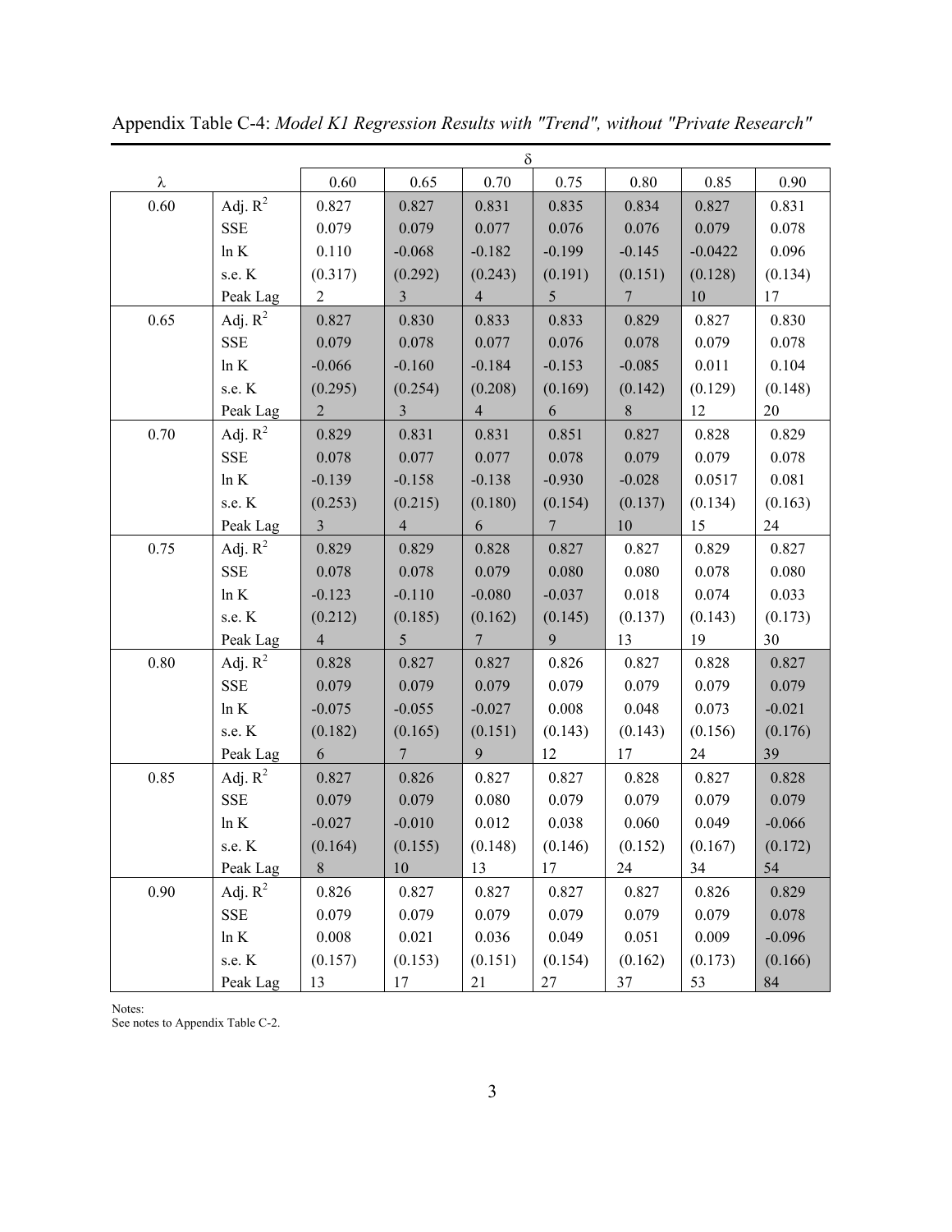Appendix Table C-4: *Model K1 Regression Results with "Trend", without "Private Research"*

| | | δ | | | | | | |
|---|---|---|---|---|---|---|---|---|
| λ | | 0.60 | 0.65 | 0.70 | 0.75 | 0.80 | 0.85 | 0.90 |
| 0.60 | Adj. $R^2$ | 0.827 | 0.827 | 0.831 | 0.835 | 0.834 | 0.827 | 0.831 |
| | SSE | 0.079 | 0.079 | 0.077 | 0.076 | 0.076 | 0.079 | 0.078 |
| | ln K | 0.110 | -0.068 | -0.182 | -0.199 | -0.145 | -0.0422 | 0.096 |
| | s.e. K | (0.317) | (0.292) | (0.243) | (0.191) | (0.151) | (0.128) | (0.134) |
| | Peak Lag | 2 | 3 | 4 | 5 | 7 | 10 | 17 |
| 0.65 | Adj. $R^2$ | 0.827 | 0.830 | 0.833 | 0.833 | 0.829 | 0.827 | 0.830 |
| | SSE | 0.079 | 0.078 | 0.077 | 0.076 | 0.078 | 0.079 | 0.078 |
| | ln K | -0.066 | -0.160 | -0.184 | -0.153 | -0.085 | 0.011 | 0.104 |
| | s.e. K | (0.295) | (0.254) | (0.208) | (0.169) | (0.142) | (0.129) | (0.148) |
| | Peak Lag | 2 | 3 | 4 | 6 | 8 | 12 | 20 |
| 0.70 | Adj. $R^2$ | 0.829 | 0.831 | 0.831 | 0.851 | 0.827 | 0.828 | 0.829 |
| | SSE | 0.078 | 0.077 | 0.077 | 0.078 | 0.079 | 0.079 | 0.078 |
| | ln K | -0.139 | -0.158 | -0.138 | -0.930 | -0.028 | 0.0517 | 0.081 |
| | s.e. K | (0.253) | (0.215) | (0.180) | (0.154) | (0.137) | (0.134) | (0.163) |
| | Peak Lag | 3 | 4 | 6 | 7 | 10 | 15 | 24 |
| 0.75 | Adj. $R^2$ | 0.829 | 0.829 | 0.828 | 0.827 | 0.827 | 0.829 | 0.827 |
| | SSE | 0.078 | 0.078 | 0.079 | 0.080 | 0.080 | 0.078 | 0.080 |
| | ln K | -0.123 | -0.110 | -0.080 | -0.037 | 0.018 | 0.074 | 0.033 |
| | s.e. K | (0.212) | (0.185) | (0.162) | (0.145) | (0.137) | (0.143) | (0.173) |
| | Peak Lag | 4 | 5 | 7 | 9 | 13 | 19 | 30 |
| 0.80 | Adj. $R^2$ | 0.828 | 0.827 | 0.827 | 0.826 | 0.827 | 0.828 | 0.827 |
| | SSE | 0.079 | 0.079 | 0.079 | 0.079 | 0.079 | 0.079 | 0.079 |
| | ln K | -0.075 | -0.055 | -0.027 | 0.008 | 0.048 | 0.073 | -0.021 |
| | s.e. K | (0.182) | (0.165) | (0.151) | (0.143) | (0.143) | (0.156) | (0.176) |
| | Peak Lag | 6 | 7 | 9 | 12 | 17 | 24 | 39 |
| 0.85 | Adj. $R^2$ | 0.827 | 0.826 | 0.827 | 0.827 | 0.828 | 0.827 | 0.828 |
| | SSE | 0.079 | 0.079 | 0.080 | 0.079 | 0.079 | 0.079 | 0.079 |
| | ln K | -0.027 | -0.010 | 0.012 | 0.038 | 0.060 | 0.049 | -0.066 |
| | s.e. K | (0.164) | (0.155) | (0.148) | (0.146) | (0.152) | (0.167) | (0.172) |
| | Peak Lag | 8 | 10 | 13 | 17 | 24 | 34 | 54 |
| 0.90 | Adj. $R^2$ | 0.826 | 0.827 | 0.827 | 0.827 | 0.827 | 0.826 | 0.829 |
| | SSE | 0.079 | 0.079 | 0.079 | 0.079 | 0.079 | 0.079 | 0.078 |
| | ln K | 0.008 | 0.021 | 0.036 | 0.049 | 0.051 | 0.009 | -0.096 |
| | s.e. K | (0.157) | (0.153) | (0.151) | (0.154) | (0.162) | (0.173) | (0.166) |
| | Peak Lag | 13 | 17 | 21 | 27 | 37 | 53 | 84 |

Notes:
See notes to Appendix Table C-2.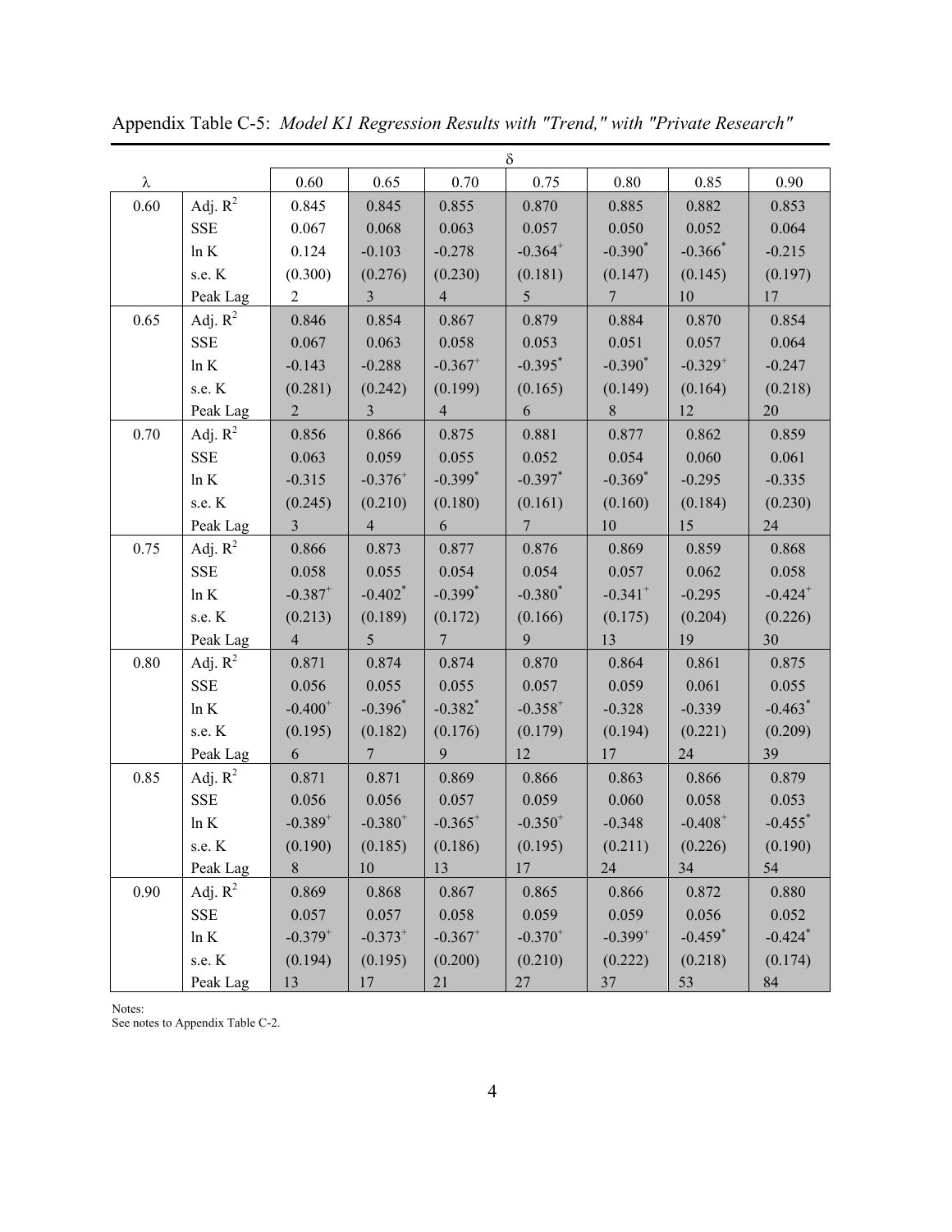Appendix Table C-5: *Model K1 Regression Results with "Trend," with "Private Research"*

| | | δ | | | | | | |
|---|---|---|---|---|---|---|---|---|
| λ | | 0.60 | 0.65 | 0.70 | 0.75 | 0.80 | 0.85 | 0.90 |
| 0.60 | Adj. $R^2$ | 0.845 | 0.845 | 0.855 | 0.870 | 0.885 | 0.882 | 0.853 |
| | SSE | 0.067 | 0.068 | 0.063 | 0.057 | 0.050 | 0.052 | 0.064 |
| | ln K | 0.124 | -0.103 | -0.278 | $-0.364^{+}$ | $-0.390^{*}$ | $-0.366^{*}$ | -0.215 |
| | s.e. K | (0.300) | (0.276) | (0.230) | (0.181) | (0.147) | (0.145) | (0.197) |
| | Peak Lag | 2 | 3 | 4 | 5 | 7 | 10 | 17 |
| 0.65 | Adj. $R^2$ | 0.846 | 0.854 | 0.867 | 0.879 | 0.884 | 0.870 | 0.854 |
| | SSE | 0.067 | 0.063 | 0.058 | 0.053 | 0.051 | 0.057 | 0.064 |
| | ln K | -0.143 | -0.288 | $-0.367^{+}$ | $-0.395^{*}$ | $-0.390^{*}$ | $-0.329^{+}$ | -0.247 |
| | s.e. K | (0.281) | (0.242) | (0.199) | (0.165) | (0.149) | (0.164) | (0.218) |
| | Peak Lag | 2 | 3 | 4 | 6 | 8 | 12 | 20 |
| 0.70 | Adj. $R^2$ | 0.856 | 0.866 | 0.875 | 0.881 | 0.877 | 0.862 | 0.859 |
| | SSE | 0.063 | 0.059 | 0.055 | 0.052 | 0.054 | 0.060 | 0.061 |
| | ln K | -0.315 | $-0.376^{+}$ | $-0.399^{*}$ | $-0.397^{*}$ | $-0.369^{*}$ | -0.295 | -0.335 |
| | s.e. K | (0.245) | (0.210) | (0.180) | (0.161) | (0.160) | (0.184) | (0.230) |
| | Peak Lag | 3 | 4 | 6 | 7 | 10 | 15 | 24 |
| 0.75 | Adj. $R^2$ | 0.866 | 0.873 | 0.877 | 0.876 | 0.869 | 0.859 | 0.868 |
| | SSE | 0.058 | 0.055 | 0.054 | 0.054 | 0.057 | 0.062 | 0.058 |
| | ln K | $-0.387^{+}$ | $-0.402^{*}$ | $-0.399^{*}$ | $-0.380^{*}$ | $-0.341^{+}$ | -0.295 | $-0.424^{+}$ |
| | s.e. K | (0.213) | (0.189) | (0.172) | (0.166) | (0.175) | (0.204) | (0.226) |
| | Peak Lag | 4 | 5 | 7 | 9 | 13 | 19 | 30 |
| 0.80 | Adj. $R^2$ | 0.871 | 0.874 | 0.874 | 0.870 | 0.864 | 0.861 | 0.875 |
| | SSE | 0.056 | 0.055 | 0.055 | 0.057 | 0.059 | 0.061 | 0.055 |
| | ln K | $-0.400^{+}$ | $-0.396^{*}$ | $-0.382^{*}$ | $-0.358^{+}$ | -0.328 | -0.339 | $-0.463^{*}$ |
| | s.e. K | (0.195) | (0.182) | (0.176) | (0.179) | (0.194) | (0.221) | (0.209) |
| | Peak Lag | 6 | 7 | 9 | 12 | 17 | 24 | 39 |
| 0.85 | Adj. $R^2$ | 0.871 | 0.871 | 0.869 | 0.866 | 0.863 | 0.866 | 0.879 |
| | SSE | 0.056 | 0.056 | 0.057 | 0.059 | 0.060 | 0.058 | 0.053 |
| | ln K | $-0.389^{+}$ | $-0.380^{+}$ | $-0.365^{+}$ | $-0.350^{+}$ | -0.348 | $-0.408^{+}$ | $-0.455^{*}$ |
| | s.e. K | (0.190) | (0.185) | (0.186) | (0.195) | (0.211) | (0.226) | (0.190) |
| | Peak Lag | 8 | 10 | 13 | 17 | 24 | 34 | 54 |
| 0.90 | Adj. $R^2$ | 0.869 | 0.868 | 0.867 | 0.865 | 0.866 | 0.872 | 0.880 |
| | SSE | 0.057 | 0.057 | 0.058 | 0.059 | 0.059 | 0.056 | 0.052 |
| | ln K | $-0.379^{+}$ | $-0.373^{+}$ | $-0.367^{+}$ | $-0.370^{+}$ | $-0.399^{+}$ | $-0.459^{*}$ | $-0.424^{*}$ |
| | s.e. K | (0.194) | (0.195) | (0.200) | (0.210) | (0.222) | (0.218) | (0.174) |
| | Peak Lag | 13 | 17 | 21 | 27 | 37 | 53 | 84 |

Notes:
See notes to Appendix Table C-2.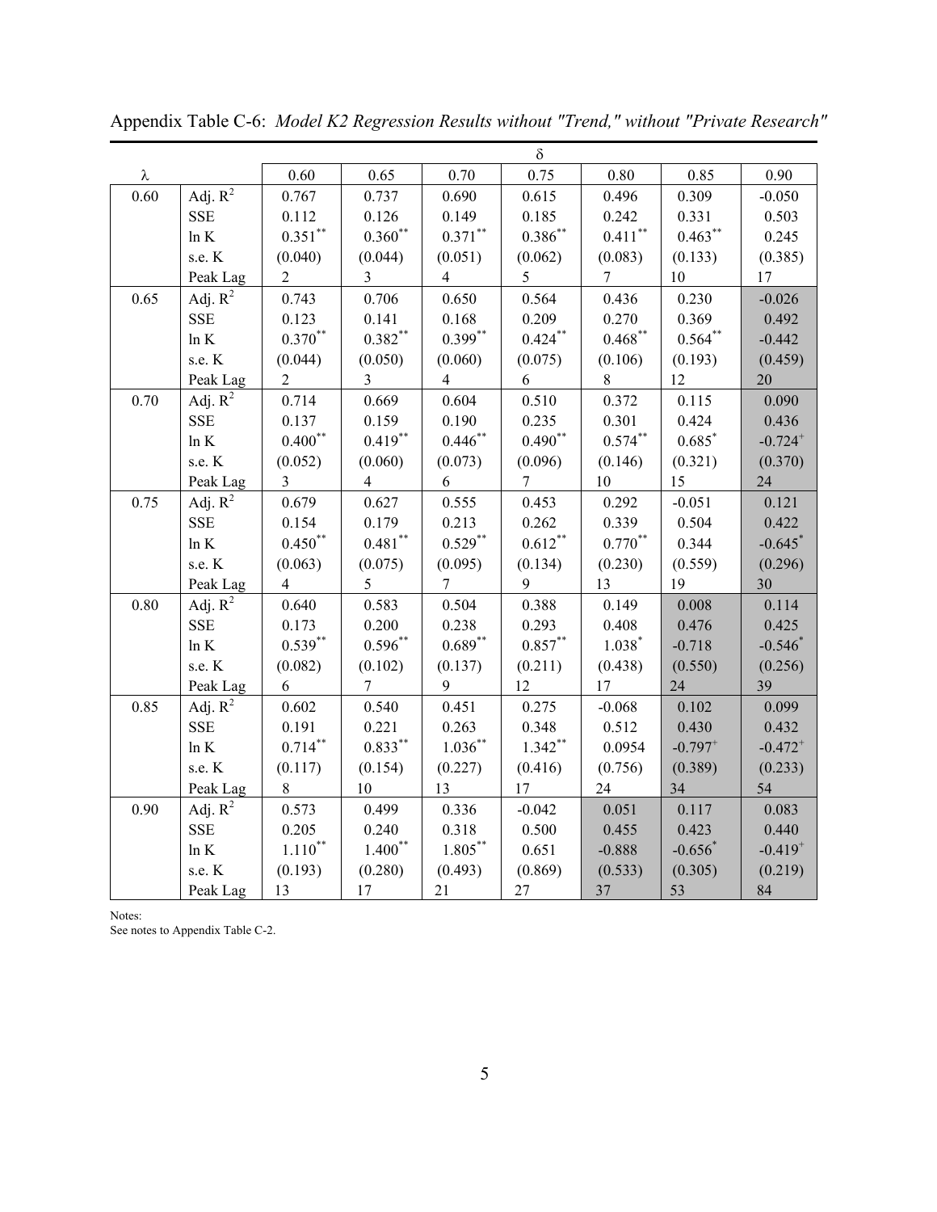Appendix Table C-6: *Model K2 Regression Results without "Trend," without "Private Research"*

| | | δ | | | | | | |
|---|---|---|---|---|---|---|---|---|
| λ | | 0.60 | 0.65 | 0.70 | 0.75 | 0.80 | 0.85 | 0.90 |
| 0.60 | Adj. $R^2$ | 0.767 | 0.737 | 0.690 | 0.615 | 0.496 | 0.309 | -0.050 |
| | SSE | 0.112 | 0.126 | 0.149 | 0.185 | 0.242 | 0.331 | 0.503 |
| | ln K | $0.351^{**}$ | $0.360^{**}$ | $0.371^{**}$ | $0.386^{**}$ | $0.411^{**}$ | $0.463^{**}$ | 0.245 |
| | s.e. K | (0.040) | (0.044) | (0.051) | (0.062) | (0.083) | (0.133) | (0.385) |
| | Peak Lag | 2 | 3 | 4 | 5 | 7 | 10 | 17 |
| 0.65 | Adj. $R^2$ | 0.743 | 0.706 | 0.650 | 0.564 | 0.436 | 0.230 | -0.026 |
| | SSE | 0.123 | 0.141 | 0.168 | 0.209 | 0.270 | 0.369 | 0.492 |
| | ln K | $0.370^{**}$ | $0.382^{**}$ | $0.399^{**}$ | $0.424^{**}$ | $0.468^{**}$ | $0.564^{**}$ | -0.442 |
| | s.e. K | (0.044) | (0.050) | (0.060) | (0.075) | (0.106) | (0.193) | (0.459) |
| | Peak Lag | 2 | 3 | 4 | 6 | 8 | 12 | 20 |
| 0.70 | Adj. $R^2$ | 0.714 | 0.669 | 0.604 | 0.510 | 0.372 | 0.115 | 0.090 |
| | SSE | 0.137 | 0.159 | 0.190 | 0.235 | 0.301 | 0.424 | 0.436 |
| | ln K | $0.400^{**}$ | $0.419^{**}$ | $0.446^{**}$ | $0.490^{**}$ | $0.574^{**}$ | $0.685^{*}$ | $-0.724^{+}$ |
| | s.e. K | (0.052) | (0.060) | (0.073) | (0.096) | (0.146) | (0.321) | (0.370) |
| | Peak Lag | 3 | 4 | 6 | 7 | 10 | 15 | 24 |
| 0.75 | Adj. $R^2$ | 0.679 | 0.627 | 0.555 | 0.453 | 0.292 | -0.051 | 0.121 |
| | SSE | 0.154 | 0.179 | 0.213 | 0.262 | 0.339 | 0.504 | 0.422 |
| | ln K | $0.450^{**}$ | $0.481^{**}$ | $0.529^{**}$ | $0.612^{**}$ | $0.770^{**}$ | 0.344 | $-0.645^{*}$ |
| | s.e. K | (0.063) | (0.075) | (0.095) | (0.134) | (0.230) | (0.559) | (0.296) |
| | Peak Lag | 4 | 5 | 7 | 9 | 13 | 19 | 30 |
| 0.80 | Adj. $R^2$ | 0.640 | 0.583 | 0.504 | 0.388 | 0.149 | 0.008 | 0.114 |
| | SSE | 0.173 | 0.200 | 0.238 | 0.293 | 0.408 | 0.476 | 0.425 |
| | ln K | $0.539^{**}$ | $0.596^{**}$ | $0.689^{**}$ | $0.857^{**}$ | $1.038^{*}$ | -0.718 | $-0.546^{*}$ |
| | s.e. K | (0.082) | (0.102) | (0.137) | (0.211) | (0.438) | (0.550) | (0.256) |
| | Peak Lag | 6 | 7 | 9 | 12 | 17 | 24 | 39 |
| 0.85 | Adj. $R^2$ | 0.602 | 0.540 | 0.451 | 0.275 | -0.068 | 0.102 | 0.099 |
| | SSE | 0.191 | 0.221 | 0.263 | 0.348 | 0.512 | 0.430 | 0.432 |
| | ln K | $0.714^{**}$ | $0.833^{**}$ | $1.036^{**}$ | $1.342^{**}$ | 0.0954 | $-0.797^{+}$ | $-0.472^{+}$ |
| | s.e. K | (0.117) | (0.154) | (0.227) | (0.416) | (0.756) | (0.389) | (0.233) |
| | Peak Lag | 8 | 10 | 13 | 17 | 24 | 34 | 54 |
| 0.90 | Adj. $R^2$ | 0.573 | 0.499 | 0.336 | -0.042 | 0.051 | 0.117 | 0.083 |
| | SSE | 0.205 | 0.240 | 0.318 | 0.500 | 0.455 | 0.423 | 0.440 |
| | ln K | $1.110^{**}$ | $1.400^{**}$ | $1.805^{**}$ | 0.651 | -0.888 | $-0.656^{*}$ | $-0.419^{+}$ |
| | s.e. K | (0.193) | (0.280) | (0.493) | (0.869) | (0.533) | (0.305) | (0.219) |
| | Peak Lag | 13 | 17 | 21 | 27 | 37 | 53 | 84 |

Notes:
See notes to Appendix Table C-2.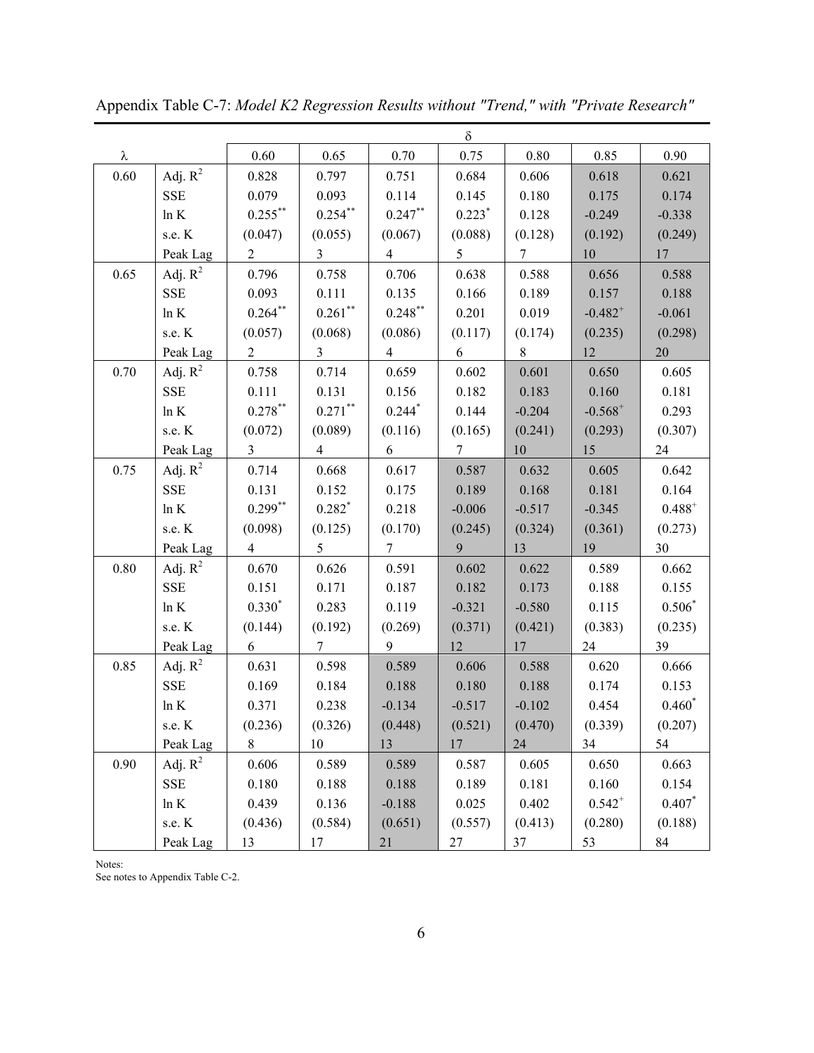Appendix Table C-7: *Model K2 Regression Results without "Trend," with "Private Research"*

| | | δ | | | | | | |
|---|---|---|---|---|---|---|---|---|
| λ | | 0.60 | 0.65 | 0.70 | 0.75 | 0.80 | 0.85 | 0.90 |
| 0.60 | Adj. $R^2$ | 0.828 | 0.797 | 0.751 | 0.684 | 0.606 | 0.618 | 0.621 |
| | SSE | 0.079 | 0.093 | 0.114 | 0.145 | 0.180 | 0.175 | 0.174 |
| | ln K | $0.255^{**}$ | $0.254^{**}$ | $0.247^{**}$ | $0.223^{*}$ | 0.128 | -0.249 | -0.338 |
| | s.e. K | (0.047) | (0.055) | (0.067) | (0.088) | (0.128) | (0.192) | (0.249) |
| | Peak Lag | 2 | 3 | 4 | 5 | 7 | 10 | 17 |
| 0.65 | Adj. $R^2$ | 0.796 | 0.758 | 0.706 | 0.638 | 0.588 | 0.656 | 0.588 |
| | SSE | 0.093 | 0.111 | 0.135 | 0.166 | 0.189 | 0.157 | 0.188 |
| | ln K | $0.264^{**}$ | $0.261^{**}$ | $0.248^{**}$ | 0.201 | 0.019 | $-0.482^{+}$ | -0.061 |
| | s.e. K | (0.057) | (0.068) | (0.086) | (0.117) | (0.174) | (0.235) | (0.298) |
| | Peak Lag | 2 | 3 | 4 | 6 | 8 | 12 | 20 |
| 0.70 | Adj. $R^2$ | 0.758 | 0.714 | 0.659 | 0.602 | 0.601 | 0.650 | 0.605 |
| | SSE | 0.111 | 0.131 | 0.156 | 0.182 | 0.183 | 0.160 | 0.181 |
| | ln K | $0.278^{**}$ | $0.271^{**}$ | $0.244^{*}$ | 0.144 | -0.204 | $-0.568^{+}$ | 0.293 |
| | s.e. K | (0.072) | (0.089) | (0.116) | (0.165) | (0.241) | (0.293) | (0.307) |
| | Peak Lag | 3 | 4 | 6 | 7 | 10 | 15 | 24 |
| 0.75 | Adj. $R^2$ | 0.714 | 0.668 | 0.617 | 0.587 | 0.632 | 0.605 | 0.642 |
| | SSE | 0.131 | 0.152 | 0.175 | 0.189 | 0.168 | 0.181 | 0.164 |
| | ln K | $0.299^{**}$ | $0.282^{*}$ | 0.218 | -0.006 | -0.517 | -0.345 | $0.488^{+}$ |
| | s.e. K | (0.098) | (0.125) | (0.170) | (0.245) | (0.324) | (0.361) | (0.273) |
| | Peak Lag | 4 | 5 | 7 | 9 | 13 | 19 | 30 |
| 0.80 | Adj. $R^2$ | 0.670 | 0.626 | 0.591 | 0.602 | 0.622 | 0.589 | 0.662 |
| | SSE | 0.151 | 0.171 | 0.187 | 0.182 | 0.173 | 0.188 | 0.155 |
| | ln K | $0.330^{*}$ | 0.283 | 0.119 | -0.321 | -0.580 | 0.115 | $0.506^{*}$ |
| | s.e. K | (0.144) | (0.192) | (0.269) | (0.371) | (0.421) | (0.383) | (0.235) |
| | Peak Lag | 6 | 7 | 9 | 12 | 17 | 24 | 39 |
| 0.85 | Adj. $R^2$ | 0.631 | 0.598 | 0.589 | 0.606 | 0.588 | 0.620 | 0.666 |
| | SSE | 0.169 | 0.184 | 0.188 | 0.180 | 0.188 | 0.174 | 0.153 |
| | ln K | 0.371 | 0.238 | -0.134 | -0.517 | -0.102 | 0.454 | $0.460^{*}$ |
| | s.e. K | (0.236) | (0.326) | (0.448) | (0.521) | (0.470) | (0.339) | (0.207) |
| | Peak Lag | 8 | 10 | 13 | 17 | 24 | 34 | 54 |
| 0.90 | Adj. $R^2$ | 0.606 | 0.589 | 0.589 | 0.587 | 0.605 | 0.650 | 0.663 |
| | SSE | 0.180 | 0.188 | 0.188 | 0.189 | 0.181 | 0.160 | 0.154 |
| | ln K | 0.439 | 0.136 | -0.188 | 0.025 | 0.402 | $0.542^{+}$ | $0.407^{*}$ |
| | s.e. K | (0.436) | (0.584) | (0.651) | (0.557) | (0.413) | (0.280) | (0.188) |
| | Peak Lag | 13 | 17 | 21 | 27 | 37 | 53 | 84 |

Notes:
See notes to Appendix Table C-2.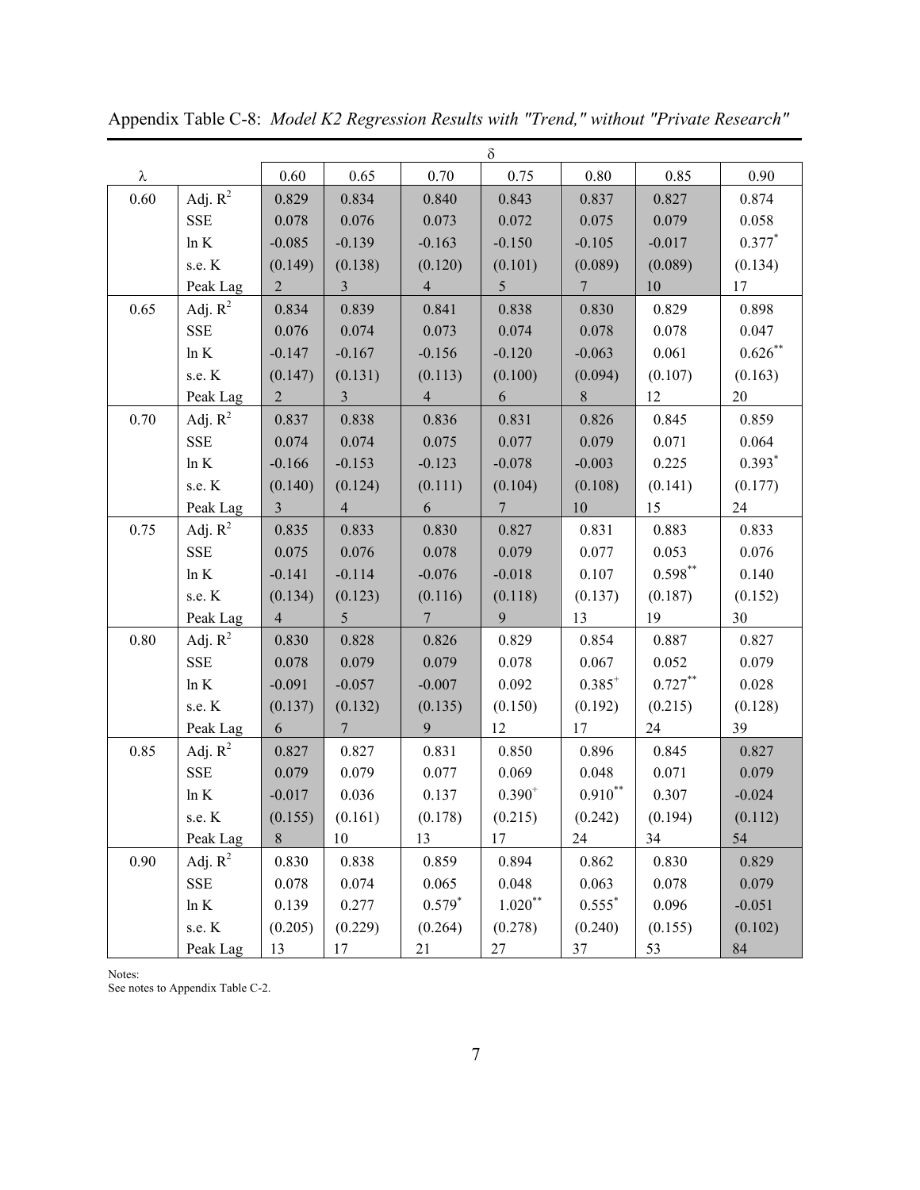Appendix Table C-8: *Model K2 Regression Results with "Trend," without "Private Research"*

| | | δ | | | | | | |
|---|---|---|---|---|---|---|---|---|
| λ | | 0.60 | 0.65 | 0.70 | 0.75 | 0.80 | 0.85 | 0.90 |
| 0.60 | Adj. $R^2$ | 0.829 | 0.834 | 0.840 | 0.843 | 0.837 | 0.827 | 0.874 |
| | SSE | 0.078 | 0.076 | 0.073 | 0.072 | 0.075 | 0.079 | 0.058 |
| | ln K | -0.085 | -0.139 | -0.163 | -0.150 | -0.105 | -0.017 | $0.377^{*}$ |
| | s.e. K | (0.149) | (0.138) | (0.120) | (0.101) | (0.089) | (0.089) | (0.134) |
| | Peak Lag | 2 | 3 | 4 | 5 | 7 | 10 | 17 |
| 0.65 | Adj. $R^2$ | 0.834 | 0.839 | 0.841 | 0.838 | 0.830 | 0.829 | 0.898 |
| | SSE | 0.076 | 0.074 | 0.073 | 0.074 | 0.078 | 0.078 | 0.047 |
| | ln K | -0.147 | -0.167 | -0.156 | -0.120 | -0.063 | 0.061 | $0.626^{**}$ |
| | s.e. K | (0.147) | (0.131) | (0.113) | (0.100) | (0.094) | (0.107) | (0.163) |
| | Peak Lag | 2 | 3 | 4 | 6 | 8 | 12 | 20 |
| 0.70 | Adj. $R^2$ | 0.837 | 0.838 | 0.836 | 0.831 | 0.826 | 0.845 | 0.859 |
| | SSE | 0.074 | 0.074 | 0.075 | 0.077 | 0.079 | 0.071 | 0.064 |
| | ln K | -0.166 | -0.153 | -0.123 | -0.078 | -0.003 | 0.225 | $0.393^{*}$ |
| | s.e. K | (0.140) | (0.124) | (0.111) | (0.104) | (0.108) | (0.141) | (0.177) |
| | Peak Lag | 3 | 4 | 6 | 7 | 10 | 15 | 24 |
| 0.75 | Adj. $R^2$ | 0.835 | 0.833 | 0.830 | 0.827 | 0.831 | 0.883 | 0.833 |
| | SSE | 0.075 | 0.076 | 0.078 | 0.079 | 0.077 | 0.053 | 0.076 |
| | ln K | -0.141 | -0.114 | -0.076 | -0.018 | 0.107 | $0.598^{**}$ | 0.140 |
| | s.e. K | (0.134) | (0.123) | (0.116) | (0.118) | (0.137) | (0.187) | (0.152) |
| | Peak Lag | 4 | 5 | 7 | 9 | 13 | 19 | 30 |
| 0.80 | Adj. $R^2$ | 0.830 | 0.828 | 0.826 | 0.829 | 0.854 | 0.887 | 0.827 |
| | SSE | 0.078 | 0.079 | 0.079 | 0.078 | 0.067 | 0.052 | 0.079 |
| | ln K | -0.091 | -0.057 | -0.007 | 0.092 | $0.385^{+}$ | $0.727^{**}$ | 0.028 |
| | s.e. K | (0.137) | (0.132) | (0.135) | (0.150) | (0.192) | (0.215) | (0.128) |
| | Peak Lag | 6 | 7 | 9 | 12 | 17 | 24 | 39 |
| 0.85 | Adj. $R^2$ | 0.827 | 0.827 | 0.831 | 0.850 | 0.896 | 0.845 | 0.827 |
| | SSE | 0.079 | 0.079 | 0.077 | 0.069 | 0.048 | 0.071 | 0.079 |
| | ln K | -0.017 | 0.036 | 0.137 | $0.390^{+}$ | $0.910^{**}$ | 0.307 | -0.024 |
| | s.e. K | (0.155) | (0.161) | (0.178) | (0.215) | (0.242) | (0.194) | (0.112) |
| | Peak Lag | 8 | 10 | 13 | 17 | 24 | 34 | 54 |
| 0.90 | Adj. $R^2$ | 0.830 | 0.838 | 0.859 | 0.894 | 0.862 | 0.830 | 0.829 |
| | SSE | 0.078 | 0.074 | 0.065 | 0.048 | 0.063 | 0.078 | 0.079 |
| | ln K | 0.139 | 0.277 | $0.579^{*}$ | $1.020^{**}$ | $0.555^{*}$ | 0.096 | -0.051 |
| | s.e. K | (0.205) | (0.229) | (0.264) | (0.278) | (0.240) | (0.155) | (0.102) |
| | Peak Lag | 13 | 17 | 21 | 27 | 37 | 53 | 84 |

Notes:
See notes to Appendix Table C-2.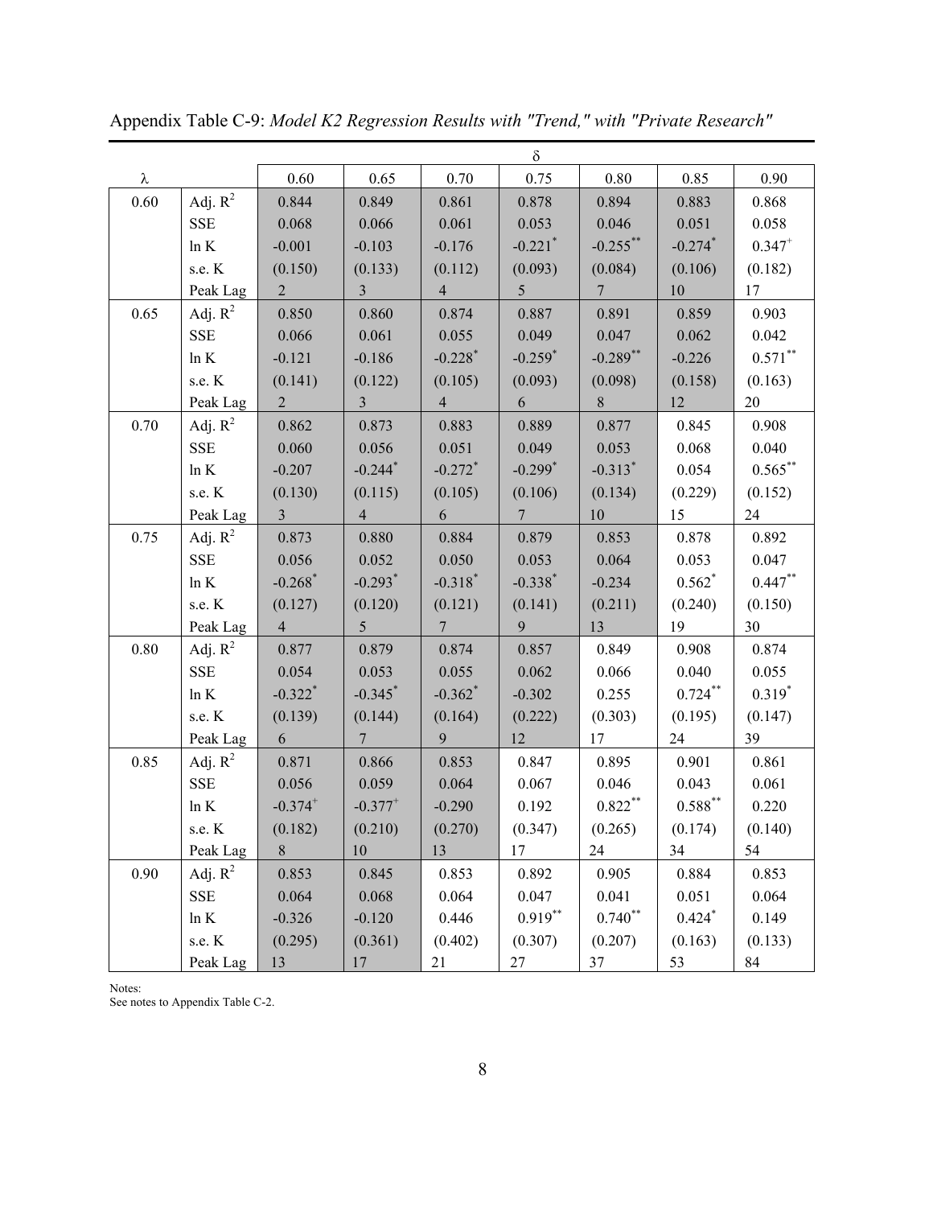Appendix Table C-9: *Model K2 Regression Results with "Trend," with "Private Research"*

| | | δ | | | | | | |
|---|---|---|---|---|---|---|---|---|
| λ | | 0.60 | 0.65 | 0.70 | 0.75 | 0.80 | 0.85 | 0.90 |
| 0.60 | Adj. $R^2$ | 0.844 | 0.849 | 0.861 | 0.878 | 0.894 | 0.883 | 0.868 |
| | SSE | 0.068 | 0.066 | 0.061 | 0.053 | 0.046 | 0.051 | 0.058 |
| | ln K | -0.001 | -0.103 | -0.176 | $-0.221^{*}$ | $-0.255^{**}$ | $-0.274^{*}$ | $0.347^{+}$ |
| | s.e. K | (0.150) | (0.133) | (0.112) | (0.093) | (0.084) | (0.106) | (0.182) |
| | Peak Lag | 2 | 3 | 4 | 5 | 7 | 10 | 17 |
| 0.65 | Adj. $R^2$ | 0.850 | 0.860 | 0.874 | 0.887 | 0.891 | 0.859 | 0.903 |
| | SSE | 0.066 | 0.061 | 0.055 | 0.049 | 0.047 | 0.062 | 0.042 |
| | ln K | -0.121 | -0.186 | $-0.228^{*}$ | $-0.259^{*}$ | $-0.289^{**}$ | -0.226 | $0.571^{**}$ |
| | s.e. K | (0.141) | (0.122) | (0.105) | (0.093) | (0.098) | (0.158) | (0.163) |
| | Peak Lag | 2 | 3 | 4 | 6 | 8 | 12 | 20 |
| 0.70 | Adj. $R^2$ | 0.862 | 0.873 | 0.883 | 0.889 | 0.877 | 0.845 | 0.908 |
| | SSE | 0.060 | 0.056 | 0.051 | 0.049 | 0.053 | 0.068 | 0.040 |
| | ln K | -0.207 | $-0.244^{*}$ | $-0.272^{*}$ | $-0.299^{*}$ | $-0.313^{*}$ | 0.054 | $0.565^{**}$ |
| | s.e. K | (0.130) | (0.115) | (0.105) | (0.106) | (0.134) | (0.229) | (0.152) |
| | Peak Lag | 3 | 4 | 6 | 7 | 10 | 15 | 24 |
| 0.75 | Adj. $R^2$ | 0.873 | 0.880 | 0.884 | 0.879 | 0.853 | 0.878 | 0.892 |
| | SSE | 0.056 | 0.052 | 0.050 | 0.053 | 0.064 | 0.053 | 0.047 |
| | ln K | $-0.268^{*}$ | $-0.293^{*}$ | $-0.318^{*}$ | $-0.338^{*}$ | -0.234 | $0.562^{*}$ | $0.447^{**}$ |
| | s.e. K | (0.127) | (0.120) | (0.121) | (0.141) | (0.211) | (0.240) | (0.150) |
| | Peak Lag | 4 | 5 | 7 | 9 | 13 | 19 | 30 |
| 0.80 | Adj. $R^2$ | 0.877 | 0.879 | 0.874 | 0.857 | 0.849 | 0.908 | 0.874 |
| | SSE | 0.054 | 0.053 | 0.055 | 0.062 | 0.066 | 0.040 | 0.055 |
| | ln K | $-0.322^{*}$ | $-0.345^{*}$ | $-0.362^{*}$ | -0.302 | 0.255 | $0.724^{**}$ | $0.319^{*}$ |
| | s.e. K | (0.139) | (0.144) | (0.164) | (0.222) | (0.303) | (0.195) | (0.147) |
| | Peak Lag | 6 | 7 | 9 | 12 | 17 | 24 | 39 |
| 0.85 | Adj. $R^2$ | 0.871 | 0.866 | 0.853 | 0.847 | 0.895 | 0.901 | 0.861 |
| | SSE | 0.056 | 0.059 | 0.064 | 0.067 | 0.046 | 0.043 | 0.061 |
| | ln K | $-0.374^{+}$ | $-0.377^{+}$ | -0.290 | 0.192 | $0.822^{**}$ | $0.588^{**}$ | 0.220 |
| | s.e. K | (0.182) | (0.210) | (0.270) | (0.347) | (0.265) | (0.174) | (0.140) |
| | Peak Lag | 8 | 10 | 13 | 17 | 24 | 34 | 54 |
| 0.90 | Adj. $R^2$ | 0.853 | 0.845 | 0.853 | 0.892 | 0.905 | 0.884 | 0.853 |
| | SSE | 0.064 | 0.068 | 0.064 | 0.047 | 0.041 | 0.051 | 0.064 |
| | ln K | -0.326 | -0.120 | 0.446 | $0.919^{**}$ | $0.740^{**}$ | $0.424^{*}$ | 0.149 |
| | s.e. K | (0.295) | (0.361) | (0.402) | (0.307) | (0.207) | (0.163) | (0.133) |
| | Peak Lag | 13 | 17 | 21 | 27 | 37 | 53 | 84 |

Notes:
See notes to Appendix Table C-2.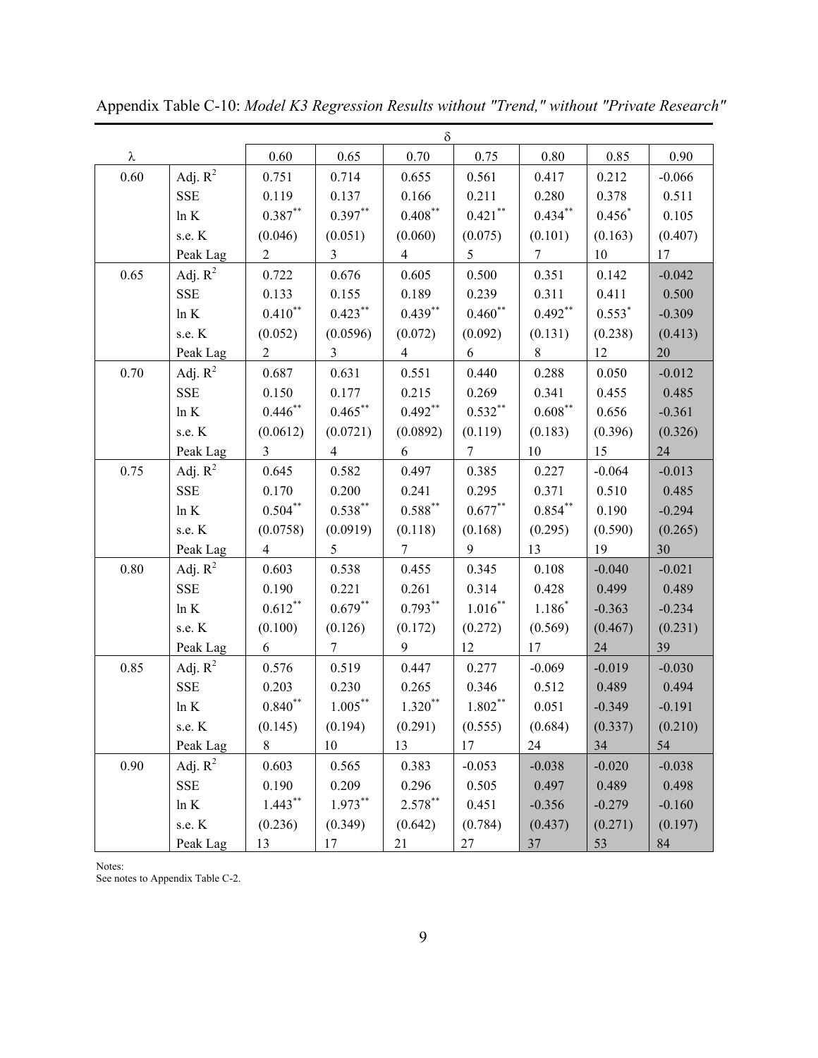Appendix Table C-10: *Model K3 Regression Results without "Trend," without "Private Research"*

| | | δ | | | | | | |
|---|---|---|---|---|---|---|---|---|
| λ | | 0.60 | 0.65 | 0.70 | 0.75 | 0.80 | 0.85 | 0.90 |
| 0.60 | Adj. $R^2$ | 0.751 | 0.714 | 0.655 | 0.561 | 0.417 | 0.212 | -0.066 |
| | SSE | 0.119 | 0.137 | 0.166 | 0.211 | 0.280 | 0.378 | 0.511 |
| | ln K | 0.387** | 0.397** | 0.408** | 0.421** | 0.434** | 0.456* | 0.105 |
| | s.e. K | (0.046) | (0.051) | (0.060) | (0.075) | (0.101) | (0.163) | (0.407) |
| | Peak Lag | 2 | 3 | 4 | 5 | 7 | 10 | 17 |
| 0.65 | Adj. $R^2$ | 0.722 | 0.676 | 0.605 | 0.500 | 0.351 | 0.142 | -0.042 |
| | SSE | 0.133 | 0.155 | 0.189 | 0.239 | 0.311 | 0.411 | 0.500 |
| | ln K | 0.410** | 0.423** | 0.439** | 0.460** | 0.492** | 0.553* | -0.309 |
| | s.e. K | (0.052) | (0.0596) | (0.072) | (0.092) | (0.131) | (0.238) | (0.413) |
| | Peak Lag | 2 | 3 | 4 | 6 | 8 | 12 | 20 |
| 0.70 | Adj. $R^2$ | 0.687 | 0.631 | 0.551 | 0.440 | 0.288 | 0.050 | -0.012 |
| | SSE | 0.150 | 0.177 | 0.215 | 0.269 | 0.341 | 0.455 | 0.485 |
| | ln K | 0.446** | 0.465** | 0.492** | 0.532** | 0.608** | 0.656 | -0.361 |
| | s.e. K | (0.0612) | (0.0721) | (0.0892) | (0.119) | (0.183) | (0.396) | (0.326) |
| | Peak Lag | 3 | 4 | 6 | 7 | 10 | 15 | 24 |
| 0.75 | Adj. $R^2$ | 0.645 | 0.582 | 0.497 | 0.385 | 0.227 | -0.064 | -0.013 |
| | SSE | 0.170 | 0.200 | 0.241 | 0.295 | 0.371 | 0.510 | 0.485 |
| | ln K | 0.504** | 0.538** | 0.588** | 0.677** | 0.854** | 0.190 | -0.294 |
| | s.e. K | (0.0758) | (0.0919) | (0.118) | (0.168) | (0.295) | (0.590) | (0.265) |
| | Peak Lag | 4 | 5 | 7 | 9 | 13 | 19 | 30 |
| 0.80 | Adj. $R^2$ | 0.603 | 0.538 | 0.455 | 0.345 | 0.108 | -0.040 | -0.021 |
| | SSE | 0.190 | 0.221 | 0.261 | 0.314 | 0.428 | 0.499 | 0.489 |
| | ln K | 0.612** | 0.679** | 0.793** | 1.016** | 1.186* | -0.363 | -0.234 |
| | s.e. K | (0.100) | (0.126) | (0.172) | (0.272) | (0.569) | (0.467) | (0.231) |
| | Peak Lag | 6 | 7 | 9 | 12 | 17 | 24 | 39 |
| 0.85 | Adj. $R^2$ | 0.576 | 0.519 | 0.447 | 0.277 | -0.069 | -0.019 | -0.030 |
| | SSE | 0.203 | 0.230 | 0.265 | 0.346 | 0.512 | 0.489 | 0.494 |
| | ln K | 0.840** | 1.005** | 1.320** | 1.802** | 0.051 | -0.349 | -0.191 |
| | s.e. K | (0.145) | (0.194) | (0.291) | (0.555) | (0.684) | (0.337) | (0.210) |
| | Peak Lag | 8 | 10 | 13 | 17 | 24 | 34 | 54 |
| 0.90 | Adj. $R^2$ | 0.603 | 0.565 | 0.383 | -0.053 | -0.038 | -0.020 | -0.038 |
| | SSE | 0.190 | 0.209 | 0.296 | 0.505 | 0.497 | 0.489 | 0.498 |
| | ln K | 1.443** | 1.973** | 2.578** | 0.451 | -0.356 | -0.279 | -0.160 |
| | s.e. K | (0.236) | (0.349) | (0.642) | (0.784) | (0.437) | (0.271) | (0.197) |
| | Peak Lag | 13 | 17 | 21 | 27 | 37 | 53 | 84 |

Notes:
See notes to Appendix Table C-2.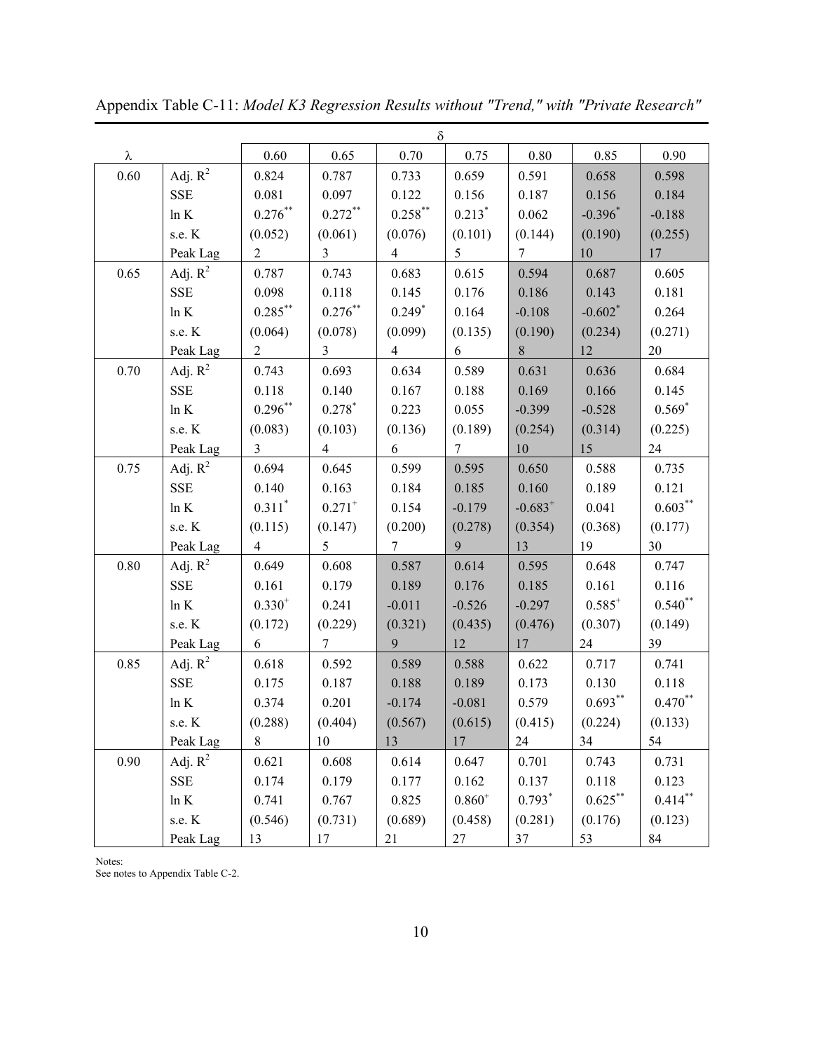Appendix Table C-11: *Model K3 Regression Results without "Trend," with "Private Research"*

| λ | | δ = 0.60 | 0.65 | 0.70 | 0.75 | 0.80 | 0.85 | 0.90 |
|---|---|---|---|---|---|---|---|---|
| 0.60 | Adj. $R^2$ | 0.824 | 0.787 | 0.733 | 0.659 | 0.591 | 0.658 | 0.598 |
| | SSE | 0.081 | 0.097 | 0.122 | 0.156 | 0.187 | 0.156 | 0.184 |
| | ln K | $0.276^{**}$ | $0.272^{**}$ | $0.258^{**}$ | $0.213^{*}$ | 0.062 | $-0.396^{*}$ | -0.188 |
| | s.e. K | (0.052) | (0.061) | (0.076) | (0.101) | (0.144) | (0.190) | (0.255) |
| | Peak Lag | 2 | 3 | 4 | 5 | 7 | 10 | 17 |
| 0.65 | Adj. $R^2$ | 0.787 | 0.743 | 0.683 | 0.615 | 0.594 | 0.687 | 0.605 |
| | SSE | 0.098 | 0.118 | 0.145 | 0.176 | 0.186 | 0.143 | 0.181 |
| | ln K | $0.285^{**}$ | $0.276^{**}$ | $0.249^{*}$ | 0.164 | -0.108 | $-0.602^{*}$ | 0.264 |
| | s.e. K | (0.064) | (0.078) | (0.099) | (0.135) | (0.190) | (0.234) | (0.271) |
| | Peak Lag | 2 | 3 | 4 | 6 | 8 | 12 | 20 |
| 0.70 | Adj. $R^2$ | 0.743 | 0.693 | 0.634 | 0.589 | 0.631 | 0.636 | 0.684 |
| | SSE | 0.118 | 0.140 | 0.167 | 0.188 | 0.169 | 0.166 | 0.145 |
| | ln K | $0.296^{**}$ | $0.278^{*}$ | 0.223 | 0.055 | -0.399 | -0.528 | $0.569^{*}$ |
| | s.e. K | (0.083) | (0.103) | (0.136) | (0.189) | (0.254) | (0.314) | (0.225) |
| | Peak Lag | 3 | 4 | 6 | 7 | 10 | 15 | 24 |
| 0.75 | Adj. $R^2$ | 0.694 | 0.645 | 0.599 | 0.595 | 0.650 | 0.588 | 0.735 |
| | SSE | 0.140 | 0.163 | 0.184 | 0.185 | 0.160 | 0.189 | 0.121 |
| | ln K | $0.311^{*}$ | $0.271^{+}$ | 0.154 | -0.179 | $-0.683^{+}$ | 0.041 | $0.603^{**}$ |
| | s.e. K | (0.115) | (0.147) | (0.200) | (0.278) | (0.354) | (0.368) | (0.177) |
| | Peak Lag | 4 | 5 | 7 | 9 | 13 | 19 | 30 |
| 0.80 | Adj. $R^2$ | 0.649 | 0.608 | 0.587 | 0.614 | 0.595 | 0.648 | 0.747 |
| | SSE | 0.161 | 0.179 | 0.189 | 0.176 | 0.185 | 0.161 | 0.116 |
| | ln K | $0.330^{+}$ | 0.241 | -0.011 | -0.526 | -0.297 | $0.585^{+}$ | $0.540^{**}$ |
| | s.e. K | (0.172) | (0.229) | (0.321) | (0.435) | (0.476) | (0.307) | (0.149) |
| | Peak Lag | 6 | 7 | 9 | 12 | 17 | 24 | 39 |
| 0.85 | Adj. $R^2$ | 0.618 | 0.592 | 0.589 | 0.588 | 0.622 | 0.717 | 0.741 |
| | SSE | 0.175 | 0.187 | 0.188 | 0.189 | 0.173 | 0.130 | 0.118 |
| | ln K | 0.374 | 0.201 | -0.174 | -0.081 | 0.579 | $0.693^{**}$ | $0.470^{**}$ |
| | s.e. K | (0.288) | (0.404) | (0.567) | (0.615) | (0.415) | (0.224) | (0.133) |
| | Peak Lag | 8 | 10 | 13 | 17 | 24 | 34 | 54 |
| 0.90 | Adj. $R^2$ | 0.621 | 0.608 | 0.614 | 0.647 | 0.701 | 0.743 | 0.731 |
| | SSE | 0.174 | 0.179 | 0.177 | 0.162 | 0.137 | 0.118 | 0.123 |
| | ln K | 0.741 | 0.767 | 0.825 | $0.860^{+}$ | $0.793^{*}$ | $0.625^{**}$ | $0.414^{**}$ |
| | s.e. K | (0.546) | (0.731) | (0.689) | (0.458) | (0.281) | (0.176) | (0.123) |
| | Peak Lag | 13 | 17 | 21 | 27 | 37 | 53 | 84 |

Notes:
See notes to Appendix Table C-2.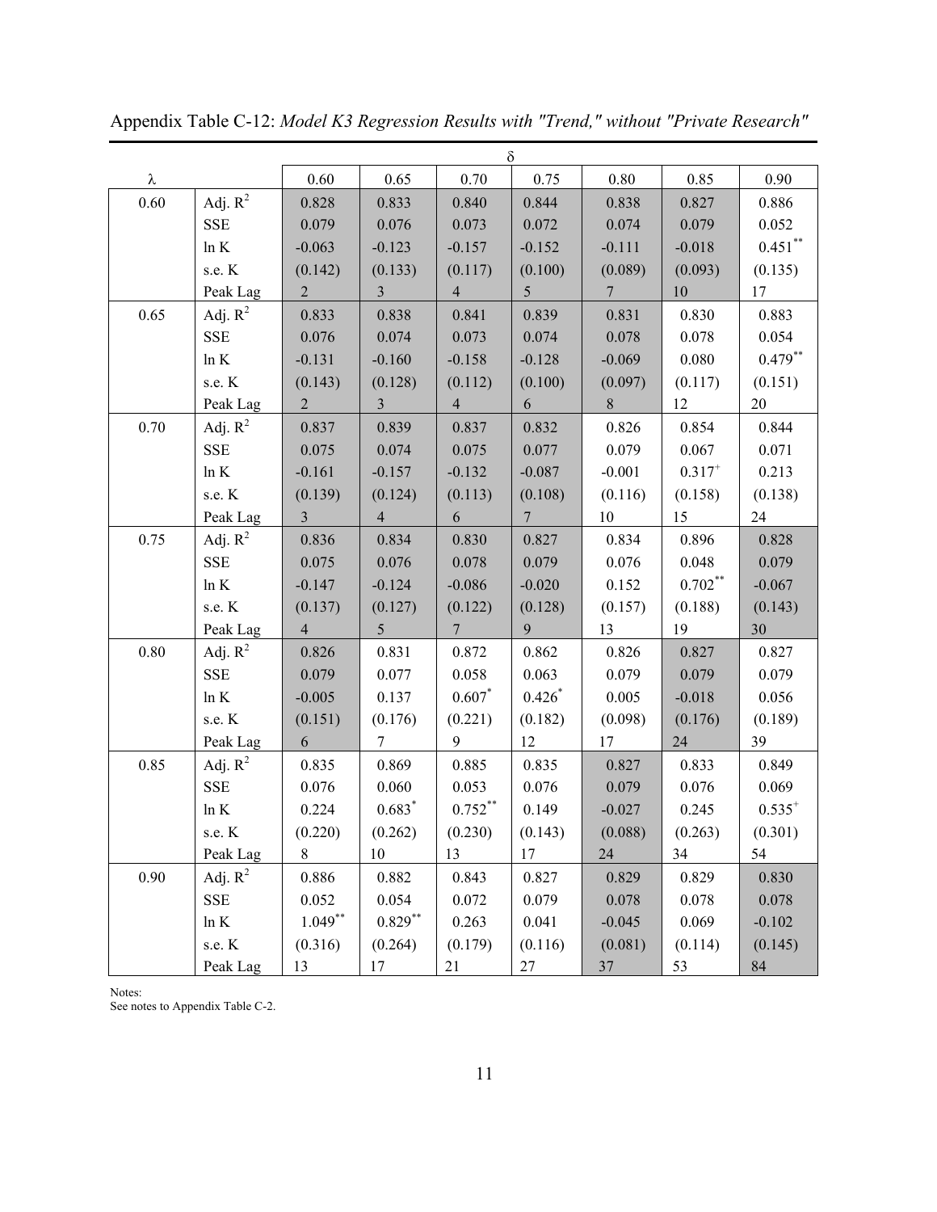Appendix Table C-12: *Model K3 Regression Results with "Trend," without "Private Research"*

| λ | | δ = 0.60 | 0.65 | 0.70 | 0.75 | 0.80 | 0.85 | 0.90 |
|---|---|---|---|---|---|---|---|---|
| 0.60 | Adj. $R^2$ | 0.828 | 0.833 | 0.840 | 0.844 | 0.838 | 0.827 | 0.886 |
| | SSE | 0.079 | 0.076 | 0.073 | 0.072 | 0.074 | 0.079 | 0.052 |
| | ln K | -0.063 | -0.123 | -0.157 | -0.152 | -0.111 | -0.018 | $0.451^{**}$ |
| | s.e. K | (0.142) | (0.133) | (0.117) | (0.100) | (0.089) | (0.093) | (0.135) |
| | Peak Lag | 2 | 3 | 4 | 5 | 7 | 10 | 17 |
| 0.65 | Adj. $R^2$ | 0.833 | 0.838 | 0.841 | 0.839 | 0.831 | 0.830 | 0.883 |
| | SSE | 0.076 | 0.074 | 0.073 | 0.074 | 0.078 | 0.078 | 0.054 |
| | ln K | -0.131 | -0.160 | -0.158 | -0.128 | -0.069 | 0.080 | $0.479^{**}$ |
| | s.e. K | (0.143) | (0.128) | (0.112) | (0.100) | (0.097) | (0.117) | (0.151) |
| | Peak Lag | 2 | 3 | 4 | 6 | 8 | 12 | 20 |
| 0.70 | Adj. $R^2$ | 0.837 | 0.839 | 0.837 | 0.832 | 0.826 | 0.854 | 0.844 |
| | SSE | 0.075 | 0.074 | 0.075 | 0.077 | 0.079 | 0.067 | 0.071 |
| | ln K | -0.161 | -0.157 | -0.132 | -0.087 | -0.001 | $0.317^{+}$ | 0.213 |
| | s.e. K | (0.139) | (0.124) | (0.113) | (0.108) | (0.116) | (0.158) | (0.138) |
| | Peak Lag | 3 | 4 | 6 | 7 | 10 | 15 | 24 |
| 0.75 | Adj. $R^2$ | 0.836 | 0.834 | 0.830 | 0.827 | 0.834 | 0.896 | 0.828 |
| | SSE | 0.075 | 0.076 | 0.078 | 0.079 | 0.076 | 0.048 | 0.079 |
| | ln K | -0.147 | -0.124 | -0.086 | -0.020 | 0.152 | $0.702^{**}$ | -0.067 |
| | s.e. K | (0.137) | (0.127) | (0.122) | (0.128) | (0.157) | (0.188) | (0.143) |
| | Peak Lag | 4 | 5 | 7 | 9 | 13 | 19 | 30 |
| 0.80 | Adj. $R^2$ | 0.826 | 0.831 | 0.872 | 0.862 | 0.826 | 0.827 | 0.827 |
| | SSE | 0.079 | 0.077 | 0.058 | 0.063 | 0.079 | 0.079 | 0.079 |
| | ln K | -0.005 | 0.137 | $0.607^{*}$ | $0.426^{*}$ | 0.005 | -0.018 | 0.056 |
| | s.e. K | (0.151) | (0.176) | (0.221) | (0.182) | (0.098) | (0.176) | (0.189) |
| | Peak Lag | 6 | 7 | 9 | 12 | 17 | 24 | 39 |
| 0.85 | Adj. $R^2$ | 0.835 | 0.869 | 0.885 | 0.835 | 0.827 | 0.833 | 0.849 |
| | SSE | 0.076 | 0.060 | 0.053 | 0.076 | 0.079 | 0.076 | 0.069 |
| | ln K | 0.224 | $0.683^{*}$ | $0.752^{**}$ | 0.149 | -0.027 | 0.245 | $0.535^{+}$ |
| | s.e. K | (0.220) | (0.262) | (0.230) | (0.143) | (0.088) | (0.263) | (0.301) |
| | Peak Lag | 8 | 10 | 13 | 17 | 24 | 34 | 54 |
| 0.90 | Adj. $R^2$ | 0.886 | 0.882 | 0.843 | 0.827 | 0.829 | 0.829 | 0.830 |
| | SSE | 0.052 | 0.054 | 0.072 | 0.079 | 0.078 | 0.078 | 0.078 |
| | ln K | $1.049^{**}$ | $0.829^{**}$ | 0.263 | 0.041 | -0.045 | 0.069 | -0.102 |
| | s.e. K | (0.316) | (0.264) | (0.179) | (0.116) | (0.081) | (0.114) | (0.145) |
| | Peak Lag | 13 | 17 | 21 | 27 | 37 | 53 | 84 |

Notes:
See notes to Appendix Table C-2.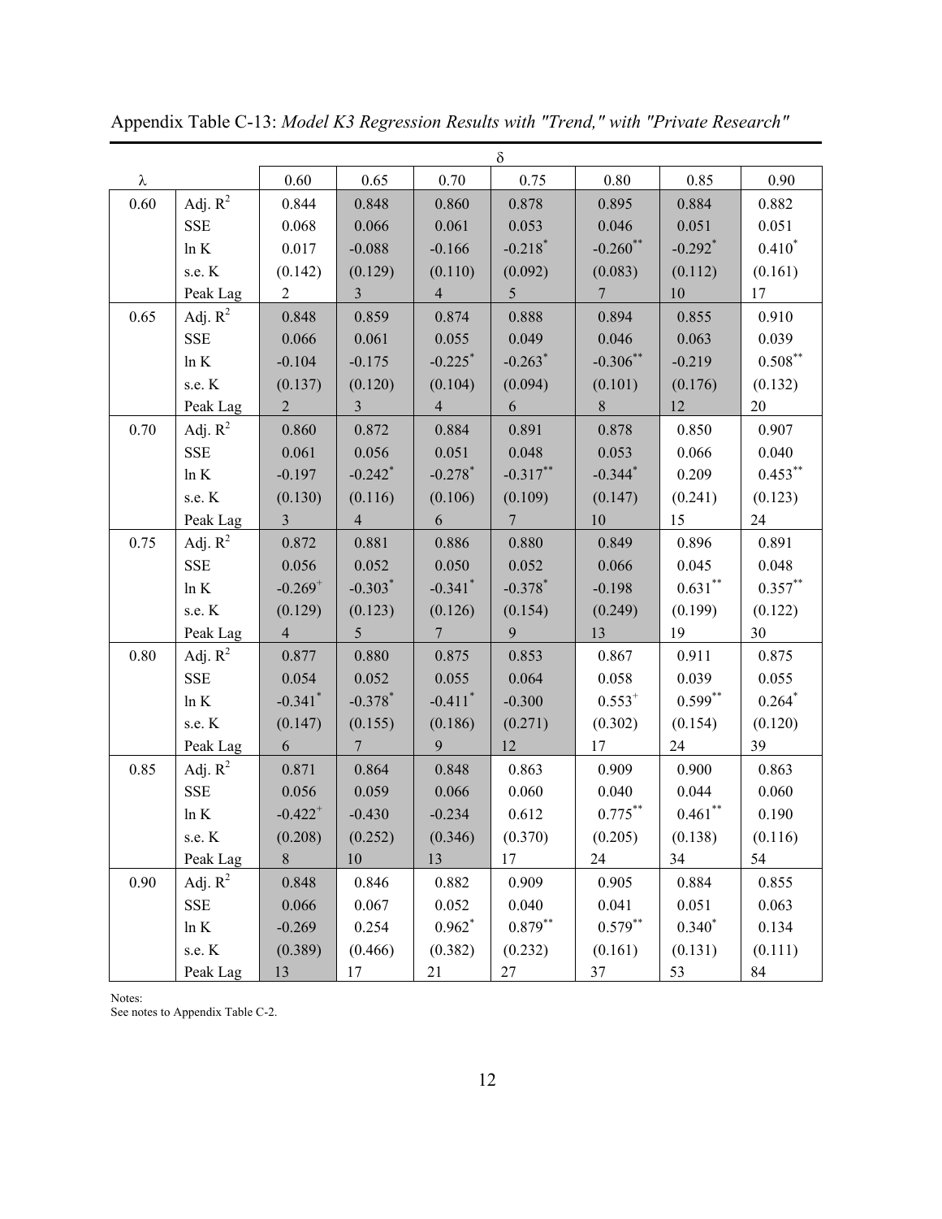Appendix Table C-13: *Model K3 Regression Results with "Trend," with "Private Research"*

| | | δ | | | | | | |
|---|---|---|---|---|---|---|---|---|
| λ | | 0.60 | 0.65 | 0.70 | 0.75 | 0.80 | 0.85 | 0.90 |
| 0.60 | Adj. $R^2$ | 0.844 | 0.848 | 0.860 | 0.878 | 0.895 | 0.884 | 0.882 |
| | SSE | 0.068 | 0.066 | 0.061 | 0.053 | 0.046 | 0.051 | 0.051 |
| | ln K | 0.017 | -0.088 | -0.166 | $-0.218^{*}$ | $-0.260^{**}$ | $-0.292^{*}$ | $0.410^{*}$ |
| | s.e. K | (0.142) | (0.129) | (0.110) | (0.092) | (0.083) | (0.112) | (0.161) |
| | Peak Lag | 2 | 3 | 4 | 5 | 7 | 10 | 17 |
| 0.65 | Adj. $R^2$ | 0.848 | 0.859 | 0.874 | 0.888 | 0.894 | 0.855 | 0.910 |
| | SSE | 0.066 | 0.061 | 0.055 | 0.049 | 0.046 | 0.063 | 0.039 |
| | ln K | -0.104 | -0.175 | $-0.225^{*}$ | $-0.263^{*}$ | $-0.306^{**}$ | -0.219 | $0.508^{**}$ |
| | s.e. K | (0.137) | (0.120) | (0.104) | (0.094) | (0.101) | (0.176) | (0.132) |
| | Peak Lag | 2 | 3 | 4 | 6 | 8 | 12 | 20 |
| 0.70 | Adj. $R^2$ | 0.860 | 0.872 | 0.884 | 0.891 | 0.878 | 0.850 | 0.907 |
| | SSE | 0.061 | 0.056 | 0.051 | 0.048 | 0.053 | 0.066 | 0.040 |
| | ln K | -0.197 | $-0.242^{*}$ | $-0.278^{*}$ | $-0.317^{**}$ | $-0.344^{*}$ | 0.209 | $0.453^{**}$ |
| | s.e. K | (0.130) | (0.116) | (0.106) | (0.109) | (0.147) | (0.241) | (0.123) |
| | Peak Lag | 3 | 4 | 6 | 7 | 10 | 15 | 24 |
| 0.75 | Adj. $R^2$ | 0.872 | 0.881 | 0.886 | 0.880 | 0.849 | 0.896 | 0.891 |
| | SSE | 0.056 | 0.052 | 0.050 | 0.052 | 0.066 | 0.045 | 0.048 |
| | ln K | $-0.269^{+}$ | $-0.303^{*}$ | $-0.341^{*}$ | $-0.378^{*}$ | -0.198 | $0.631^{**}$ | $0.357^{**}$ |
| | s.e. K | (0.129) | (0.123) | (0.126) | (0.154) | (0.249) | (0.199) | (0.122) |
| | Peak Lag | 4 | 5 | 7 | 9 | 13 | 19 | 30 |
| 0.80 | Adj. $R^2$ | 0.877 | 0.880 | 0.875 | 0.853 | 0.867 | 0.911 | 0.875 |
| | SSE | 0.054 | 0.052 | 0.055 | 0.064 | 0.058 | 0.039 | 0.055 |
| | ln K | $-0.341^{*}$ | $-0.378^{*}$ | $-0.411^{*}$ | -0.300 | $0.553^{+}$ | $0.599^{**}$ | $0.264^{*}$ |
| | s.e. K | (0.147) | (0.155) | (0.186) | (0.271) | (0.302) | (0.154) | (0.120) |
| | Peak Lag | 6 | 7 | 9 | 12 | 17 | 24 | 39 |
| 0.85 | Adj. $R^2$ | 0.871 | 0.864 | 0.848 | 0.863 | 0.909 | 0.900 | 0.863 |
| | SSE | 0.056 | 0.059 | 0.066 | 0.060 | 0.040 | 0.044 | 0.060 |
| | ln K | $-0.422^{+}$ | -0.430 | -0.234 | 0.612 | $0.775^{**}$ | $0.461^{**}$ | 0.190 |
| | s.e. K | (0.208) | (0.252) | (0.346) | (0.370) | (0.205) | (0.138) | (0.116) |
| | Peak Lag | 8 | 10 | 13 | 17 | 24 | 34 | 54 |
| 0.90 | Adj. $R^2$ | 0.848 | 0.846 | 0.882 | 0.909 | 0.905 | 0.884 | 0.855 |
| | SSE | 0.066 | 0.067 | 0.052 | 0.040 | 0.041 | 0.051 | 0.063 |
| | ln K | -0.269 | 0.254 | $0.962^{*}$ | $0.879^{**}$ | $0.579^{**}$ | $0.340^{*}$ | 0.134 |
| | s.e. K | (0.389) | (0.466) | (0.382) | (0.232) | (0.161) | (0.131) | (0.111) |
| | Peak Lag | 13 | 17 | 21 | 27 | 37 | 53 | 84 |

Notes:
See notes to Appendix Table C-2.